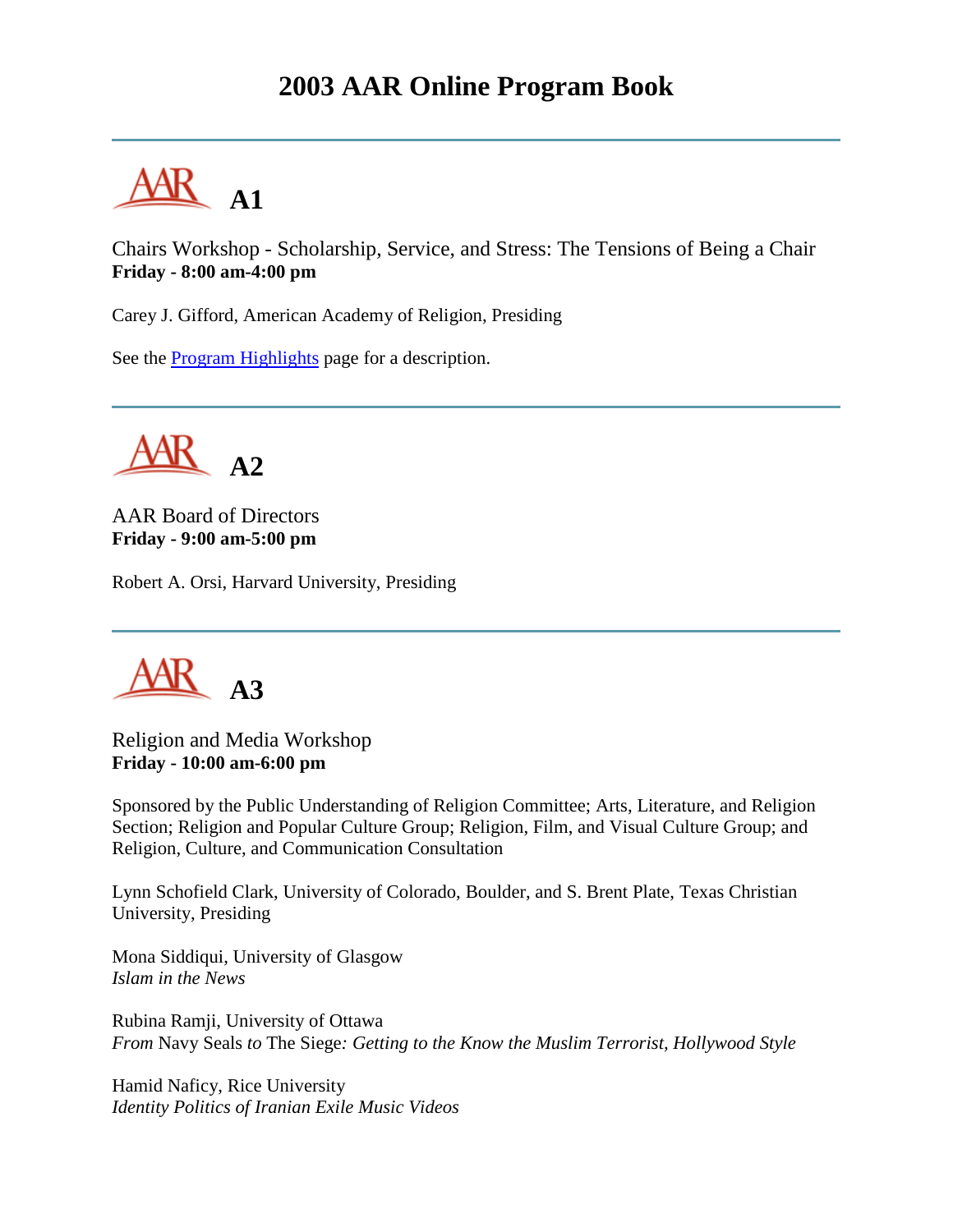# 2003 AAR Online Program Book

---

## A1

Chairs Workshop - Scholarship, Service, and Stress: The Tensions of Being a Chair
**Friday - 8:00 am-4:00 pm**

Carey J. Gifford, American Academy of Religion, Presiding

See the Program Highlights page for a description.

---

## A2

AAR Board of Directors
**Friday - 9:00 am-5:00 pm**

Robert A. Orsi, Harvard University, Presiding

---

## A3

Religion and Media Workshop
**Friday - 10:00 am-6:00 pm**

Sponsored by the Public Understanding of Religion Committee; Arts, Literature, and Religion Section; Religion and Popular Culture Group; Religion, Film, and Visual Culture Group; and Religion, Culture, and Communication Consultation

Lynn Schofield Clark, University of Colorado, Boulder, and S. Brent Plate, Texas Christian University, Presiding

Mona Siddiqui, University of Glasgow
*Islam in the News*

Rubina Ramji, University of Ottawa
*From* Navy Seals *to* The Siege*: Getting to the Know the Muslim Terrorist, Hollywood Style*

Hamid Naficy, Rice University
*Identity Politics of Iranian Exile Music Videos*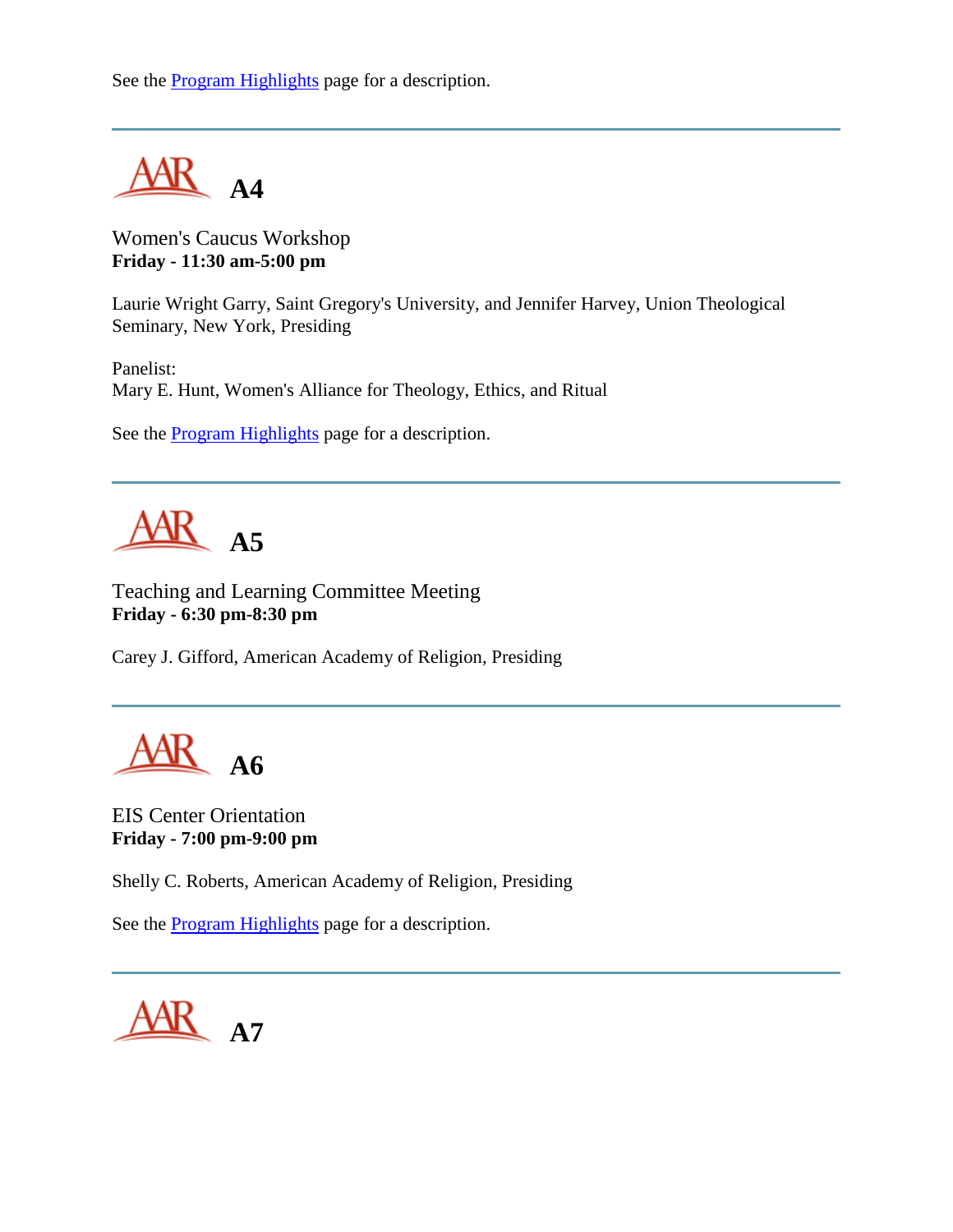See the Program Highlights page for a description.

---

## AAR A4

Women's Caucus Workshop
**Friday - 11:30 am-5:00 pm**

Laurie Wright Garry, Saint Gregory's University, and Jennifer Harvey, Union Theological Seminary, New York, Presiding

Panelist:
Mary E. Hunt, Women's Alliance for Theology, Ethics, and Ritual

See the Program Highlights page for a description.

---

## AAR A5

Teaching and Learning Committee Meeting
**Friday - 6:30 pm-8:30 pm**

Carey J. Gifford, American Academy of Religion, Presiding

---

## AAR A6

EIS Center Orientation
**Friday - 7:00 pm-9:00 pm**

Shelly C. Roberts, American Academy of Religion, Presiding

See the Program Highlights page for a description.

---

## AAR A7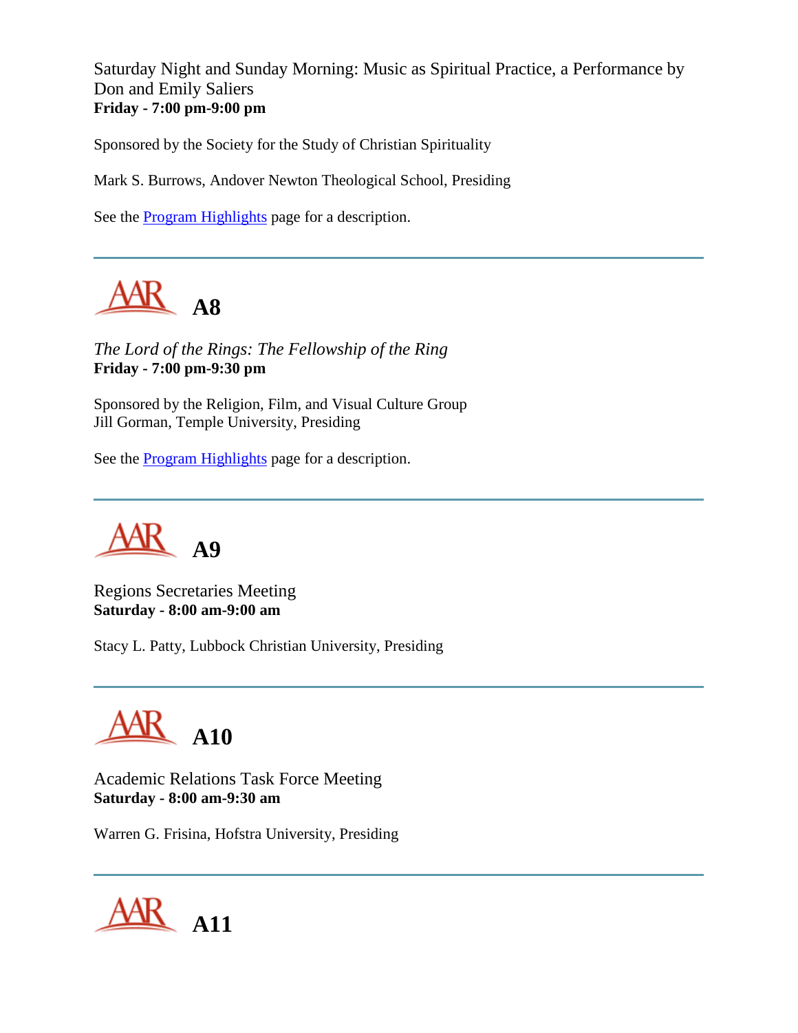Saturday Night and Sunday Morning: Music as Spiritual Practice, a Performance by Don and Emily Saliers
**Friday - 7:00 pm-9:00 pm**

Sponsored by the Society for the Study of Christian Spirituality

Mark S. Burrows, Andover Newton Theological School, Presiding

See the Program Highlights page for a description.

---

## A8

*The Lord of the Rings: The Fellowship of the Ring*
**Friday - 7:00 pm-9:30 pm**

Sponsored by the Religion, Film, and Visual Culture Group
Jill Gorman, Temple University, Presiding

See the Program Highlights page for a description.

---

## A9

Regions Secretaries Meeting
**Saturday - 8:00 am-9:00 am**

Stacy L. Patty, Lubbock Christian University, Presiding

---

## A10

Academic Relations Task Force Meeting
**Saturday - 8:00 am-9:30 am**

Warren G. Frisina, Hofstra University, Presiding

---

## A11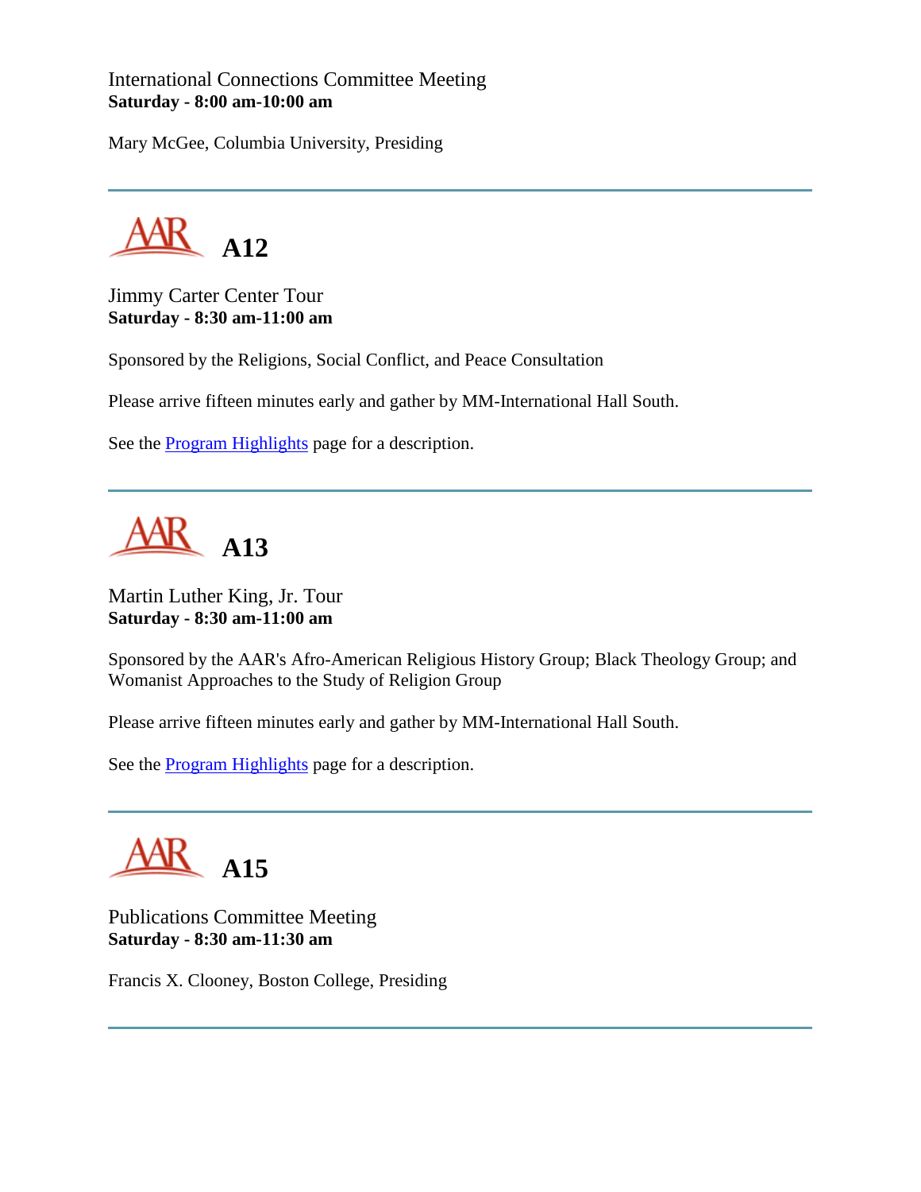International Connections Committee Meeting
**Saturday - 8:00 am-10:00 am**

Mary McGee, Columbia University, Presiding

---

## A12

Jimmy Carter Center Tour
**Saturday - 8:30 am-11:00 am**

Sponsored by the Religions, Social Conflict, and Peace Consultation

Please arrive fifteen minutes early and gather by MM-International Hall South.

See the Program Highlights page for a description.

---

## A13

Martin Luther King, Jr. Tour
**Saturday - 8:30 am-11:00 am**

Sponsored by the AAR's Afro-American Religious History Group; Black Theology Group; and Womanist Approaches to the Study of Religion Group

Please arrive fifteen minutes early and gather by MM-International Hall South.

See the Program Highlights page for a description.

---

## A15

Publications Committee Meeting
**Saturday - 8:30 am-11:30 am**

Francis X. Clooney, Boston College, Presiding

---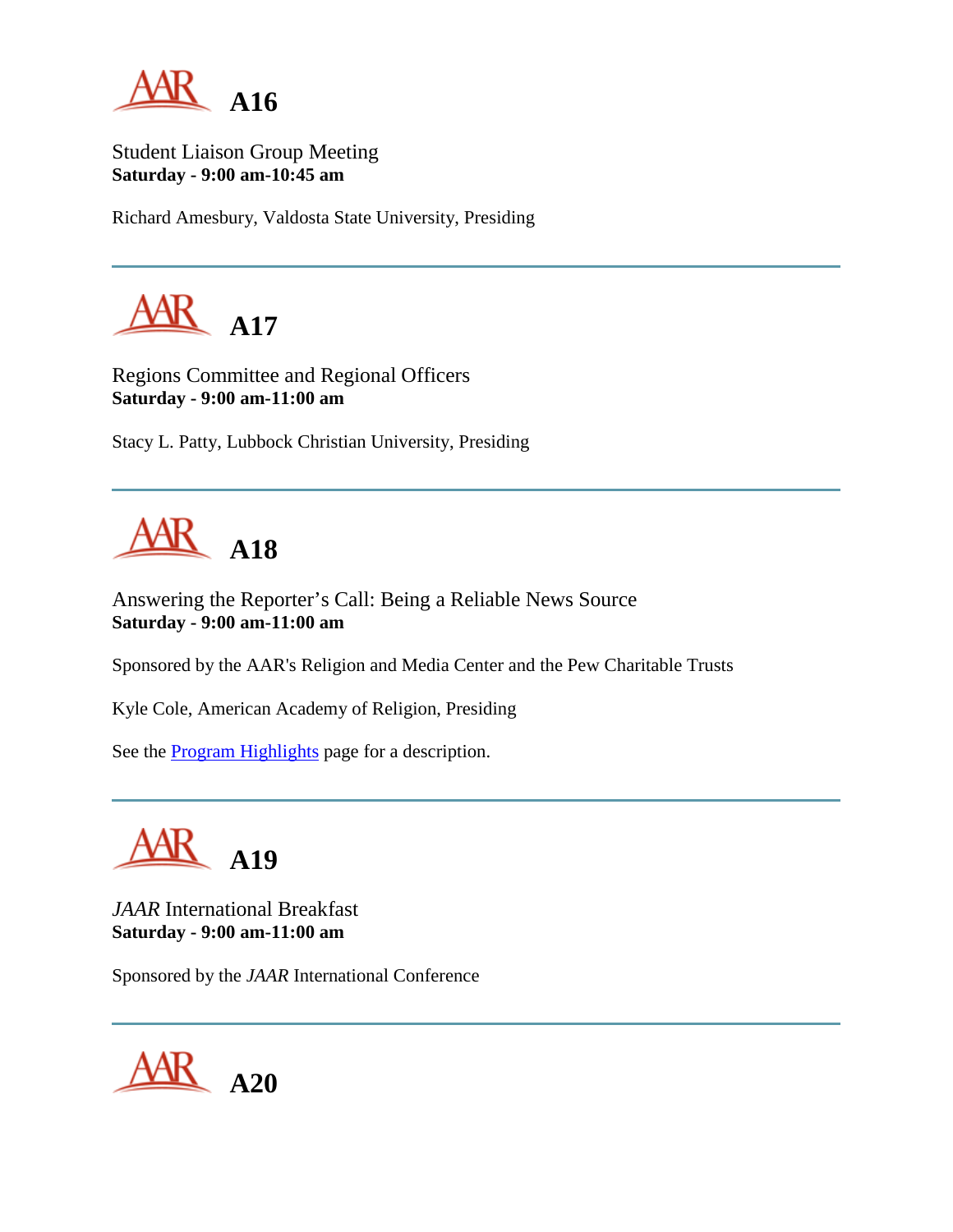# A16

Student Liaison Group Meeting
**Saturday - 9:00 am-10:45 am**

Richard Amesbury, Valdosta State University, Presiding

---

# A17

Regions Committee and Regional Officers
**Saturday - 9:00 am-11:00 am**

Stacy L. Patty, Lubbock Christian University, Presiding

---

# A18

Answering the Reporter's Call: Being a Reliable News Source
**Saturday - 9:00 am-11:00 am**

Sponsored by the AAR's Religion and Media Center and the Pew Charitable Trusts

Kyle Cole, American Academy of Religion, Presiding

See the Program Highlights page for a description.

---

# A19

*JAAR* International Breakfast
**Saturday - 9:00 am-11:00 am**

Sponsored by the *JAAR* International Conference

---

# A20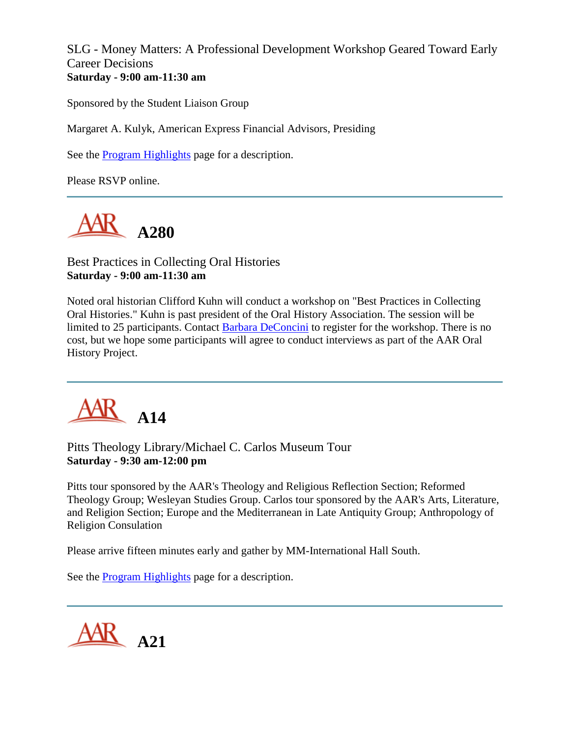SLG - Money Matters: A Professional Development Workshop Geared Toward Early Career Decisions
**Saturday - 9:00 am-11:30 am**

Sponsored by the Student Liaison Group

Margaret A. Kulyk, American Express Financial Advisors, Presiding

See the Program Highlights page for a description.

Please RSVP online.

---

## A280

Best Practices in Collecting Oral Histories
**Saturday - 9:00 am-11:30 am**

Noted oral historian Clifford Kuhn will conduct a workshop on "Best Practices in Collecting Oral Histories." Kuhn is past president of the Oral History Association. The session will be limited to 25 participants. Contact Barbara DeConcini to register for the workshop. There is no cost, but we hope some participants will agree to conduct interviews as part of the AAR Oral History Project.

---

## A14

Pitts Theology Library/Michael C. Carlos Museum Tour
**Saturday - 9:30 am-12:00 pm**

Pitts tour sponsored by the AAR's Theology and Religious Reflection Section; Reformed Theology Group; Wesleyan Studies Group. Carlos tour sponsored by the AAR's Arts, Literature, and Religion Section; Europe and the Mediterranean in Late Antiquity Group; Anthropology of Religion Consulation

Please arrive fifteen minutes early and gather by MM-International Hall South.

See the Program Highlights page for a description.

---

## A21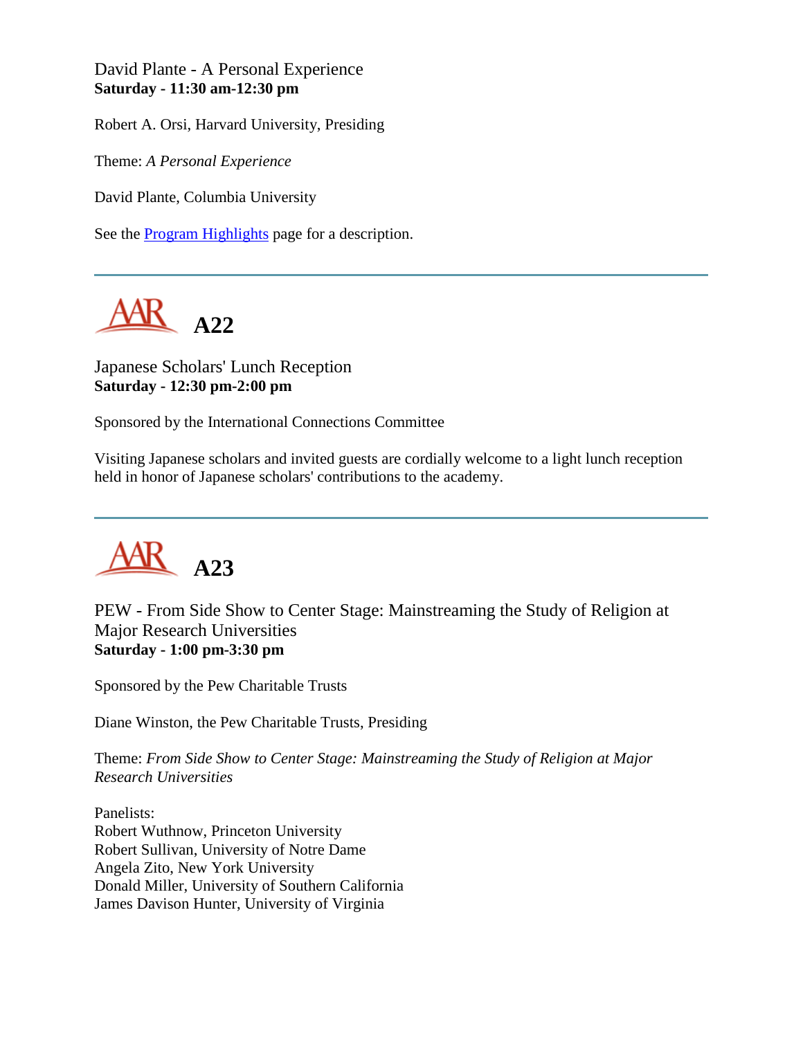David Plante - A Personal Experience
**Saturday - 11:30 am-12:30 pm**

Robert A. Orsi, Harvard University, Presiding

Theme: *A Personal Experience*

David Plante, Columbia University

See the Program Highlights page for a description.

---

## AAR A22

Japanese Scholars' Lunch Reception
**Saturday - 12:30 pm-2:00 pm**

Sponsored by the International Connections Committee

Visiting Japanese scholars and invited guests are cordially welcome to a light lunch reception held in honor of Japanese scholars' contributions to the academy.

---

## AAR A23

PEW - From Side Show to Center Stage: Mainstreaming the Study of Religion at Major Research Universities
**Saturday - 1:00 pm-3:30 pm**

Sponsored by the Pew Charitable Trusts

Diane Winston, the Pew Charitable Trusts, Presiding

Theme: *From Side Show to Center Stage: Mainstreaming the Study of Religion at Major Research Universities*

Panelists:
Robert Wuthnow, Princeton University
Robert Sullivan, University of Notre Dame
Angela Zito, New York University
Donald Miller, University of Southern California
James Davison Hunter, University of Virginia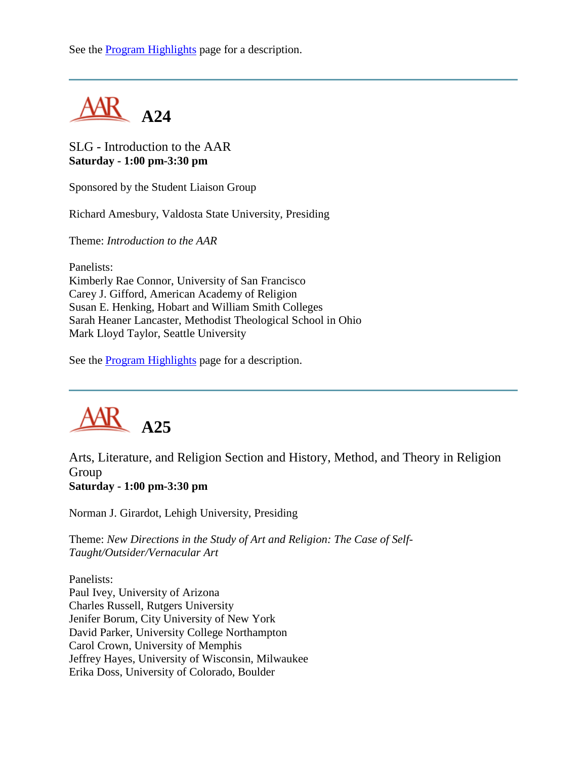See the Program Highlights page for a description.

---

## A24

SLG - Introduction to the AAR
**Saturday - 1:00 pm-3:30 pm**

Sponsored by the Student Liaison Group

Richard Amesbury, Valdosta State University, Presiding

Theme: *Introduction to the AAR*

Panelists:
Kimberly Rae Connor, University of San Francisco
Carey J. Gifford, American Academy of Religion
Susan E. Henking, Hobart and William Smith Colleges
Sarah Heaner Lancaster, Methodist Theological School in Ohio
Mark Lloyd Taylor, Seattle University

See the Program Highlights page for a description.

---

## A25

Arts, Literature, and Religion Section and History, Method, and Theory in Religion Group
**Saturday - 1:00 pm-3:30 pm**

Norman J. Girardot, Lehigh University, Presiding

Theme: *New Directions in the Study of Art and Religion: The Case of Self-Taught/Outsider/Vernacular Art*

Panelists:
Paul Ivey, University of Arizona
Charles Russell, Rutgers University
Jenifer Borum, City University of New York
David Parker, University College Northampton
Carol Crown, University of Memphis
Jeffrey Hayes, University of Wisconsin, Milwaukee
Erika Doss, University of Colorado, Boulder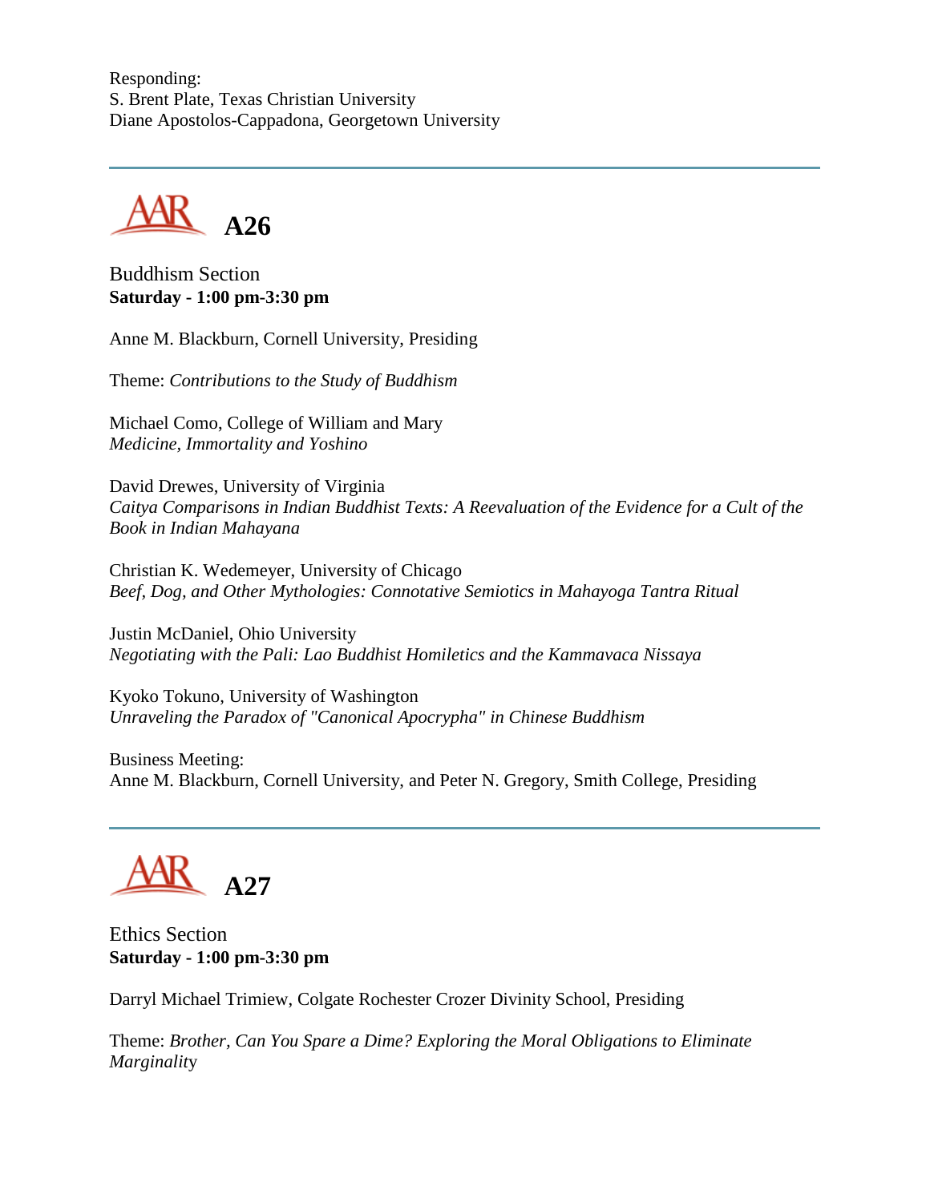Responding:
S. Brent Plate, Texas Christian University
Diane Apostolos-Cappadona, Georgetown University

---

## A26

Buddhism Section
**Saturday - 1:00 pm-3:30 pm**

Anne M. Blackburn, Cornell University, Presiding

Theme: *Contributions to the Study of Buddhism*

Michael Como, College of William and Mary
*Medicine, Immortality and Yoshino*

David Drewes, University of Virginia
*Caitya Comparisons in Indian Buddhist Texts: A Reevaluation of the Evidence for a Cult of the Book in Indian Mahayana*

Christian K. Wedemeyer, University of Chicago
*Beef, Dog, and Other Mythologies: Connotative Semiotics in Mahayoga Tantra Ritual*

Justin McDaniel, Ohio University
*Negotiating with the Pali: Lao Buddhist Homiletics and the Kammavaca Nissaya*

Kyoko Tokuno, University of Washington
*Unraveling the Paradox of "Canonical Apocrypha" in Chinese Buddhism*

Business Meeting:
Anne M. Blackburn, Cornell University, and Peter N. Gregory, Smith College, Presiding

---

## A27

Ethics Section
**Saturday - 1:00 pm-3:30 pm**

Darryl Michael Trimiew, Colgate Rochester Crozer Divinity School, Presiding

Theme: *Brother, Can You Spare a Dime? Exploring the Moral Obligations to Eliminate Marginality*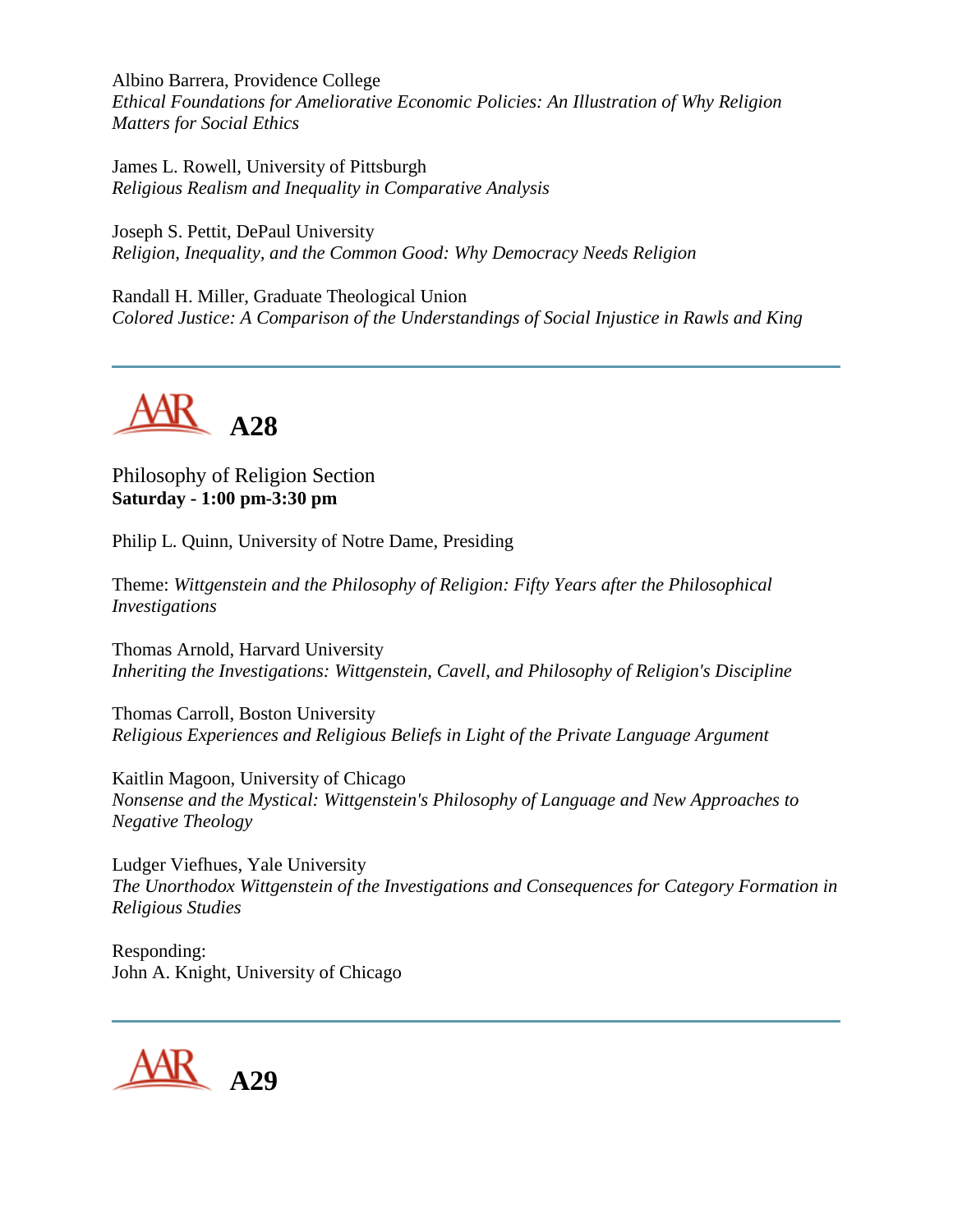Albino Barrera, Providence College
*Ethical Foundations for Ameliorative Economic Policies: An Illustration of Why Religion Matters for Social Ethics*

James L. Rowell, University of Pittsburgh
*Religious Realism and Inequality in Comparative Analysis*

Joseph S. Pettit, DePaul University
*Religion, Inequality, and the Common Good: Why Democracy Needs Religion*

Randall H. Miller, Graduate Theological Union
*Colored Justice: A Comparison of the Understandings of Social Injustice in Rawls and King*

---

## AAR A28

Philosophy of Religion Section
**Saturday - 1:00 pm-3:30 pm**

Philip L. Quinn, University of Notre Dame, Presiding

Theme: *Wittgenstein and the Philosophy of Religion: Fifty Years after the Philosophical Investigations*

Thomas Arnold, Harvard University
*Inheriting the Investigations: Wittgenstein, Cavell, and Philosophy of Religion's Discipline*

Thomas Carroll, Boston University
*Religious Experiences and Religious Beliefs in Light of the Private Language Argument*

Kaitlin Magoon, University of Chicago
*Nonsense and the Mystical: Wittgenstein's Philosophy of Language and New Approaches to Negative Theology*

Ludger Viefhues, Yale University
*The Unorthodox Wittgenstein of the Investigations and Consequences for Category Formation in Religious Studies*

Responding:
John A. Knight, University of Chicago

---

## AAR A29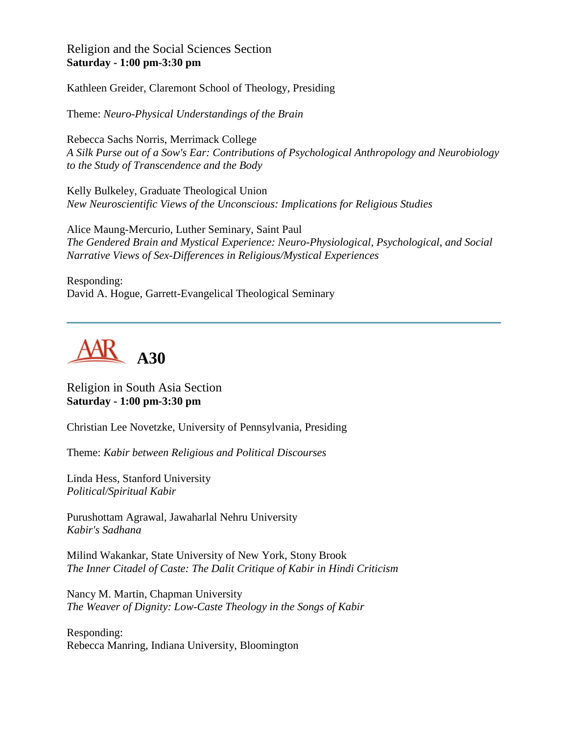Religion and the Social Sciences Section
**Saturday - 1:00 pm-3:30 pm**

Kathleen Greider, Claremont School of Theology, Presiding

Theme: *Neuro-Physical Understandings of the Brain*

Rebecca Sachs Norris, Merrimack College
*A Silk Purse out of a Sow's Ear: Contributions of Psychological Anthropology and Neurobiology to the Study of Transcendence and the Body*

Kelly Bulkeley, Graduate Theological Union
*New Neuroscientific Views of the Unconscious: Implications for Religious Studies*

Alice Maung-Mercurio, Luther Seminary, Saint Paul
*The Gendered Brain and Mystical Experience: Neuro-Physiological, Psychological, and Social Narrative Views of Sex-Differences in Religious/Mystical Experiences*

Responding:
David A. Hogue, Garrett-Evangelical Theological Seminary

---

## A30

Religion in South Asia Section
**Saturday - 1:00 pm-3:30 pm**

Christian Lee Novetzke, University of Pennsylvania, Presiding

Theme: *Kabir between Religious and Political Discourses*

Linda Hess, Stanford University
*Political/Spiritual Kabir*

Purushottam Agrawal, Jawaharlal Nehru University
*Kabir's Sadhana*

Milind Wakankar, State University of New York, Stony Brook
*The Inner Citadel of Caste: The Dalit Critique of Kabir in Hindi Criticism*

Nancy M. Martin, Chapman University
*The Weaver of Dignity: Low-Caste Theology in the Songs of Kabir*

Responding:
Rebecca Manring, Indiana University, Bloomington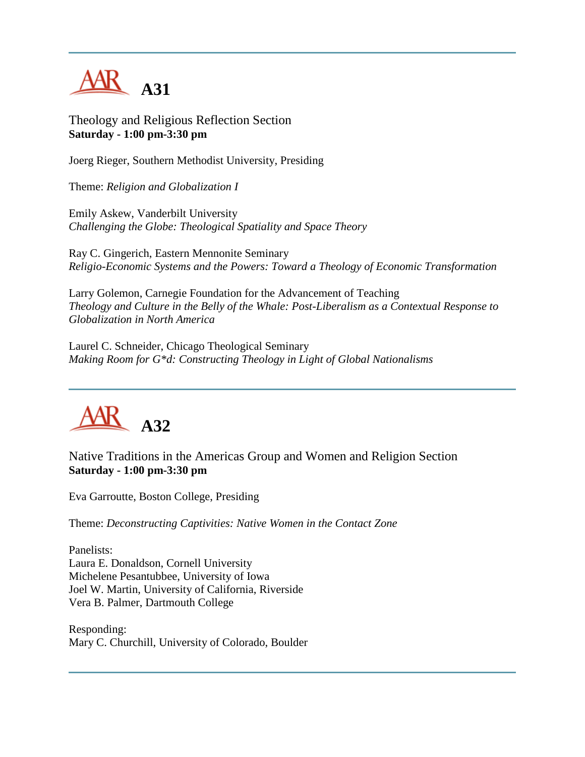## A31

Theology and Religious Reflection Section
**Saturday - 1:00 pm-3:30 pm**

Joerg Rieger, Southern Methodist University, Presiding

Theme: *Religion and Globalization I*

Emily Askew, Vanderbilt University
*Challenging the Globe: Theological Spatiality and Space Theory*

Ray C. Gingerich, Eastern Mennonite Seminary
*Religio-Economic Systems and the Powers: Toward a Theology of Economic Transformation*

Larry Golemon, Carnegie Foundation for the Advancement of Teaching
*Theology and Culture in the Belly of the Whale: Post-Liberalism as a Contextual Response to Globalization in North America*

Laurel C. Schneider, Chicago Theological Seminary
*Making Room for G*d: Constructing Theology in Light of Global Nationalisms*

## A32

Native Traditions in the Americas Group and Women and Religion Section
**Saturday - 1:00 pm-3:30 pm**

Eva Garroutte, Boston College, Presiding

Theme: *Deconstructing Captivities: Native Women in the Contact Zone*

Panelists:
Laura E. Donaldson, Cornell University
Michelene Pesantubbee, University of Iowa
Joel W. Martin, University of California, Riverside
Vera B. Palmer, Dartmouth College

Responding:
Mary C. Churchill, University of Colorado, Boulder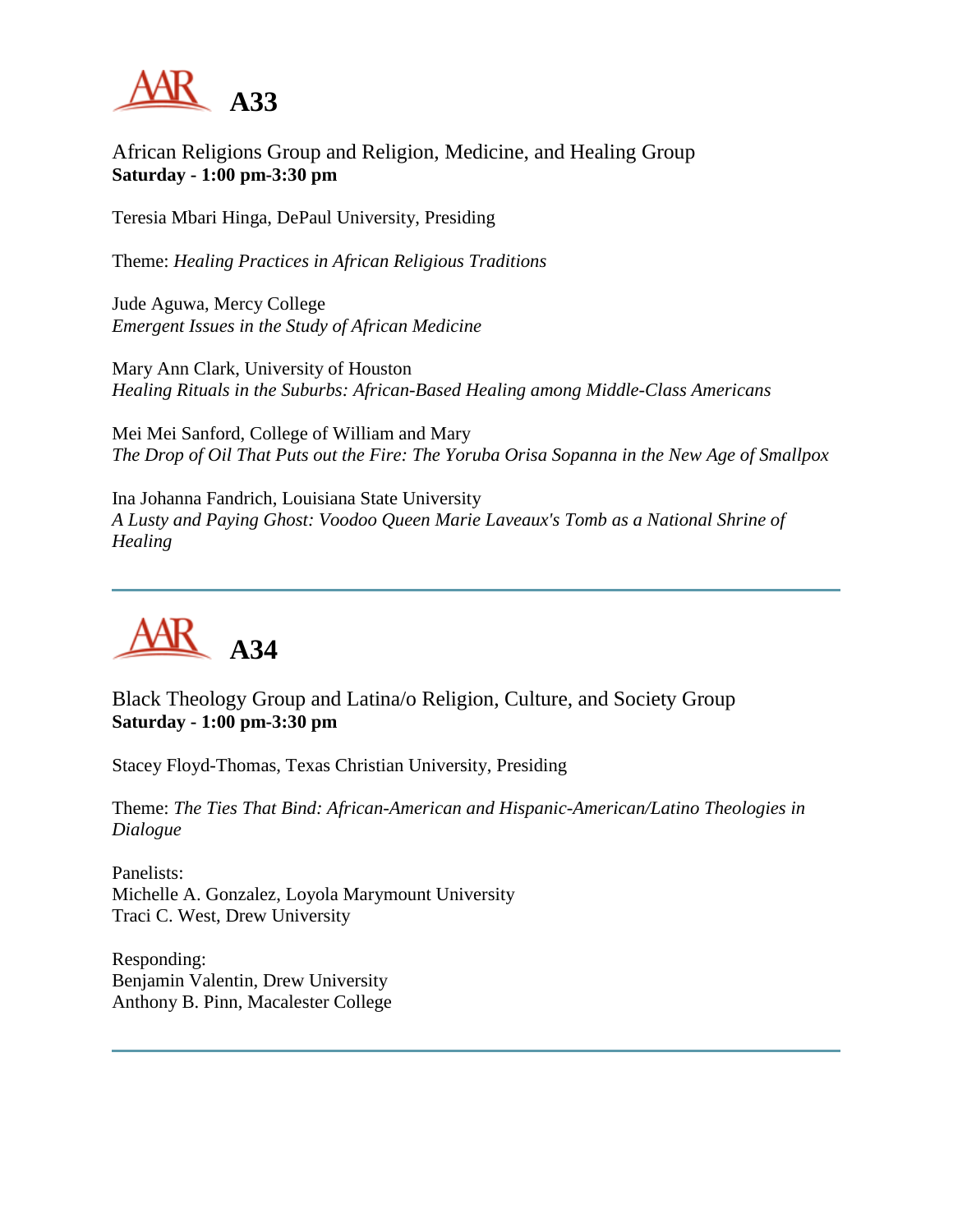# A33

African Religions Group and Religion, Medicine, and Healing Group
**Saturday - 1:00 pm-3:30 pm**

Teresia Mbari Hinga, DePaul University, Presiding

Theme: *Healing Practices in African Religious Traditions*

Jude Aguwa, Mercy College
*Emergent Issues in the Study of African Medicine*

Mary Ann Clark, University of Houston
*Healing Rituals in the Suburbs: African-Based Healing among Middle-Class Americans*

Mei Mei Sanford, College of William and Mary
*The Drop of Oil That Puts out the Fire: The Yoruba Orisa Sopanna in the New Age of Smallpox*

Ina Johanna Fandrich, Louisiana State University
*A Lusty and Paying Ghost: Voodoo Queen Marie Laveaux's Tomb as a National Shrine of Healing*

---

# A34

Black Theology Group and Latina/o Religion, Culture, and Society Group
**Saturday - 1:00 pm-3:30 pm**

Stacey Floyd-Thomas, Texas Christian University, Presiding

Theme: *The Ties That Bind: African-American and Hispanic-American/Latino Theologies in Dialogue*

Panelists:
Michelle A. Gonzalez, Loyola Marymount University
Traci C. West, Drew University

Responding:
Benjamin Valentin, Drew University
Anthony B. Pinn, Macalester College

---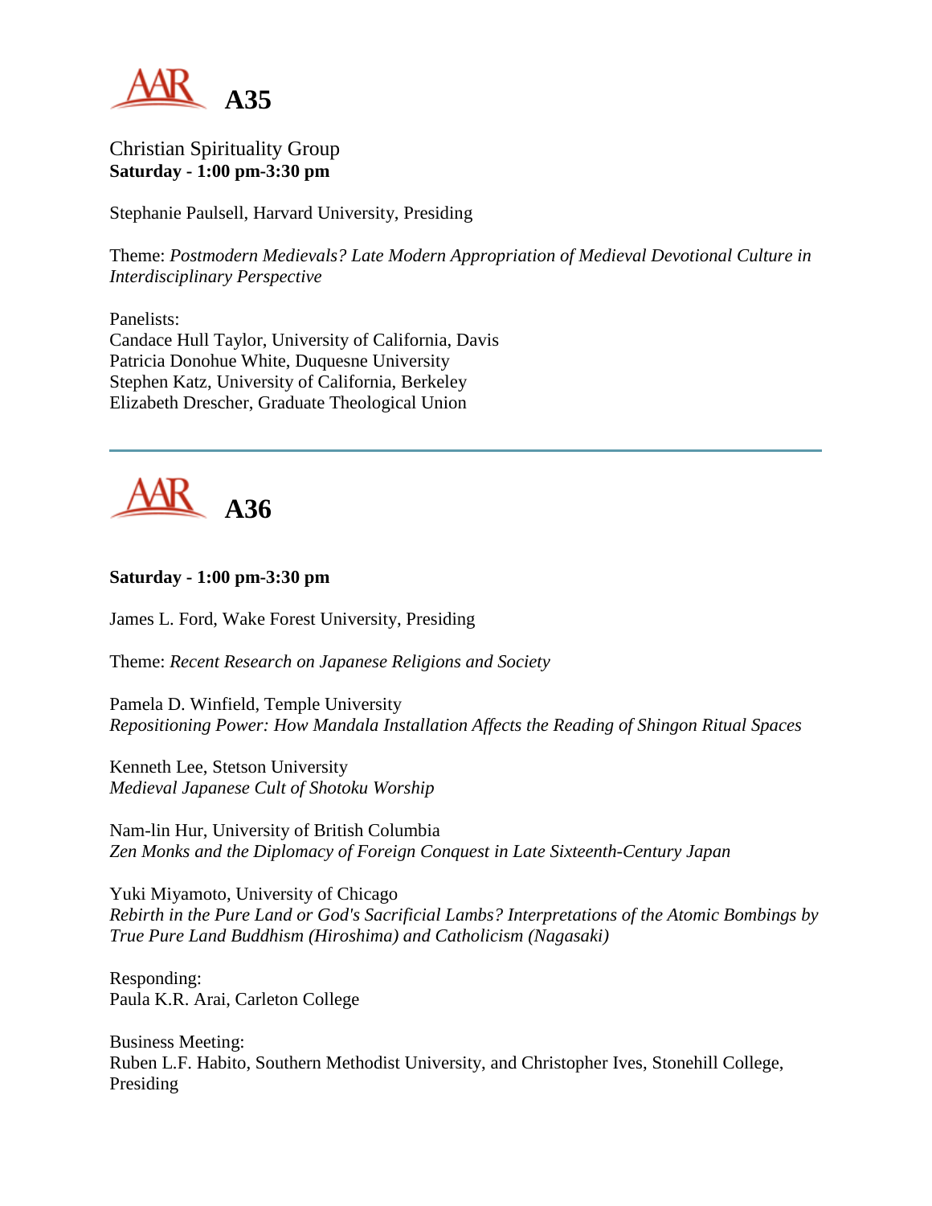## A35

Christian Spirituality Group
**Saturday - 1:00 pm-3:30 pm**

Stephanie Paulsell, Harvard University, Presiding

Theme: *Postmodern Medievals? Late Modern Appropriation of Medieval Devotional Culture in Interdisciplinary Perspective*

Panelists:
Candace Hull Taylor, University of California, Davis
Patricia Donohue White, Duquesne University
Stephen Katz, University of California, Berkeley
Elizabeth Drescher, Graduate Theological Union

---

## A36

**Saturday - 1:00 pm-3:30 pm**

James L. Ford, Wake Forest University, Presiding

Theme: *Recent Research on Japanese Religions and Society*

Pamela D. Winfield, Temple University
*Repositioning Power: How Mandala Installation Affects the Reading of Shingon Ritual Spaces*

Kenneth Lee, Stetson University
*Medieval Japanese Cult of Shotoku Worship*

Nam-lin Hur, University of British Columbia
*Zen Monks and the Diplomacy of Foreign Conquest in Late Sixteenth-Century Japan*

Yuki Miyamoto, University of Chicago
*Rebirth in the Pure Land or God's Sacrificial Lambs? Interpretations of the Atomic Bombings by True Pure Land Buddhism (Hiroshima) and Catholicism (Nagasaki)*

Responding:
Paula K.R. Arai, Carleton College

Business Meeting:
Ruben L.F. Habito, Southern Methodist University, and Christopher Ives, Stonehill College, Presiding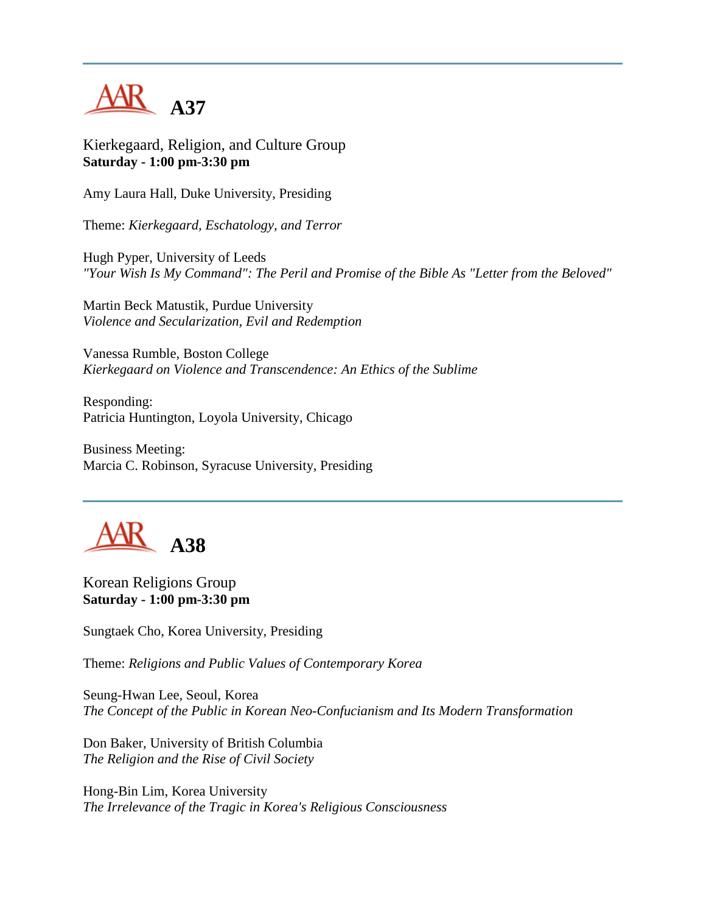---

# A37

Kierkegaard, Religion, and Culture Group
**Saturday - 1:00 pm-3:30 pm**

Amy Laura Hall, Duke University, Presiding

Theme: *Kierkegaard, Eschatology, and Terror*

Hugh Pyper, University of Leeds
*"Your Wish Is My Command": The Peril and Promise of the Bible As "Letter from the Beloved"*

Martin Beck Matustik, Purdue University
*Violence and Secularization, Evil and Redemption*

Vanessa Rumble, Boston College
*Kierkegaard on Violence and Transcendence: An Ethics of the Sublime*

Responding:
Patricia Huntington, Loyola University, Chicago

Business Meeting:
Marcia C. Robinson, Syracuse University, Presiding

---

# A38

Korean Religions Group
**Saturday - 1:00 pm-3:30 pm**

Sungtaek Cho, Korea University, Presiding

Theme: *Religions and Public Values of Contemporary Korea*

Seung-Hwan Lee, Seoul, Korea
*The Concept of the Public in Korean Neo-Confucianism and Its Modern Transformation*

Don Baker, University of British Columbia
*The Religion and the Rise of Civil Society*

Hong-Bin Lim, Korea University
*The Irrelevance of the Tragic in Korea's Religious Consciousness*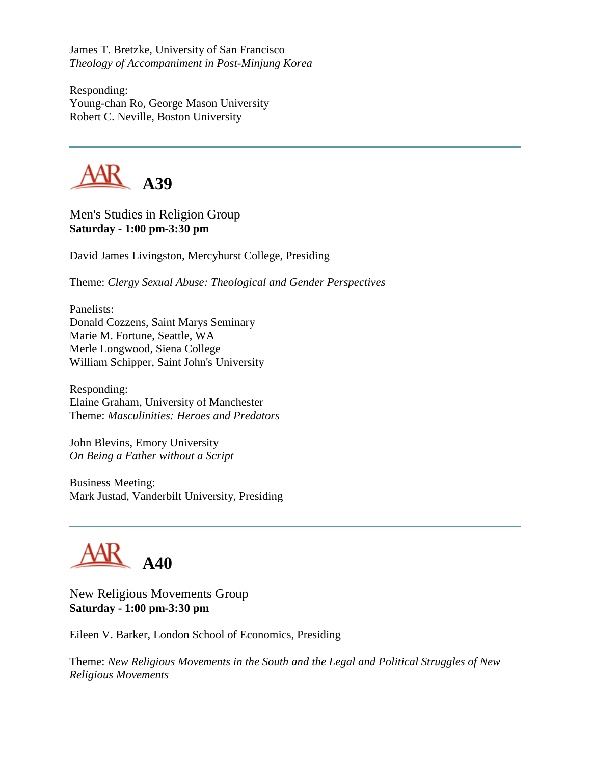James T. Bretzke, University of San Francisco
*Theology of Accompaniment in Post-Minjung Korea*

Responding:
Young-chan Ro, George Mason University
Robert C. Neville, Boston University

---

## A39

Men's Studies in Religion Group
**Saturday - 1:00 pm-3:30 pm**

David James Livingston, Mercyhurst College, Presiding

Theme: *Clergy Sexual Abuse: Theological and Gender Perspectives*

Panelists:
Donald Cozzens, Saint Marys Seminary
Marie M. Fortune, Seattle, WA
Merle Longwood, Siena College
William Schipper, Saint John's University

Responding:
Elaine Graham, University of Manchester
Theme: *Masculinities: Heroes and Predators*

John Blevins, Emory University
*On Being a Father without a Script*

Business Meeting:
Mark Justad, Vanderbilt University, Presiding

---

## A40

New Religious Movements Group
**Saturday - 1:00 pm-3:30 pm**

Eileen V. Barker, London School of Economics, Presiding

Theme: *New Religious Movements in the South and the Legal and Political Struggles of New Religious Movements*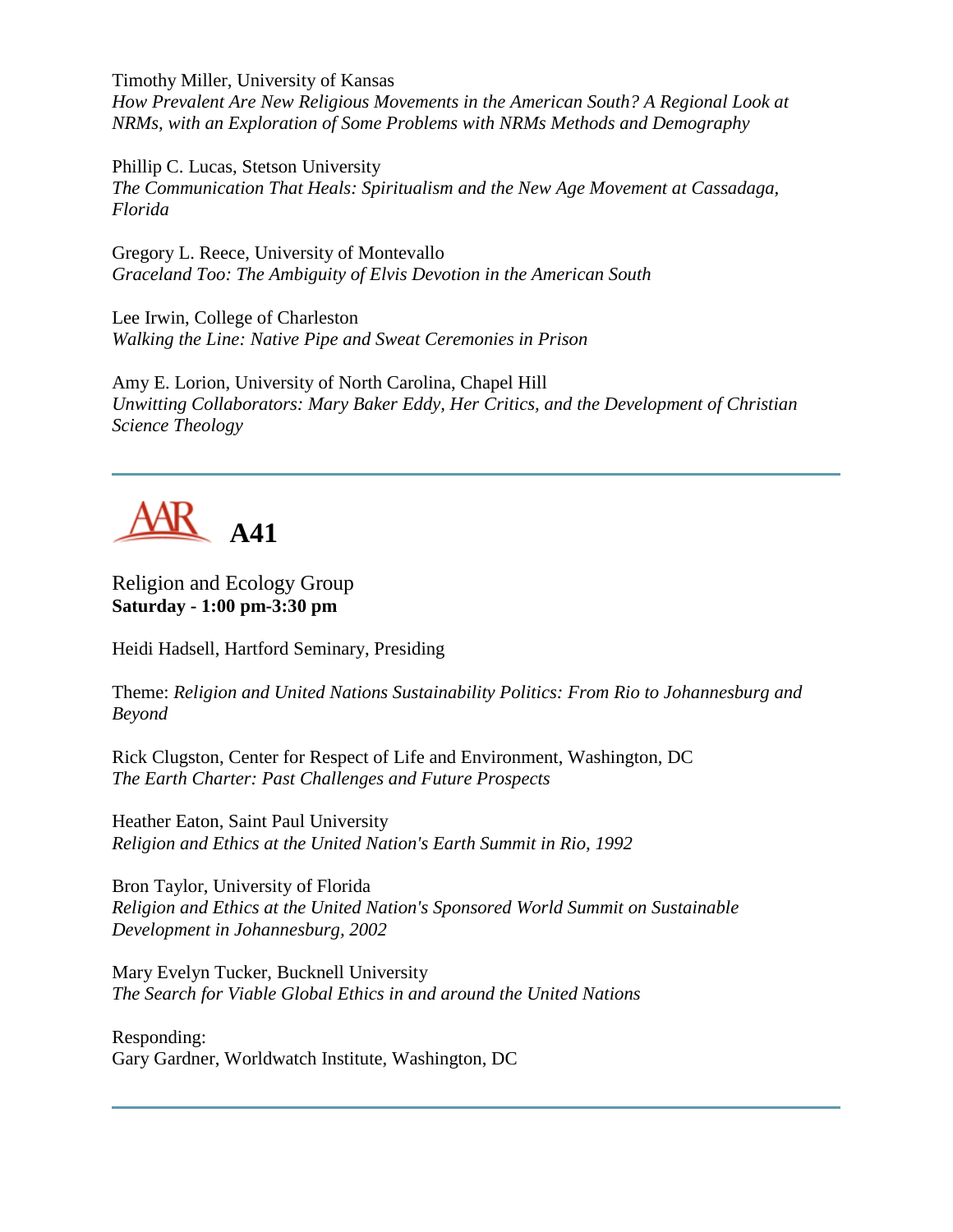Timothy Miller, University of Kansas
*How Prevalent Are New Religious Movements in the American South? A Regional Look at NRMs, with an Exploration of Some Problems with NRMs Methods and Demography*

Phillip C. Lucas, Stetson University
*The Communication That Heals: Spiritualism and the New Age Movement at Cassadaga, Florida*

Gregory L. Reece, University of Montevallo
*Graceland Too: The Ambiguity of Elvis Devotion in the American South*

Lee Irwin, College of Charleston
*Walking the Line: Native Pipe and Sweat Ceremonies in Prison*

Amy E. Lorion, University of North Carolina, Chapel Hill
*Unwitting Collaborators: Mary Baker Eddy, Her Critics, and the Development of Christian Science Theology*

---

## AAR A41

Religion and Ecology Group
**Saturday - 1:00 pm-3:30 pm**

Heidi Hadsell, Hartford Seminary, Presiding

Theme: *Religion and United Nations Sustainability Politics: From Rio to Johannesburg and Beyond*

Rick Clugston, Center for Respect of Life and Environment, Washington, DC
*The Earth Charter: Past Challenges and Future Prospects*

Heather Eaton, Saint Paul University
*Religion and Ethics at the United Nation's Earth Summit in Rio, 1992*

Bron Taylor, University of Florida
*Religion and Ethics at the United Nation's Sponsored World Summit on Sustainable Development in Johannesburg, 2002*

Mary Evelyn Tucker, Bucknell University
*The Search for Viable Global Ethics in and around the United Nations*

Responding:
Gary Gardner, Worldwatch Institute, Washington, DC

---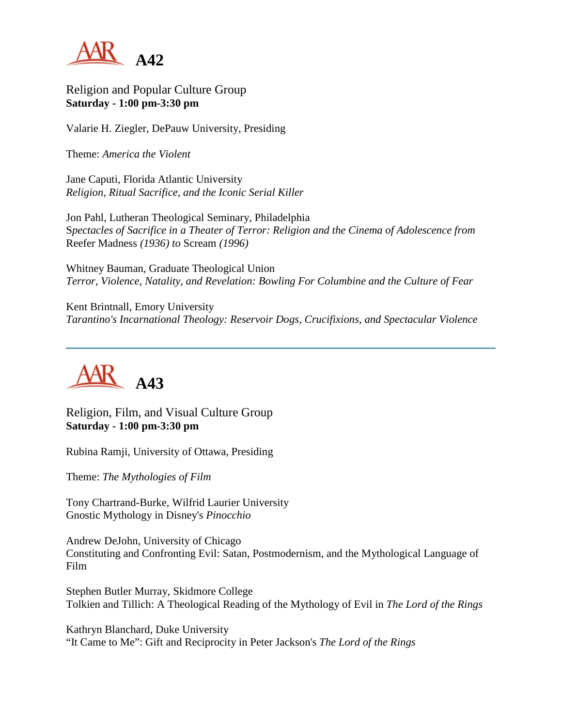## A42

Religion and Popular Culture Group
**Saturday - 1:00 pm-3:30 pm**

Valarie H. Ziegler, DePauw University, Presiding

Theme: *America the Violent*

Jane Caputi, Florida Atlantic University
*Religion, Ritual Sacrifice, and the Iconic Serial Killer*

Jon Pahl, Lutheran Theological Seminary, Philadelphia
*Spectacles of Sacrifice in a Theater of Terror: Religion and the Cinema of Adolescence from* Reefer Madness *(1936) to* Scream *(1996)*

Whitney Bauman, Graduate Theological Union
*Terror, Violence, Natality, and Revelation: Bowling For Columbine and the Culture of Fear*

Kent Brintnall, Emory University
*Tarantino's Incarnational Theology: Reservoir Dogs, Crucifixions, and Spectacular Violence*

---

## A43

Religion, Film, and Visual Culture Group
**Saturday - 1:00 pm-3:30 pm**

Rubina Ramji, University of Ottawa, Presiding

Theme: *The Mythologies of Film*

Tony Chartrand-Burke, Wilfrid Laurier University
Gnostic Mythology in Disney's *Pinocchio*

Andrew DeJohn, University of Chicago
Constituting and Confronting Evil: Satan, Postmodernism, and the Mythological Language of Film

Stephen Butler Murray, Skidmore College
Tolkien and Tillich: A Theological Reading of the Mythology of Evil in *The Lord of the Rings*

Kathryn Blanchard, Duke University
"It Came to Me": Gift and Reciprocity in Peter Jackson's *The Lord of the Rings*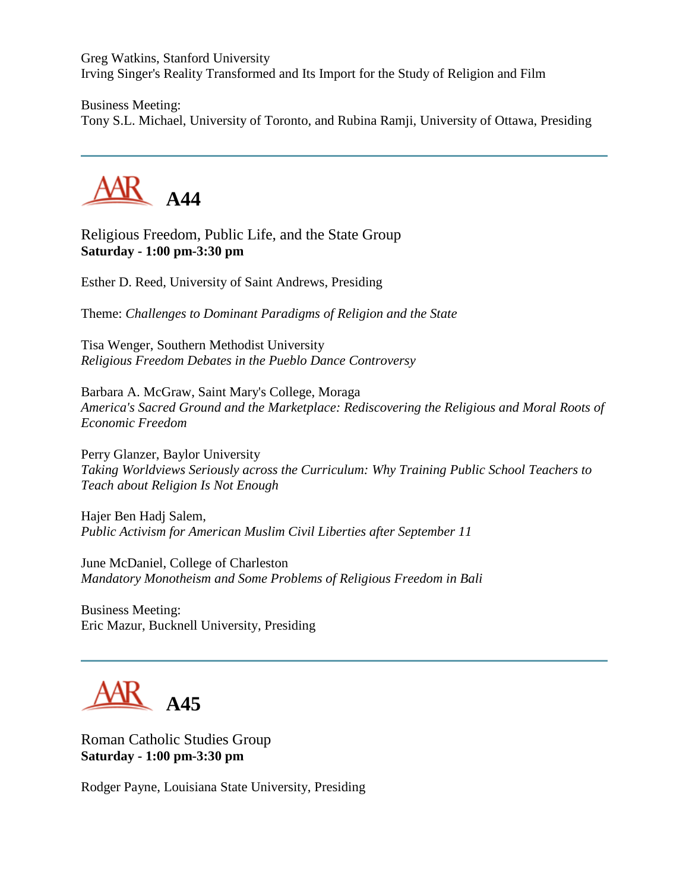Greg Watkins, Stanford University
Irving Singer's Reality Transformed and Its Import for the Study of Religion and Film

Business Meeting:
Tony S.L. Michael, University of Toronto, and Rubina Ramji, University of Ottawa, Presiding

---

## AAR A44

Religious Freedom, Public Life, and the State Group
**Saturday - 1:00 pm-3:30 pm**

Esther D. Reed, University of Saint Andrews, Presiding

Theme: *Challenges to Dominant Paradigms of Religion and the State*

Tisa Wenger, Southern Methodist University
*Religious Freedom Debates in the Pueblo Dance Controversy*

Barbara A. McGraw, Saint Mary's College, Moraga
*America's Sacred Ground and the Marketplace: Rediscovering the Religious and Moral Roots of Economic Freedom*

Perry Glanzer, Baylor University
*Taking Worldviews Seriously across the Curriculum: Why Training Public School Teachers to Teach about Religion Is Not Enough*

Hajer Ben Hadj Salem,
*Public Activism for American Muslim Civil Liberties after September 11*

June McDaniel, College of Charleston
*Mandatory Monotheism and Some Problems of Religious Freedom in Bali*

Business Meeting:
Eric Mazur, Bucknell University, Presiding

---

## AAR A45

Roman Catholic Studies Group
**Saturday - 1:00 pm-3:30 pm**

Rodger Payne, Louisiana State University, Presiding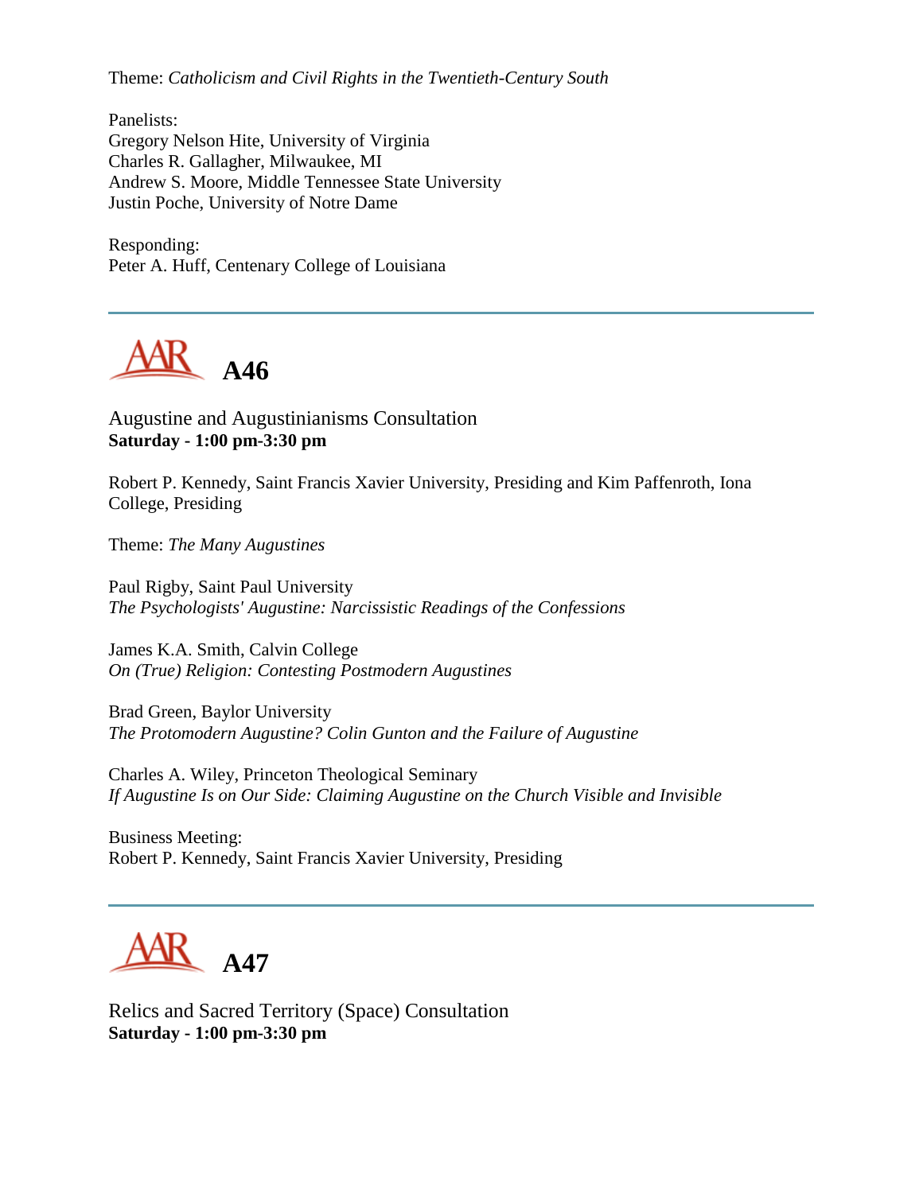Theme: *Catholicism and Civil Rights in the Twentieth-Century South*

Panelists:
Gregory Nelson Hite, University of Virginia
Charles R. Gallagher, Milwaukee, MI
Andrew S. Moore, Middle Tennessee State University
Justin Poche, University of Notre Dame

Responding:
Peter A. Huff, Centenary College of Louisiana

---

## A46

Augustine and Augustinianisms Consultation
**Saturday - 1:00 pm-3:30 pm**

Robert P. Kennedy, Saint Francis Xavier University, Presiding and Kim Paffenroth, Iona College, Presiding

Theme: *The Many Augustines*

Paul Rigby, Saint Paul University
*The Psychologists' Augustine: Narcissistic Readings of the Confessions*

James K.A. Smith, Calvin College
*On (True) Religion: Contesting Postmodern Augustines*

Brad Green, Baylor University
*The Protomodern Augustine? Colin Gunton and the Failure of Augustine*

Charles A. Wiley, Princeton Theological Seminary
*If Augustine Is on Our Side: Claiming Augustine on the Church Visible and Invisible*

Business Meeting:
Robert P. Kennedy, Saint Francis Xavier University, Presiding

---

## A47

Relics and Sacred Territory (Space) Consultation
**Saturday - 1:00 pm-3:30 pm**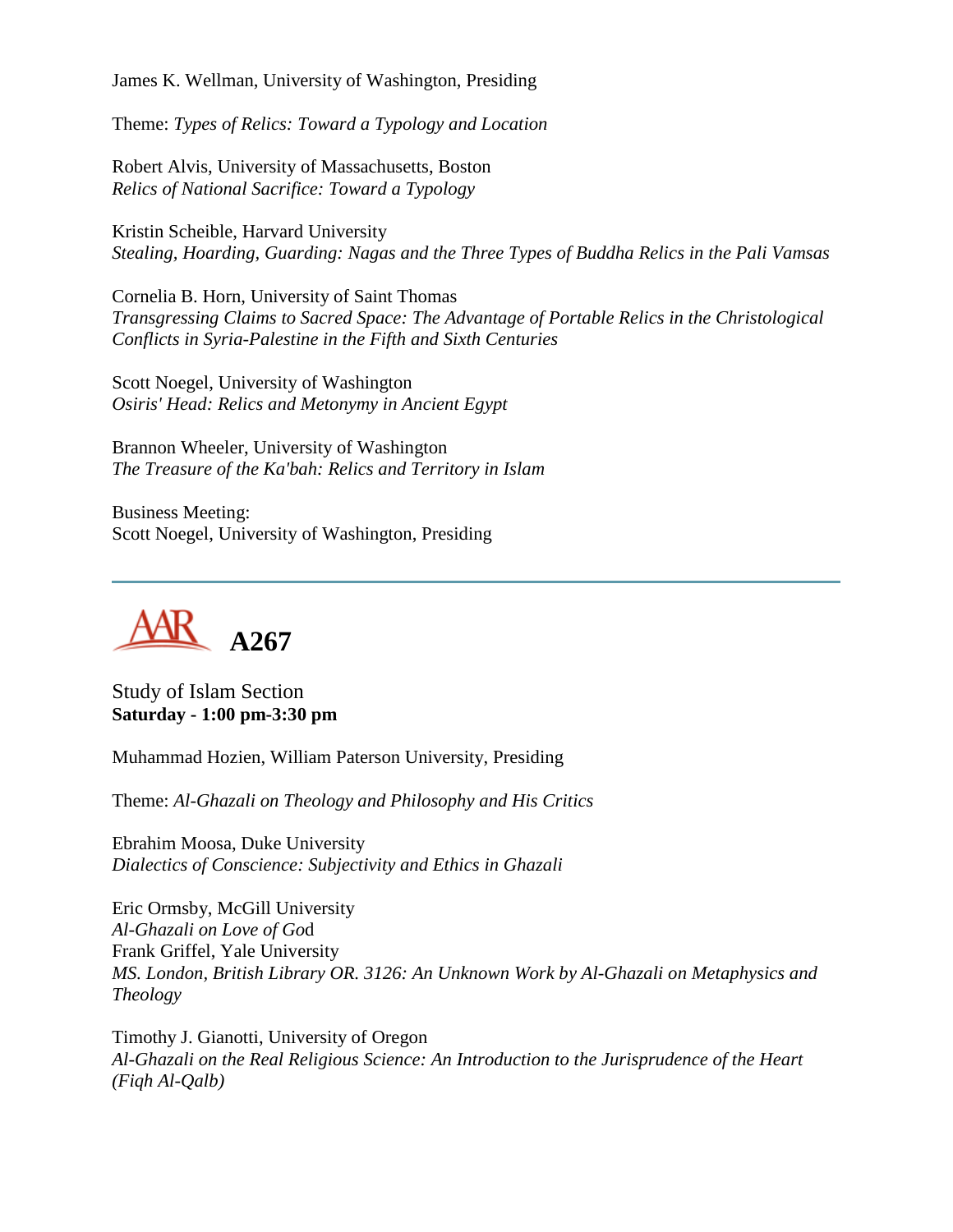James K. Wellman, University of Washington, Presiding

Theme: *Types of Relics: Toward a Typology and Location*

Robert Alvis, University of Massachusetts, Boston
*Relics of National Sacrifice: Toward a Typology*

Kristin Scheible, Harvard University
*Stealing, Hoarding, Guarding: Nagas and the Three Types of Buddha Relics in the Pali Vamsas*

Cornelia B. Horn, University of Saint Thomas
*Transgressing Claims to Sacred Space: The Advantage of Portable Relics in the Christological Conflicts in Syria-Palestine in the Fifth and Sixth Centuries*

Scott Noegel, University of Washington
*Osiris' Head: Relics and Metonymy in Ancient Egypt*

Brannon Wheeler, University of Washington
*The Treasure of the Ka'bah: Relics and Territory in Islam*

Business Meeting:
Scott Noegel, University of Washington, Presiding

---

## AAR A267

Study of Islam Section
**Saturday - 1:00 pm-3:30 pm**

Muhammad Hozien, William Paterson University, Presiding

Theme: *Al-Ghazali on Theology and Philosophy and His Critics*

Ebrahim Moosa, Duke University
*Dialectics of Conscience: Subjectivity and Ethics in Ghazali*

Eric Ormsby, McGill University
*Al-Ghazali on Love of God*

Frank Griffel, Yale University
*MS. London, British Library OR. 3126: An Unknown Work by Al-Ghazali on Metaphysics and Theology*

Timothy J. Gianotti, University of Oregon
*Al-Ghazali on the Real Religious Science: An Introduction to the Jurisprudence of the Heart (Fiqh Al-Qalb)*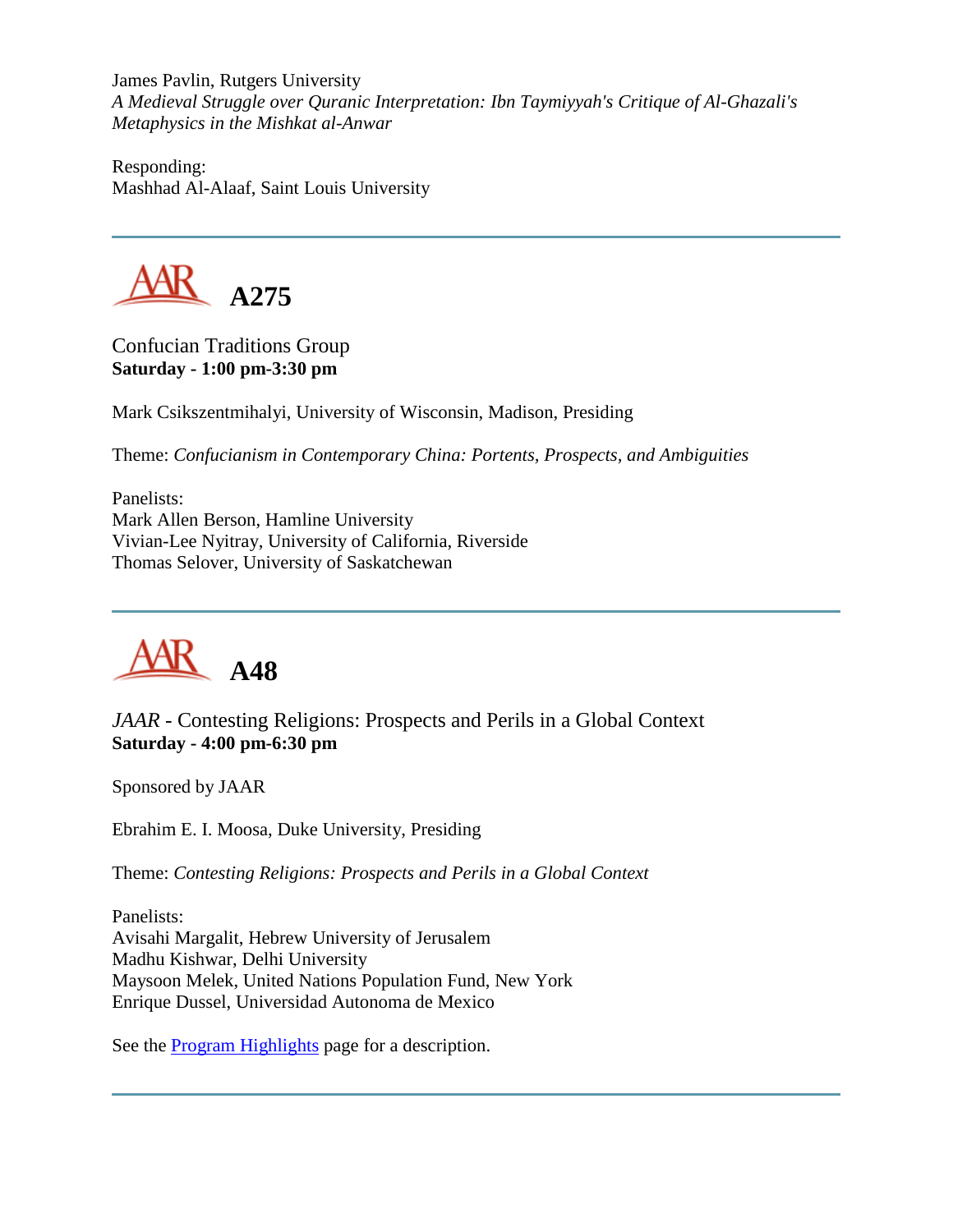James Pavlin, Rutgers University
*A Medieval Struggle over Quranic Interpretation: Ibn Taymiyyah's Critique of Al-Ghazali's Metaphysics in the Mishkat al-Anwar*

Responding:
Mashhad Al-Alaaf, Saint Louis University

---

## A275

Confucian Traditions Group
**Saturday - 1:00 pm-3:30 pm**

Mark Csikszentmihalyi, University of Wisconsin, Madison, Presiding

Theme: *Confucianism in Contemporary China: Portents, Prospects, and Ambiguities*

Panelists:
Mark Allen Berson, Hamline University
Vivian-Lee Nyitray, University of California, Riverside
Thomas Selover, University of Saskatchewan

---

## A48

*JAAR* - Contesting Religions: Prospects and Perils in a Global Context
**Saturday - 4:00 pm-6:30 pm**

Sponsored by JAAR

Ebrahim E. I. Moosa, Duke University, Presiding

Theme: *Contesting Religions: Prospects and Perils in a Global Context*

Panelists:
Avisahi Margalit, Hebrew University of Jerusalem
Madhu Kishwar, Delhi University
Maysoon Melek, United Nations Population Fund, New York
Enrique Dussel, Universidad Autonoma de Mexico

See the Program Highlights page for a description.

---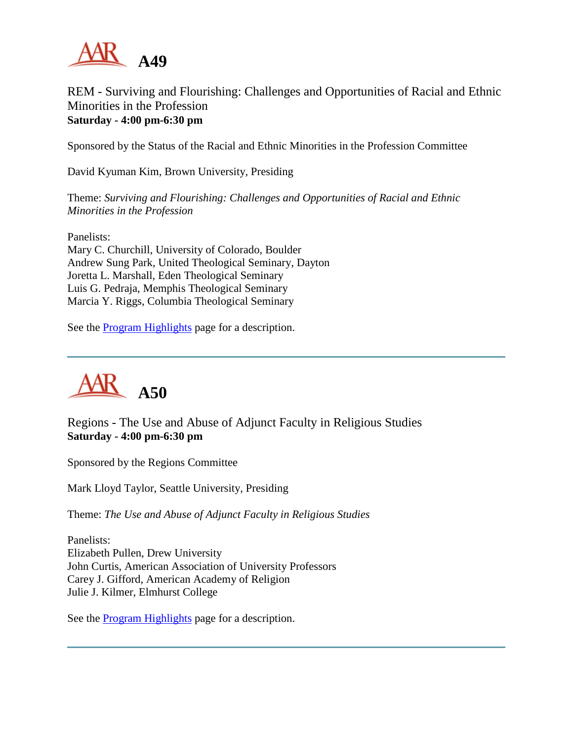# A49

REM - Surviving and Flourishing: Challenges and Opportunities of Racial and Ethnic Minorities in the Profession
**Saturday - 4:00 pm-6:30 pm**

Sponsored by the Status of the Racial and Ethnic Minorities in the Profession Committee

David Kyuman Kim, Brown University, Presiding

Theme: *Surviving and Flourishing: Challenges and Opportunities of Racial and Ethnic Minorities in the Profession*

Panelists:
Mary C. Churchill, University of Colorado, Boulder
Andrew Sung Park, United Theological Seminary, Dayton
Joretta L. Marshall, Eden Theological Seminary
Luis G. Pedraja, Memphis Theological Seminary
Marcia Y. Riggs, Columbia Theological Seminary

See the Program Highlights page for a description.

---

# A50

Regions - The Use and Abuse of Adjunct Faculty in Religious Studies
**Saturday - 4:00 pm-6:30 pm**

Sponsored by the Regions Committee

Mark Lloyd Taylor, Seattle University, Presiding

Theme: *The Use and Abuse of Adjunct Faculty in Religious Studies*

Panelists:
Elizabeth Pullen, Drew University
John Curtis, American Association of University Professors
Carey J. Gifford, American Academy of Religion
Julie J. Kilmer, Elmhurst College

See the Program Highlights page for a description.

---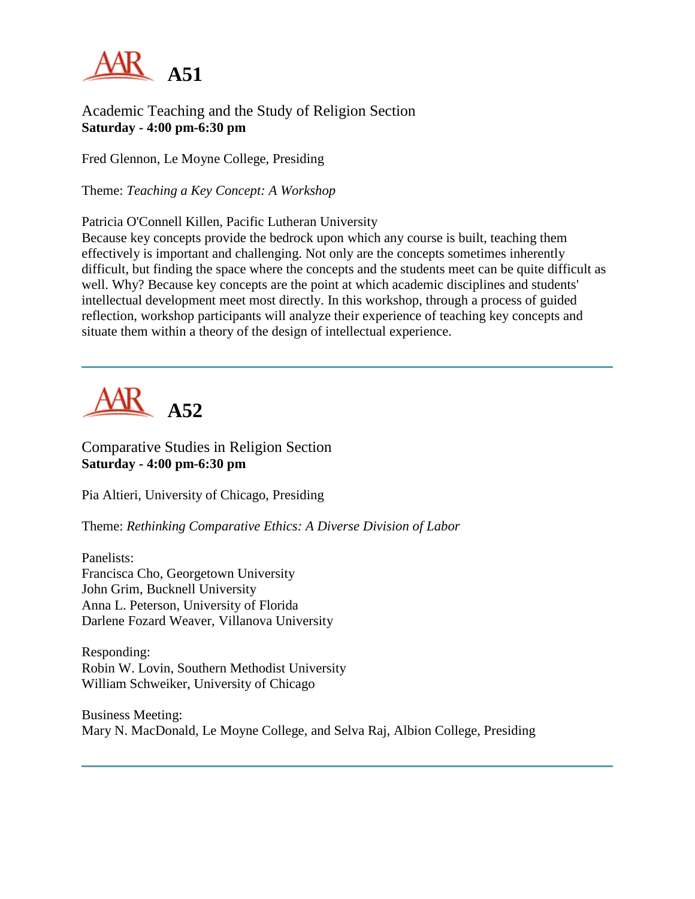# A51

Academic Teaching and the Study of Religion Section
**Saturday - 4:00 pm-6:30 pm**

Fred Glennon, Le Moyne College, Presiding

Theme: *Teaching a Key Concept: A Workshop*

Patricia O'Connell Killen, Pacific Lutheran University
Because key concepts provide the bedrock upon which any course is built, teaching them effectively is important and challenging. Not only are the concepts sometimes inherently difficult, but finding the space where the concepts and the students meet can be quite difficult as well. Why? Because key concepts are the point at which academic disciplines and students' intellectual development meet most directly. In this workshop, through a process of guided reflection, workshop participants will analyze their experience of teaching key concepts and situate them within a theory of the design of intellectual experience.

---

# A52

Comparative Studies in Religion Section
**Saturday - 4:00 pm-6:30 pm**

Pia Altieri, University of Chicago, Presiding

Theme: *Rethinking Comparative Ethics: A Diverse Division of Labor*

Panelists:
Francisca Cho, Georgetown University
John Grim, Bucknell University
Anna L. Peterson, University of Florida
Darlene Fozard Weaver, Villanova University

Responding:
Robin W. Lovin, Southern Methodist University
William Schweiker, University of Chicago

Business Meeting:
Mary N. MacDonald, Le Moyne College, and Selva Raj, Albion College, Presiding

---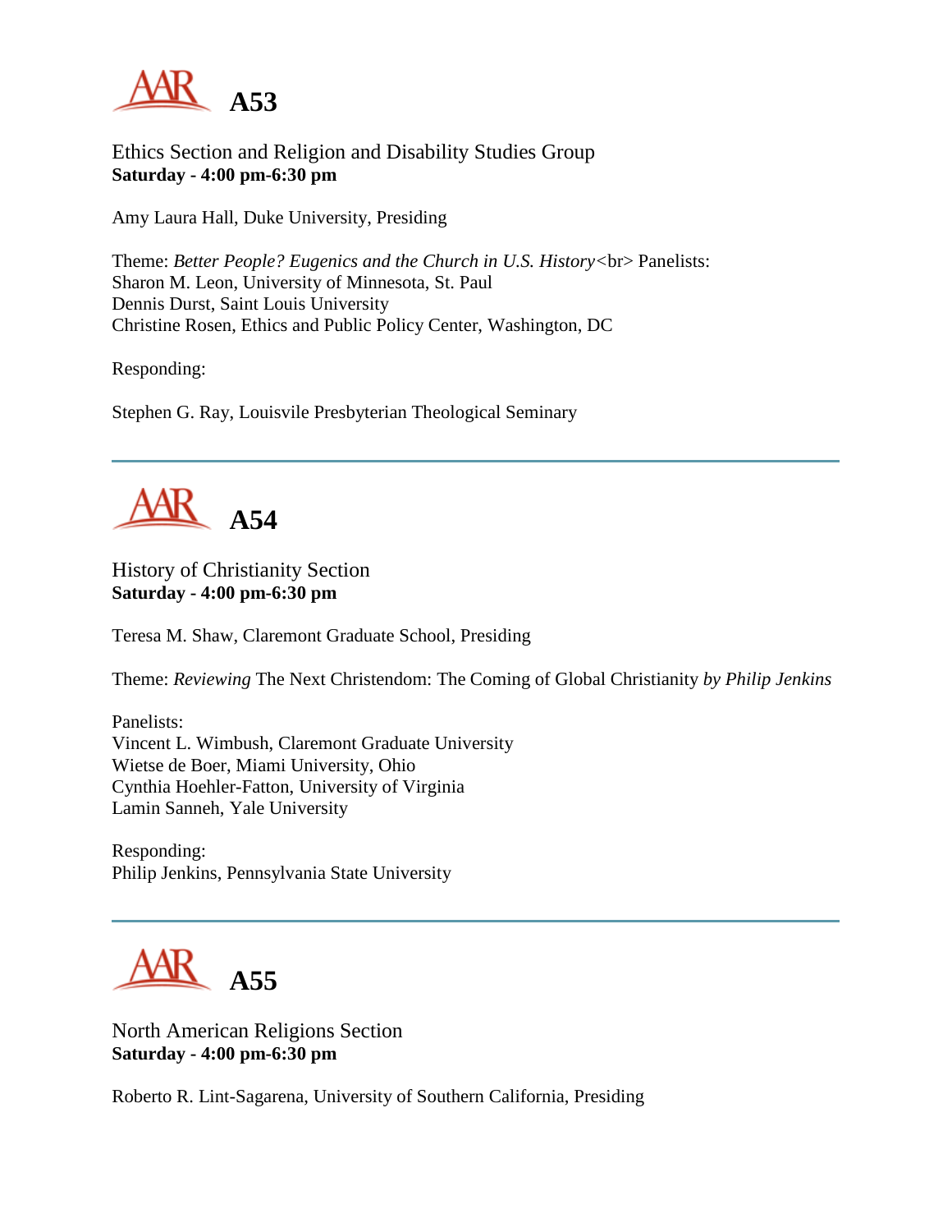# A53

Ethics Section and Religion and Disability Studies Group
**Saturday - 4:00 pm-6:30 pm**

Amy Laura Hall, Duke University, Presiding

Theme: *Better People? Eugenics and the Church in U.S. History*<br> Panelists:
Sharon M. Leon, University of Minnesota, St. Paul
Dennis Durst, Saint Louis University
Christine Rosen, Ethics and Public Policy Center, Washington, DC

Responding:

Stephen G. Ray, Louisvile Presbyterian Theological Seminary

---

# A54

History of Christianity Section
**Saturday - 4:00 pm-6:30 pm**

Teresa M. Shaw, Claremont Graduate School, Presiding

Theme: *Reviewing* The Next Christendom: The Coming of Global Christianity *by Philip Jenkins*

Panelists:
Vincent L. Wimbush, Claremont Graduate University
Wietse de Boer, Miami University, Ohio
Cynthia Hoehler-Fatton, University of Virginia
Lamin Sanneh, Yale University

Responding:
Philip Jenkins, Pennsylvania State University

---

# A55

North American Religions Section
**Saturday - 4:00 pm-6:30 pm**

Roberto R. Lint-Sagarena, University of Southern California, Presiding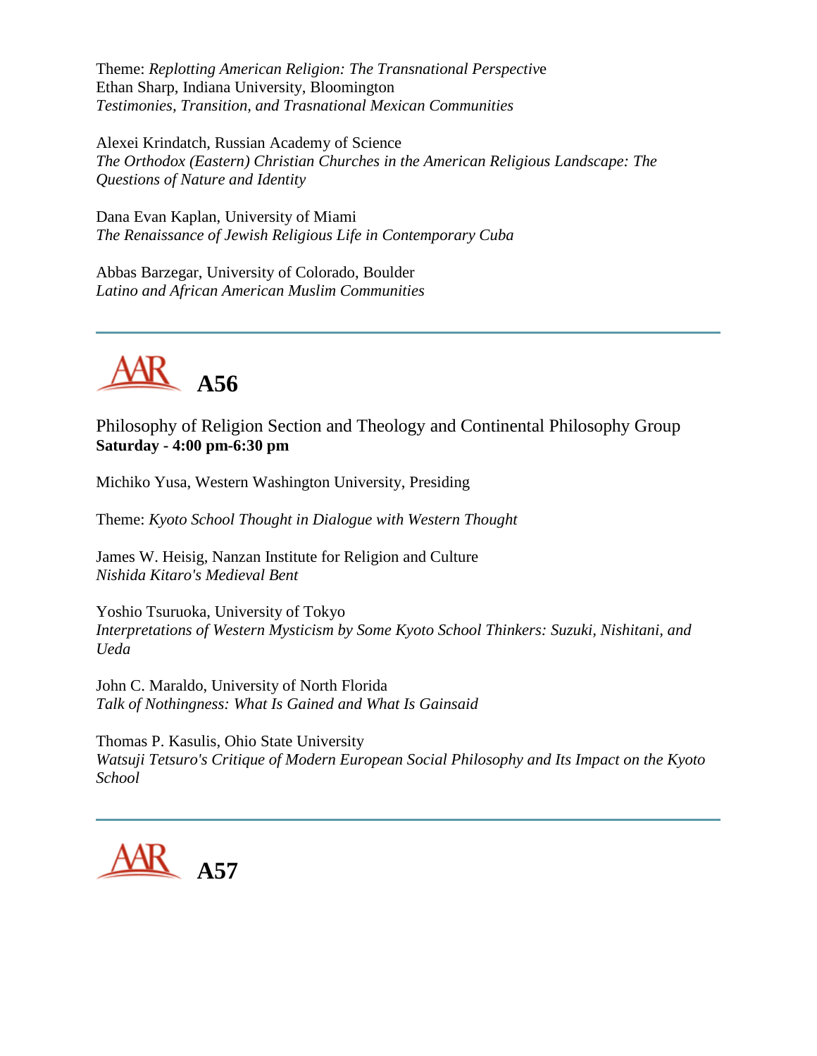Theme: *Replotting American Religion: The Transnational Perspective*
Ethan Sharp, Indiana University, Bloomington
*Testimonies, Transition, and Trasnational Mexican Communities*

Alexei Krindatch, Russian Academy of Science
*The Orthodox (Eastern) Christian Churches in the American Religious Landscape: The Questions of Nature and Identity*

Dana Evan Kaplan, University of Miami
*The Renaissance of Jewish Religious Life in Contemporary Cuba*

Abbas Barzegar, University of Colorado, Boulder
*Latino and African American Muslim Communities*

---

## AAR A56

Philosophy of Religion Section and Theology and Continental Philosophy Group
**Saturday - 4:00 pm-6:30 pm**

Michiko Yusa, Western Washington University, Presiding

Theme: *Kyoto School Thought in Dialogue with Western Thought*

James W. Heisig, Nanzan Institute for Religion and Culture
*Nishida Kitaro's Medieval Bent*

Yoshio Tsuruoka, University of Tokyo
*Interpretations of Western Mysticism by Some Kyoto School Thinkers: Suzuki, Nishitani, and Ueda*

John C. Maraldo, University of North Florida
*Talk of Nothingness: What Is Gained and What Is Gainsaid*

Thomas P. Kasulis, Ohio State University
*Watsuji Tetsuro's Critique of Modern European Social Philosophy and Its Impact on the Kyoto School*

---

## AAR A57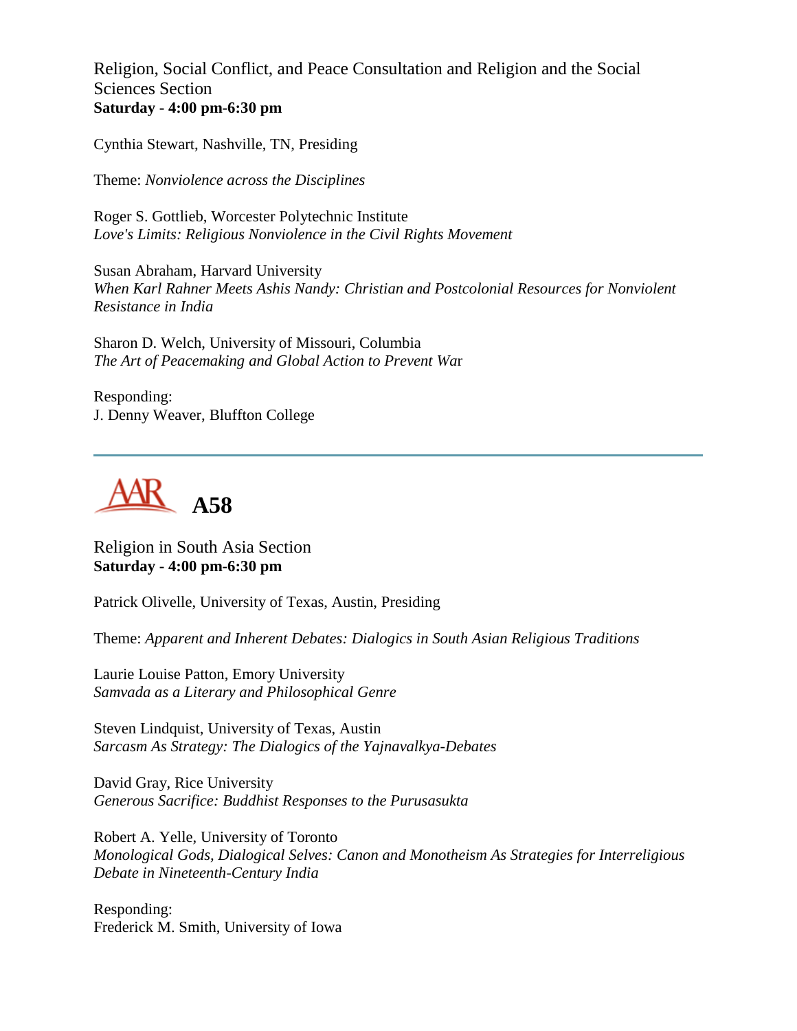Religion, Social Conflict, and Peace Consultation and Religion and the Social Sciences Section
**Saturday - 4:00 pm-6:30 pm**

Cynthia Stewart, Nashville, TN, Presiding

Theme: *Nonviolence across the Disciplines*

Roger S. Gottlieb, Worcester Polytechnic Institute
*Love's Limits: Religious Nonviolence in the Civil Rights Movement*

Susan Abraham, Harvard University
*When Karl Rahner Meets Ashis Nandy: Christian and Postcolonial Resources for Nonviolent Resistance in India*

Sharon D. Welch, University of Missouri, Columbia
*The Art of Peacemaking and Global Action to Prevent War*

Responding:
J. Denny Weaver, Bluffton College

---

## A58

Religion in South Asia Section
**Saturday - 4:00 pm-6:30 pm**

Patrick Olivelle, University of Texas, Austin, Presiding

Theme: *Apparent and Inherent Debates: Dialogics in South Asian Religious Traditions*

Laurie Louise Patton, Emory University
*Samvada as a Literary and Philosophical Genre*

Steven Lindquist, University of Texas, Austin
*Sarcasm As Strategy: The Dialogics of the Yajnavalkya-Debates*

David Gray, Rice University
*Generous Sacrifice: Buddhist Responses to the Purusasukta*

Robert A. Yelle, University of Toronto
*Monological Gods, Dialogical Selves: Canon and Monotheism As Strategies for Interreligious Debate in Nineteenth-Century India*

Responding:
Frederick M. Smith, University of Iowa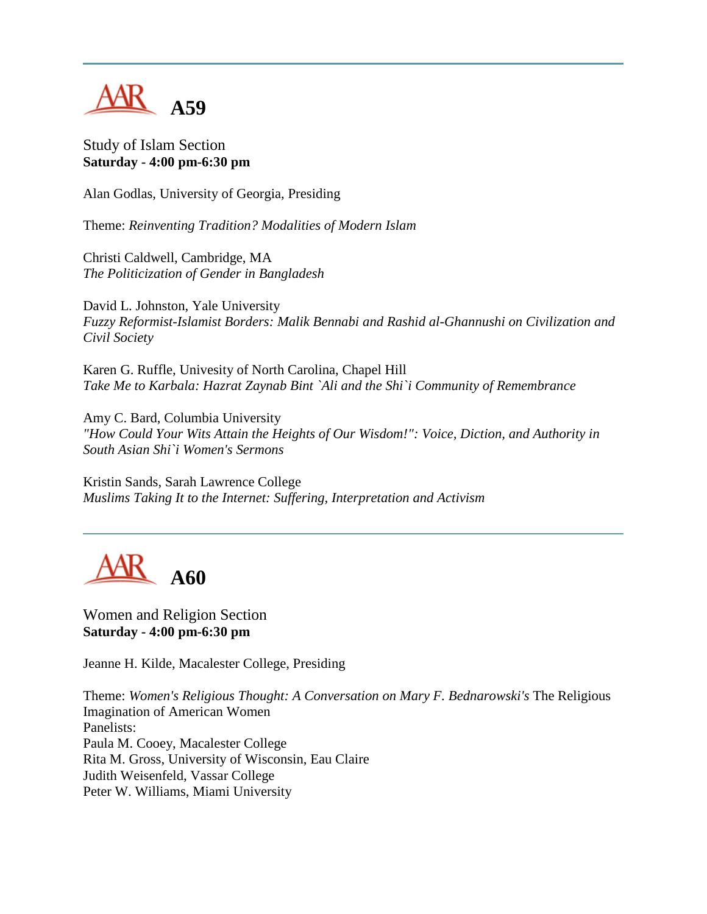## A59

Study of Islam Section
**Saturday - 4:00 pm-6:30 pm**

Alan Godlas, University of Georgia, Presiding

Theme: *Reinventing Tradition? Modalities of Modern Islam*

Christi Caldwell, Cambridge, MA
*The Politicization of Gender in Bangladesh*

David L. Johnston, Yale University
*Fuzzy Reformist-Islamist Borders: Malik Bennabi and Rashid al-Ghannushi on Civilization and Civil Society*

Karen G. Ruffle, Univesity of North Carolina, Chapel Hill
*Take Me to Karbala: Hazrat Zaynab Bint `Ali and the Shi`i Community of Remembrance*

Amy C. Bard, Columbia University
*"How Could Your Wits Attain the Heights of Our Wisdom!": Voice, Diction, and Authority in South Asian Shi`i Women's Sermons*

Kristin Sands, Sarah Lawrence College
*Muslims Taking It to the Internet: Suffering, Interpretation and Activism*

## A60

Women and Religion Section
**Saturday - 4:00 pm-6:30 pm**

Jeanne H. Kilde, Macalester College, Presiding

Theme: *Women's Religious Thought: A Conversation on Mary F. Bednarowski's* The Religious Imagination of American Women
Panelists:
Paula M. Cooey, Macalester College
Rita M. Gross, University of Wisconsin, Eau Claire
Judith Weisenfeld, Vassar College
Peter W. Williams, Miami University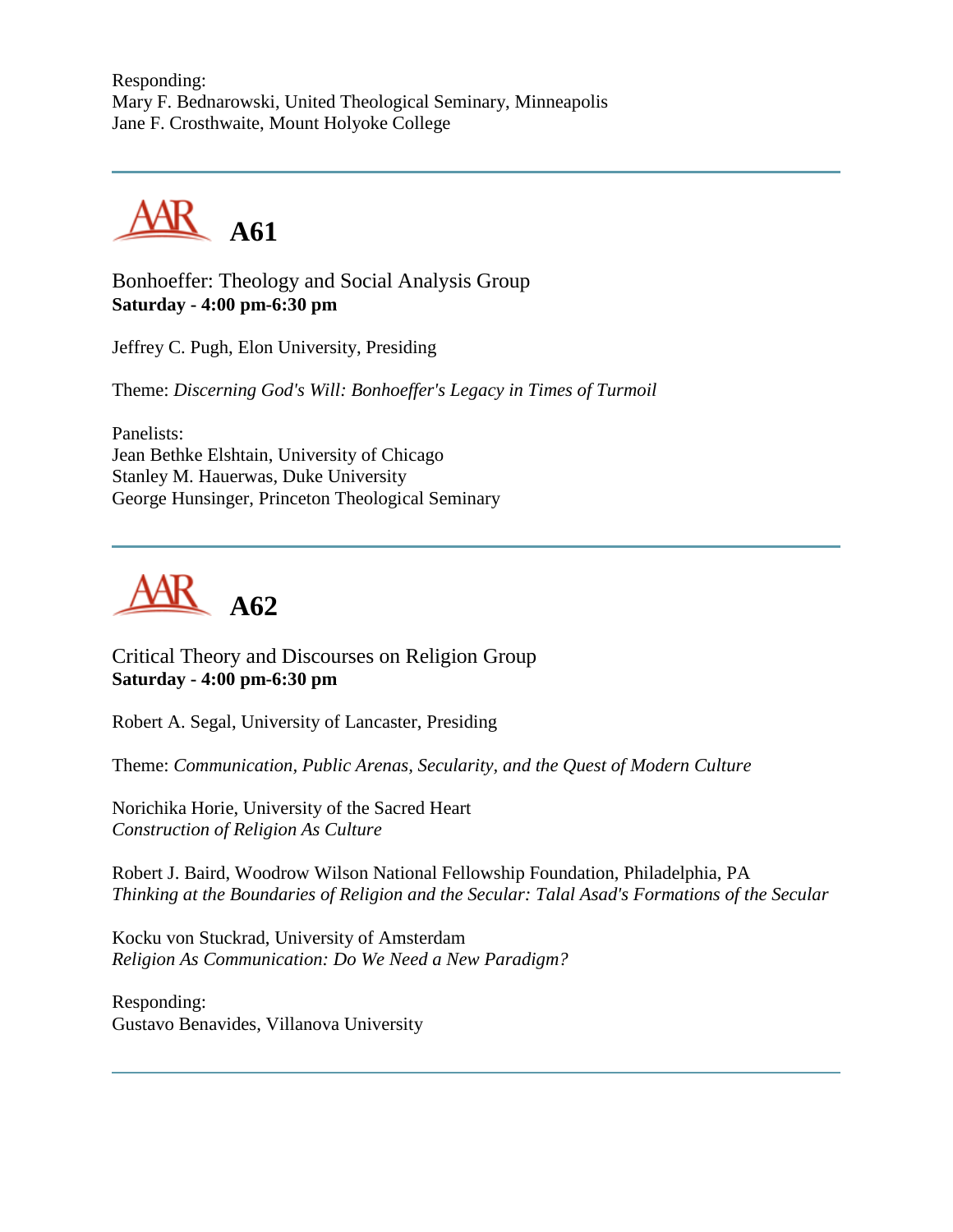Responding:
Mary F. Bednarowski, United Theological Seminary, Minneapolis
Jane F. Crosthwaite, Mount Holyoke College

---

## A61

Bonhoeffer: Theology and Social Analysis Group
**Saturday - 4:00 pm-6:30 pm**

Jeffrey C. Pugh, Elon University, Presiding

Theme: *Discerning God's Will: Bonhoeffer's Legacy in Times of Turmoil*

Panelists:
Jean Bethke Elshtain, University of Chicago
Stanley M. Hauerwas, Duke University
George Hunsinger, Princeton Theological Seminary

---

## A62

Critical Theory and Discourses on Religion Group
**Saturday - 4:00 pm-6:30 pm**

Robert A. Segal, University of Lancaster, Presiding

Theme: *Communication, Public Arenas, Secularity, and the Quest of Modern Culture*

Norichika Horie, University of the Sacred Heart
*Construction of Religion As Culture*

Robert J. Baird, Woodrow Wilson National Fellowship Foundation, Philadelphia, PA
*Thinking at the Boundaries of Religion and the Secular: Talal Asad's Formations of the Secular*

Kocku von Stuckrad, University of Amsterdam
*Religion As Communication: Do We Need a New Paradigm?*

Responding:
Gustavo Benavides, Villanova University

---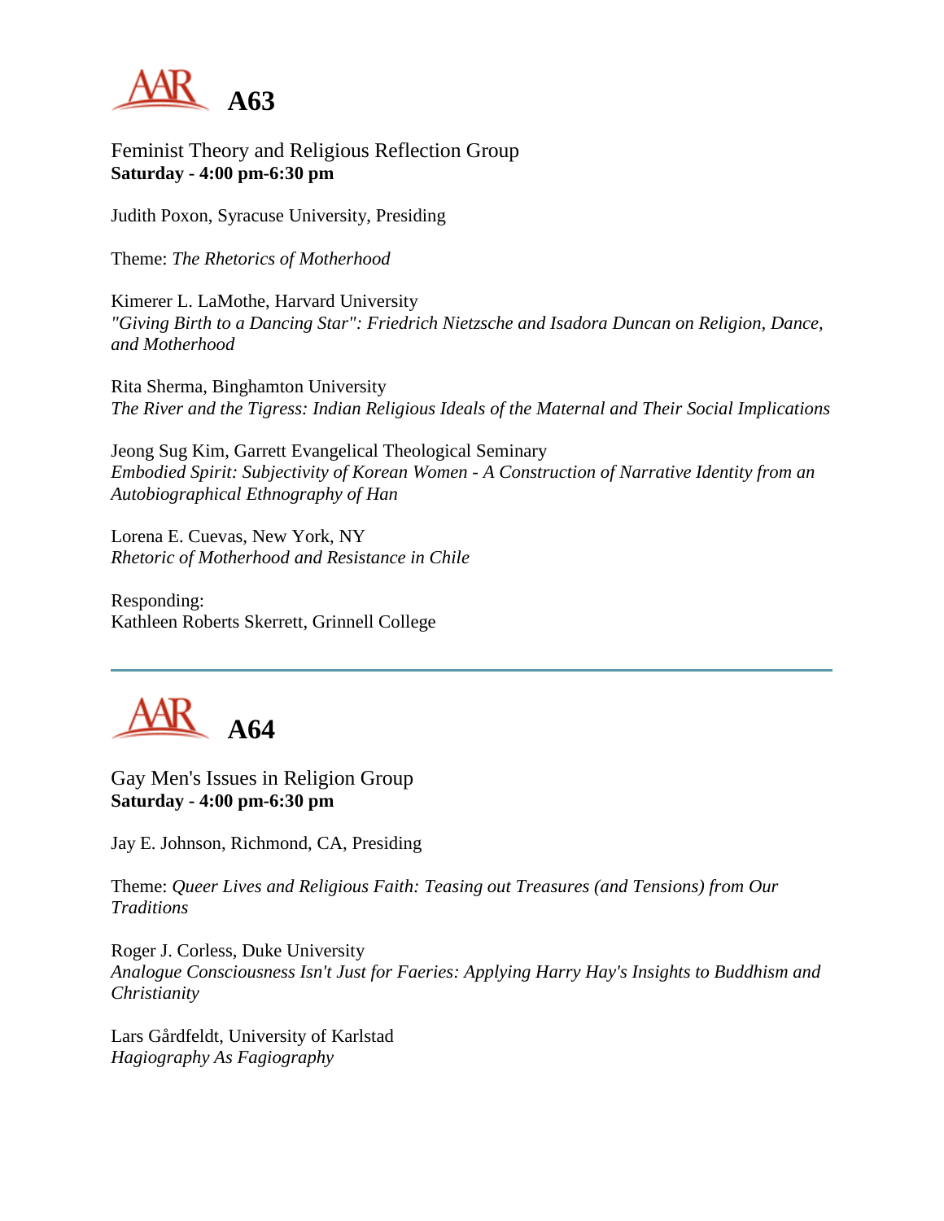## A63

Feminist Theory and Religious Reflection Group
**Saturday - 4:00 pm-6:30 pm**

Judith Poxon, Syracuse University, Presiding

Theme: *The Rhetorics of Motherhood*

Kimerer L. LaMothe, Harvard University
*"Giving Birth to a Dancing Star": Friedrich Nietzsche and Isadora Duncan on Religion, Dance, and Motherhood*

Rita Sherma, Binghamton University
*The River and the Tigress: Indian Religious Ideals of the Maternal and Their Social Implications*

Jeong Sug Kim, Garrett Evangelical Theological Seminary
*Embodied Spirit: Subjectivity of Korean Women - A Construction of Narrative Identity from an Autobiographical Ethnography of Han*

Lorena E. Cuevas, New York, NY
*Rhetoric of Motherhood and Resistance in Chile*

Responding:
Kathleen Roberts Skerrett, Grinnell College

---

## A64

Gay Men's Issues in Religion Group
**Saturday - 4:00 pm-6:30 pm**

Jay E. Johnson, Richmond, CA, Presiding

Theme: *Queer Lives and Religious Faith: Teasing out Treasures (and Tensions) from Our Traditions*

Roger J. Corless, Duke University
*Analogue Consciousness Isn't Just for Faeries: Applying Harry Hay's Insights to Buddhism and Christianity*

Lars Gårdfeldt, University of Karlstad
*Hagiography As Fagiography*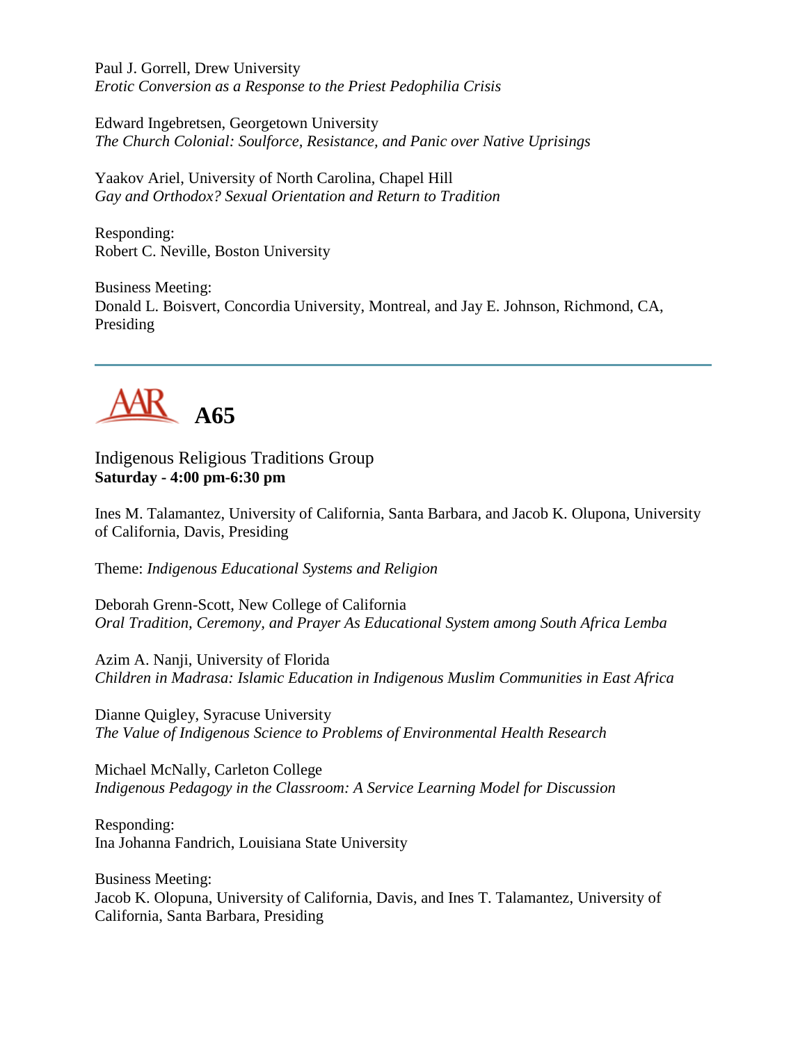Paul J. Gorrell, Drew University
*Erotic Conversion as a Response to the Priest Pedophilia Crisis*

Edward Ingebretsen, Georgetown University
*The Church Colonial: Soulforce, Resistance, and Panic over Native Uprisings*

Yaakov Ariel, University of North Carolina, Chapel Hill
*Gay and Orthodox? Sexual Orientation and Return to Tradition*

Responding:
Robert C. Neville, Boston University

Business Meeting:
Donald L. Boisvert, Concordia University, Montreal, and Jay E. Johnson, Richmond, CA, Presiding

---

## AAR A65

Indigenous Religious Traditions Group
**Saturday - 4:00 pm-6:30 pm**

Ines M. Talamantez, University of California, Santa Barbara, and Jacob K. Olupona, University of California, Davis, Presiding

Theme: *Indigenous Educational Systems and Religion*

Deborah Grenn-Scott, New College of California
*Oral Tradition, Ceremony, and Prayer As Educational System among South Africa Lemba*

Azim A. Nanji, University of Florida
*Children in Madrasa: Islamic Education in Indigenous Muslim Communities in East Africa*

Dianne Quigley, Syracuse University
*The Value of Indigenous Science to Problems of Environmental Health Research*

Michael McNally, Carleton College
*Indigenous Pedagogy in the Classroom: A Service Learning Model for Discussion*

Responding:
Ina Johanna Fandrich, Louisiana State University

Business Meeting:
Jacob K. Olopuna, University of California, Davis, and Ines T. Talamantez, University of California, Santa Barbara, Presiding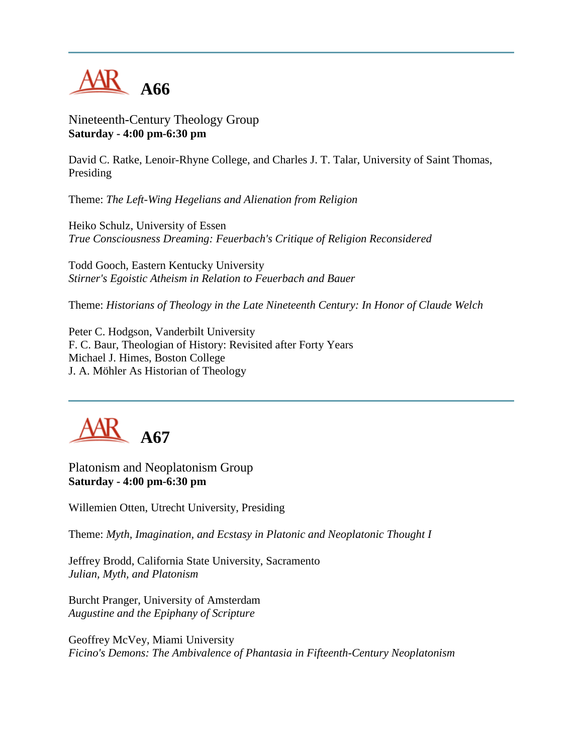# A66

Nineteenth-Century Theology Group
**Saturday - 4:00 pm-6:30 pm**

David C. Ratke, Lenoir-Rhyne College, and Charles J. T. Talar, University of Saint Thomas, Presiding

Theme: *The Left-Wing Hegelians and Alienation from Religion*

Heiko Schulz, University of Essen
*True Consciousness Dreaming: Feuerbach's Critique of Religion Reconsidered*

Todd Gooch, Eastern Kentucky University
*Stirner's Egoistic Atheism in Relation to Feuerbach and Bauer*

Theme: *Historians of Theology in the Late Nineteenth Century: In Honor of Claude Welch*

Peter C. Hodgson, Vanderbilt University
F. C. Baur, Theologian of History: Revisited after Forty Years
Michael J. Himes, Boston College
J. A. Möhler As Historian of Theology

# A67

Platonism and Neoplatonism Group
**Saturday - 4:00 pm-6:30 pm**

Willemien Otten, Utrecht University, Presiding

Theme: *Myth, Imagination, and Ecstasy in Platonic and Neoplatonic Thought I*

Jeffrey Brodd, California State University, Sacramento
*Julian, Myth, and Platonism*

Burcht Pranger, University of Amsterdam
*Augustine and the Epiphany of Scripture*

Geoffrey McVey, Miami University
*Ficino's Demons: The Ambivalence of Phantasia in Fifteenth-Century Neoplatonism*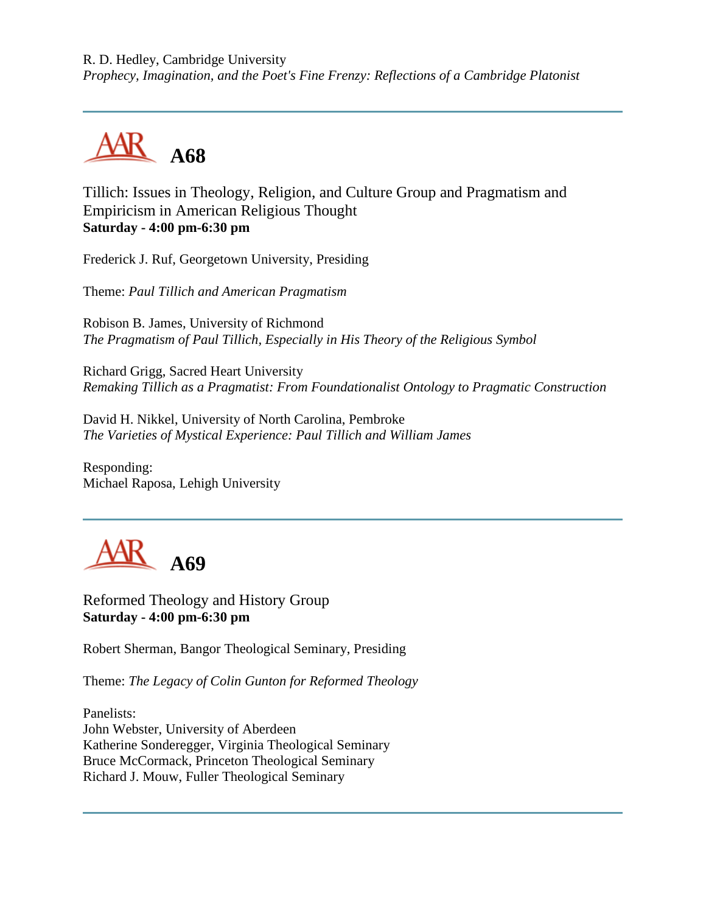R. D. Hedley, Cambridge University
*Prophecy, Imagination, and the Poet's Fine Frenzy: Reflections of a Cambridge Platonist*

---

## A68

Tillich: Issues in Theology, Religion, and Culture Group and Pragmatism and Empiricism in American Religious Thought
**Saturday - 4:00 pm-6:30 pm**

Frederick J. Ruf, Georgetown University, Presiding

Theme: *Paul Tillich and American Pragmatism*

Robison B. James, University of Richmond
*The Pragmatism of Paul Tillich, Especially in His Theory of the Religious Symbol*

Richard Grigg, Sacred Heart University
*Remaking Tillich as a Pragmatist: From Foundationalist Ontology to Pragmatic Construction*

David H. Nikkel, University of North Carolina, Pembroke
*The Varieties of Mystical Experience: Paul Tillich and William James*

Responding:
Michael Raposa, Lehigh University

---

## A69

Reformed Theology and History Group
**Saturday - 4:00 pm-6:30 pm**

Robert Sherman, Bangor Theological Seminary, Presiding

Theme: *The Legacy of Colin Gunton for Reformed Theology*

Panelists:
John Webster, University of Aberdeen
Katherine Sonderegger, Virginia Theological Seminary
Bruce McCormack, Princeton Theological Seminary
Richard J. Mouw, Fuller Theological Seminary

---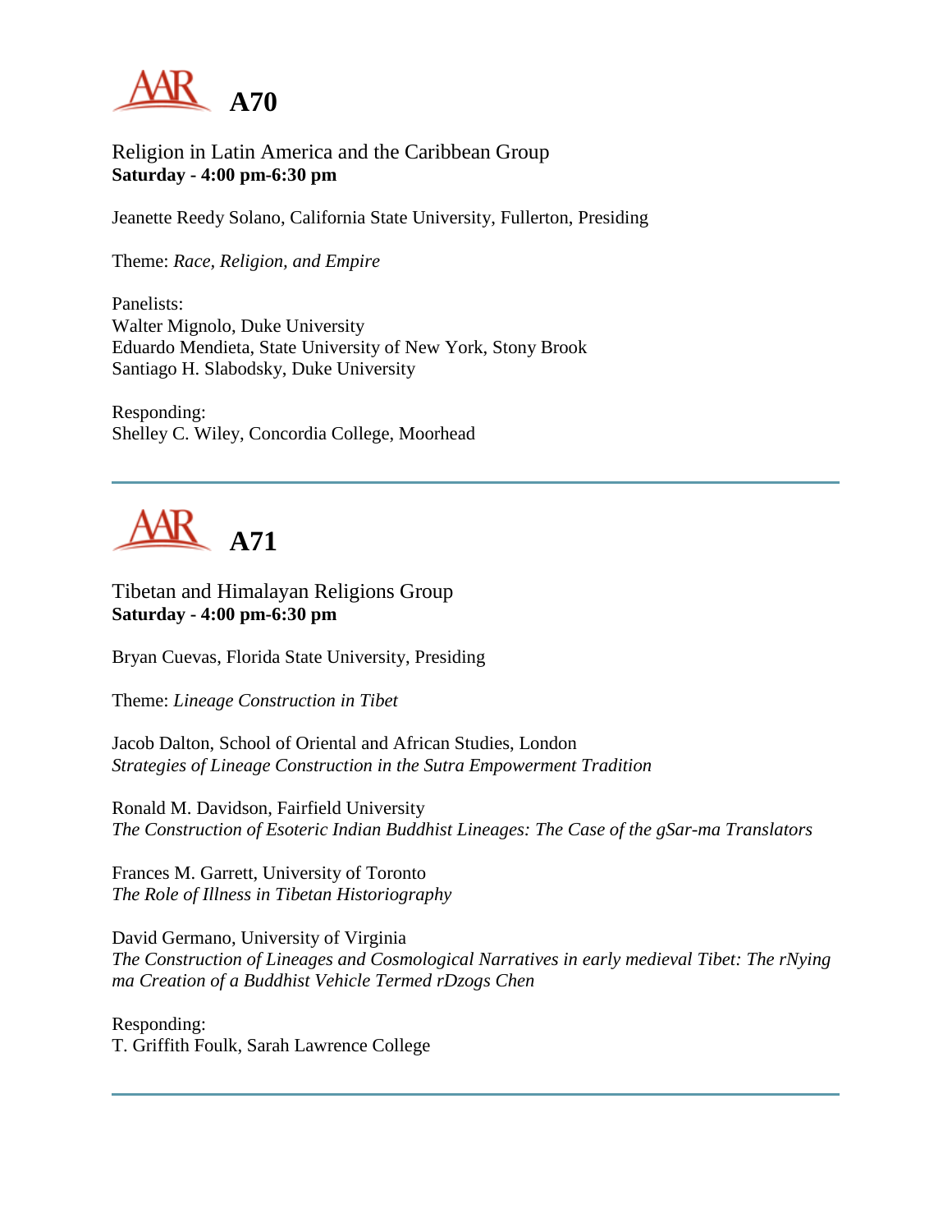## A70

Religion in Latin America and the Caribbean Group
**Saturday - 4:00 pm-6:30 pm**

Jeanette Reedy Solano, California State University, Fullerton, Presiding

Theme: *Race, Religion, and Empire*

Panelists:
Walter Mignolo, Duke University
Eduardo Mendieta, State University of New York, Stony Brook
Santiago H. Slabodsky, Duke University

Responding:
Shelley C. Wiley, Concordia College, Moorhead

---

## A71

Tibetan and Himalayan Religions Group
**Saturday - 4:00 pm-6:30 pm**

Bryan Cuevas, Florida State University, Presiding

Theme: *Lineage Construction in Tibet*

Jacob Dalton, School of Oriental and African Studies, London
*Strategies of Lineage Construction in the Sutra Empowerment Tradition*

Ronald M. Davidson, Fairfield University
*The Construction of Esoteric Indian Buddhist Lineages: The Case of the gSar-ma Translators*

Frances M. Garrett, University of Toronto
*The Role of Illness in Tibetan Historiography*

David Germano, University of Virginia
*The Construction of Lineages and Cosmological Narratives in early medieval Tibet: The rNying ma Creation of a Buddhist Vehicle Termed rDzogs Chen*

Responding:
T. Griffith Foulk, Sarah Lawrence College

---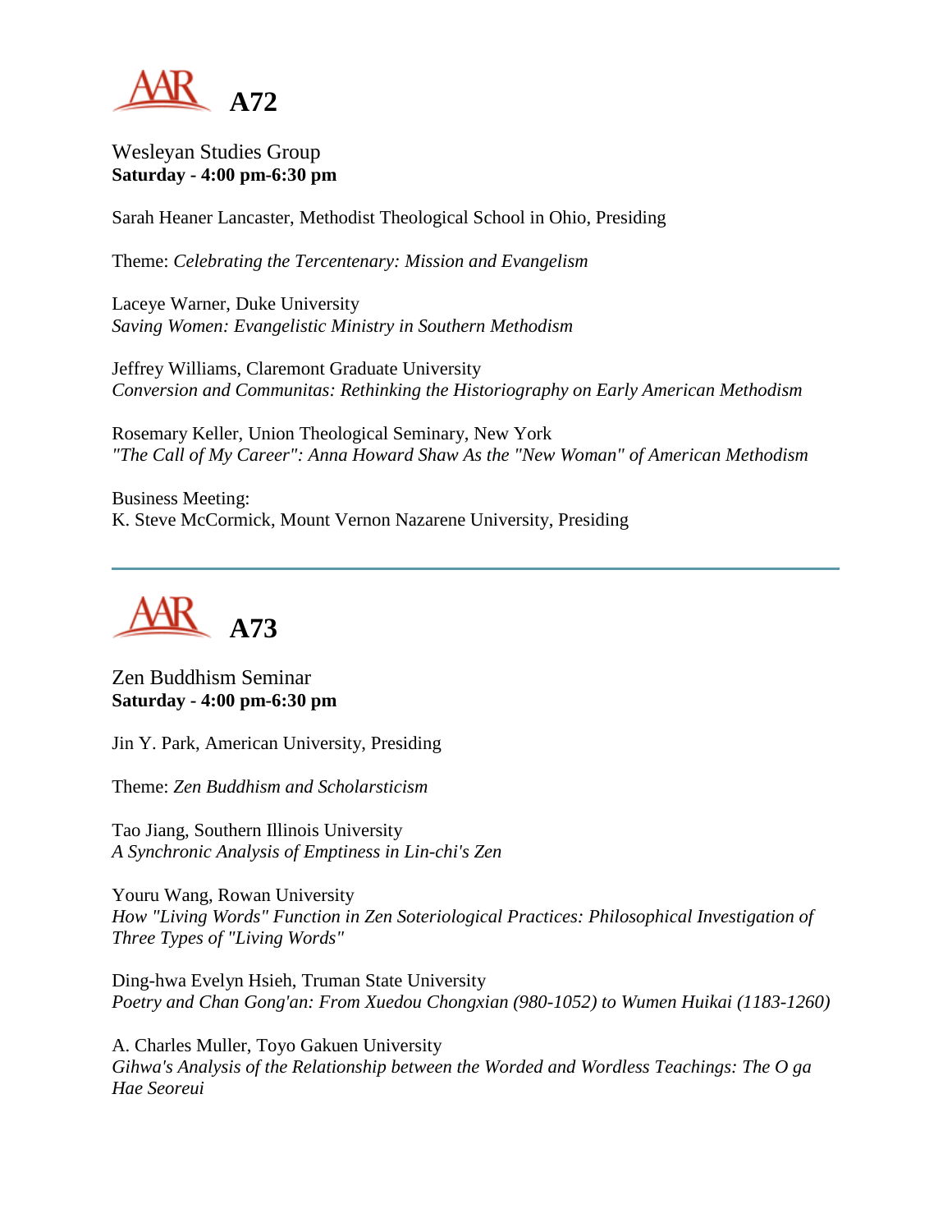# A72

Wesleyan Studies Group
**Saturday - 4:00 pm-6:30 pm**

Sarah Heaner Lancaster, Methodist Theological School in Ohio, Presiding

Theme: *Celebrating the Tercentenary: Mission and Evangelism*

Laceye Warner, Duke University
*Saving Women: Evangelistic Ministry in Southern Methodism*

Jeffrey Williams, Claremont Graduate University
*Conversion and Communitas: Rethinking the Historiography on Early American Methodism*

Rosemary Keller, Union Theological Seminary, New York
*"The Call of My Career": Anna Howard Shaw As the "New Woman" of American Methodism*

Business Meeting:
K. Steve McCormick, Mount Vernon Nazarene University, Presiding

---

# A73

Zen Buddhism Seminar
**Saturday - 4:00 pm-6:30 pm**

Jin Y. Park, American University, Presiding

Theme: *Zen Buddhism and Scholarsticism*

Tao Jiang, Southern Illinois University
*A Synchronic Analysis of Emptiness in Lin-chi's Zen*

Youru Wang, Rowan University
*How "Living Words" Function in Zen Soteriological Practices: Philosophical Investigation of Three Types of "Living Words"*

Ding-hwa Evelyn Hsieh, Truman State University
*Poetry and Chan Gong'an: From Xuedou Chongxian (980-1052) to Wumen Huikai (1183-1260)*

A. Charles Muller, Toyo Gakuen University
*Gihwa's Analysis of the Relationship between the Worded and Wordless Teachings: The O ga Hae Seoreui*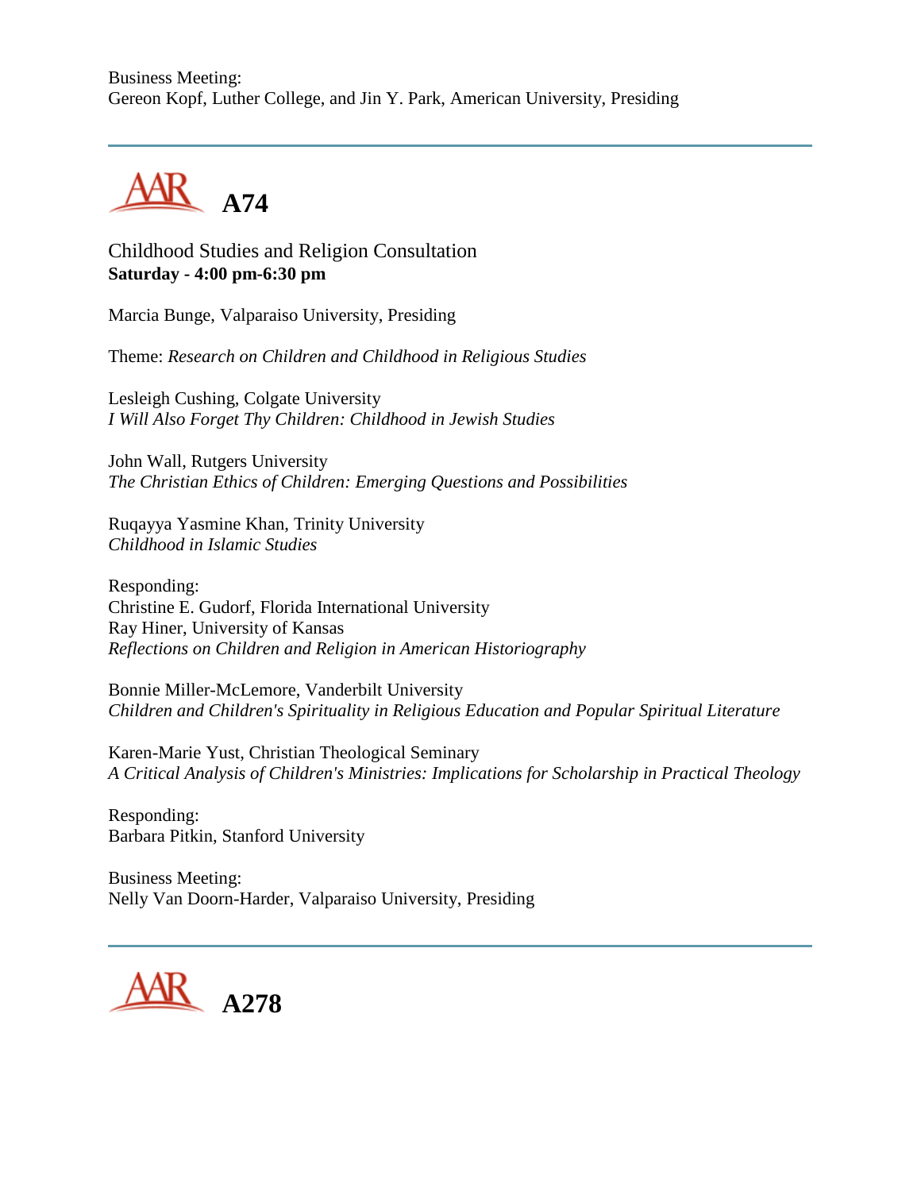Business Meeting:
Gereon Kopf, Luther College, and Jin Y. Park, American University, Presiding

---

## A74

Childhood Studies and Religion Consultation
**Saturday - 4:00 pm-6:30 pm**

Marcia Bunge, Valparaiso University, Presiding

Theme: *Research on Children and Childhood in Religious Studies*

Lesleigh Cushing, Colgate University
*I Will Also Forget Thy Children: Childhood in Jewish Studies*

John Wall, Rutgers University
*The Christian Ethics of Children: Emerging Questions and Possibilities*

Ruqayya Yasmine Khan, Trinity University
*Childhood in Islamic Studies*

Responding:
Christine E. Gudorf, Florida International University
Ray Hiner, University of Kansas
*Reflections on Children and Religion in American Historiography*

Bonnie Miller-McLemore, Vanderbilt University
*Children and Children's Spirituality in Religious Education and Popular Spiritual Literature*

Karen-Marie Yust, Christian Theological Seminary
*A Critical Analysis of Children's Ministries: Implications for Scholarship in Practical Theology*

Responding:
Barbara Pitkin, Stanford University

Business Meeting:
Nelly Van Doorn-Harder, Valparaiso University, Presiding

---

## A278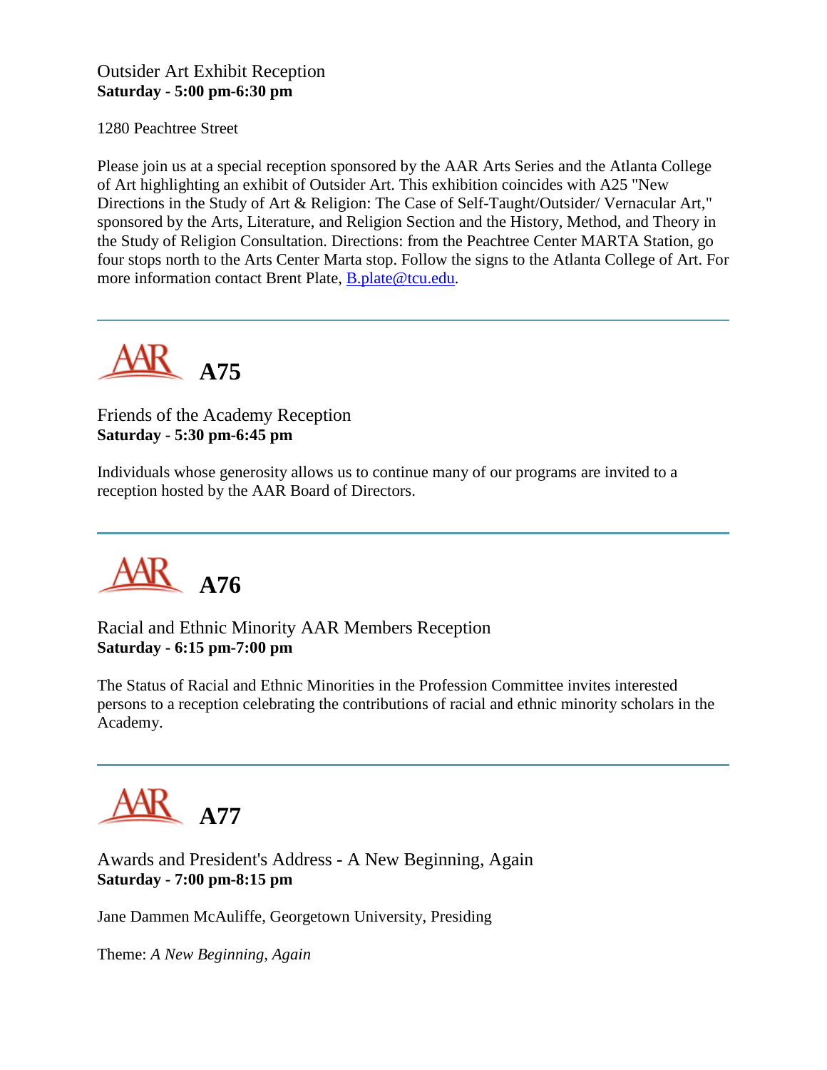Outsider Art Exhibit Reception
**Saturday - 5:00 pm-6:30 pm**

1280 Peachtree Street

Please join us at a special reception sponsored by the AAR Arts Series and the Atlanta College of Art highlighting an exhibit of Outsider Art. This exhibition coincides with A25 "New Directions in the Study of Art & Religion: The Case of Self-Taught/Outsider/ Vernacular Art," sponsored by the Arts, Literature, and Religion Section and the History, Method, and Theory in the Study of Religion Consultation. Directions: from the Peachtree Center MARTA Station, go four stops north to the Arts Center Marta stop. Follow the signs to the Atlanta College of Art. For more information contact Brent Plate, B.plate@tcu.edu.

---

## A75

Friends of the Academy Reception
**Saturday - 5:30 pm-6:45 pm**

Individuals whose generosity allows us to continue many of our programs are invited to a reception hosted by the AAR Board of Directors.

---

## A76

Racial and Ethnic Minority AAR Members Reception
**Saturday - 6:15 pm-7:00 pm**

The Status of Racial and Ethnic Minorities in the Profession Committee invites interested persons to a reception celebrating the contributions of racial and ethnic minority scholars in the Academy.

---

## A77

Awards and President's Address - A New Beginning, Again
**Saturday - 7:00 pm-8:15 pm**

Jane Dammen McAuliffe, Georgetown University, Presiding

Theme: *A New Beginning, Again*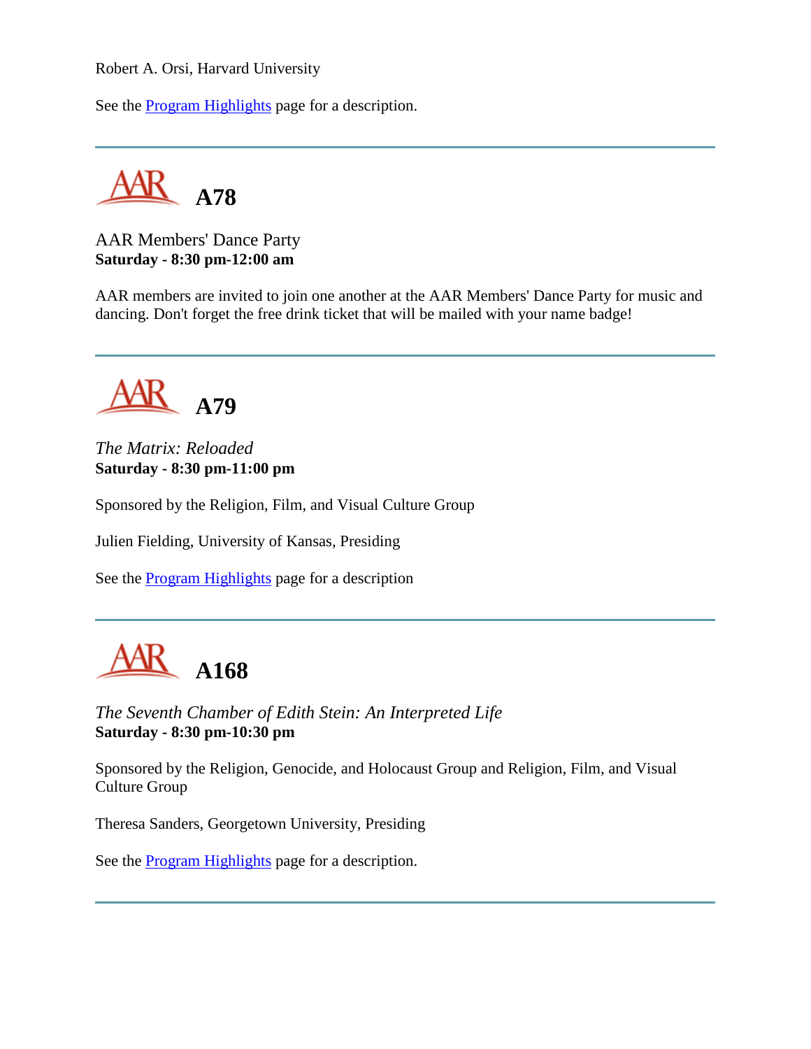Robert A. Orsi, Harvard University

See the Program Highlights page for a description.

---

## A78

AAR Members' Dance Party
**Saturday - 8:30 pm-12:00 am**

AAR members are invited to join one another at the AAR Members' Dance Party for music and dancing. Don't forget the free drink ticket that will be mailed with your name badge!

---

## A79

*The Matrix: Reloaded*
**Saturday - 8:30 pm-11:00 pm**

Sponsored by the Religion, Film, and Visual Culture Group

Julien Fielding, University of Kansas, Presiding

See the Program Highlights page for a description

---

## A168

*The Seventh Chamber of Edith Stein: An Interpreted Life*
**Saturday - 8:30 pm-10:30 pm**

Sponsored by the Religion, Genocide, and Holocaust Group and Religion, Film, and Visual Culture Group

Theresa Sanders, Georgetown University, Presiding

See the Program Highlights page for a description.

---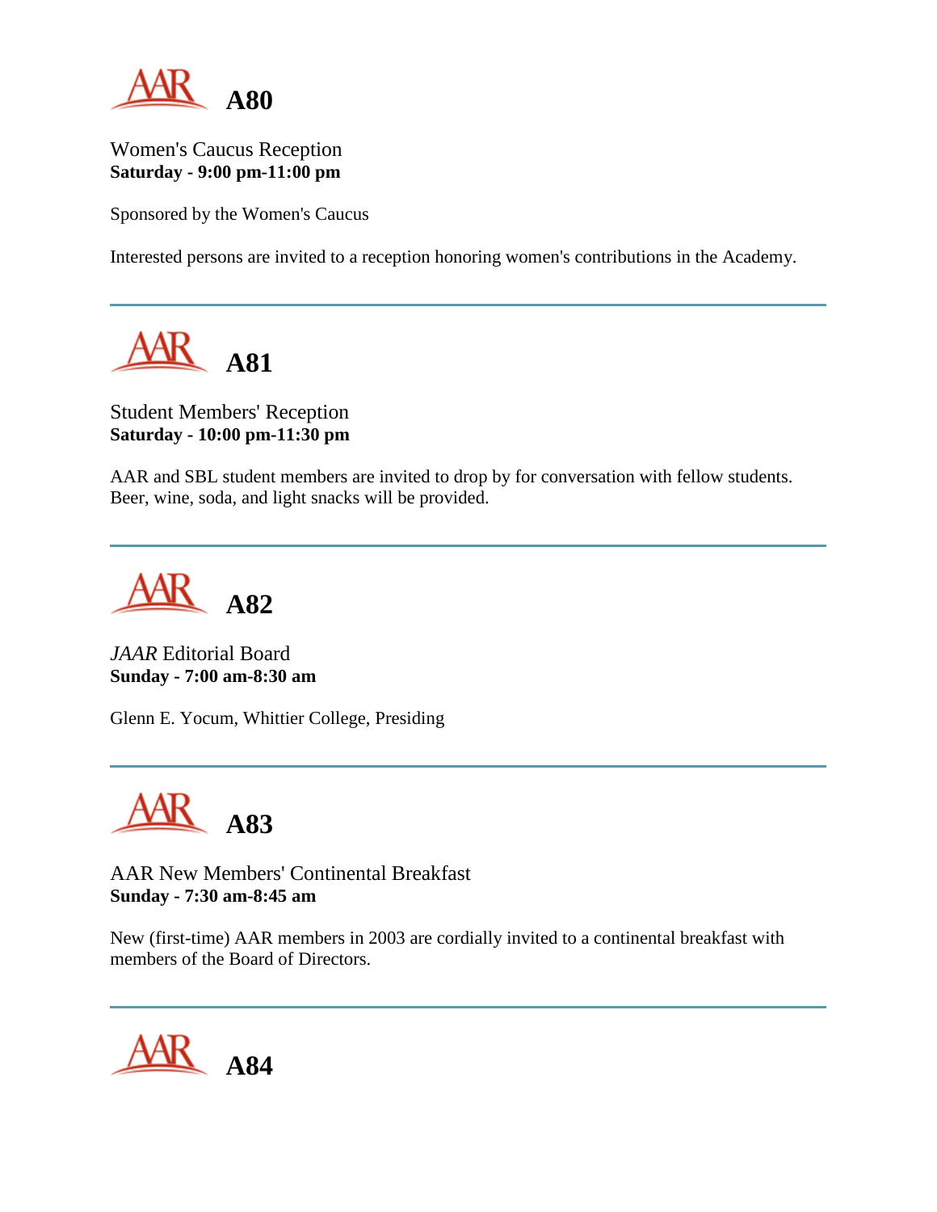## A80

Women's Caucus Reception
**Saturday - 9:00 pm-11:00 pm**

Sponsored by the Women's Caucus

Interested persons are invited to a reception honoring women's contributions in the Academy.

---

## A81

Student Members' Reception
**Saturday - 10:00 pm-11:30 pm**

AAR and SBL student members are invited to drop by for conversation with fellow students. Beer, wine, soda, and light snacks will be provided.

---

## A82

*JAAR* Editorial Board
**Sunday - 7:00 am-8:30 am**

Glenn E. Yocum, Whittier College, Presiding

---

## A83

AAR New Members' Continental Breakfast
**Sunday - 7:30 am-8:45 am**

New (first-time) AAR members in 2003 are cordially invited to a continental breakfast with members of the Board of Directors.

---

## A84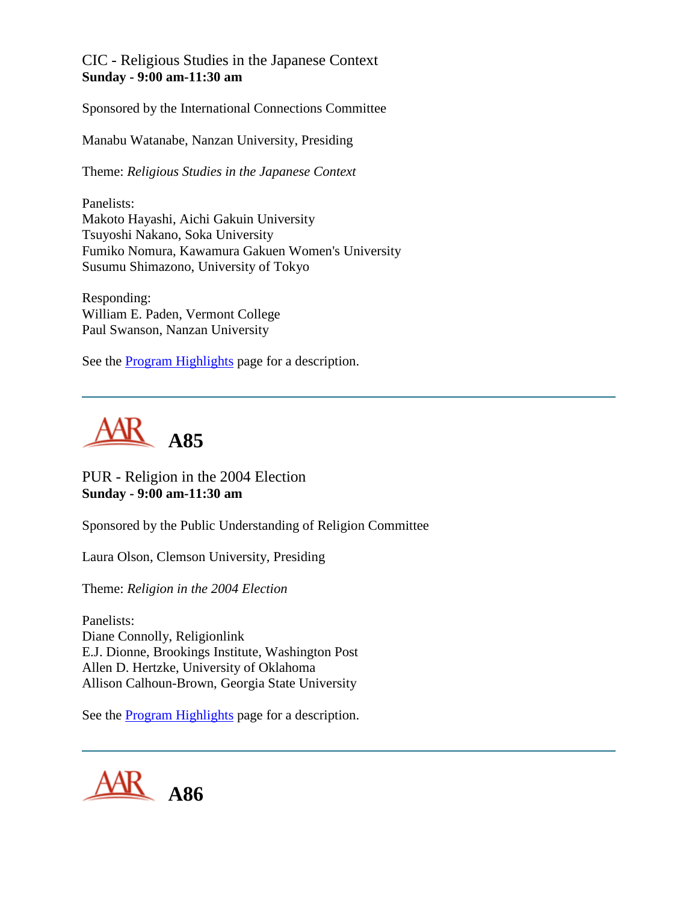CIC - Religious Studies in the Japanese Context
**Sunday - 9:00 am-11:30 am**

Sponsored by the International Connections Committee

Manabu Watanabe, Nanzan University, Presiding

Theme: *Religious Studies in the Japanese Context*

Panelists:
Makoto Hayashi, Aichi Gakuin University
Tsuyoshi Nakano, Soka University
Fumiko Nomura, Kawamura Gakuen Women's University
Susumu Shimazono, University of Tokyo

Responding:
William E. Paden, Vermont College
Paul Swanson, Nanzan University

See the Program Highlights page for a description.

---

# AAR A85

PUR - Religion in the 2004 Election
**Sunday - 9:00 am-11:30 am**

Sponsored by the Public Understanding of Religion Committee

Laura Olson, Clemson University, Presiding

Theme: *Religion in the 2004 Election*

Panelists:
Diane Connolly, Religionlink
E.J. Dionne, Brookings Institute, Washington Post
Allen D. Hertzke, University of Oklahoma
Allison Calhoun-Brown, Georgia State University

See the Program Highlights page for a description.

---

# AAR A86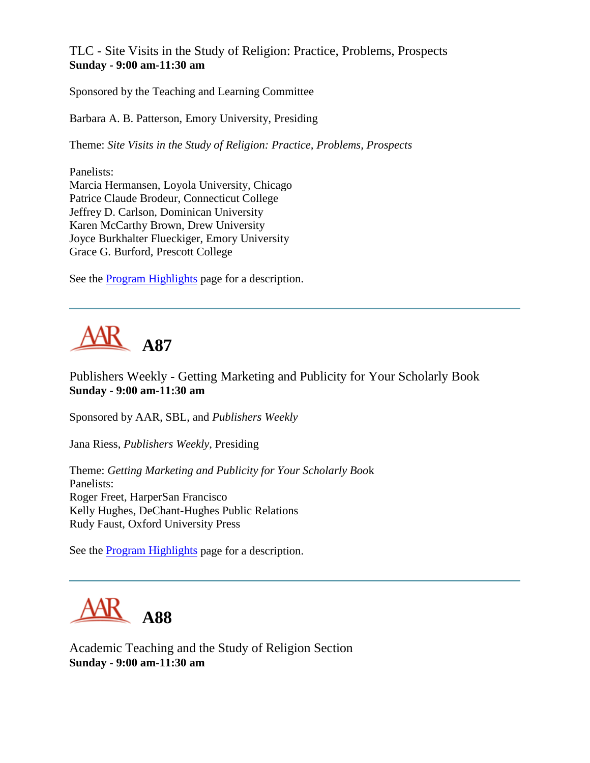TLC - Site Visits in the Study of Religion: Practice, Problems, Prospects
**Sunday - 9:00 am-11:30 am**

Sponsored by the Teaching and Learning Committee

Barbara A. B. Patterson, Emory University, Presiding

Theme: *Site Visits in the Study of Religion: Practice, Problems, Prospects*

Panelists:
Marcia Hermansen, Loyola University, Chicago
Patrice Claude Brodeur, Connecticut College
Jeffrey D. Carlson, Dominican University
Karen McCarthy Brown, Drew University
Joyce Burkhalter Flueckiger, Emory University
Grace G. Burford, Prescott College

See the Program Highlights page for a description.

---

## AAR A87

Publishers Weekly - Getting Marketing and Publicity for Your Scholarly Book
**Sunday - 9:00 am-11:30 am**

Sponsored by AAR, SBL, and *Publishers Weekly*

Jana Riess, *Publishers Weekly*, Presiding

Theme: *Getting Marketing and Publicity for Your Scholarly Book*
Panelists:
Roger Freet, HarperSan Francisco
Kelly Hughes, DeChant-Hughes Public Relations
Rudy Faust, Oxford University Press

See the Program Highlights page for a description.

---

## AAR A88

Academic Teaching and the Study of Religion Section
**Sunday - 9:00 am-11:30 am**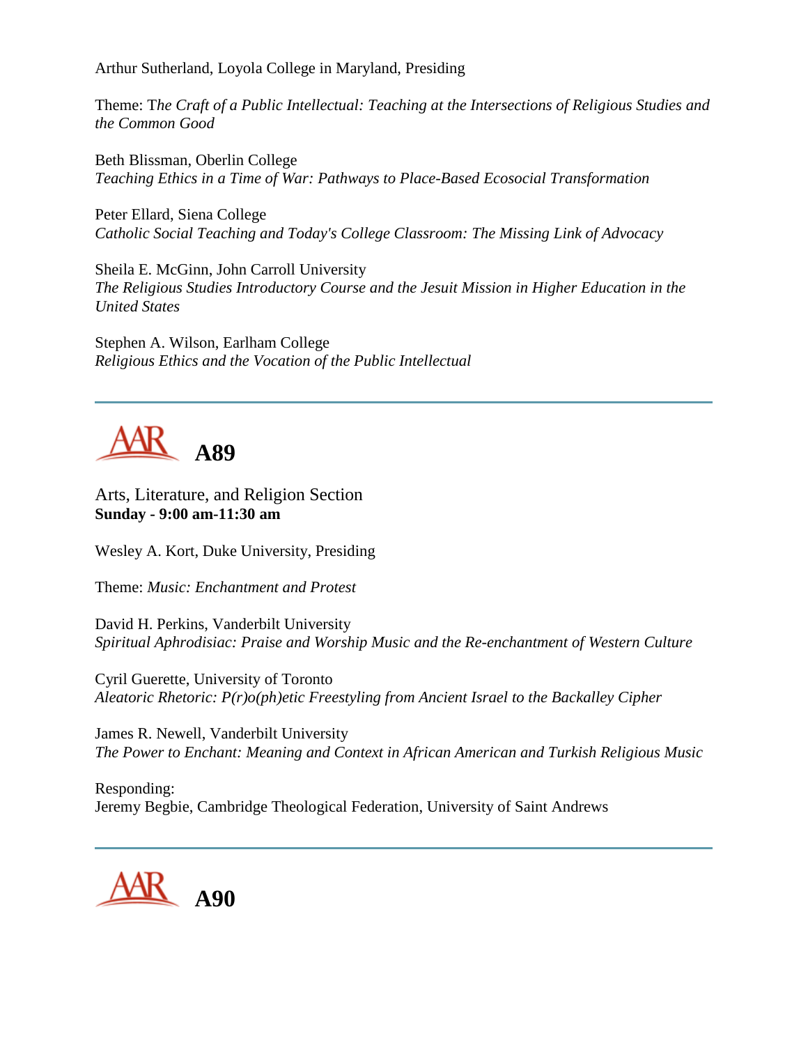Arthur Sutherland, Loyola College in Maryland, Presiding

Theme: T*he Craft of a Public Intellectual: Teaching at the Intersections of Religious Studies and the Common Good*

Beth Blissman, Oberlin College
*Teaching Ethics in a Time of War: Pathways to Place-Based Ecosocial Transformation*

Peter Ellard, Siena College
*Catholic Social Teaching and Today's College Classroom: The Missing Link of Advocacy*

Sheila E. McGinn, John Carroll University
*The Religious Studies Introductory Course and the Jesuit Mission in Higher Education in the United States*

Stephen A. Wilson, Earlham College
*Religious Ethics and the Vocation of the Public Intellectual*

---

## A89

Arts, Literature, and Religion Section
**Sunday - 9:00 am-11:30 am**

Wesley A. Kort, Duke University, Presiding

Theme: *Music: Enchantment and Protest*

David H. Perkins, Vanderbilt University
*Spiritual Aphrodisiac: Praise and Worship Music and the Re-enchantment of Western Culture*

Cyril Guerette, University of Toronto
*Aleatoric Rhetoric: P(r)o(ph)etic Freestyling from Ancient Israel to the Backalley Cipher*

James R. Newell, Vanderbilt University
*The Power to Enchant: Meaning and Context in African American and Turkish Religious Music*

Responding:
Jeremy Begbie, Cambridge Theological Federation, University of Saint Andrews

---

## A90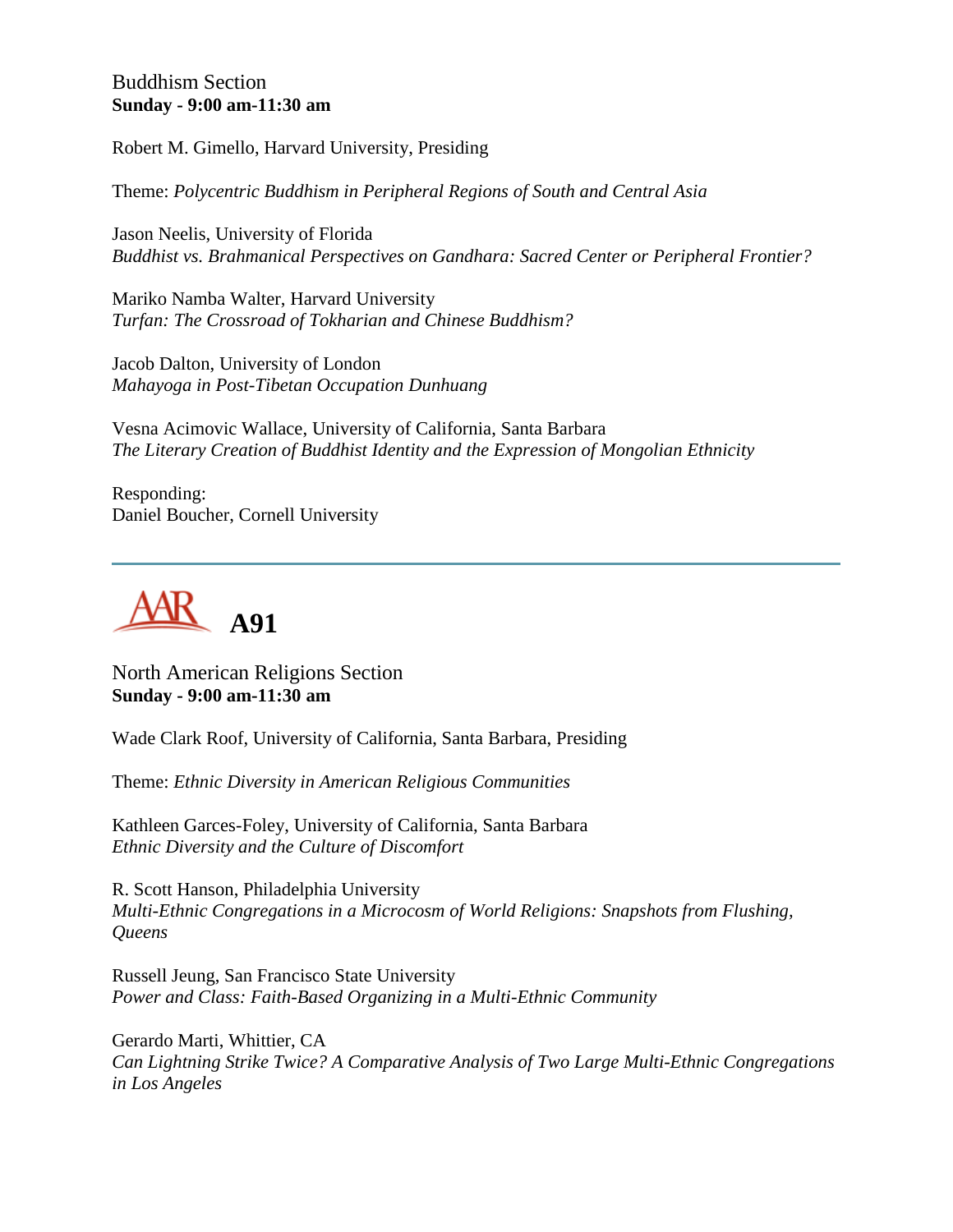Buddhism Section
**Sunday - 9:00 am-11:30 am**

Robert M. Gimello, Harvard University, Presiding

Theme: *Polycentric Buddhism in Peripheral Regions of South and Central Asia*

Jason Neelis, University of Florida
*Buddhist vs. Brahmanical Perspectives on Gandhara: Sacred Center or Peripheral Frontier?*

Mariko Namba Walter, Harvard University
*Turfan: The Crossroad of Tokharian and Chinese Buddhism?*

Jacob Dalton, University of London
*Mahayoga in Post-Tibetan Occupation Dunhuang*

Vesna Acimovic Wallace, University of California, Santa Barbara
*The Literary Creation of Buddhist Identity and the Expression of Mongolian Ethnicity*

Responding:
Daniel Boucher, Cornell University

---

# AAR A91

North American Religions Section
**Sunday - 9:00 am-11:30 am**

Wade Clark Roof, University of California, Santa Barbara, Presiding

Theme: *Ethnic Diversity in American Religious Communities*

Kathleen Garces-Foley, University of California, Santa Barbara
*Ethnic Diversity and the Culture of Discomfort*

R. Scott Hanson, Philadelphia University
*Multi-Ethnic Congregations in a Microcosm of World Religions: Snapshots from Flushing, Queens*

Russell Jeung, San Francisco State University
*Power and Class: Faith-Based Organizing in a Multi-Ethnic Community*

Gerardo Marti, Whittier, CA
*Can Lightning Strike Twice? A Comparative Analysis of Two Large Multi-Ethnic Congregations in Los Angeles*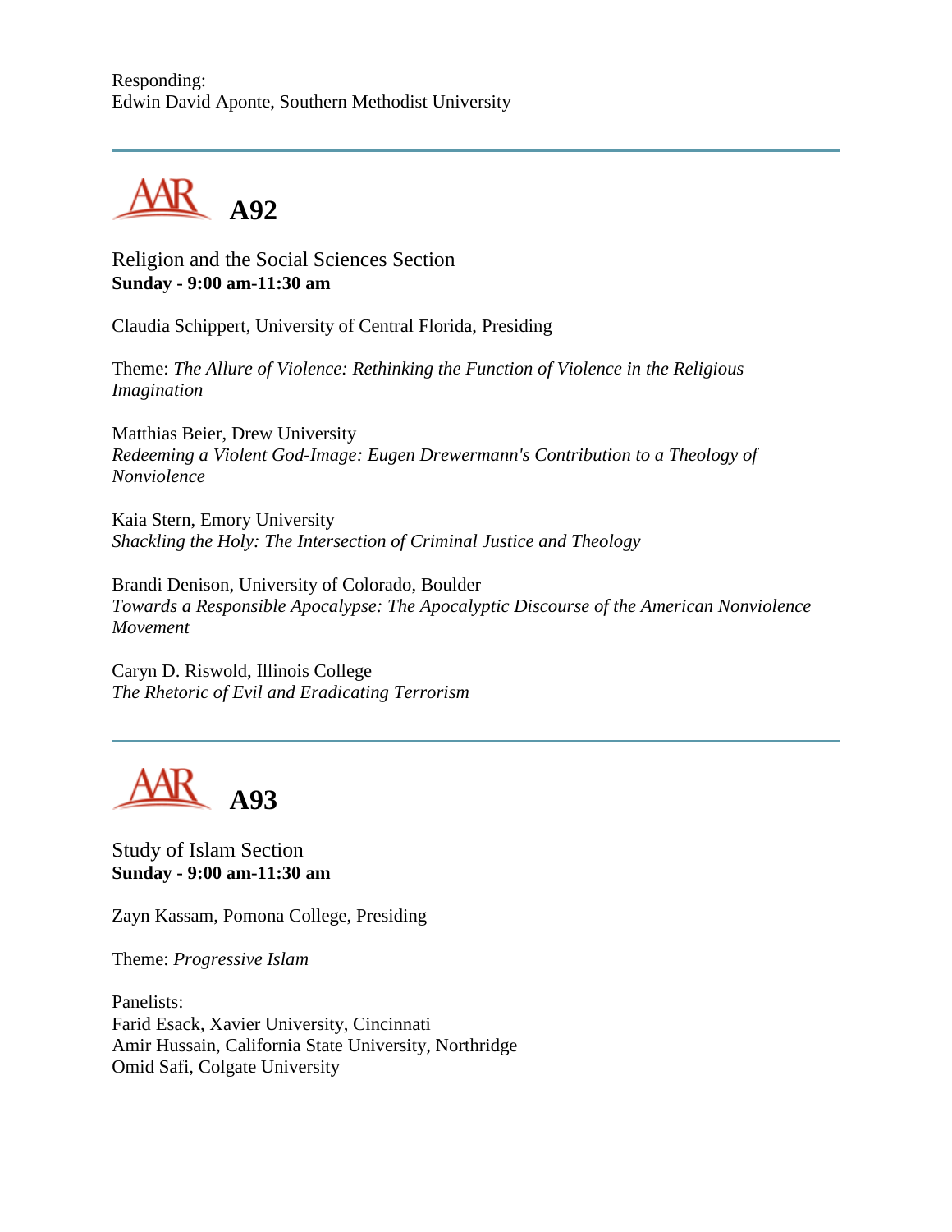Responding:
Edwin David Aponte, Southern Methodist University

---

## A92

Religion and the Social Sciences Section
**Sunday - 9:00 am-11:30 am**

Claudia Schippert, University of Central Florida, Presiding

Theme: *The Allure of Violence: Rethinking the Function of Violence in the Religious Imagination*

Matthias Beier, Drew University
*Redeeming a Violent God-Image: Eugen Drewermann's Contribution to a Theology of Nonviolence*

Kaia Stern, Emory University
*Shackling the Holy: The Intersection of Criminal Justice and Theology*

Brandi Denison, University of Colorado, Boulder
*Towards a Responsible Apocalypse: The Apocalyptic Discourse of the American Nonviolence Movement*

Caryn D. Riswold, Illinois College
*The Rhetoric of Evil and Eradicating Terrorism*

---

## A93

Study of Islam Section
**Sunday - 9:00 am-11:30 am**

Zayn Kassam, Pomona College, Presiding

Theme: *Progressive Islam*

Panelists:
Farid Esack, Xavier University, Cincinnati
Amir Hussain, California State University, Northridge
Omid Safi, Colgate University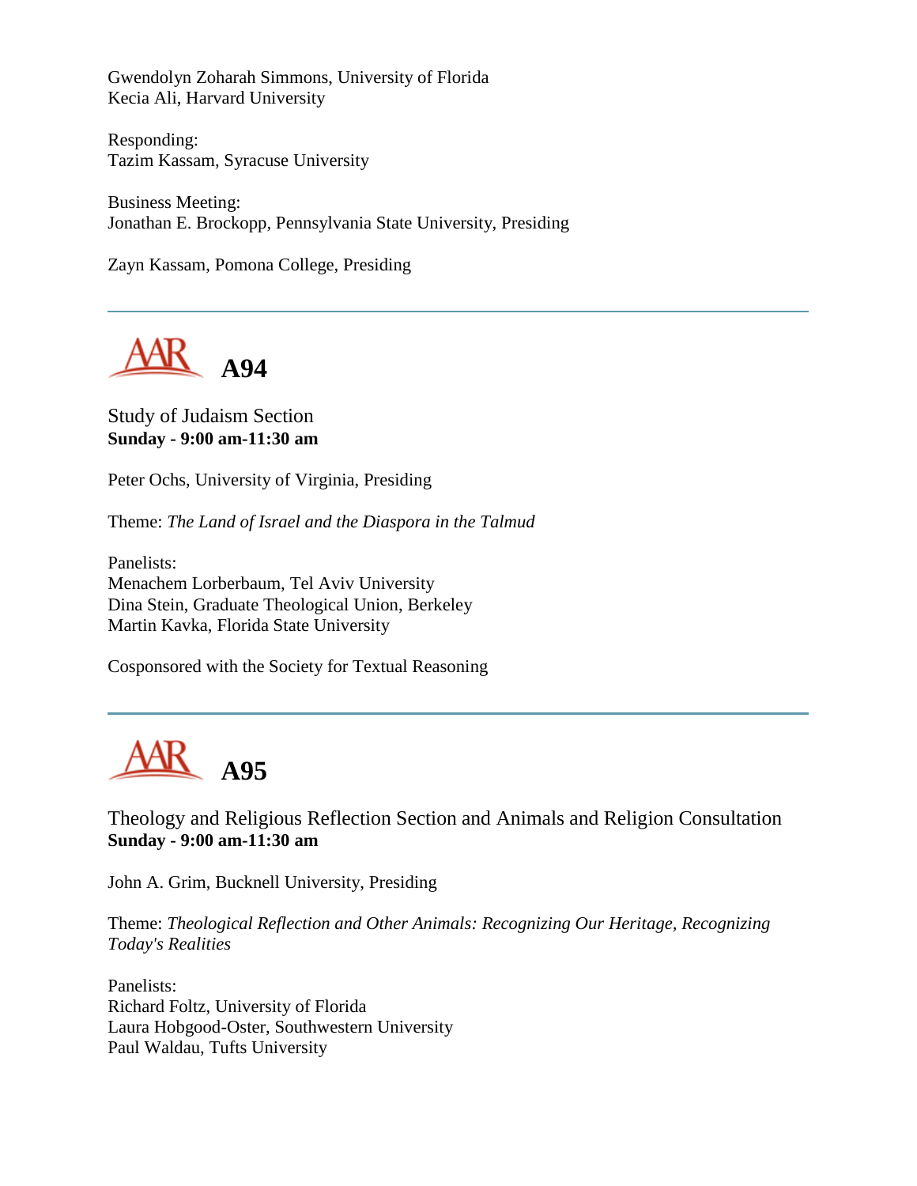Gwendolyn Zoharah Simmons, University of Florida
Kecia Ali, Harvard University

Responding:
Tazim Kassam, Syracuse University

Business Meeting:
Jonathan E. Brockopp, Pennsylvania State University, Presiding

Zayn Kassam, Pomona College, Presiding

---

## A94

Study of Judaism Section
**Sunday - 9:00 am-11:30 am**

Peter Ochs, University of Virginia, Presiding

Theme: *The Land of Israel and the Diaspora in the Talmud*

Panelists:
Menachem Lorberbaum, Tel Aviv University
Dina Stein, Graduate Theological Union, Berkeley
Martin Kavka, Florida State University

Cosponsored with the Society for Textual Reasoning

---

## A95

Theology and Religious Reflection Section and Animals and Religion Consultation
**Sunday - 9:00 am-11:30 am**

John A. Grim, Bucknell University, Presiding

Theme: *Theological Reflection and Other Animals: Recognizing Our Heritage, Recognizing Today's Realities*

Panelists:
Richard Foltz, University of Florida
Laura Hobgood-Oster, Southwestern University
Paul Waldau, Tufts University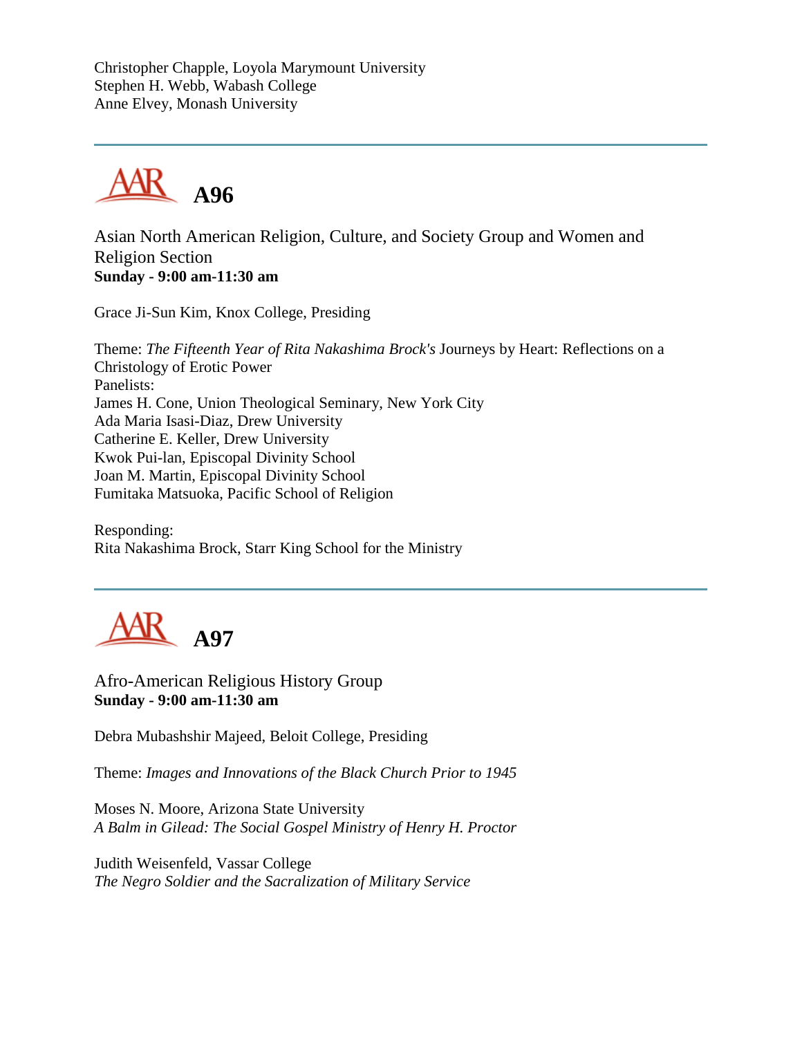Christopher Chapple, Loyola Marymount University
Stephen H. Webb, Wabash College
Anne Elvey, Monash University

---

## A96

Asian North American Religion, Culture, and Society Group and Women and Religion Section
**Sunday - 9:00 am-11:30 am**

Grace Ji-Sun Kim, Knox College, Presiding

Theme: *The Fifteenth Year of Rita Nakashima Brock's* Journeys by Heart: Reflections on a Christology of Erotic Power
Panelists:
James H. Cone, Union Theological Seminary, New York City
Ada Maria Isasi-Diaz, Drew University
Catherine E. Keller, Drew University
Kwok Pui-lan, Episcopal Divinity School
Joan M. Martin, Episcopal Divinity School
Fumitaka Matsuoka, Pacific School of Religion

Responding:
Rita Nakashima Brock, Starr King School for the Ministry

---

## A97

Afro-American Religious History Group
**Sunday - 9:00 am-11:30 am**

Debra Mubashshir Majeed, Beloit College, Presiding

Theme: *Images and Innovations of the Black Church Prior to 1945*

Moses N. Moore, Arizona State University
*A Balm in Gilead: The Social Gospel Ministry of Henry H. Proctor*

Judith Weisenfeld, Vassar College
*The Negro Soldier and the Sacralization of Military Service*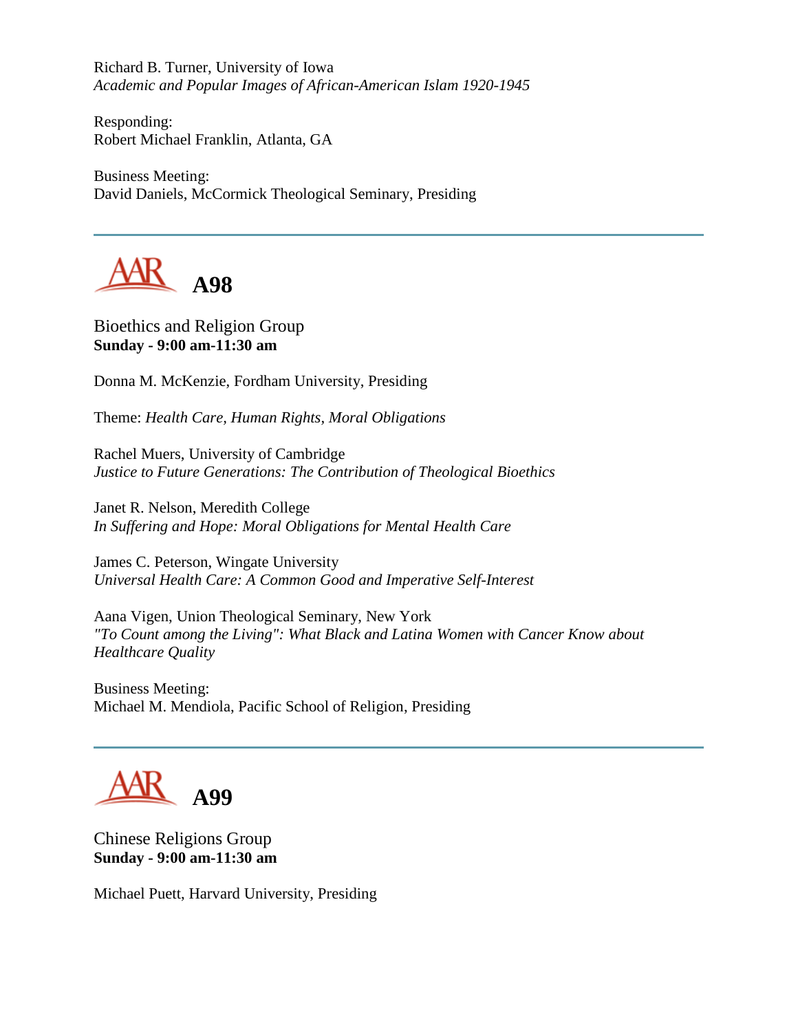Richard B. Turner, University of Iowa
*Academic and Popular Images of African-American Islam 1920-1945*

Responding:
Robert Michael Franklin, Atlanta, GA

Business Meeting:
David Daniels, McCormick Theological Seminary, Presiding

---

## A98

Bioethics and Religion Group
**Sunday - 9:00 am-11:30 am**

Donna M. McKenzie, Fordham University, Presiding

Theme: *Health Care, Human Rights, Moral Obligations*

Rachel Muers, University of Cambridge
*Justice to Future Generations: The Contribution of Theological Bioethics*

Janet R. Nelson, Meredith College
*In Suffering and Hope: Moral Obligations for Mental Health Care*

James C. Peterson, Wingate University
*Universal Health Care: A Common Good and Imperative Self-Interest*

Aana Vigen, Union Theological Seminary, New York
*"To Count among the Living": What Black and Latina Women with Cancer Know about Healthcare Quality*

Business Meeting:
Michael M. Mendiola, Pacific School of Religion, Presiding

---

## A99

Chinese Religions Group
**Sunday - 9:00 am-11:30 am**

Michael Puett, Harvard University, Presiding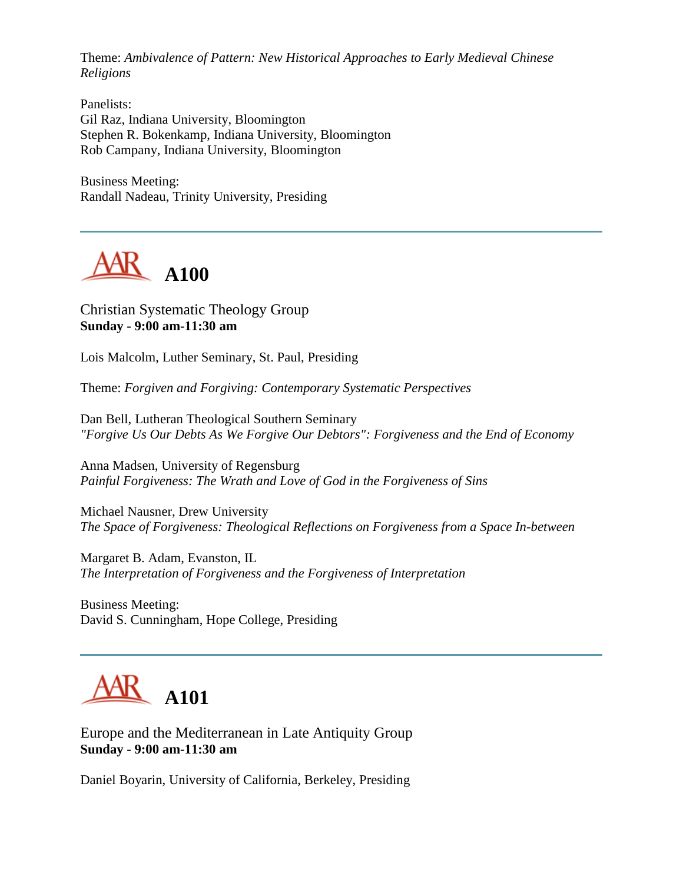Theme: *Ambivalence of Pattern: New Historical Approaches to Early Medieval Chinese Religions*

Panelists:
Gil Raz, Indiana University, Bloomington
Stephen R. Bokenkamp, Indiana University, Bloomington
Rob Campany, Indiana University, Bloomington

Business Meeting:
Randall Nadeau, Trinity University, Presiding

---

## A100

Christian Systematic Theology Group
**Sunday - 9:00 am-11:30 am**

Lois Malcolm, Luther Seminary, St. Paul, Presiding

Theme: *Forgiven and Forgiving: Contemporary Systematic Perspectives*

Dan Bell, Lutheran Theological Southern Seminary
*"Forgive Us Our Debts As We Forgive Our Debtors": Forgiveness and the End of Economy*

Anna Madsen, University of Regensburg
*Painful Forgiveness: The Wrath and Love of God in the Forgiveness of Sins*

Michael Nausner, Drew University
*The Space of Forgiveness: Theological Reflections on Forgiveness from a Space In-between*

Margaret B. Adam, Evanston, IL
*The Interpretation of Forgiveness and the Forgiveness of Interpretation*

Business Meeting:
David S. Cunningham, Hope College, Presiding

---

## A101

Europe and the Mediterranean in Late Antiquity Group
**Sunday - 9:00 am-11:30 am**

Daniel Boyarin, University of California, Berkeley, Presiding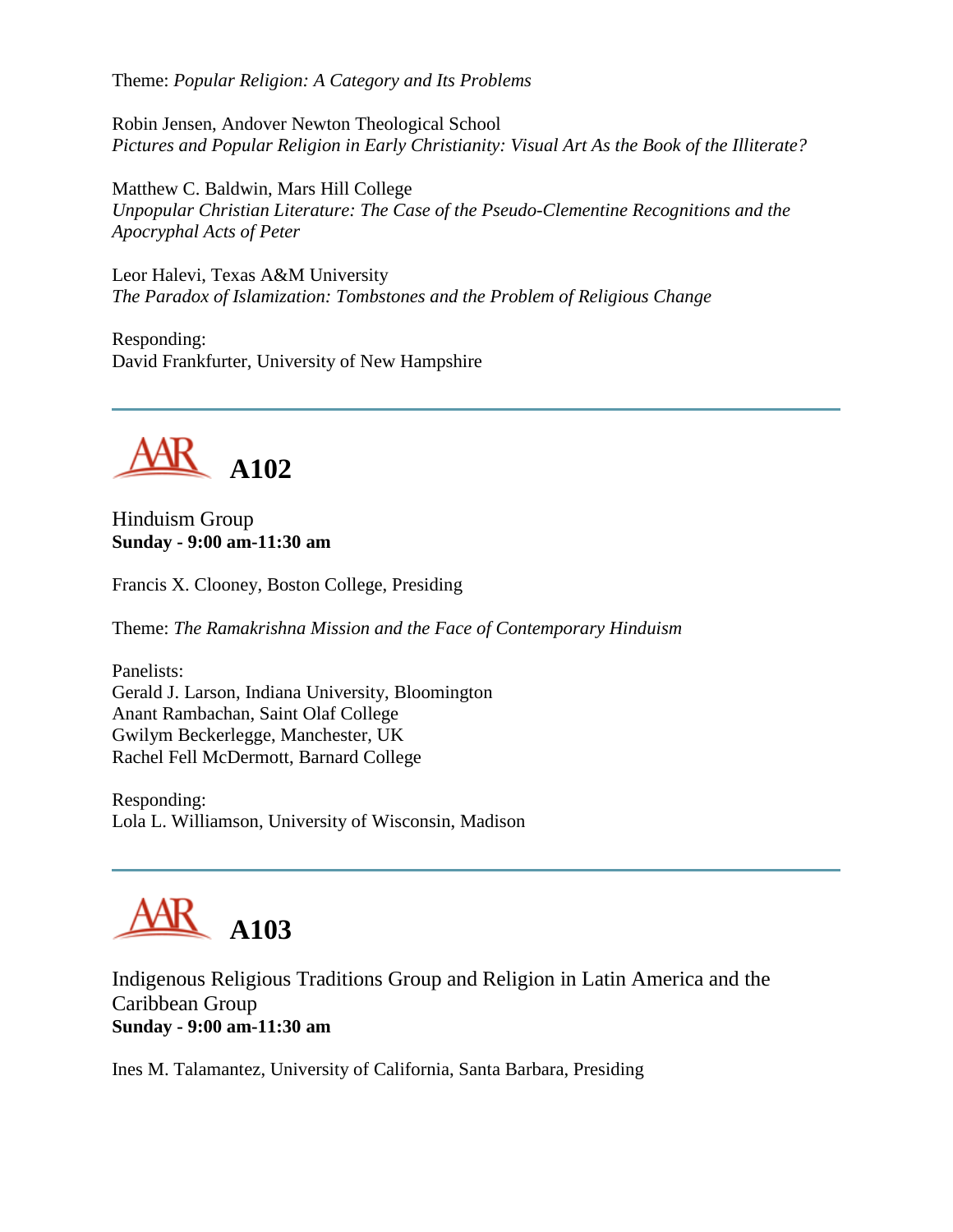Theme: *Popular Religion: A Category and Its Problems*

Robin Jensen, Andover Newton Theological School
*Pictures and Popular Religion in Early Christianity: Visual Art As the Book of the Illiterate?*

Matthew C. Baldwin, Mars Hill College
*Unpopular Christian Literature: The Case of the Pseudo-Clementine Recognitions and the Apocryphal Acts of Peter*

Leor Halevi, Texas A&M University
*The Paradox of Islamization: Tombstones and the Problem of Religious Change*

Responding:
David Frankfurter, University of New Hampshire

---

## A102

Hinduism Group
**Sunday - 9:00 am-11:30 am**

Francis X. Clooney, Boston College, Presiding

Theme: *The Ramakrishna Mission and the Face of Contemporary Hinduism*

Panelists:
Gerald J. Larson, Indiana University, Bloomington
Anant Rambachan, Saint Olaf College
Gwilym Beckerlegge, Manchester, UK
Rachel Fell McDermott, Barnard College

Responding:
Lola L. Williamson, University of Wisconsin, Madison

---

## A103

Indigenous Religious Traditions Group and Religion in Latin America and the Caribbean Group
**Sunday - 9:00 am-11:30 am**

Ines M. Talamantez, University of California, Santa Barbara, Presiding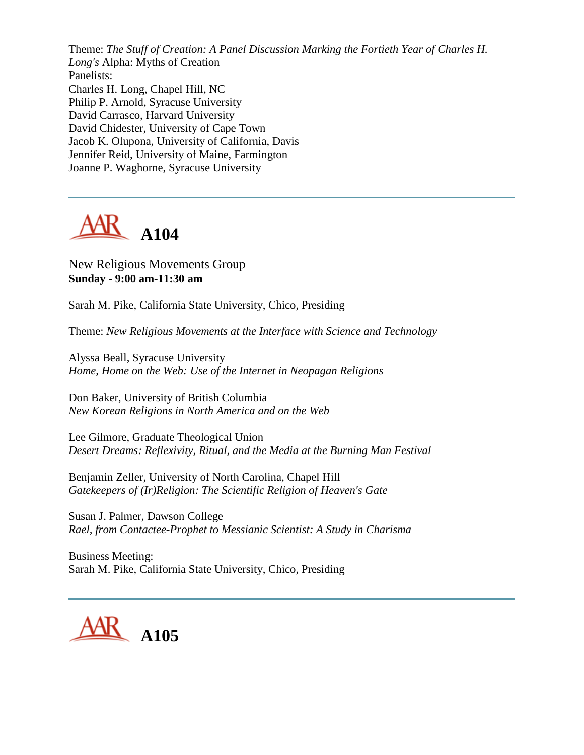Theme: *The Stuff of Creation: A Panel Discussion Marking the Fortieth Year of Charles H. Long's* Alpha: Myths of Creation
Panelists:
Charles H. Long, Chapel Hill, NC
Philip P. Arnold, Syracuse University
David Carrasco, Harvard University
David Chidester, University of Cape Town
Jacob K. Olupona, University of California, Davis
Jennifer Reid, University of Maine, Farmington
Joanne P. Waghorne, Syracuse University

---

## AAR A104

New Religious Movements Group
**Sunday - 9:00 am-11:30 am**

Sarah M. Pike, California State University, Chico, Presiding

Theme: *New Religious Movements at the Interface with Science and Technology*

Alyssa Beall, Syracuse University
*Home, Home on the Web: Use of the Internet in Neopagan Religions*

Don Baker, University of British Columbia
*New Korean Religions in North America and on the Web*

Lee Gilmore, Graduate Theological Union
*Desert Dreams: Reflexivity, Ritual, and the Media at the Burning Man Festival*

Benjamin Zeller, University of North Carolina, Chapel Hill
*Gatekeepers of (Ir)Religion: The Scientific Religion of Heaven's Gate*

Susan J. Palmer, Dawson College
*Rael, from Contactee-Prophet to Messianic Scientist: A Study in Charisma*

Business Meeting:
Sarah M. Pike, California State University, Chico, Presiding

---

## AAR A105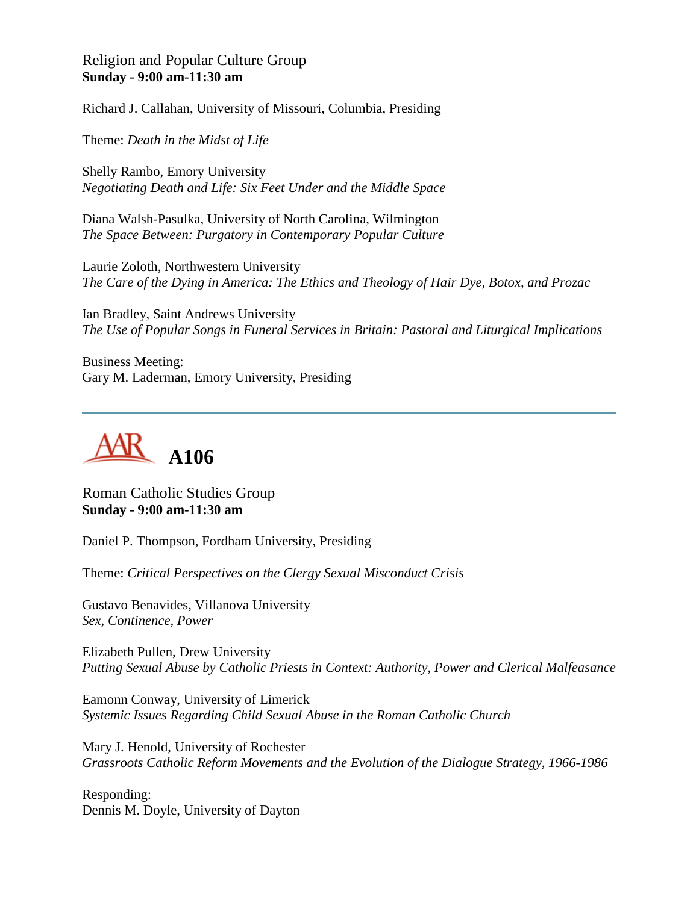Religion and Popular Culture Group
**Sunday - 9:00 am-11:30 am**

Richard J. Callahan, University of Missouri, Columbia, Presiding

Theme: *Death in the Midst of Life*

Shelly Rambo, Emory University
*Negotiating Death and Life: Six Feet Under and the Middle Space*

Diana Walsh-Pasulka, University of North Carolina, Wilmington
*The Space Between: Purgatory in Contemporary Popular Culture*

Laurie Zoloth, Northwestern University
*The Care of the Dying in America: The Ethics and Theology of Hair Dye, Botox, and Prozac*

Ian Bradley, Saint Andrews University
*The Use of Popular Songs in Funeral Services in Britain: Pastoral and Liturgical Implications*

Business Meeting:
Gary M. Laderman, Emory University, Presiding

---

# A106

Roman Catholic Studies Group
**Sunday - 9:00 am-11:30 am**

Daniel P. Thompson, Fordham University, Presiding

Theme: *Critical Perspectives on the Clergy Sexual Misconduct Crisis*

Gustavo Benavides, Villanova University
*Sex, Continence, Power*

Elizabeth Pullen, Drew University
*Putting Sexual Abuse by Catholic Priests in Context: Authority, Power and Clerical Malfeasance*

Eamonn Conway, University of Limerick
*Systemic Issues Regarding Child Sexual Abuse in the Roman Catholic Church*

Mary J. Henold, University of Rochester
*Grassroots Catholic Reform Movements and the Evolution of the Dialogue Strategy, 1966-1986*

Responding:
Dennis M. Doyle, University of Dayton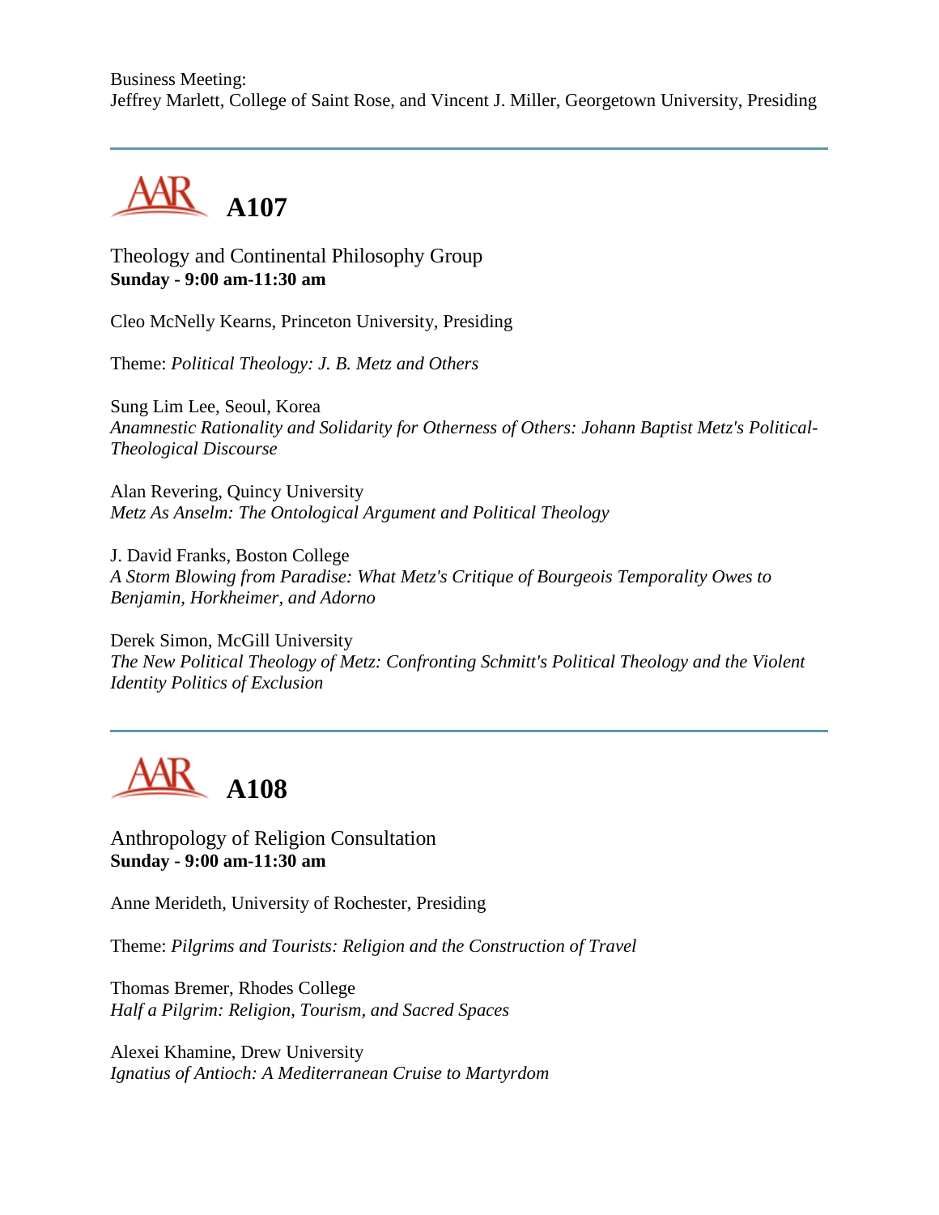Business Meeting:
Jeffrey Marlett, College of Saint Rose, and Vincent J. Miller, Georgetown University, Presiding

---

## A107

Theology and Continental Philosophy Group
**Sunday - 9:00 am-11:30 am**

Cleo McNelly Kearns, Princeton University, Presiding

Theme: *Political Theology: J. B. Metz and Others*

Sung Lim Lee, Seoul, Korea
*Anamnestic Rationality and Solidarity for Otherness of Others: Johann Baptist Metz's Political-Theological Discourse*

Alan Revering, Quincy University
*Metz As Anselm: The Ontological Argument and Political Theology*

J. David Franks, Boston College
*A Storm Blowing from Paradise: What Metz's Critique of Bourgeois Temporality Owes to Benjamin, Horkheimer, and Adorno*

Derek Simon, McGill University
*The New Political Theology of Metz: Confronting Schmitt's Political Theology and the Violent Identity Politics of Exclusion*

---

## A108

Anthropology of Religion Consultation
**Sunday - 9:00 am-11:30 am**

Anne Merideth, University of Rochester, Presiding

Theme: *Pilgrims and Tourists: Religion and the Construction of Travel*

Thomas Bremer, Rhodes College
*Half a Pilgrim: Religion, Tourism, and Sacred Spaces*

Alexei Khamine, Drew University
*Ignatius of Antioch: A Mediterranean Cruise to Martyrdom*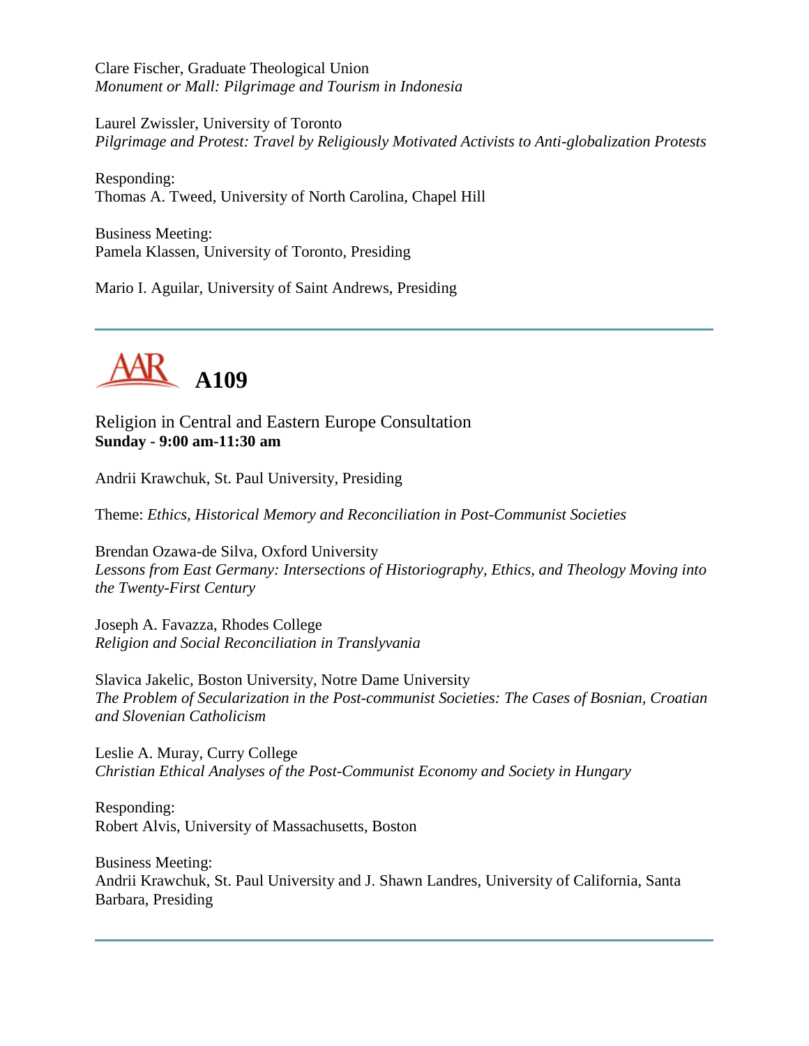Clare Fischer, Graduate Theological Union
*Monument or Mall: Pilgrimage and Tourism in Indonesia*

Laurel Zwissler, University of Toronto
*Pilgrimage and Protest: Travel by Religiously Motivated Activists to Anti-globalization Protests*

Responding:
Thomas A. Tweed, University of North Carolina, Chapel Hill

Business Meeting:
Pamela Klassen, University of Toronto, Presiding

Mario I. Aguilar, University of Saint Andrews, Presiding

---

## A109

Religion in Central and Eastern Europe Consultation
**Sunday - 9:00 am-11:30 am**

Andrii Krawchuk, St. Paul University, Presiding

Theme: *Ethics, Historical Memory and Reconciliation in Post-Communist Societies*

Brendan Ozawa-de Silva, Oxford University
*Lessons from East Germany: Intersections of Historiography, Ethics, and Theology Moving into the Twenty-First Century*

Joseph A. Favazza, Rhodes College
*Religion and Social Reconciliation in Translyvania*

Slavica Jakelic, Boston University, Notre Dame University
*The Problem of Secularization in the Post-communist Societies: The Cases of Bosnian, Croatian and Slovenian Catholicism*

Leslie A. Muray, Curry College
*Christian Ethical Analyses of the Post-Communist Economy and Society in Hungary*

Responding:
Robert Alvis, University of Massachusetts, Boston

Business Meeting:
Andrii Krawchuk, St. Paul University and J. Shawn Landres, University of California, Santa Barbara, Presiding

---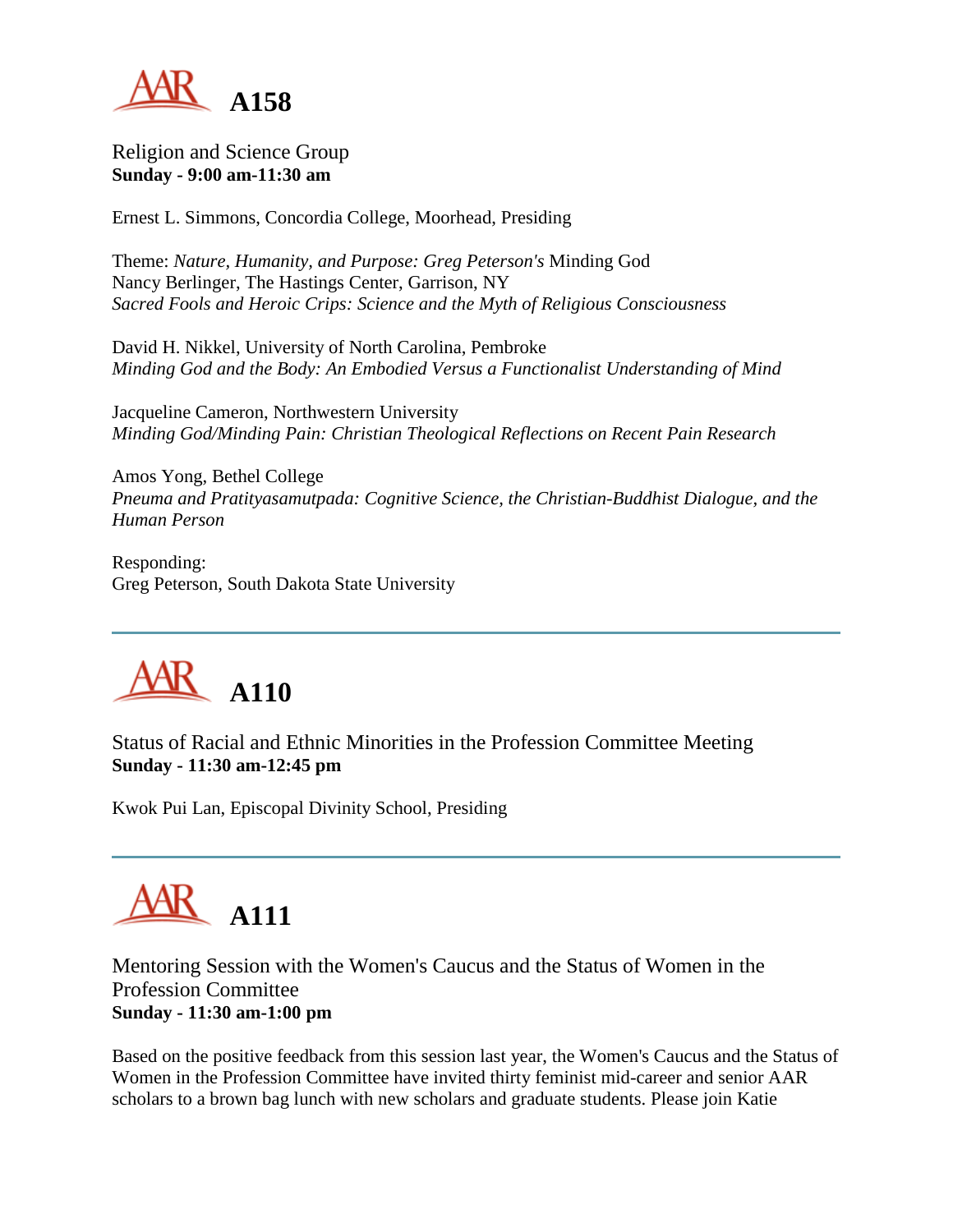# A158

Religion and Science Group
**Sunday - 9:00 am-11:30 am**

Ernest L. Simmons, Concordia College, Moorhead, Presiding

Theme: *Nature, Humanity, and Purpose: Greg Peterson's* Minding God
Nancy Berlinger, The Hastings Center, Garrison, NY
*Sacred Fools and Heroic Crips: Science and the Myth of Religious Consciousness*

David H. Nikkel, University of North Carolina, Pembroke
*Minding God and the Body: An Embodied Versus a Functionalist Understanding of Mind*

Jacqueline Cameron, Northwestern University
*Minding God/Minding Pain: Christian Theological Reflections on Recent Pain Research*

Amos Yong, Bethel College
*Pneuma and Pratityasamutpada: Cognitive Science, the Christian-Buddhist Dialogue, and the Human Person*

Responding:
Greg Peterson, South Dakota State University

---

# A110

Status of Racial and Ethnic Minorities in the Profession Committee Meeting
**Sunday - 11:30 am-12:45 pm**

Kwok Pui Lan, Episcopal Divinity School, Presiding

---

# A111

Mentoring Session with the Women's Caucus and the Status of Women in the Profession Committee
**Sunday - 11:30 am-1:00 pm**

Based on the positive feedback from this session last year, the Women's Caucus and the Status of Women in the Profession Committee have invited thirty feminist mid-career and senior AAR scholars to a brown bag lunch with new scholars and graduate students. Please join Katie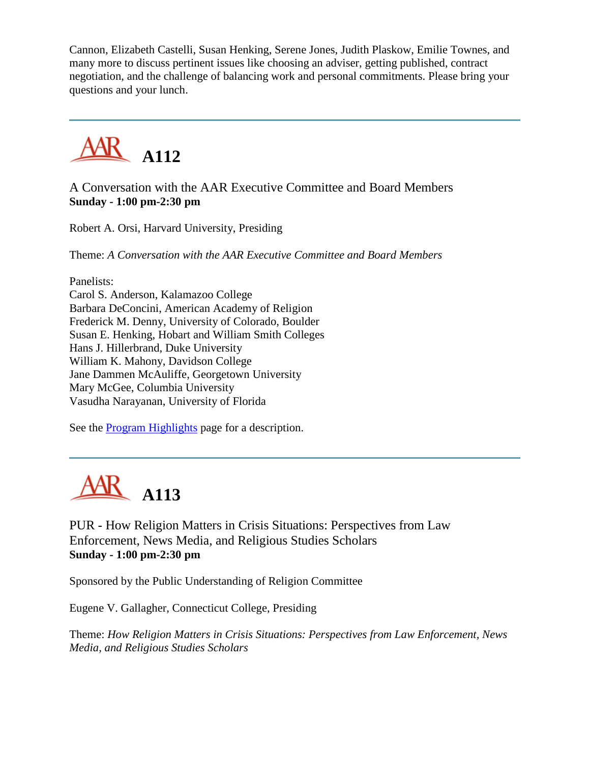Cannon, Elizabeth Castelli, Susan Henking, Serene Jones, Judith Plaskow, Emilie Townes, and many more to discuss pertinent issues like choosing an adviser, getting published, contract negotiation, and the challenge of balancing work and personal commitments. Please bring your questions and your lunch.

---

## A112

A Conversation with the AAR Executive Committee and Board Members
**Sunday - 1:00 pm-2:30 pm**

Robert A. Orsi, Harvard University, Presiding

Theme: *A Conversation with the AAR Executive Committee and Board Members*

Panelists:
Carol S. Anderson, Kalamazoo College
Barbara DeConcini, American Academy of Religion
Frederick M. Denny, University of Colorado, Boulder
Susan E. Henking, Hobart and William Smith Colleges
Hans J. Hillerbrand, Duke University
William K. Mahony, Davidson College
Jane Dammen McAuliffe, Georgetown University
Mary McGee, Columbia University
Vasudha Narayanan, University of Florida

See the Program Highlights page for a description.

---

## A113

PUR - How Religion Matters in Crisis Situations: Perspectives from Law Enforcement, News Media, and Religious Studies Scholars
**Sunday - 1:00 pm-2:30 pm**

Sponsored by the Public Understanding of Religion Committee

Eugene V. Gallagher, Connecticut College, Presiding

Theme: *How Religion Matters in Crisis Situations: Perspectives from Law Enforcement, News Media, and Religious Studies Scholars*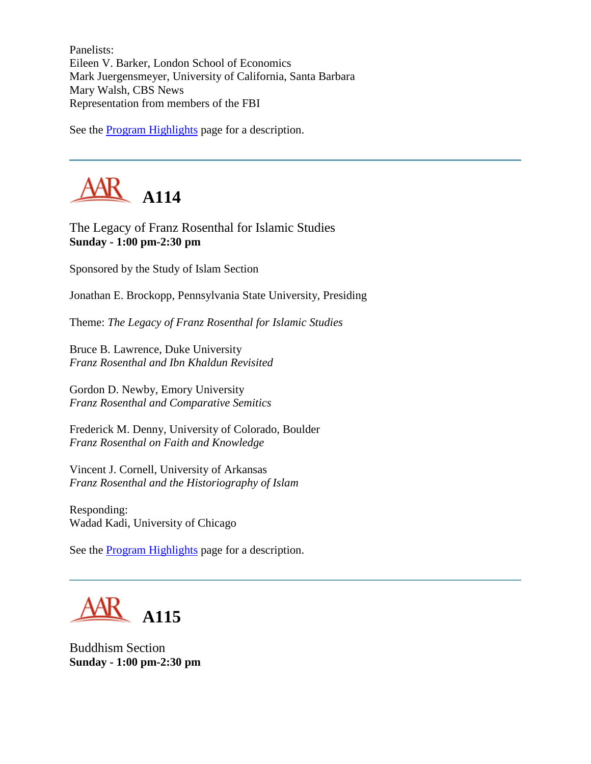Panelists:
Eileen V. Barker, London School of Economics
Mark Juergensmeyer, University of California, Santa Barbara
Mary Walsh, CBS News
Representation from members of the FBI

See the Program Highlights page for a description.

---

## A114

The Legacy of Franz Rosenthal for Islamic Studies
**Sunday - 1:00 pm-2:30 pm**

Sponsored by the Study of Islam Section

Jonathan E. Brockopp, Pennsylvania State University, Presiding

Theme: *The Legacy of Franz Rosenthal for Islamic Studies*

Bruce B. Lawrence, Duke University
*Franz Rosenthal and Ibn Khaldun Revisited*

Gordon D. Newby, Emory University
*Franz Rosenthal and Comparative Semitics*

Frederick M. Denny, University of Colorado, Boulder
*Franz Rosenthal on Faith and Knowledge*

Vincent J. Cornell, University of Arkansas
*Franz Rosenthal and the Historiography of Islam*

Responding:
Wadad Kadi, University of Chicago

See the Program Highlights page for a description.

---

## A115

Buddhism Section
**Sunday - 1:00 pm-2:30 pm**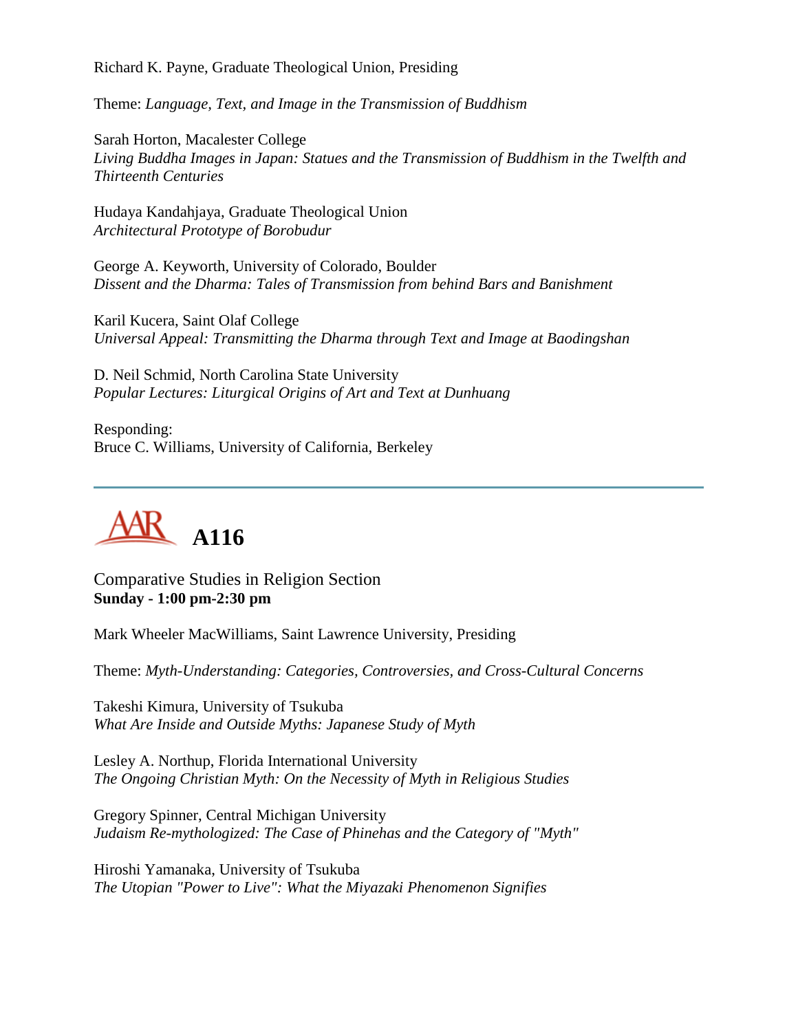Richard K. Payne, Graduate Theological Union, Presiding

Theme: *Language, Text, and Image in the Transmission of Buddhism*

Sarah Horton, Macalester College
*Living Buddha Images in Japan: Statues and the Transmission of Buddhism in the Twelfth and Thirteenth Centuries*

Hudaya Kandahjaya, Graduate Theological Union
*Architectural Prototype of Borobudur*

George A. Keyworth, University of Colorado, Boulder
*Dissent and the Dharma: Tales of Transmission from behind Bars and Banishment*

Karil Kucera, Saint Olaf College
*Universal Appeal: Transmitting the Dharma through Text and Image at Baodingshan*

D. Neil Schmid, North Carolina State University
*Popular Lectures: Liturgical Origins of Art and Text at Dunhuang*

Responding:
Bruce C. Williams, University of California, Berkeley

---

## AAR A116

Comparative Studies in Religion Section
**Sunday - 1:00 pm-2:30 pm**

Mark Wheeler MacWilliams, Saint Lawrence University, Presiding

Theme: *Myth-Understanding: Categories, Controversies, and Cross-Cultural Concerns*

Takeshi Kimura, University of Tsukuba
*What Are Inside and Outside Myths: Japanese Study of Myth*

Lesley A. Northup, Florida International University
*The Ongoing Christian Myth: On the Necessity of Myth in Religious Studies*

Gregory Spinner, Central Michigan University
*Judaism Re-mythologized: The Case of Phinehas and the Category of "Myth"*

Hiroshi Yamanaka, University of Tsukuba
*The Utopian "Power to Live": What the Miyazaki Phenomenon Signifies*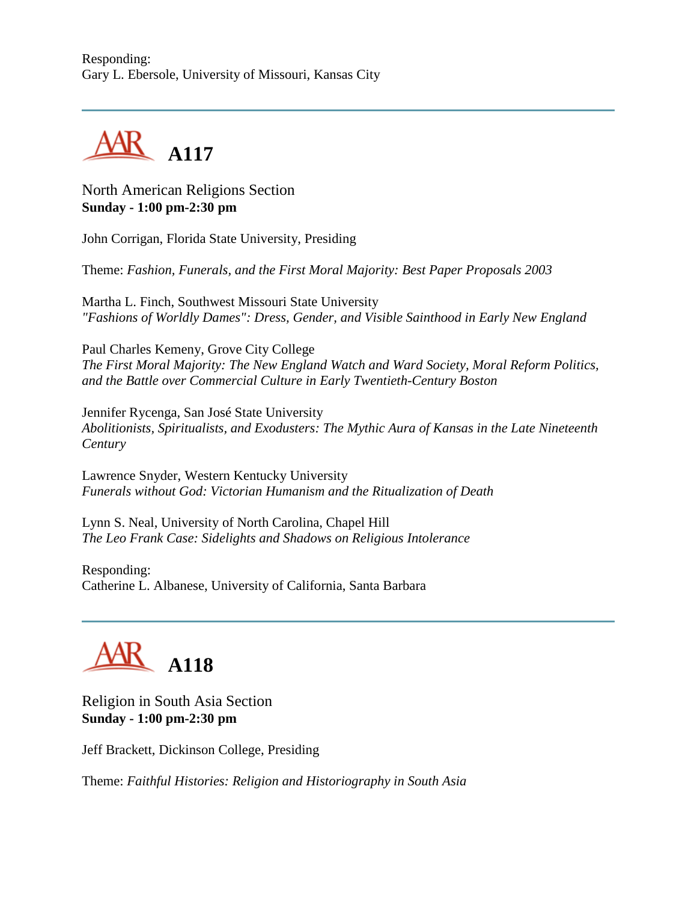Responding:
Gary L. Ebersole, University of Missouri, Kansas City

---

## A117

North American Religions Section
**Sunday - 1:00 pm-2:30 pm**

John Corrigan, Florida State University, Presiding

Theme: *Fashion, Funerals, and the First Moral Majority: Best Paper Proposals 2003*

Martha L. Finch, Southwest Missouri State University
*"Fashions of Worldly Dames": Dress, Gender, and Visible Sainthood in Early New England*

Paul Charles Kemeny, Grove City College
*The First Moral Majority: The New England Watch and Ward Society, Moral Reform Politics, and the Battle over Commercial Culture in Early Twentieth-Century Boston*

Jennifer Rycenga, San José State University
*Abolitionists, Spiritualists, and Exodusters: The Mythic Aura of Kansas in the Late Nineteenth Century*

Lawrence Snyder, Western Kentucky University
*Funerals without God: Victorian Humanism and the Ritualization of Death*

Lynn S. Neal, University of North Carolina, Chapel Hill
*The Leo Frank Case: Sidelights and Shadows on Religious Intolerance*

Responding:
Catherine L. Albanese, University of California, Santa Barbara

---

## A118

Religion in South Asia Section
**Sunday - 1:00 pm-2:30 pm**

Jeff Brackett, Dickinson College, Presiding

Theme: *Faithful Histories: Religion and Historiography in South Asia*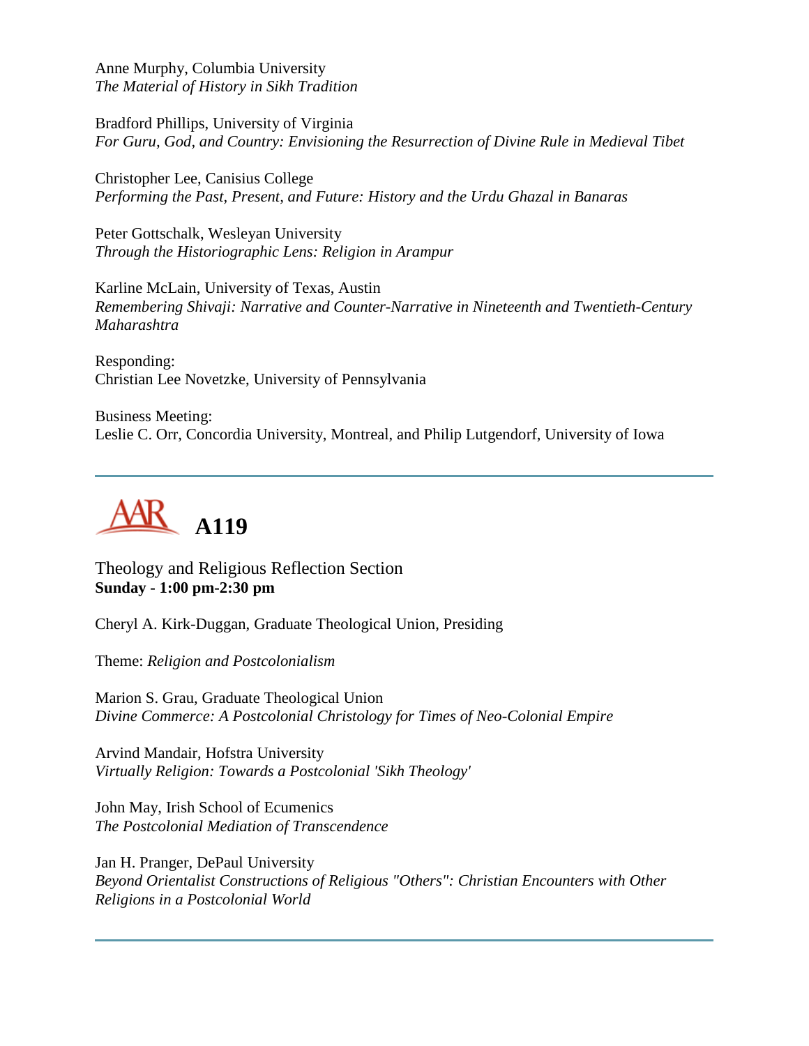Anne Murphy, Columbia University
*The Material of History in Sikh Tradition*

Bradford Phillips, University of Virginia
*For Guru, God, and Country: Envisioning the Resurrection of Divine Rule in Medieval Tibet*

Christopher Lee, Canisius College
*Performing the Past, Present, and Future: History and the Urdu Ghazal in Banaras*

Peter Gottschalk, Wesleyan University
*Through the Historiographic Lens: Religion in Arampur*

Karline McLain, University of Texas, Austin
*Remembering Shivaji: Narrative and Counter-Narrative in Nineteenth and Twentieth-Century Maharashtra*

Responding:
Christian Lee Novetzke, University of Pennsylvania

Business Meeting:
Leslie C. Orr, Concordia University, Montreal, and Philip Lutgendorf, University of Iowa

---

# A119

Theology and Religious Reflection Section
**Sunday - 1:00 pm-2:30 pm**

Cheryl A. Kirk-Duggan, Graduate Theological Union, Presiding

Theme: *Religion and Postcolonialism*

Marion S. Grau, Graduate Theological Union
*Divine Commerce: A Postcolonial Christology for Times of Neo-Colonial Empire*

Arvind Mandair, Hofstra University
*Virtually Religion: Towards a Postcolonial 'Sikh Theology'*

John May, Irish School of Ecumenics
*The Postcolonial Mediation of Transcendence*

Jan H. Pranger, DePaul University
*Beyond Orientalist Constructions of Religious "Others": Christian Encounters with Other Religions in a Postcolonial World*

---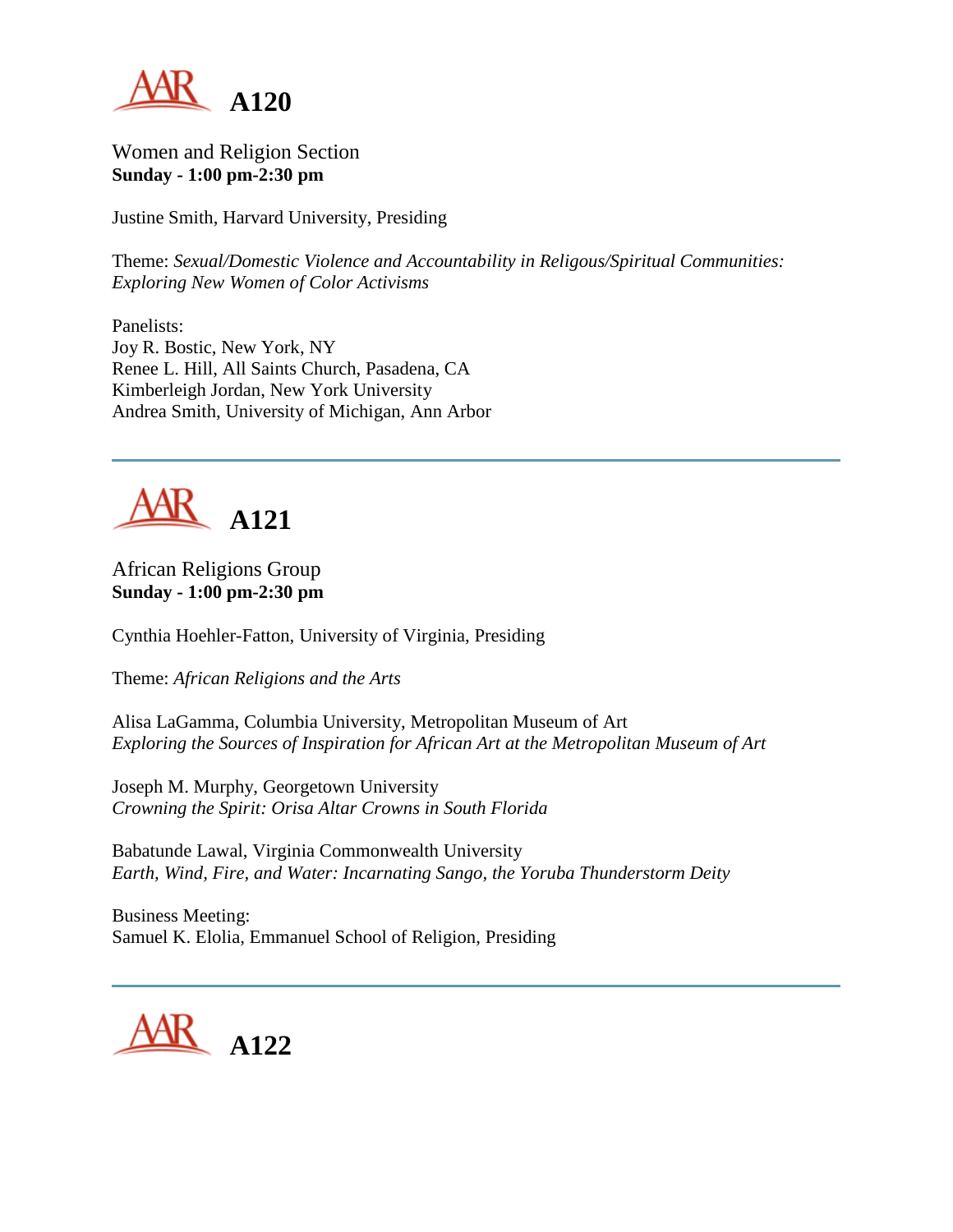# A120

Women and Religion Section
**Sunday - 1:00 pm-2:30 pm**

Justine Smith, Harvard University, Presiding

Theme: *Sexual/Domestic Violence and Accountability in Religous/Spiritual Communities: Exploring New Women of Color Activisms*

Panelists:
Joy R. Bostic, New York, NY
Renee L. Hill, All Saints Church, Pasadena, CA
Kimberleigh Jordan, New York University
Andrea Smith, University of Michigan, Ann Arbor

---

# A121

African Religions Group
**Sunday - 1:00 pm-2:30 pm**

Cynthia Hoehler-Fatton, University of Virginia, Presiding

Theme: *African Religions and the Arts*

Alisa LaGamma, Columbia University, Metropolitan Museum of Art
*Exploring the Sources of Inspiration for African Art at the Metropolitan Museum of Art*

Joseph M. Murphy, Georgetown University
*Crowning the Spirit: Orisa Altar Crowns in South Florida*

Babatunde Lawal, Virginia Commonwealth University
*Earth, Wind, Fire, and Water: Incarnating Sango, the Yoruba Thunderstorm Deity*

Business Meeting:
Samuel K. Elolia, Emmanuel School of Religion, Presiding

---

# A122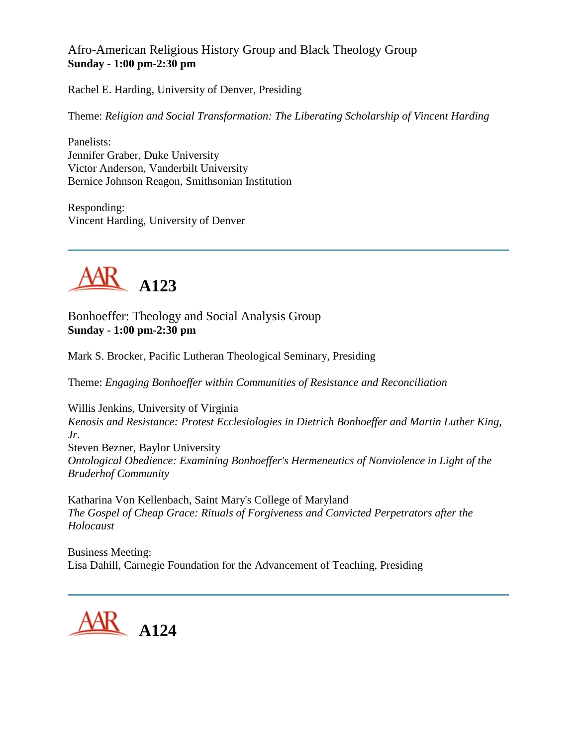Afro-American Religious History Group and Black Theology Group
**Sunday - 1:00 pm-2:30 pm**

Rachel E. Harding, University of Denver, Presiding

Theme: *Religion and Social Transformation: The Liberating Scholarship of Vincent Harding*

Panelists:
Jennifer Graber, Duke University
Victor Anderson, Vanderbilt University
Bernice Johnson Reagon, Smithsonian Institution

Responding:
Vincent Harding, University of Denver

---

# A123

Bonhoeffer: Theology and Social Analysis Group
**Sunday - 1:00 pm-2:30 pm**

Mark S. Brocker, Pacific Lutheran Theological Seminary, Presiding

Theme: *Engaging Bonhoeffer within Communities of Resistance and Reconciliation*

Willis Jenkins, University of Virginia
*Kenosis and Resistance: Protest Ecclesiologies in Dietrich Bonhoeffer and Martin Luther King, Jr.*
Steven Bezner, Baylor University
*Ontological Obedience: Examining Bonhoeffer's Hermeneutics of Nonviolence in Light of the Bruderhof Community*

Katharina Von Kellenbach, Saint Mary's College of Maryland
*The Gospel of Cheap Grace: Rituals of Forgiveness and Convicted Perpetrators after the Holocaust*

Business Meeting:
Lisa Dahill, Carnegie Foundation for the Advancement of Teaching, Presiding

---

# A124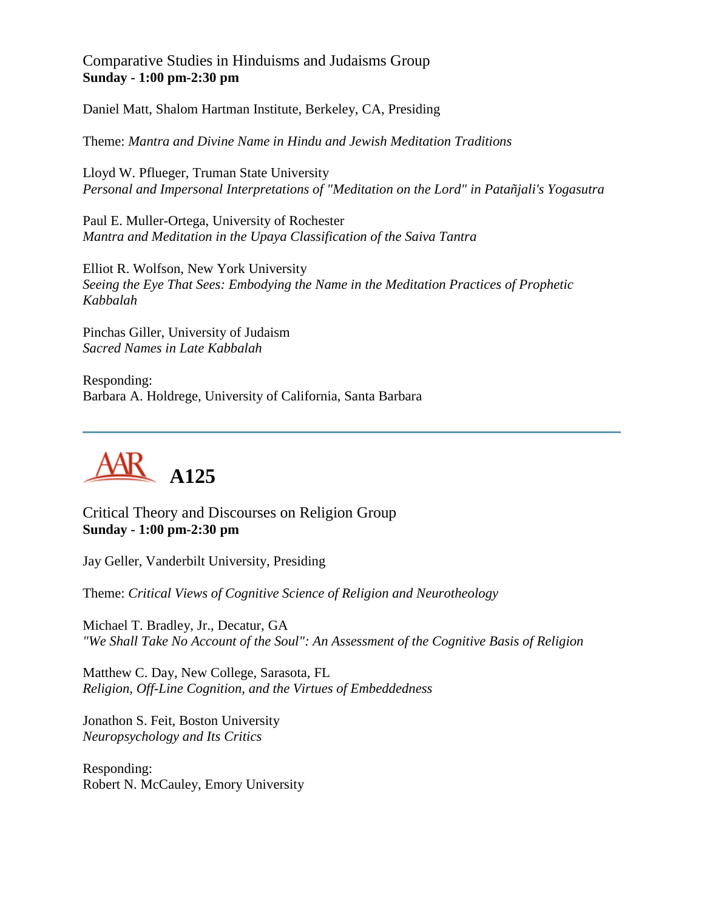Comparative Studies in Hinduisms and Judaisms Group
**Sunday - 1:00 pm-2:30 pm**

Daniel Matt, Shalom Hartman Institute, Berkeley, CA, Presiding

Theme: *Mantra and Divine Name in Hindu and Jewish Meditation Traditions*

Lloyd W. Pflueger, Truman State University
*Personal and Impersonal Interpretations of "Meditation on the Lord" in Patañjali's Yogasutra*

Paul E. Muller-Ortega, University of Rochester
*Mantra and Meditation in the Upaya Classification of the Saiva Tantra*

Elliot R. Wolfson, New York University
*Seeing the Eye That Sees: Embodying the Name in the Meditation Practices of Prophetic Kabbalah*

Pinchas Giller, University of Judaism
*Sacred Names in Late Kabbalah*

Responding:
Barbara A. Holdrege, University of California, Santa Barbara

---

# A125

Critical Theory and Discourses on Religion Group
**Sunday - 1:00 pm-2:30 pm**

Jay Geller, Vanderbilt University, Presiding

Theme: *Critical Views of Cognitive Science of Religion and Neurotheology*

Michael T. Bradley, Jr., Decatur, GA
*"We Shall Take No Account of the Soul": An Assessment of the Cognitive Basis of Religion*

Matthew C. Day, New College, Sarasota, FL
*Religion, Off-Line Cognition, and the Virtues of Embeddedness*

Jonathon S. Feit, Boston University
*Neuropsychology and Its Critics*

Responding:
Robert N. McCauley, Emory University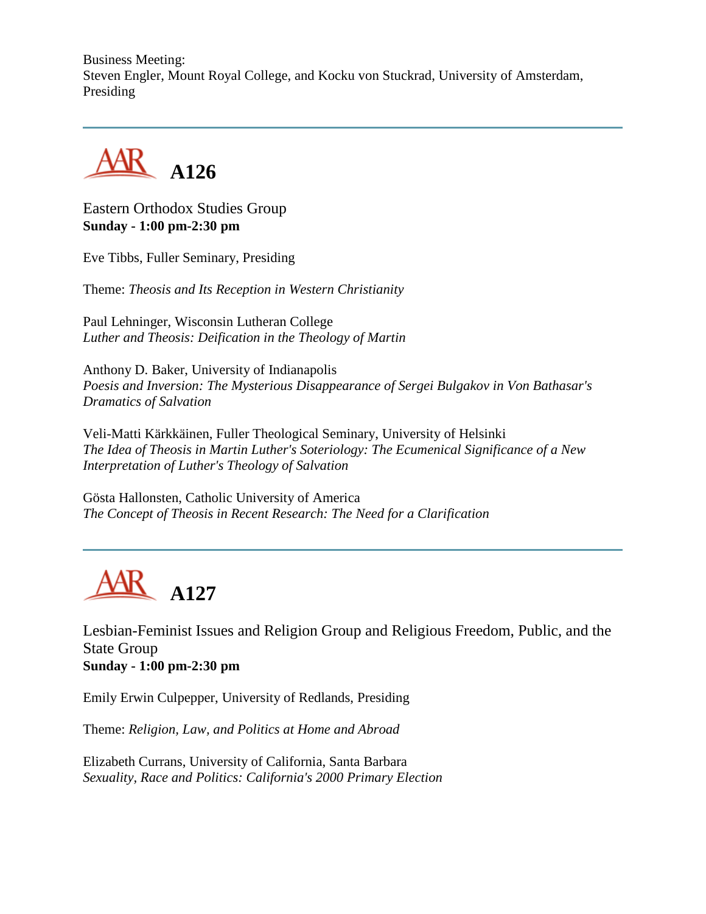Business Meeting:
Steven Engler, Mount Royal College, and Kocku von Stuckrad, University of Amsterdam, Presiding

---

## A126

Eastern Orthodox Studies Group
**Sunday - 1:00 pm-2:30 pm**

Eve Tibbs, Fuller Seminary, Presiding

Theme: *Theosis and Its Reception in Western Christianity*

Paul Lehninger, Wisconsin Lutheran College
*Luther and Theosis: Deification in the Theology of Martin*

Anthony D. Baker, University of Indianapolis
*Poesis and Inversion: The Mysterious Disappearance of Sergei Bulgakov in Von Bathasar's Dramatics of Salvation*

Veli-Matti Kärkkäinen, Fuller Theological Seminary, University of Helsinki
*The Idea of Theosis in Martin Luther's Soteriology: The Ecumenical Significance of a New Interpretation of Luther's Theology of Salvation*

Gösta Hallonsten, Catholic University of America
*The Concept of Theosis in Recent Research: The Need for a Clarification*

---

## A127

Lesbian-Feminist Issues and Religion Group and Religious Freedom, Public, and the State Group
**Sunday - 1:00 pm-2:30 pm**

Emily Erwin Culpepper, University of Redlands, Presiding

Theme: *Religion, Law, and Politics at Home and Abroad*

Elizabeth Currans, University of California, Santa Barbara
*Sexuality, Race and Politics: California's 2000 Primary Election*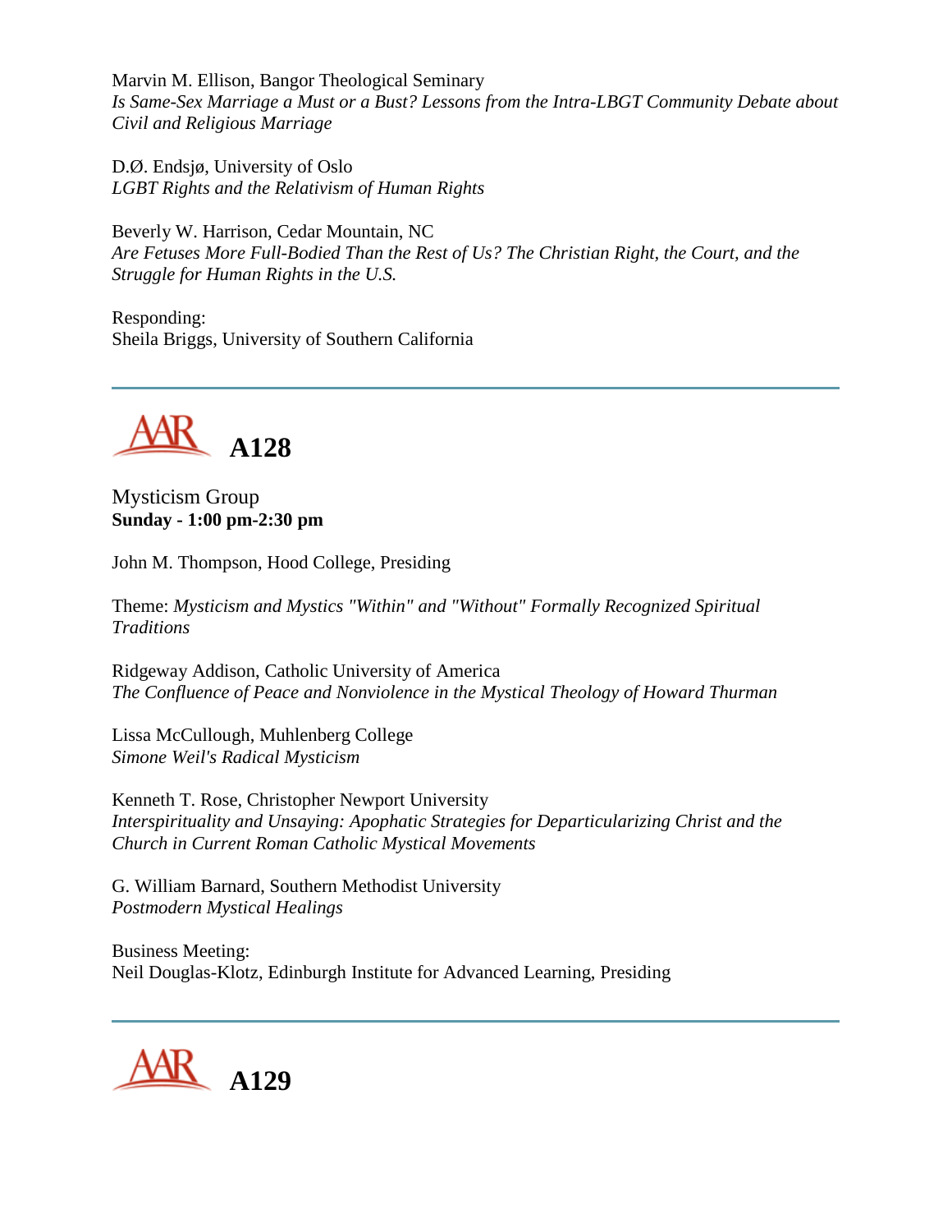Marvin M. Ellison, Bangor Theological Seminary
*Is Same-Sex Marriage a Must or a Bust? Lessons from the Intra-LBGT Community Debate about Civil and Religious Marriage*

D.Ø. Endsjø, University of Oslo
*LGBT Rights and the Relativism of Human Rights*

Beverly W. Harrison, Cedar Mountain, NC
*Are Fetuses More Full-Bodied Than the Rest of Us? The Christian Right, the Court, and the Struggle for Human Rights in the U.S.*

Responding:
Sheila Briggs, University of Southern California

---

## A128

Mysticism Group
**Sunday - 1:00 pm-2:30 pm**

John M. Thompson, Hood College, Presiding

Theme: *Mysticism and Mystics "Within" and "Without" Formally Recognized Spiritual Traditions*

Ridgeway Addison, Catholic University of America
*The Confluence of Peace and Nonviolence in the Mystical Theology of Howard Thurman*

Lissa McCullough, Muhlenberg College
*Simone Weil's Radical Mysticism*

Kenneth T. Rose, Christopher Newport University
*Interspirituality and Unsaying: Apophatic Strategies for Departicularizing Christ and the Church in Current Roman Catholic Mystical Movements*

G. William Barnard, Southern Methodist University
*Postmodern Mystical Healings*

Business Meeting:
Neil Douglas-Klotz, Edinburgh Institute for Advanced Learning, Presiding

---

## A129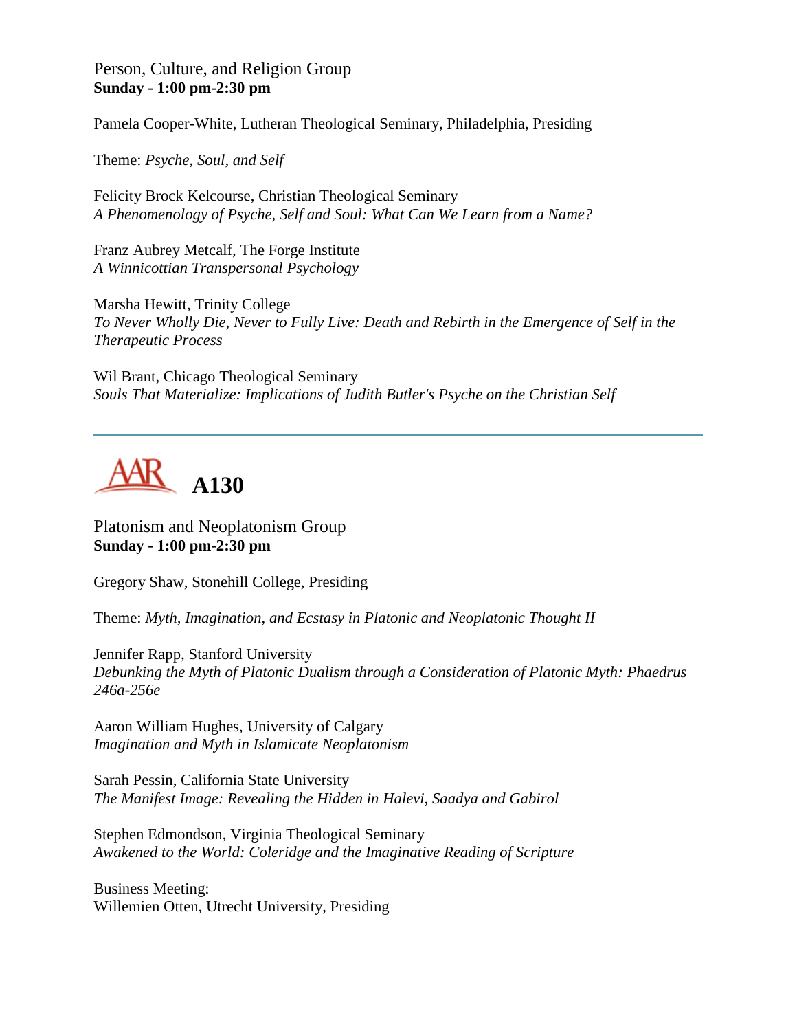Person, Culture, and Religion Group
**Sunday - 1:00 pm-2:30 pm**

Pamela Cooper-White, Lutheran Theological Seminary, Philadelphia, Presiding

Theme: *Psyche, Soul, and Self*

Felicity Brock Kelcourse, Christian Theological Seminary
*A Phenomenology of Psyche, Self and Soul: What Can We Learn from a Name?*

Franz Aubrey Metcalf, The Forge Institute
*A Winnicottian Transpersonal Psychology*

Marsha Hewitt, Trinity College
*To Never Wholly Die, Never to Fully Live: Death and Rebirth in the Emergence of Self in the Therapeutic Process*

Wil Brant, Chicago Theological Seminary
*Souls That Materialize: Implications of Judith Butler's Psyche on the Christian Self*

---

## AAR A130

Platonism and Neoplatonism Group
**Sunday - 1:00 pm-2:30 pm**

Gregory Shaw, Stonehill College, Presiding

Theme: *Myth, Imagination, and Ecstasy in Platonic and Neoplatonic Thought II*

Jennifer Rapp, Stanford University
*Debunking the Myth of Platonic Dualism through a Consideration of Platonic Myth: Phaedrus 246a-256e*

Aaron William Hughes, University of Calgary
*Imagination and Myth in Islamicate Neoplatonism*

Sarah Pessin, California State University
*The Manifest Image: Revealing the Hidden in Halevi, Saadya and Gabirol*

Stephen Edmondson, Virginia Theological Seminary
*Awakened to the World: Coleridge and the Imaginative Reading of Scripture*

Business Meeting:
Willemien Otten, Utrecht University, Presiding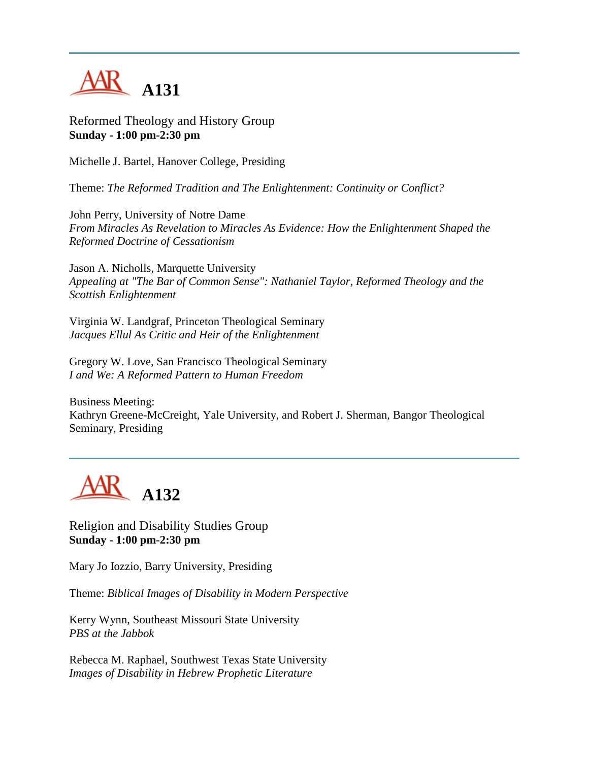---

# A131

Reformed Theology and History Group
**Sunday - 1:00 pm-2:30 pm**

Michelle J. Bartel, Hanover College, Presiding

Theme: *The Reformed Tradition and The Enlightenment: Continuity or Conflict?*

John Perry, University of Notre Dame
*From Miracles As Revelation to Miracles As Evidence: How the Enlightenment Shaped the Reformed Doctrine of Cessationism*

Jason A. Nicholls, Marquette University
*Appealing at "The Bar of Common Sense": Nathaniel Taylor, Reformed Theology and the Scottish Enlightenment*

Virginia W. Landgraf, Princeton Theological Seminary
*Jacques Ellul As Critic and Heir of the Enlightenment*

Gregory W. Love, San Francisco Theological Seminary
*I and We: A Reformed Pattern to Human Freedom*

Business Meeting:
Kathryn Greene-McCreight, Yale University, and Robert J. Sherman, Bangor Theological Seminary, Presiding

---

# A132

Religion and Disability Studies Group
**Sunday - 1:00 pm-2:30 pm**

Mary Jo Iozzio, Barry University, Presiding

Theme: *Biblical Images of Disability in Modern Perspective*

Kerry Wynn, Southeast Missouri State University
*PBS at the Jabbok*

Rebecca M. Raphael, Southwest Texas State University
*Images of Disability in Hebrew Prophetic Literature*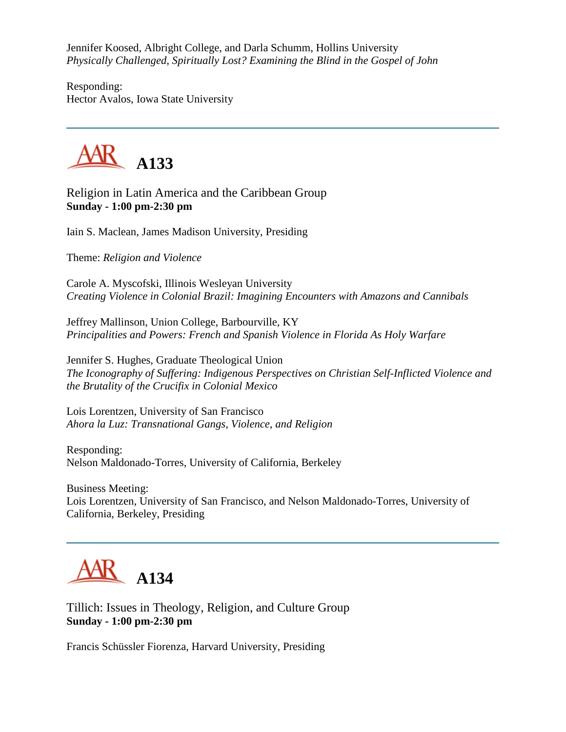Jennifer Koosed, Albright College, and Darla Schumm, Hollins University
*Physically Challenged, Spiritually Lost? Examining the Blind in the Gospel of John*

Responding:
Hector Avalos, Iowa State University

---

## AAR A133

Religion in Latin America and the Caribbean Group
**Sunday - 1:00 pm-2:30 pm**

Iain S. Maclean, James Madison University, Presiding

Theme: *Religion and Violence*

Carole A. Myscofski, Illinois Wesleyan University
*Creating Violence in Colonial Brazil: Imagining Encounters with Amazons and Cannibals*

Jeffrey Mallinson, Union College, Barbourville, KY
*Principalities and Powers: French and Spanish Violence in Florida As Holy Warfare*

Jennifer S. Hughes, Graduate Theological Union
*The Iconography of Suffering: Indigenous Perspectives on Christian Self-Inflicted Violence and the Brutality of the Crucifix in Colonial Mexico*

Lois Lorentzen, University of San Francisco
*Ahora la Luz: Transnational Gangs, Violence, and Religion*

Responding:
Nelson Maldonado-Torres, University of California, Berkeley

Business Meeting:
Lois Lorentzen, University of San Francisco, and Nelson Maldonado-Torres, University of California, Berkeley, Presiding

---

## AAR A134

Tillich: Issues in Theology, Religion, and Culture Group
**Sunday - 1:00 pm-2:30 pm**

Francis Schüssler Fiorenza, Harvard University, Presiding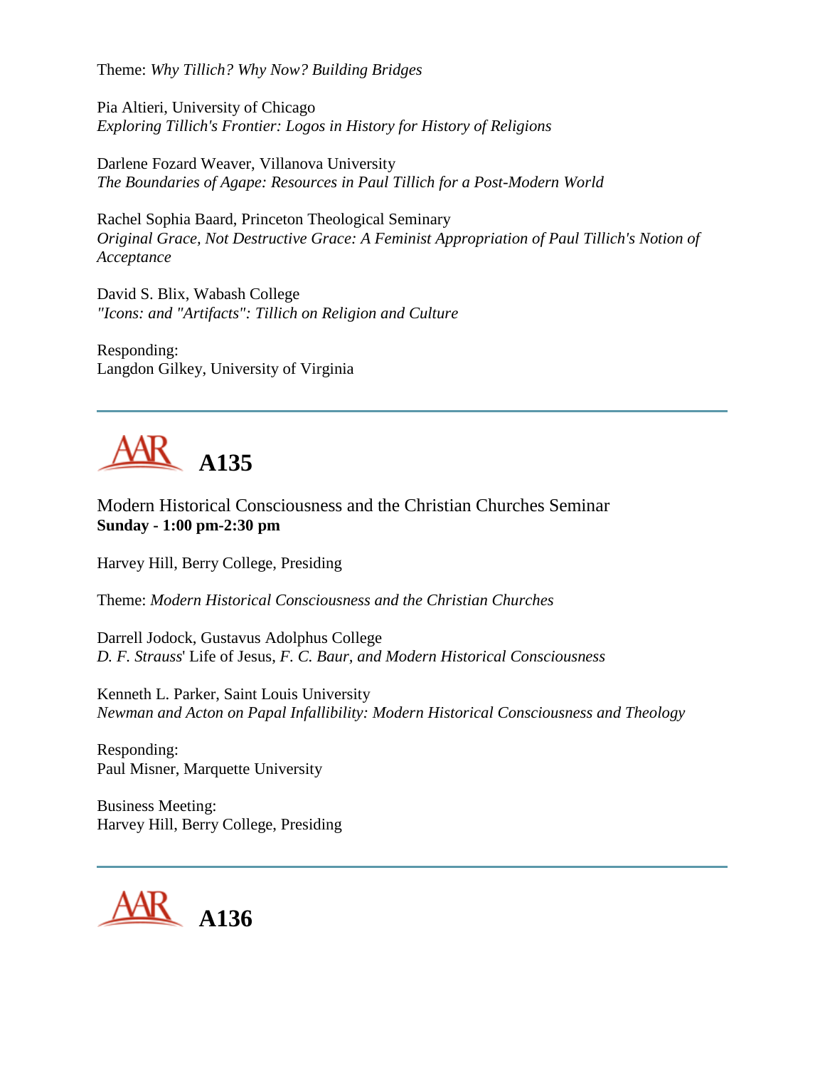Theme: *Why Tillich? Why Now? Building Bridges*

Pia Altieri, University of Chicago
*Exploring Tillich's Frontier: Logos in History for History of Religions*

Darlene Fozard Weaver, Villanova University
*The Boundaries of Agape: Resources in Paul Tillich for a Post-Modern World*

Rachel Sophia Baard, Princeton Theological Seminary
*Original Grace, Not Destructive Grace: A Feminist Appropriation of Paul Tillich's Notion of Acceptance*

David S. Blix, Wabash College
*"Icons: and "Artifacts": Tillich on Religion and Culture*

Responding:
Langdon Gilkey, University of Virginia

---

## AAR A135

Modern Historical Consciousness and the Christian Churches Seminar
**Sunday - 1:00 pm-2:30 pm**

Harvey Hill, Berry College, Presiding

Theme: *Modern Historical Consciousness and the Christian Churches*

Darrell Jodock, Gustavus Adolphus College
*D. F. Strauss*' Life of Jesus, *F. C. Baur, and Modern Historical Consciousness*

Kenneth L. Parker, Saint Louis University
*Newman and Acton on Papal Infallibility: Modern Historical Consciousness and Theology*

Responding:
Paul Misner, Marquette University

Business Meeting:
Harvey Hill, Berry College, Presiding

---

## AAR A136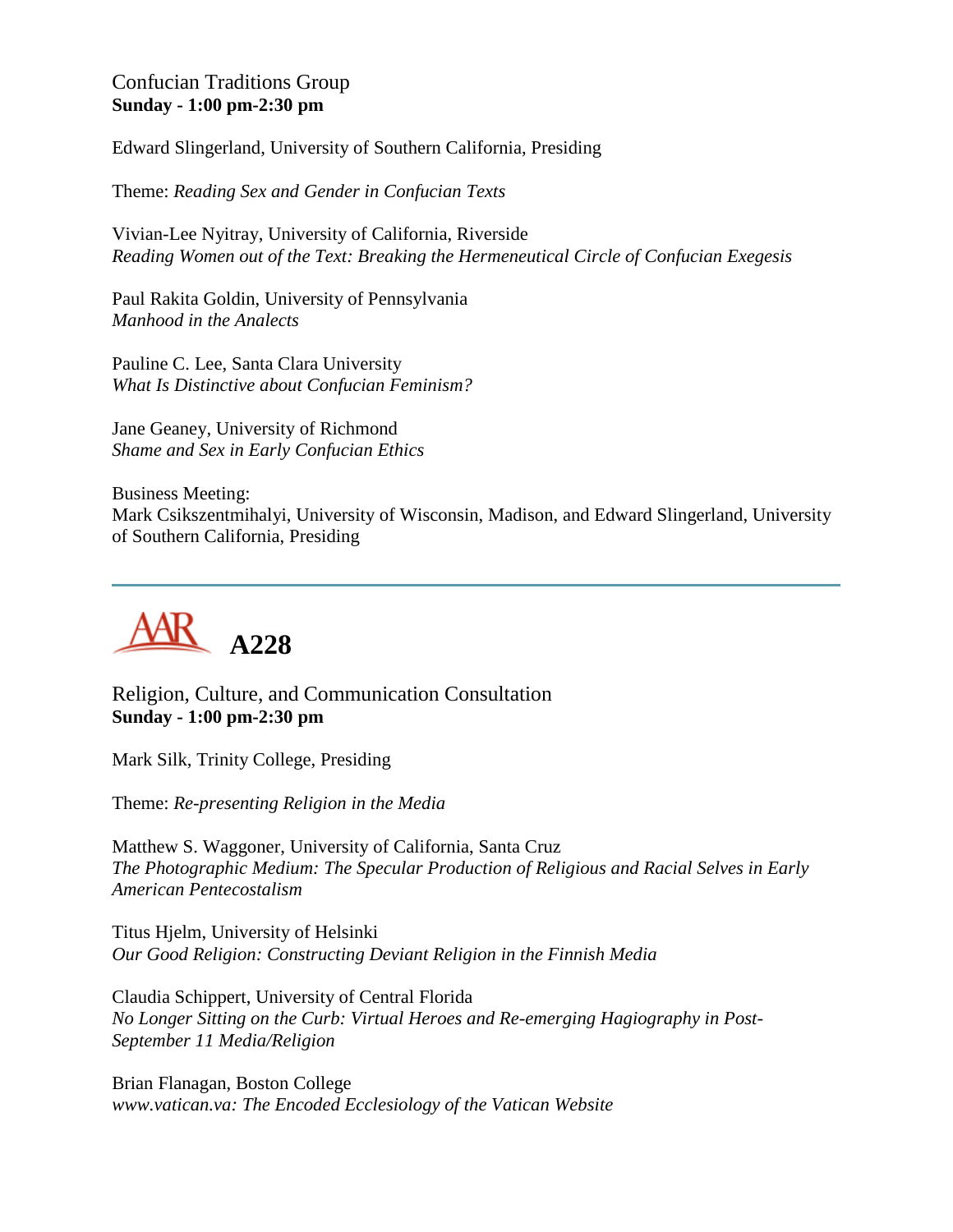Confucian Traditions Group
**Sunday - 1:00 pm-2:30 pm**

Edward Slingerland, University of Southern California, Presiding

Theme: *Reading Sex and Gender in Confucian Texts*

Vivian-Lee Nyitray, University of California, Riverside
*Reading Women out of the Text: Breaking the Hermeneutical Circle of Confucian Exegesis*

Paul Rakita Goldin, University of Pennsylvania
*Manhood in the Analects*

Pauline C. Lee, Santa Clara University
*What Is Distinctive about Confucian Feminism?*

Jane Geaney, University of Richmond
*Shame and Sex in Early Confucian Ethics*

Business Meeting:
Mark Csikszentmihalyi, University of Wisconsin, Madison, and Edward Slingerland, University of Southern California, Presiding

---

## AAR A228

Religion, Culture, and Communication Consultation
**Sunday - 1:00 pm-2:30 pm**

Mark Silk, Trinity College, Presiding

Theme: *Re-presenting Religion in the Media*

Matthew S. Waggoner, University of California, Santa Cruz
*The Photographic Medium: The Specular Production of Religious and Racial Selves in Early American Pentecostalism*

Titus Hjelm, University of Helsinki
*Our Good Religion: Constructing Deviant Religion in the Finnish Media*

Claudia Schippert, University of Central Florida
*No Longer Sitting on the Curb: Virtual Heroes and Re-emerging Hagiography in Post-September 11 Media/Religion*

Brian Flanagan, Boston College
*www.vatican.va: The Encoded Ecclesiology of the Vatican Website*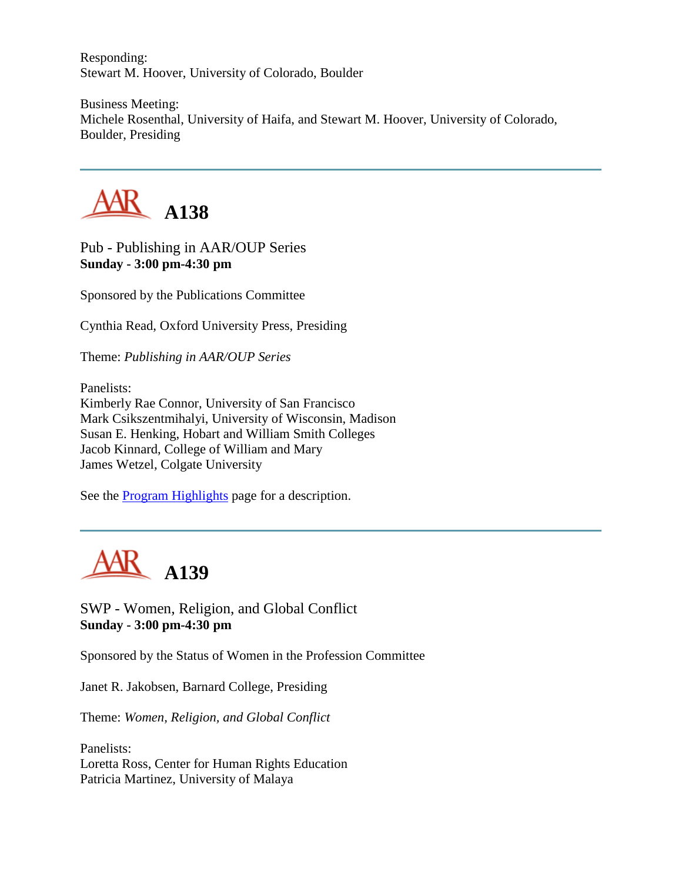Responding:
Stewart M. Hoover, University of Colorado, Boulder

Business Meeting:
Michele Rosenthal, University of Haifa, and Stewart M. Hoover, University of Colorado, Boulder, Presiding

---

## A138

Pub - Publishing in AAR/OUP Series
**Sunday - 3:00 pm-4:30 pm**

Sponsored by the Publications Committee

Cynthia Read, Oxford University Press, Presiding

Theme: *Publishing in AAR/OUP Series*

Panelists:
Kimberly Rae Connor, University of San Francisco
Mark Csikszentmihalyi, University of Wisconsin, Madison
Susan E. Henking, Hobart and William Smith Colleges
Jacob Kinnard, College of William and Mary
James Wetzel, Colgate University

See the Program Highlights page for a description.

---

## A139

SWP - Women, Religion, and Global Conflict
**Sunday - 3:00 pm-4:30 pm**

Sponsored by the Status of Women in the Profession Committee

Janet R. Jakobsen, Barnard College, Presiding

Theme: *Women, Religion, and Global Conflict*

Panelists:
Loretta Ross, Center for Human Rights Education
Patricia Martinez, University of Malaya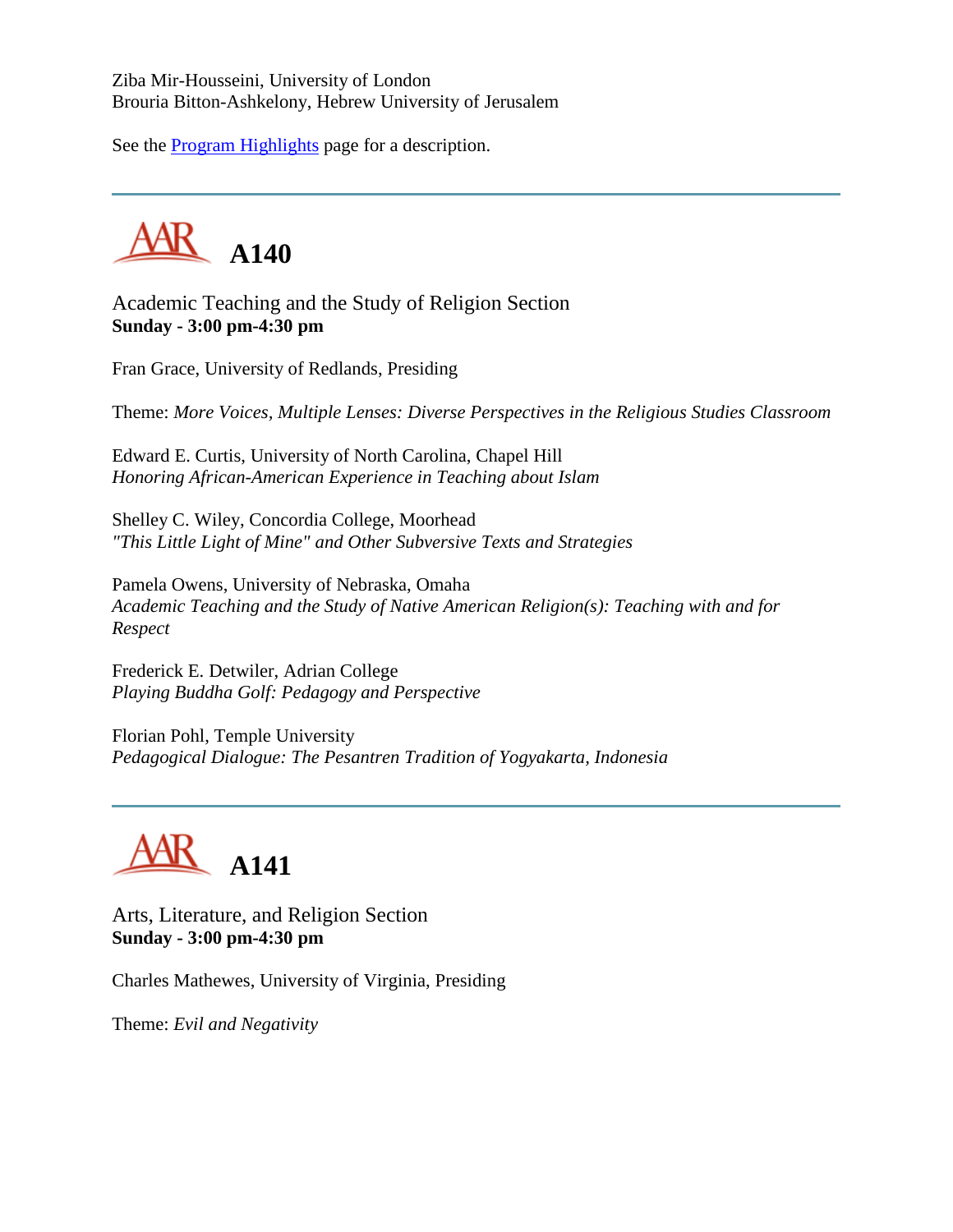Ziba Mir-Housseini, University of London
Brouria Bitton-Ashkelony, Hebrew University of Jerusalem

See the Program Highlights page for a description.

---

## A140

Academic Teaching and the Study of Religion Section
**Sunday - 3:00 pm-4:30 pm**

Fran Grace, University of Redlands, Presiding

Theme: *More Voices, Multiple Lenses: Diverse Perspectives in the Religious Studies Classroom*

Edward E. Curtis, University of North Carolina, Chapel Hill
*Honoring African-American Experience in Teaching about Islam*

Shelley C. Wiley, Concordia College, Moorhead
*"This Little Light of Mine" and Other Subversive Texts and Strategies*

Pamela Owens, University of Nebraska, Omaha
*Academic Teaching and the Study of Native American Religion(s): Teaching with and for Respect*

Frederick E. Detwiler, Adrian College
*Playing Buddha Golf: Pedagogy and Perspective*

Florian Pohl, Temple University
*Pedagogical Dialogue: The Pesantren Tradition of Yogyakarta, Indonesia*

---

## A141

Arts, Literature, and Religion Section
**Sunday - 3:00 pm-4:30 pm**

Charles Mathewes, University of Virginia, Presiding

Theme: *Evil and Negativity*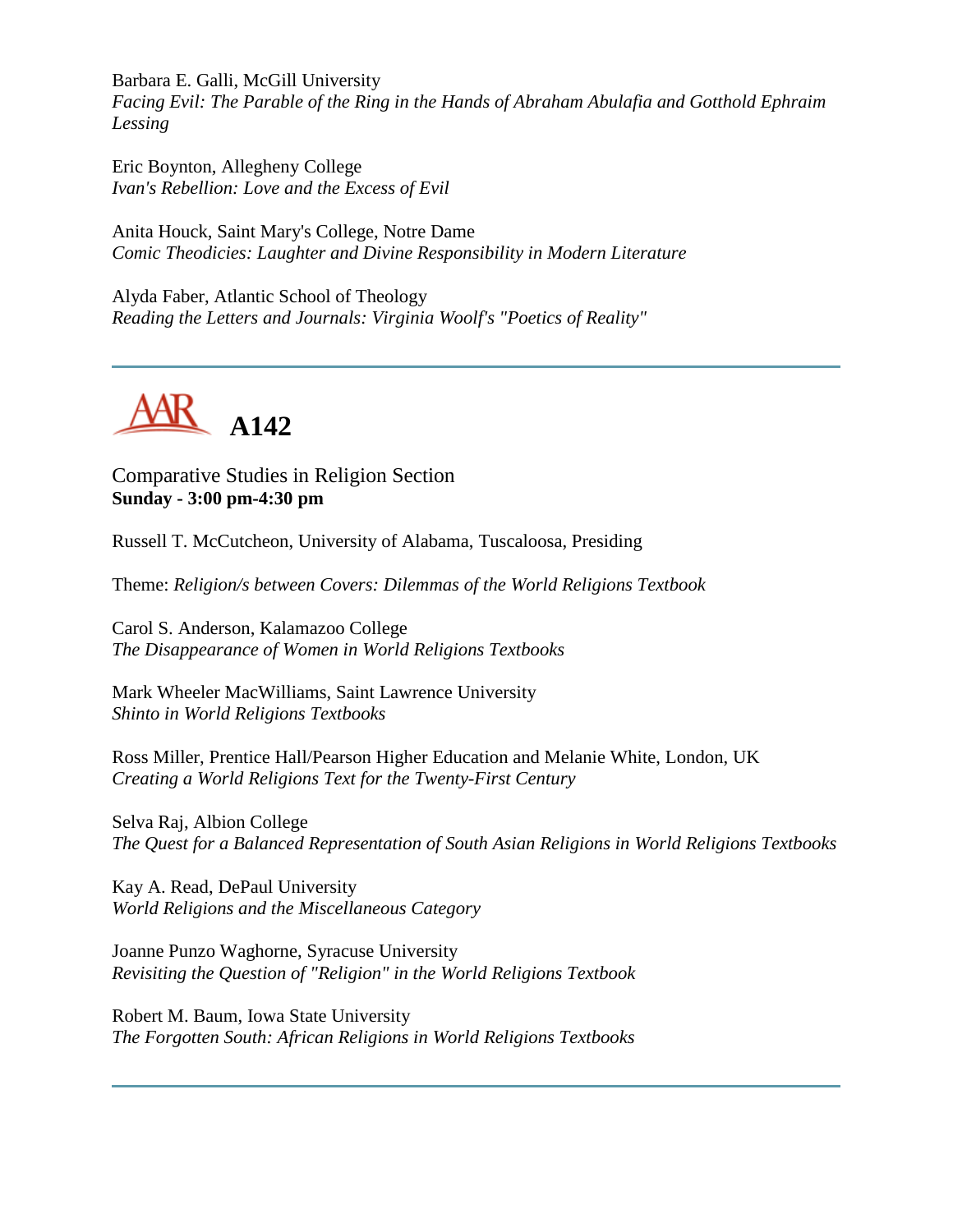Barbara E. Galli, McGill University
*Facing Evil: The Parable of the Ring in the Hands of Abraham Abulafia and Gotthold Ephraim Lessing*

Eric Boynton, Allegheny College
*Ivan's Rebellion: Love and the Excess of Evil*

Anita Houck, Saint Mary's College, Notre Dame
*Comic Theodicies: Laughter and Divine Responsibility in Modern Literature*

Alyda Faber, Atlantic School of Theology
*Reading the Letters and Journals: Virginia Woolf's "Poetics of Reality"*

---

# AAR A142

Comparative Studies in Religion Section
**Sunday - 3:00 pm-4:30 pm**

Russell T. McCutcheon, University of Alabama, Tuscaloosa, Presiding

Theme: *Religion/s between Covers: Dilemmas of the World Religions Textbook*

Carol S. Anderson, Kalamazoo College
*The Disappearance of Women in World Religions Textbooks*

Mark Wheeler MacWilliams, Saint Lawrence University
*Shinto in World Religions Textbooks*

Ross Miller, Prentice Hall/Pearson Higher Education and Melanie White, London, UK
*Creating a World Religions Text for the Twenty-First Century*

Selva Raj, Albion College
*The Quest for a Balanced Representation of South Asian Religions in World Religions Textbooks*

Kay A. Read, DePaul University
*World Religions and the Miscellaneous Category*

Joanne Punzo Waghorne, Syracuse University
*Revisiting the Question of "Religion" in the World Religions Textbook*

Robert M. Baum, Iowa State University
*The Forgotten South: African Religions in World Religions Textbooks*

---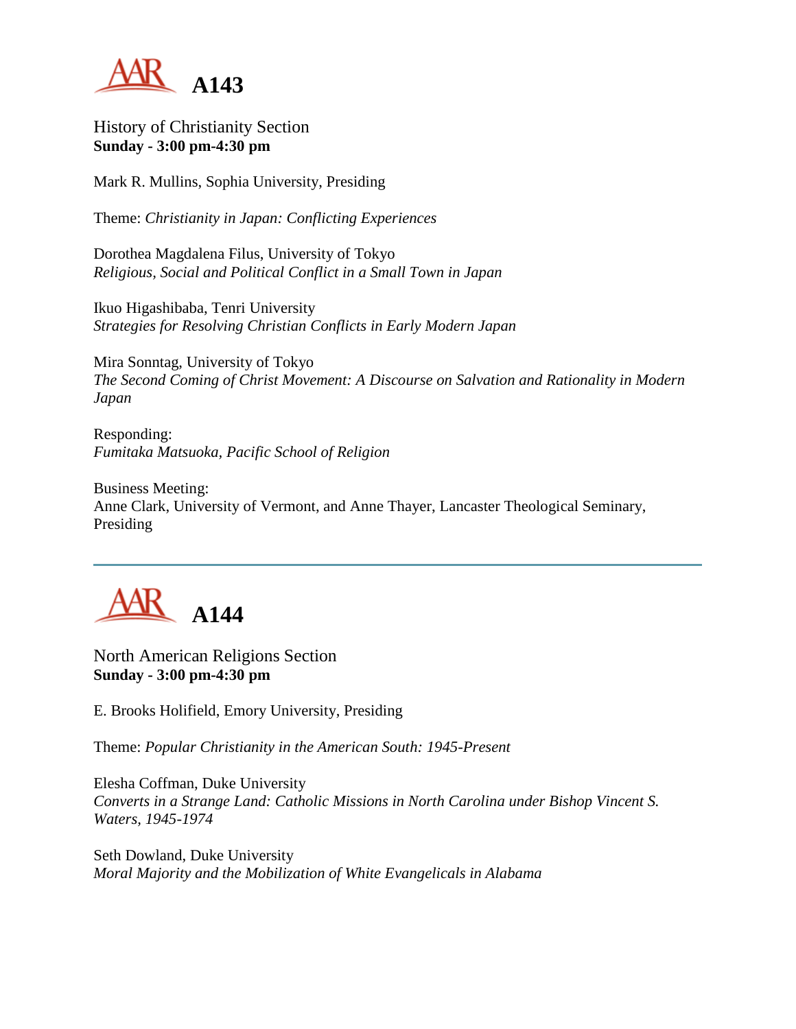# A143

History of Christianity Section
**Sunday - 3:00 pm-4:30 pm**

Mark R. Mullins, Sophia University, Presiding

Theme: *Christianity in Japan: Conflicting Experiences*

Dorothea Magdalena Filus, University of Tokyo
*Religious, Social and Political Conflict in a Small Town in Japan*

Ikuo Higashibaba, Tenri University
*Strategies for Resolving Christian Conflicts in Early Modern Japan*

Mira Sonntag, University of Tokyo
*The Second Coming of Christ Movement: A Discourse on Salvation and Rationality in Modern Japan*

Responding:
*Fumitaka Matsuoka, Pacific School of Religion*

Business Meeting:
Anne Clark, University of Vermont, and Anne Thayer, Lancaster Theological Seminary, Presiding

---

# A144

North American Religions Section
**Sunday - 3:00 pm-4:30 pm**

E. Brooks Holifield, Emory University, Presiding

Theme: *Popular Christianity in the American South: 1945-Present*

Elesha Coffman, Duke University
*Converts in a Strange Land: Catholic Missions in North Carolina under Bishop Vincent S. Waters, 1945-1974*

Seth Dowland, Duke University
*Moral Majority and the Mobilization of White Evangelicals in Alabama*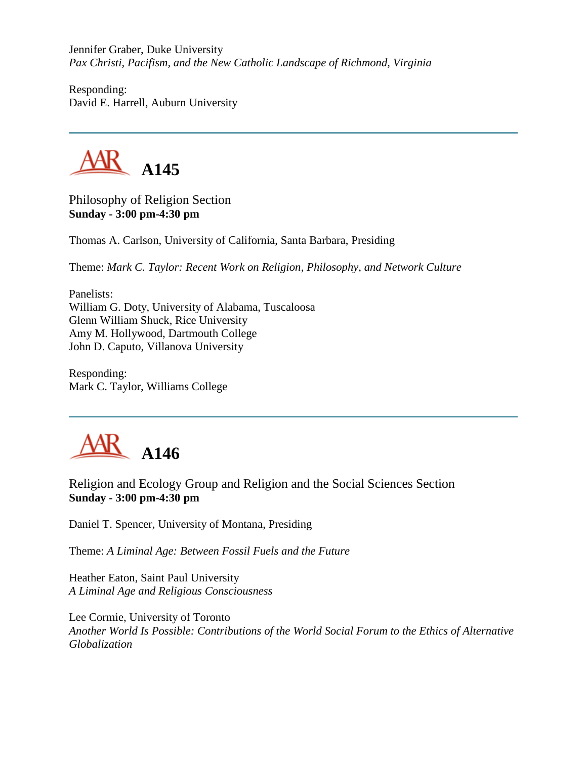Jennifer Graber, Duke University
*Pax Christi, Pacifism, and the New Catholic Landscape of Richmond, Virginia*

Responding:
David E. Harrell, Auburn University

---

## A145

Philosophy of Religion Section
**Sunday - 3:00 pm-4:30 pm**

Thomas A. Carlson, University of California, Santa Barbara, Presiding

Theme: *Mark C. Taylor: Recent Work on Religion, Philosophy, and Network Culture*

Panelists:
William G. Doty, University of Alabama, Tuscaloosa
Glenn William Shuck, Rice University
Amy M. Hollywood, Dartmouth College
John D. Caputo, Villanova University

Responding:
Mark C. Taylor, Williams College

---

## A146

Religion and Ecology Group and Religion and the Social Sciences Section
**Sunday - 3:00 pm-4:30 pm**

Daniel T. Spencer, University of Montana, Presiding

Theme: *A Liminal Age: Between Fossil Fuels and the Future*

Heather Eaton, Saint Paul University
*A Liminal Age and Religious Consciousness*

Lee Cormie, University of Toronto
*Another World Is Possible: Contributions of the World Social Forum to the Ethics of Alternative Globalization*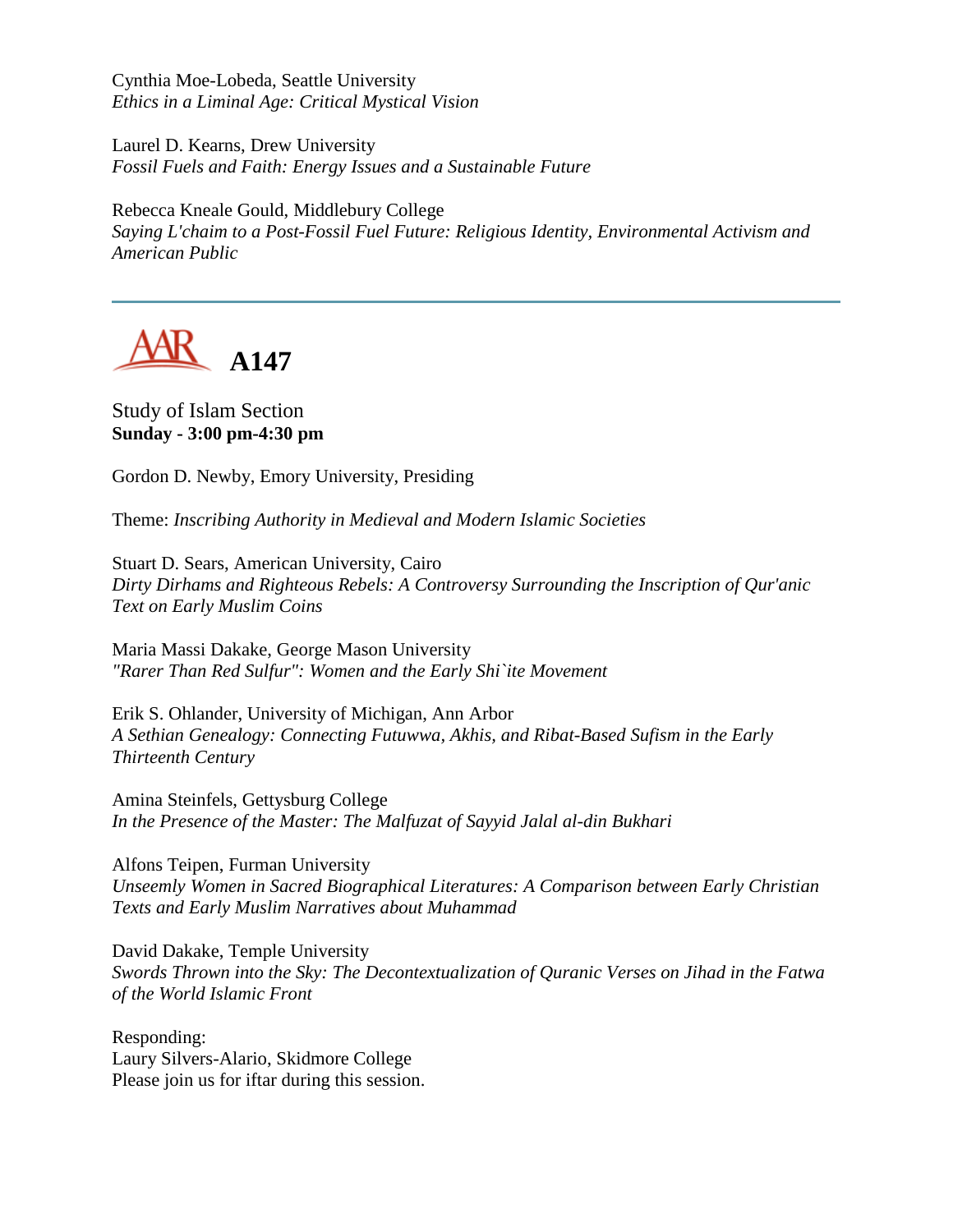Cynthia Moe-Lobeda, Seattle University
*Ethics in a Liminal Age: Critical Mystical Vision*

Laurel D. Kearns, Drew University
*Fossil Fuels and Faith: Energy Issues and a Sustainable Future*

Rebecca Kneale Gould, Middlebury College
*Saying L'chaim to a Post-Fossil Fuel Future: Religious Identity, Environmental Activism and American Public*

---

## AAR A147

Study of Islam Section
**Sunday - 3:00 pm-4:30 pm**

Gordon D. Newby, Emory University, Presiding

Theme: *Inscribing Authority in Medieval and Modern Islamic Societies*

Stuart D. Sears, American University, Cairo
*Dirty Dirhams and Righteous Rebels: A Controversy Surrounding the Inscription of Qur'anic Text on Early Muslim Coins*

Maria Massi Dakake, George Mason University
*"Rarer Than Red Sulfur": Women and the Early Shi`ite Movement*

Erik S. Ohlander, University of Michigan, Ann Arbor
*A Sethian Genealogy: Connecting Futuwwa, Akhis, and Ribat-Based Sufism in the Early Thirteenth Century*

Amina Steinfels, Gettysburg College
*In the Presence of the Master: The Malfuzat of Sayyid Jalal al-din Bukhari*

Alfons Teipen, Furman University
*Unseemly Women in Sacred Biographical Literatures: A Comparison between Early Christian Texts and Early Muslim Narratives about Muhammad*

David Dakake, Temple University
*Swords Thrown into the Sky: The Decontextualization of Quranic Verses on Jihad in the Fatwa of the World Islamic Front*

Responding:
Laury Silvers-Alario, Skidmore College
Please join us for iftar during this session.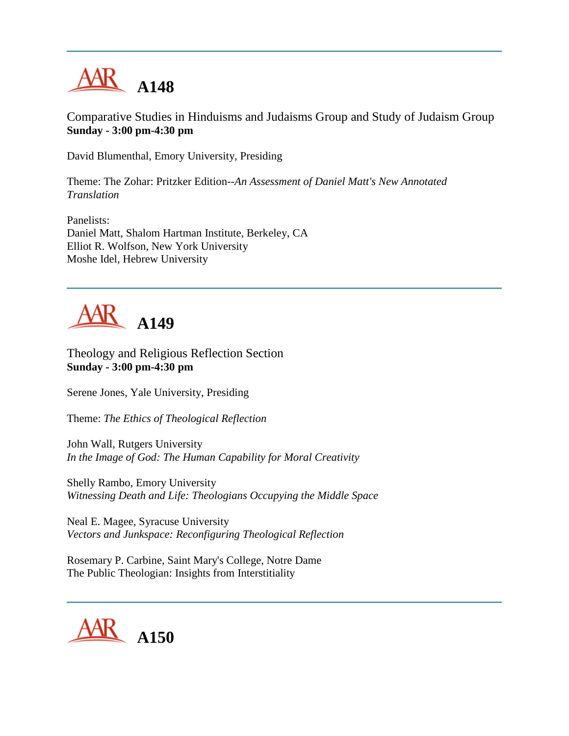---

# A148

Comparative Studies in Hinduisms and Judaisms Group and Study of Judaism Group
**Sunday - 3:00 pm-4:30 pm**

David Blumenthal, Emory University, Presiding

Theme: The Zohar: Pritzker Edition--*An Assessment of Daniel Matt's New Annotated Translation*

Panelists:
Daniel Matt, Shalom Hartman Institute, Berkeley, CA
Elliot R. Wolfson, New York University
Moshe Idel, Hebrew University

---

# A149

Theology and Religious Reflection Section
**Sunday - 3:00 pm-4:30 pm**

Serene Jones, Yale University, Presiding

Theme: *The Ethics of Theological Reflection*

John Wall, Rutgers University
*In the Image of God: The Human Capability for Moral Creativity*

Shelly Rambo, Emory University
*Witnessing Death and Life: Theologians Occupying the Middle Space*

Neal E. Magee, Syracuse University
*Vectors and Junkspace: Reconfiguring Theological Reflection*

Rosemary P. Carbine, Saint Mary's College, Notre Dame
The Public Theologian: Insights from Interstitiality

---

# A150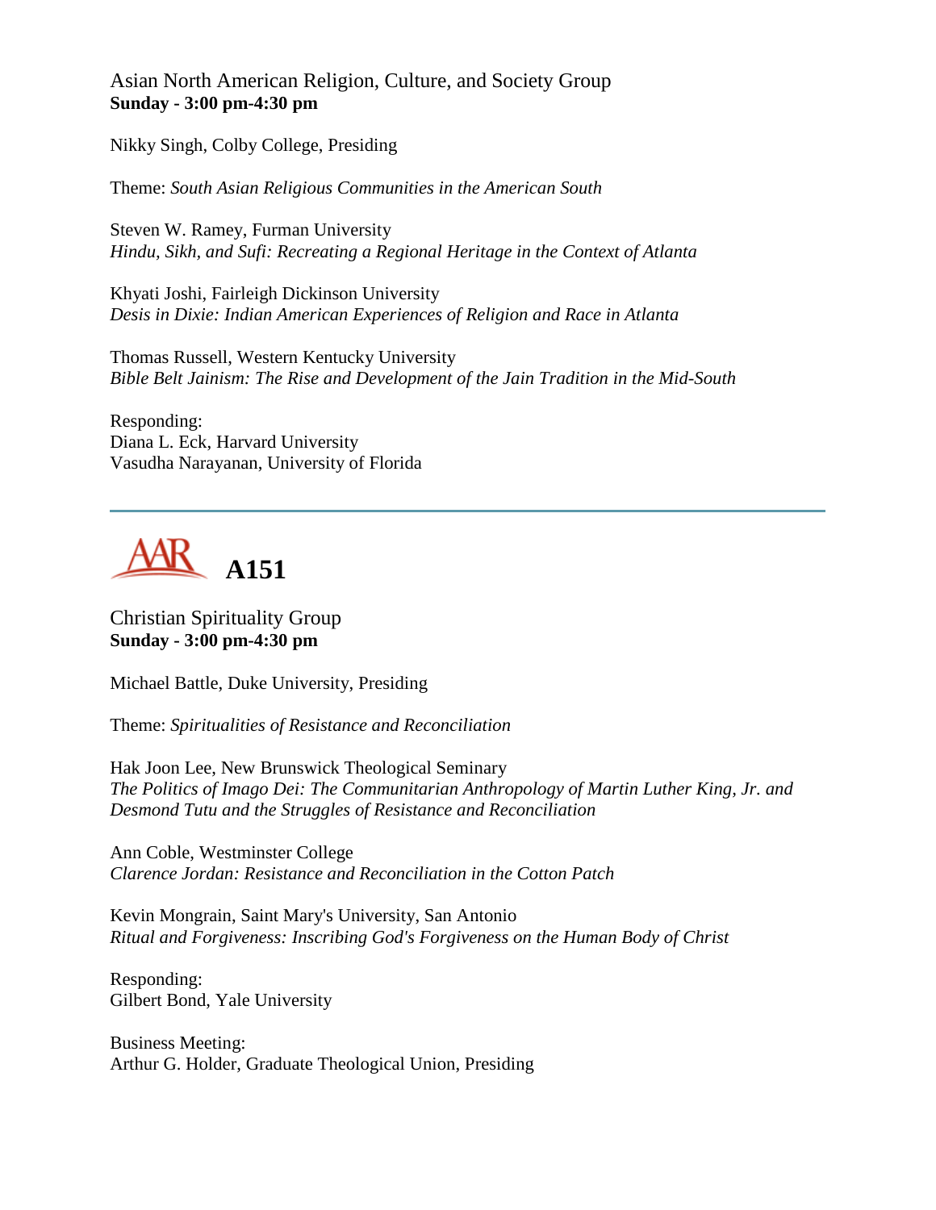Asian North American Religion, Culture, and Society Group
**Sunday - 3:00 pm-4:30 pm**

Nikky Singh, Colby College, Presiding

Theme: *South Asian Religious Communities in the American South*

Steven W. Ramey, Furman University
*Hindu, Sikh, and Sufi: Recreating a Regional Heritage in the Context of Atlanta*

Khyati Joshi, Fairleigh Dickinson University
*Desis in Dixie: Indian American Experiences of Religion and Race in Atlanta*

Thomas Russell, Western Kentucky University
*Bible Belt Jainism: The Rise and Development of the Jain Tradition in the Mid-South*

Responding:
Diana L. Eck, Harvard University
Vasudha Narayanan, University of Florida

---

## A151

Christian Spirituality Group
**Sunday - 3:00 pm-4:30 pm**

Michael Battle, Duke University, Presiding

Theme: *Spiritualities of Resistance and Reconciliation*

Hak Joon Lee, New Brunswick Theological Seminary
*The Politics of Imago Dei: The Communitarian Anthropology of Martin Luther King, Jr. and Desmond Tutu and the Struggles of Resistance and Reconciliation*

Ann Coble, Westminster College
*Clarence Jordan: Resistance and Reconciliation in the Cotton Patch*

Kevin Mongrain, Saint Mary's University, San Antonio
*Ritual and Forgiveness: Inscribing God's Forgiveness on the Human Body of Christ*

Responding:
Gilbert Bond, Yale University

Business Meeting:
Arthur G. Holder, Graduate Theological Union, Presiding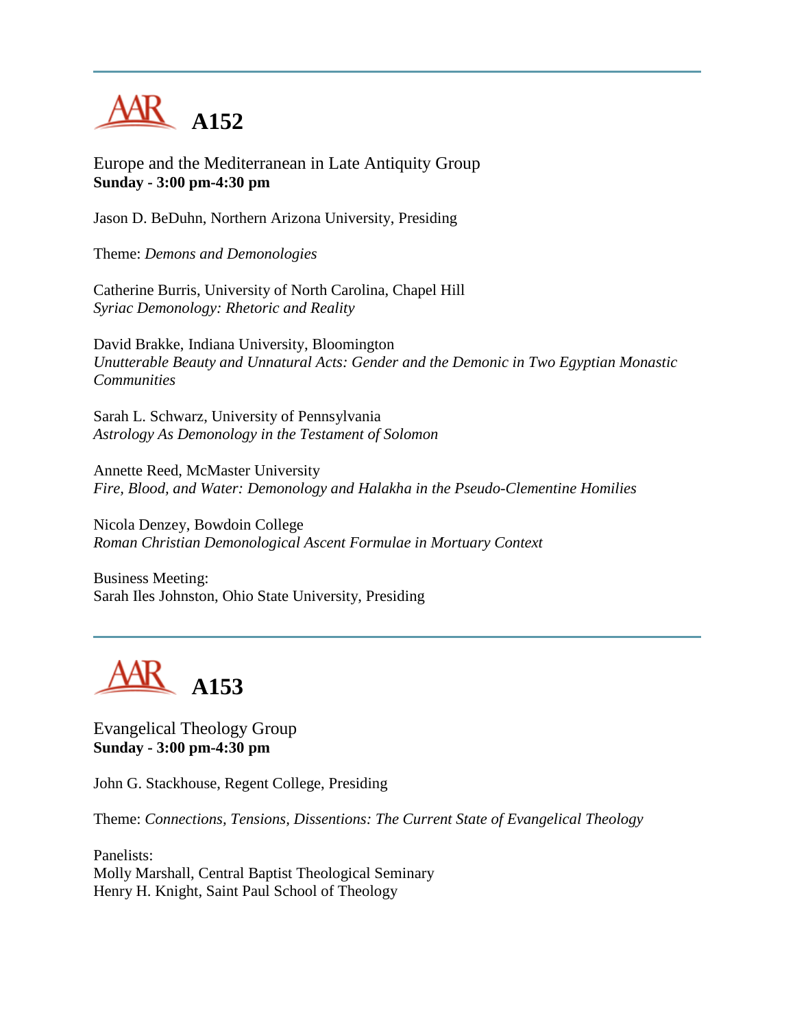## A152

Europe and the Mediterranean in Late Antiquity Group
**Sunday - 3:00 pm-4:30 pm**

Jason D. BeDuhn, Northern Arizona University, Presiding

Theme: *Demons and Demonologies*

Catherine Burris, University of North Carolina, Chapel Hill
*Syriac Demonology: Rhetoric and Reality*

David Brakke, Indiana University, Bloomington
*Unutterable Beauty and Unnatural Acts: Gender and the Demonic in Two Egyptian Monastic Communities*

Sarah L. Schwarz, University of Pennsylvania
*Astrology As Demonology in the Testament of Solomon*

Annette Reed, McMaster University
*Fire, Blood, and Water: Demonology and Halakha in the Pseudo-Clementine Homilies*

Nicola Denzey, Bowdoin College
*Roman Christian Demonological Ascent Formulae in Mortuary Context*

Business Meeting:
Sarah Iles Johnston, Ohio State University, Presiding

## A153

Evangelical Theology Group
**Sunday - 3:00 pm-4:30 pm**

John G. Stackhouse, Regent College, Presiding

Theme: *Connections, Tensions, Dissentions: The Current State of Evangelical Theology*

Panelists:
Molly Marshall, Central Baptist Theological Seminary
Henry H. Knight, Saint Paul School of Theology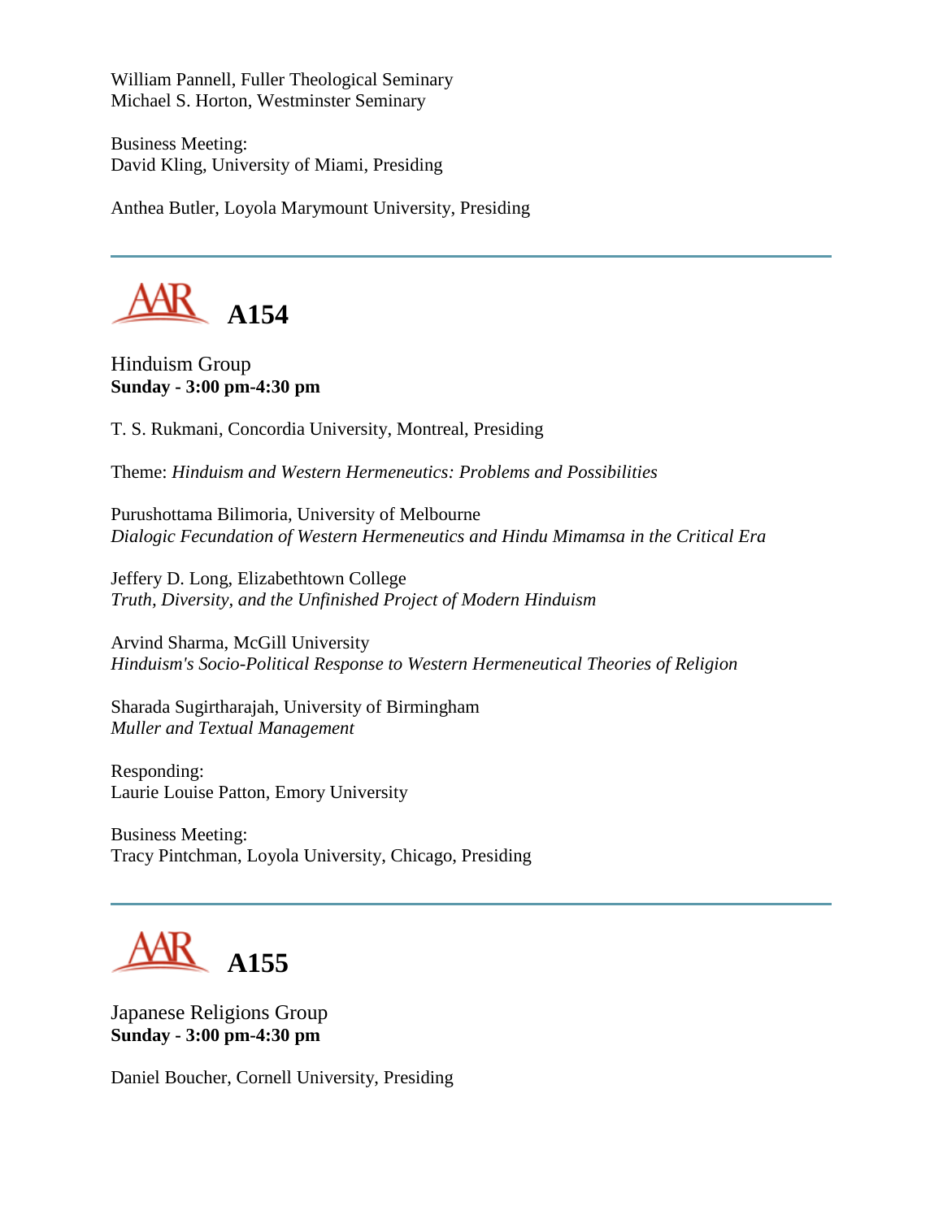William Pannell, Fuller Theological Seminary
Michael S. Horton, Westminster Seminary

Business Meeting:
David Kling, University of Miami, Presiding

Anthea Butler, Loyola Marymount University, Presiding

---

## A154

Hinduism Group
**Sunday - 3:00 pm-4:30 pm**

T. S. Rukmani, Concordia University, Montreal, Presiding

Theme: *Hinduism and Western Hermeneutics: Problems and Possibilities*

Purushottama Bilimoria, University of Melbourne
*Dialogic Fecundation of Western Hermeneutics and Hindu Mimamsa in the Critical Era*

Jeffery D. Long, Elizabethtown College
*Truth, Diversity, and the Unfinished Project of Modern Hinduism*

Arvind Sharma, McGill University
*Hinduism's Socio-Political Response to Western Hermeneutical Theories of Religion*

Sharada Sugirtharajah, University of Birmingham
*Muller and Textual Management*

Responding:
Laurie Louise Patton, Emory University

Business Meeting:
Tracy Pintchman, Loyola University, Chicago, Presiding

---

## A155

Japanese Religions Group
**Sunday - 3:00 pm-4:30 pm**

Daniel Boucher, Cornell University, Presiding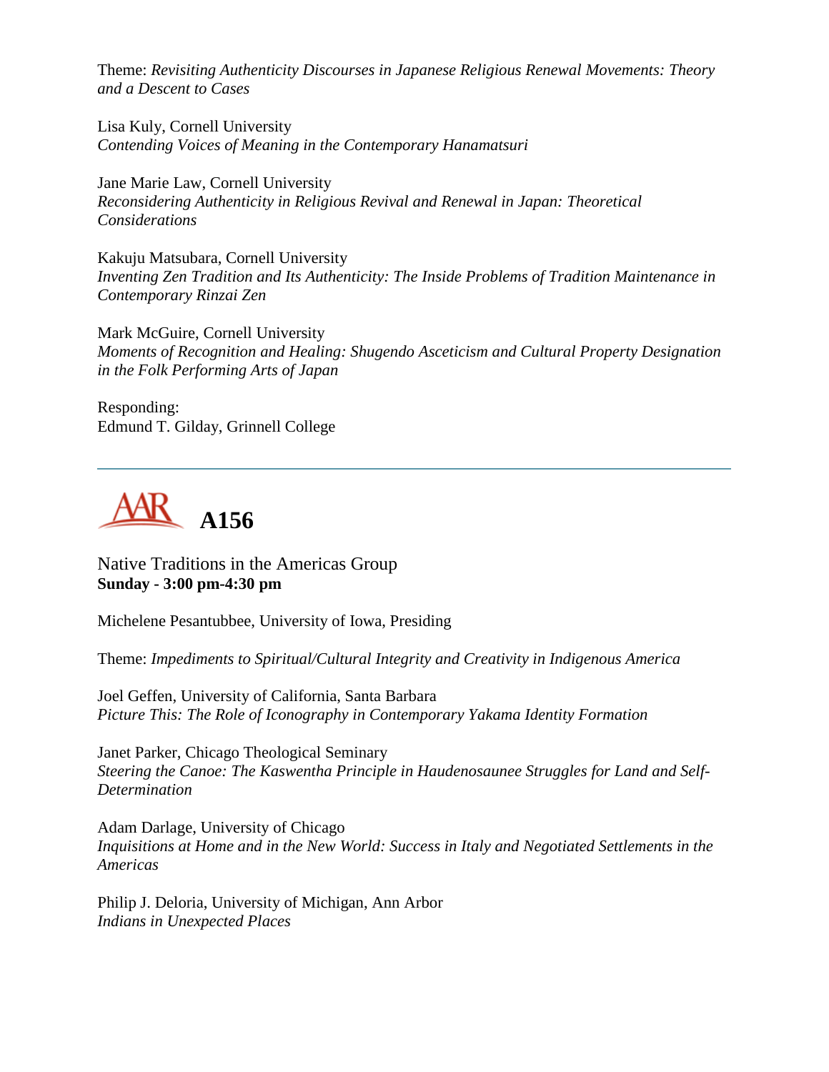Theme: *Revisiting Authenticity Discourses in Japanese Religious Renewal Movements: Theory and a Descent to Cases*

Lisa Kuly, Cornell University
*Contending Voices of Meaning in the Contemporary Hanamatsuri*

Jane Marie Law, Cornell University
*Reconsidering Authenticity in Religious Revival and Renewal in Japan: Theoretical Considerations*

Kakuju Matsubara, Cornell University
*Inventing Zen Tradition and Its Authenticity: The Inside Problems of Tradition Maintenance in Contemporary Rinzai Zen*

Mark McGuire, Cornell University
*Moments of Recognition and Healing: Shugendo Asceticism and Cultural Property Designation in the Folk Performing Arts of Japan*

Responding:
Edmund T. Gilday, Grinnell College

---

# AAR A156

Native Traditions in the Americas Group
**Sunday - 3:00 pm-4:30 pm**

Michelene Pesantubbee, University of Iowa, Presiding

Theme: *Impediments to Spiritual/Cultural Integrity and Creativity in Indigenous America*

Joel Geffen, University of California, Santa Barbara
*Picture This: The Role of Iconography in Contemporary Yakama Identity Formation*

Janet Parker, Chicago Theological Seminary
*Steering the Canoe: The Kaswentha Principle in Haudenosaunee Struggles for Land and Self-Determination*

Adam Darlage, University of Chicago
*Inquisitions at Home and in the New World: Success in Italy and Negotiated Settlements in the Americas*

Philip J. Deloria, University of Michigan, Ann Arbor
*Indians in Unexpected Places*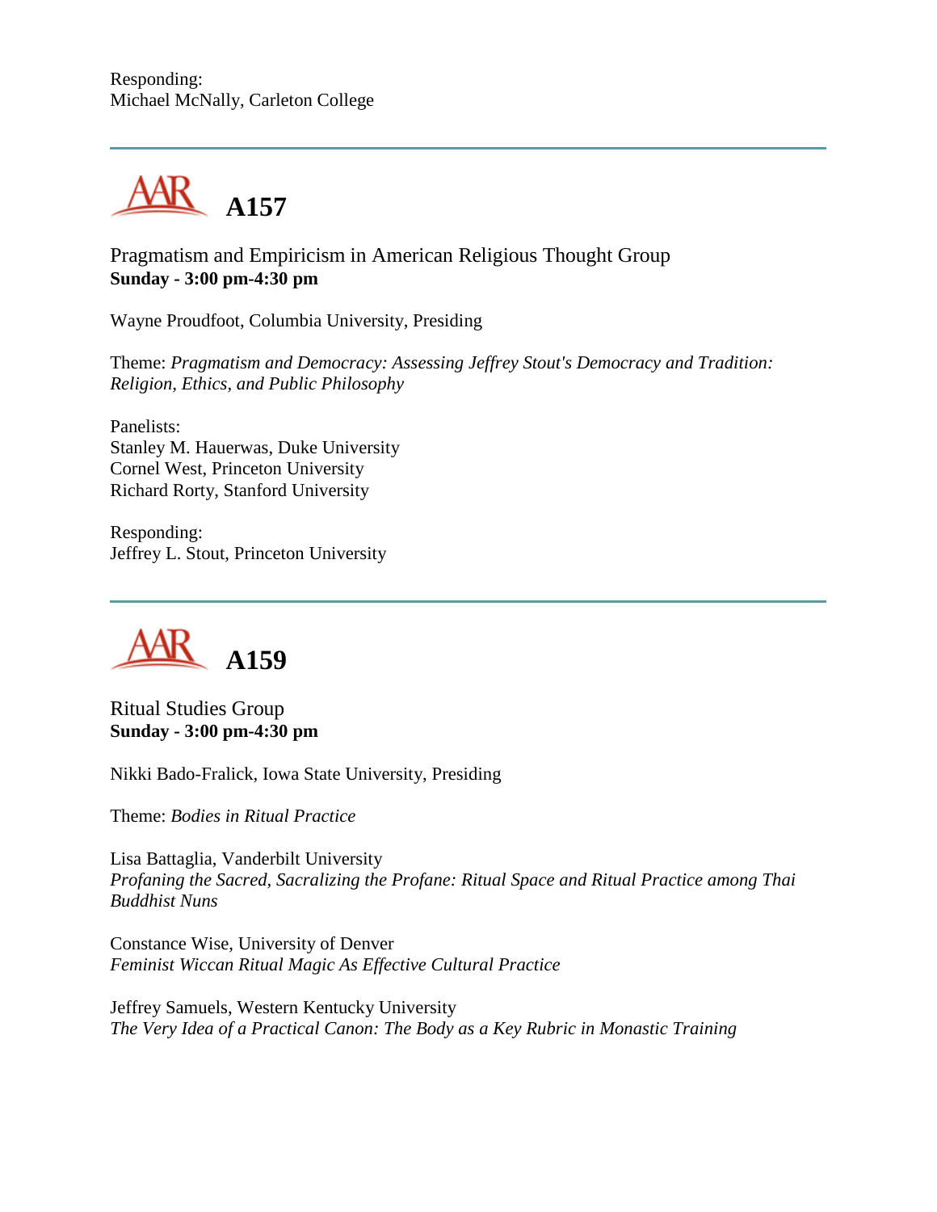Responding:
Michael McNally, Carleton College

---

## A157

Pragmatism and Empiricism in American Religious Thought Group
**Sunday - 3:00 pm-4:30 pm**

Wayne Proudfoot, Columbia University, Presiding

Theme: *Pragmatism and Democracy: Assessing Jeffrey Stout's Democracy and Tradition: Religion, Ethics, and Public Philosophy*

Panelists:
Stanley M. Hauerwas, Duke University
Cornel West, Princeton University
Richard Rorty, Stanford University

Responding:
Jeffrey L. Stout, Princeton University

---

## A159

Ritual Studies Group
**Sunday - 3:00 pm-4:30 pm**

Nikki Bado-Fralick, Iowa State University, Presiding

Theme: *Bodies in Ritual Practice*

Lisa Battaglia, Vanderbilt University
*Profaning the Sacred, Sacralizing the Profane: Ritual Space and Ritual Practice among Thai Buddhist Nuns*

Constance Wise, University of Denver
*Feminist Wiccan Ritual Magic As Effective Cultural Practice*

Jeffrey Samuels, Western Kentucky University
*The Very Idea of a Practical Canon: The Body as a Key Rubric in Monastic Training*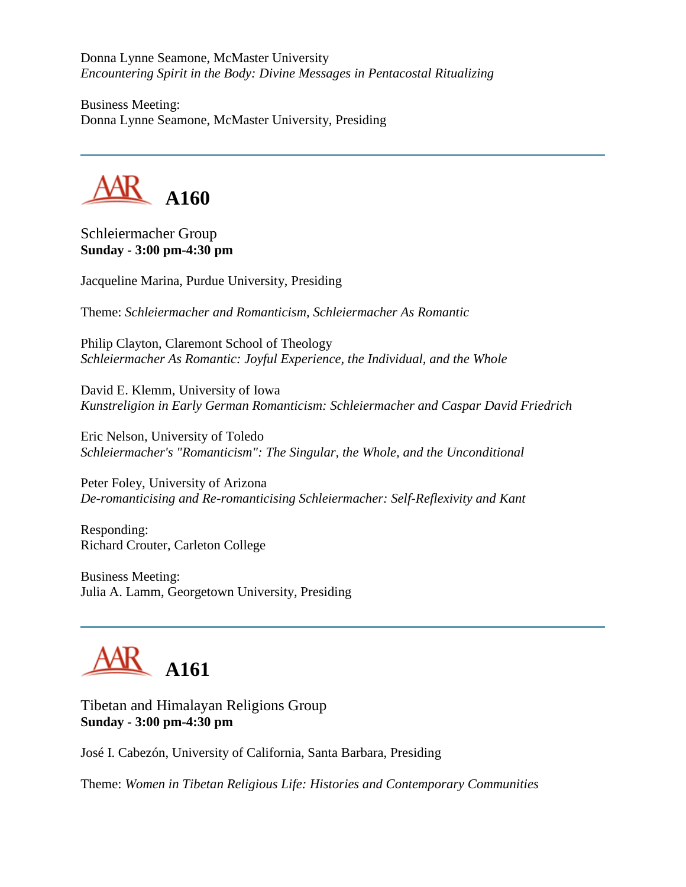Donna Lynne Seamone, McMaster University
*Encountering Spirit in the Body: Divine Messages in Pentacostal Ritualizing*

Business Meeting:
Donna Lynne Seamone, McMaster University, Presiding

---

## A160

Schleiermacher Group
**Sunday - 3:00 pm-4:30 pm**

Jacqueline Marina, Purdue University, Presiding

Theme: *Schleiermacher and Romanticism, Schleiermacher As Romantic*

Philip Clayton, Claremont School of Theology
*Schleiermacher As Romantic: Joyful Experience, the Individual, and the Whole*

David E. Klemm, University of Iowa
*Kunstreligion in Early German Romanticism: Schleiermacher and Caspar David Friedrich*

Eric Nelson, University of Toledo
*Schleiermacher's "Romanticism": The Singular, the Whole, and the Unconditional*

Peter Foley, University of Arizona
*De-romanticising and Re-romanticising Schleiermacher: Self-Reflexivity and Kant*

Responding:
Richard Crouter, Carleton College

Business Meeting:
Julia A. Lamm, Georgetown University, Presiding

---

## A161

Tibetan and Himalayan Religions Group
**Sunday - 3:00 pm-4:30 pm**

José I. Cabezón, University of California, Santa Barbara, Presiding

Theme: *Women in Tibetan Religious Life: Histories and Contemporary Communities*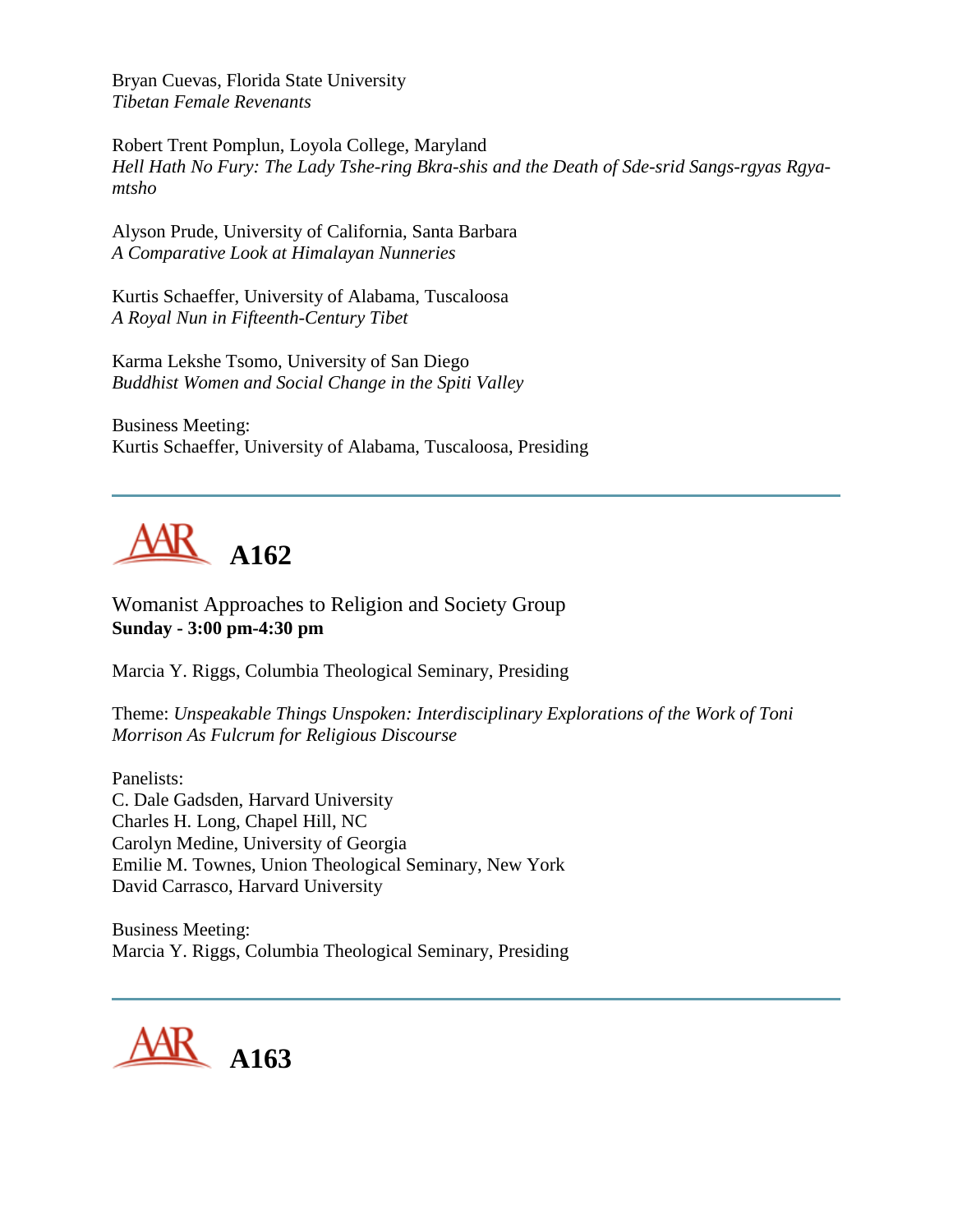Bryan Cuevas, Florida State University
*Tibetan Female Revenants*

Robert Trent Pomplun, Loyola College, Maryland
*Hell Hath No Fury: The Lady Tshe-ring Bkra-shis and the Death of Sde-srid Sangs-rgyas Rgya-mtsho*

Alyson Prude, University of California, Santa Barbara
*A Comparative Look at Himalayan Nunneries*

Kurtis Schaeffer, University of Alabama, Tuscaloosa
*A Royal Nun in Fifteenth-Century Tibet*

Karma Lekshe Tsomo, University of San Diego
*Buddhist Women and Social Change in the Spiti Valley*

Business Meeting:
Kurtis Schaeffer, University of Alabama, Tuscaloosa, Presiding

---

# A162

Womanist Approaches to Religion and Society Group
**Sunday - 3:00 pm-4:30 pm**

Marcia Y. Riggs, Columbia Theological Seminary, Presiding

Theme: *Unspeakable Things Unspoken: Interdisciplinary Explorations of the Work of Toni Morrison As Fulcrum for Religious Discourse*

Panelists:
C. Dale Gadsden, Harvard University
Charles H. Long, Chapel Hill, NC
Carolyn Medine, University of Georgia
Emilie M. Townes, Union Theological Seminary, New York
David Carrasco, Harvard University

Business Meeting:
Marcia Y. Riggs, Columbia Theological Seminary, Presiding

---

# A163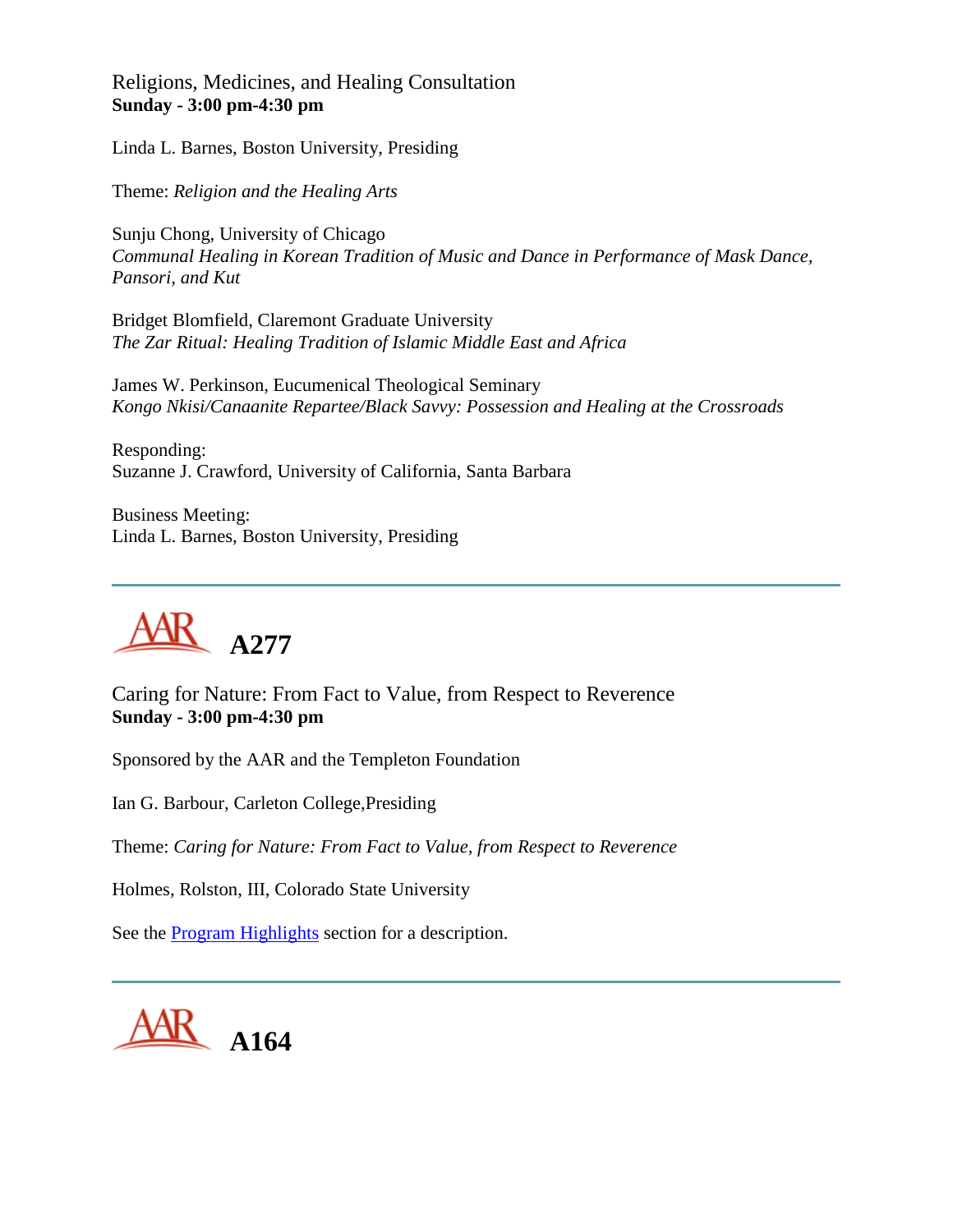Religions, Medicines, and Healing Consultation
**Sunday - 3:00 pm-4:30 pm**

Linda L. Barnes, Boston University, Presiding

Theme: *Religion and the Healing Arts*

Sunju Chong, University of Chicago
*Communal Healing in Korean Tradition of Music and Dance in Performance of Mask Dance, Pansori, and Kut*

Bridget Blomfield, Claremont Graduate University
*The Zar Ritual: Healing Tradition of Islamic Middle East and Africa*

James W. Perkinson, Eucumenical Theological Seminary
*Kongo Nkisi/Canaanite Repartee/Black Savvy: Possession and Healing at the Crossroads*

Responding:
Suzanne J. Crawford, University of California, Santa Barbara

Business Meeting:
Linda L. Barnes, Boston University, Presiding

---

## AAR A277

Caring for Nature: From Fact to Value, from Respect to Reverence
**Sunday - 3:00 pm-4:30 pm**

Sponsored by the AAR and the Templeton Foundation

Ian G. Barbour, Carleton College,Presiding

Theme: *Caring for Nature: From Fact to Value, from Respect to Reverence*

Holmes, Rolston, III, Colorado State University

See the Program Highlights section for a description.

---

## AAR A164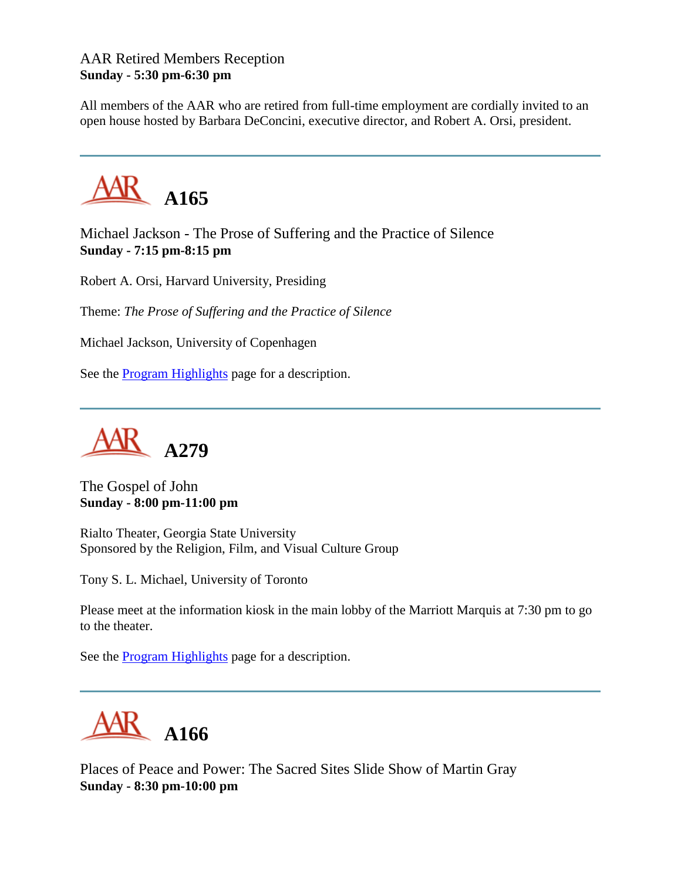AAR Retired Members Reception
**Sunday - 5:30 pm-6:30 pm**

All members of the AAR who are retired from full-time employment are cordially invited to an open house hosted by Barbara DeConcini, executive director, and Robert A. Orsi, president.

---

# A165

Michael Jackson - The Prose of Suffering and the Practice of Silence
**Sunday - 7:15 pm-8:15 pm**

Robert A. Orsi, Harvard University, Presiding

Theme: *The Prose of Suffering and the Practice of Silence*

Michael Jackson, University of Copenhagen

See the Program Highlights page for a description.

---

# A279

The Gospel of John
**Sunday - 8:00 pm-11:00 pm**

Rialto Theater, Georgia State University
Sponsored by the Religion, Film, and Visual Culture Group

Tony S. L. Michael, University of Toronto

Please meet at the information kiosk in the main lobby of the Marriott Marquis at 7:30 pm to go to the theater.

See the Program Highlights page for a description.

---

# A166

Places of Peace and Power: The Sacred Sites Slide Show of Martin Gray
**Sunday - 8:30 pm-10:00 pm**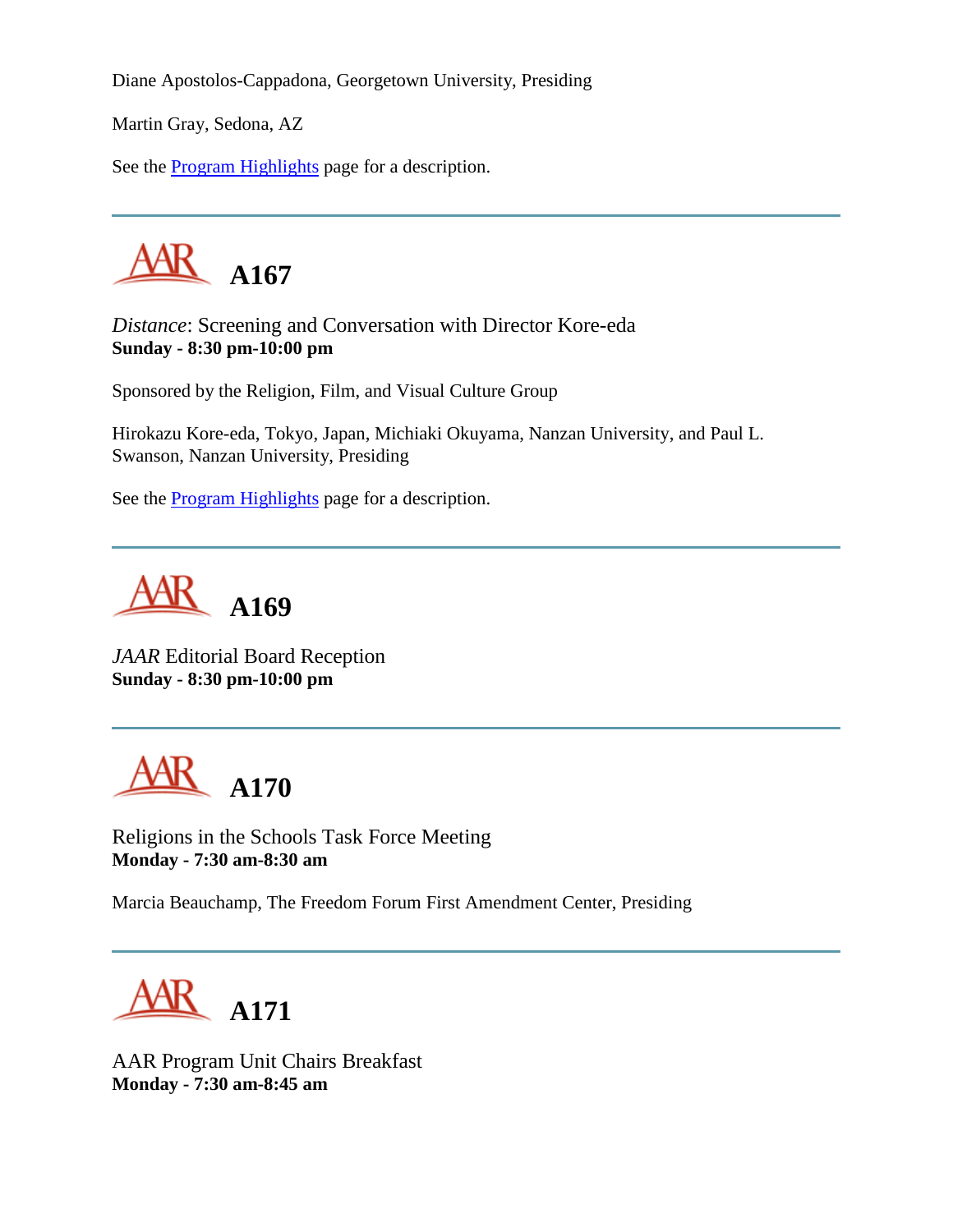Diane Apostolos-Cappadona, Georgetown University, Presiding

Martin Gray, Sedona, AZ

See the Program Highlights page for a description.

---

## AAR A167

*Distance*: Screening and Conversation with Director Kore-eda
**Sunday - 8:30 pm-10:00 pm**

Sponsored by the Religion, Film, and Visual Culture Group

Hirokazu Kore-eda, Tokyo, Japan, Michiaki Okuyama, Nanzan University, and Paul L. Swanson, Nanzan University, Presiding

See the Program Highlights page for a description.

---

## AAR A169

*JAAR* Editorial Board Reception
**Sunday - 8:30 pm-10:00 pm**

---

## AAR A170

Religions in the Schools Task Force Meeting
**Monday - 7:30 am-8:30 am**

Marcia Beauchamp, The Freedom Forum First Amendment Center, Presiding

---

## AAR A171

AAR Program Unit Chairs Breakfast
**Monday - 7:30 am-8:45 am**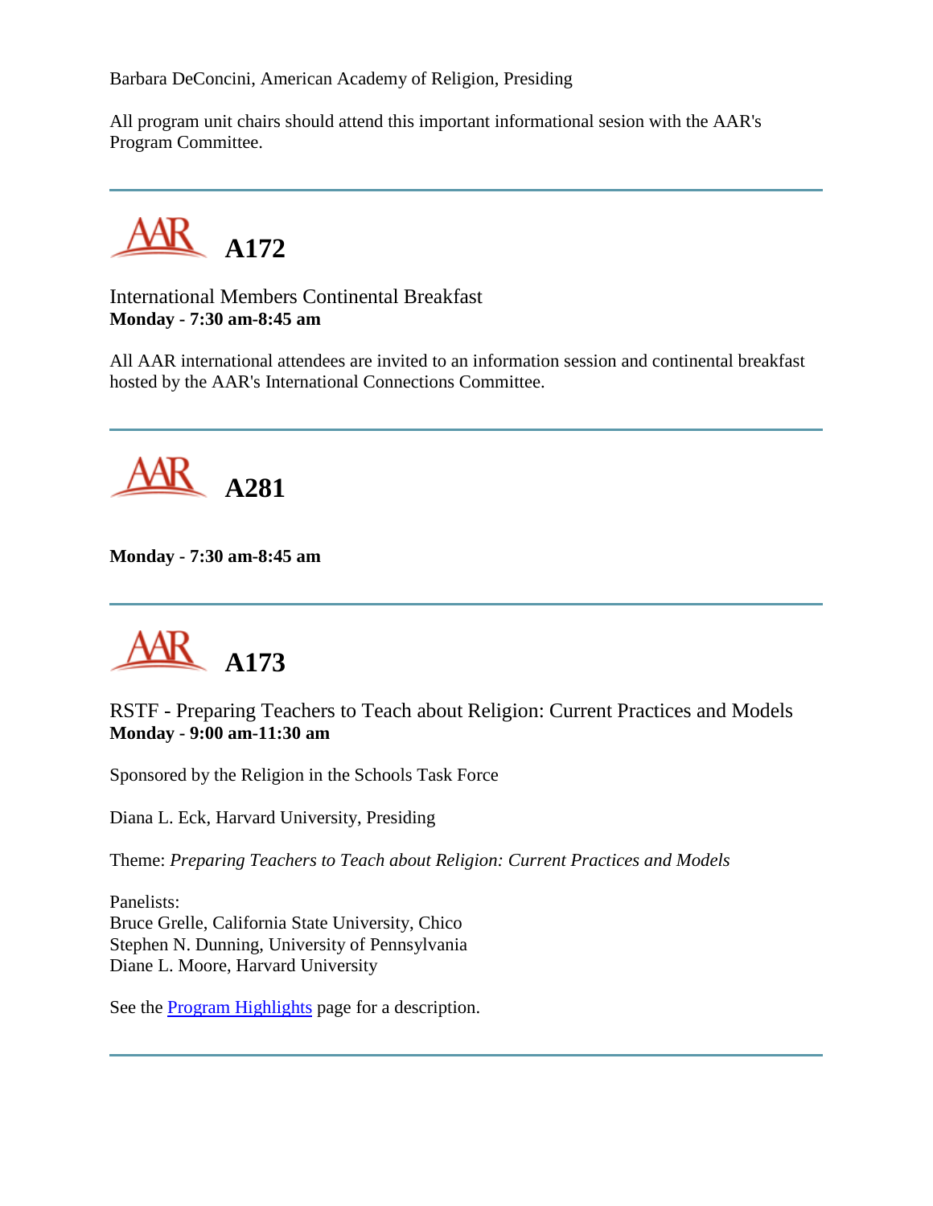Barbara DeConcini, American Academy of Religion, Presiding

All program unit chairs should attend this important informational sesion with the AAR's Program Committee.

---

# A172

International Members Continental Breakfast
**Monday - 7:30 am-8:45 am**

All AAR international attendees are invited to an information session and continental breakfast hosted by the AAR's International Connections Committee.

---

# A281

**Monday - 7:30 am-8:45 am**

---

# A173

RSTF - Preparing Teachers to Teach about Religion: Current Practices and Models
**Monday - 9:00 am-11:30 am**

Sponsored by the Religion in the Schools Task Force

Diana L. Eck, Harvard University, Presiding

Theme: *Preparing Teachers to Teach about Religion: Current Practices and Models*

Panelists:
Bruce Grelle, California State University, Chico
Stephen N. Dunning, University of Pennsylvania
Diane L. Moore, Harvard University

See the Program Highlights page for a description.

---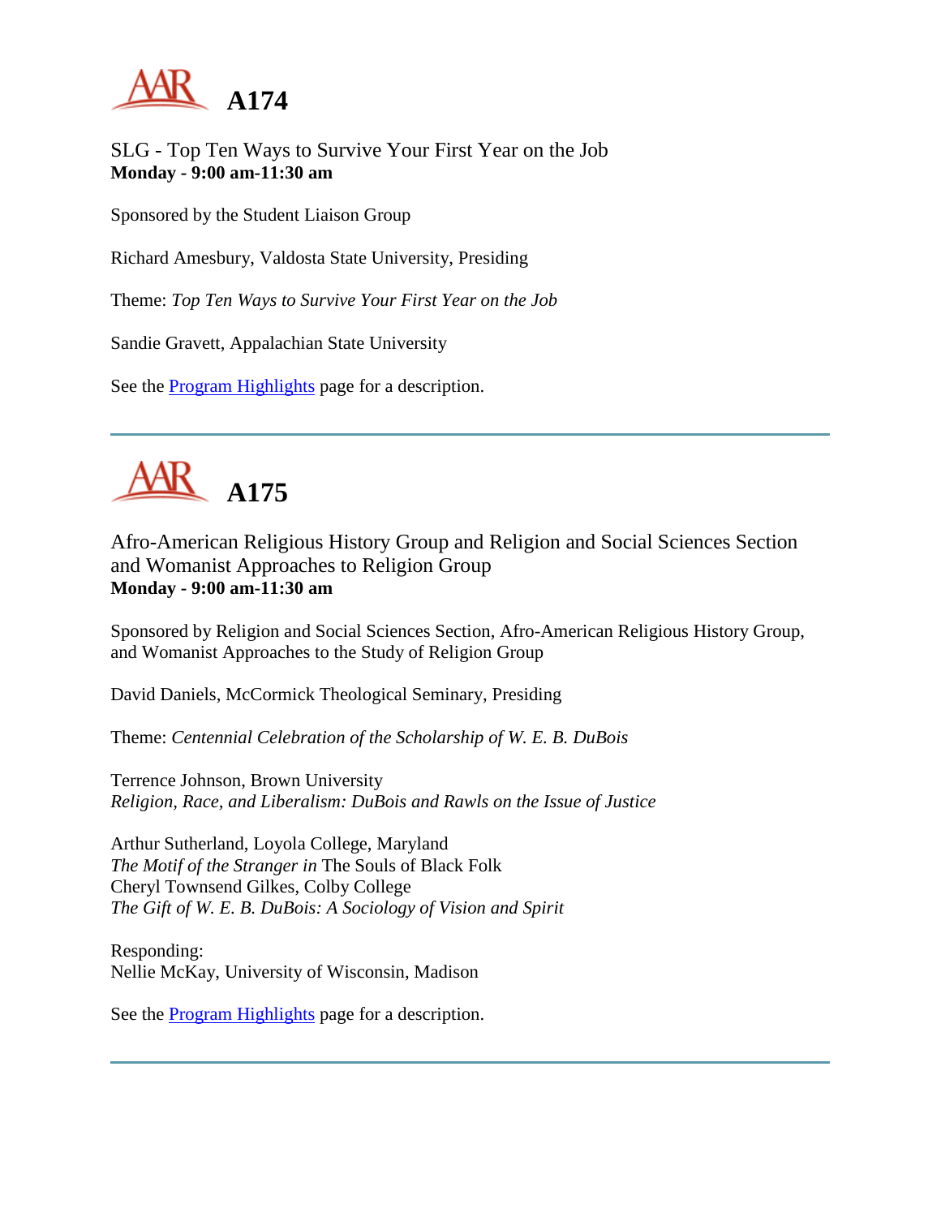# A174

SLG - Top Ten Ways to Survive Your First Year on the Job
**Monday - 9:00 am-11:30 am**

Sponsored by the Student Liaison Group

Richard Amesbury, Valdosta State University, Presiding

Theme: *Top Ten Ways to Survive Your First Year on the Job*

Sandie Gravett, Appalachian State University

See the Program Highlights page for a description.

---

# A175

Afro-American Religious History Group and Religion and Social Sciences Section and Womanist Approaches to Religion Group
**Monday - 9:00 am-11:30 am**

Sponsored by Religion and Social Sciences Section, Afro-American Religious History Group, and Womanist Approaches to the Study of Religion Group

David Daniels, McCormick Theological Seminary, Presiding

Theme: *Centennial Celebration of the Scholarship of W. E. B. DuBois*

Terrence Johnson, Brown University
*Religion, Race, and Liberalism: DuBois and Rawls on the Issue of Justice*

Arthur Sutherland, Loyola College, Maryland
*The Motif of the Stranger in* The Souls of Black Folk
Cheryl Townsend Gilkes, Colby College
*The Gift of W. E. B. DuBois: A Sociology of Vision and Spirit*

Responding:
Nellie McKay, University of Wisconsin, Madison

See the Program Highlights page for a description.

---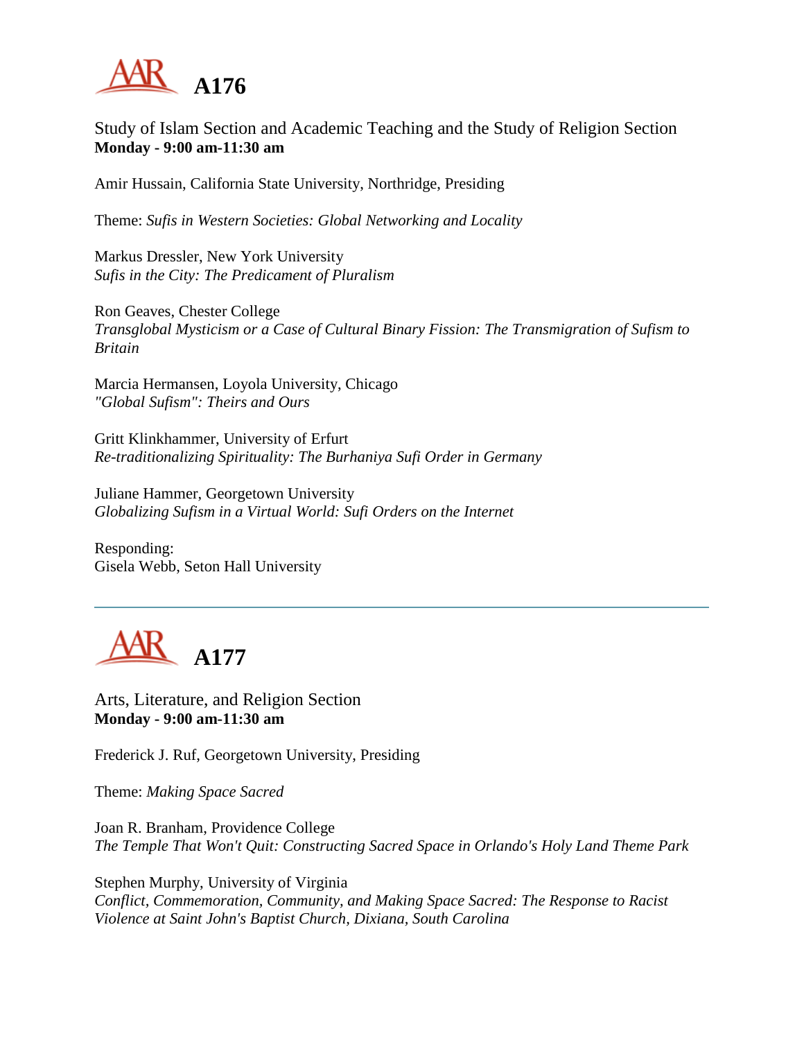# A176

Study of Islam Section and Academic Teaching and the Study of Religion Section
**Monday - 9:00 am-11:30 am**

Amir Hussain, California State University, Northridge, Presiding

Theme: *Sufis in Western Societies: Global Networking and Locality*

Markus Dressler, New York University
*Sufis in the City: The Predicament of Pluralism*

Ron Geaves, Chester College
*Transglobal Mysticism or a Case of Cultural Binary Fission: The Transmigration of Sufism to Britain*

Marcia Hermansen, Loyola University, Chicago
*"Global Sufism": Theirs and Ours*

Gritt Klinkhammer, University of Erfurt
*Re-traditionalizing Spirituality: The Burhaniya Sufi Order in Germany*

Juliane Hammer, Georgetown University
*Globalizing Sufism in a Virtual World: Sufi Orders on the Internet*

Responding:
Gisela Webb, Seton Hall University

---

# A177

Arts, Literature, and Religion Section
**Monday - 9:00 am-11:30 am**

Frederick J. Ruf, Georgetown University, Presiding

Theme: *Making Space Sacred*

Joan R. Branham, Providence College
*The Temple That Won't Quit: Constructing Sacred Space in Orlando's Holy Land Theme Park*

Stephen Murphy, University of Virginia
*Conflict, Commemoration, Community, and Making Space Sacred: The Response to Racist Violence at Saint John's Baptist Church, Dixiana, South Carolina*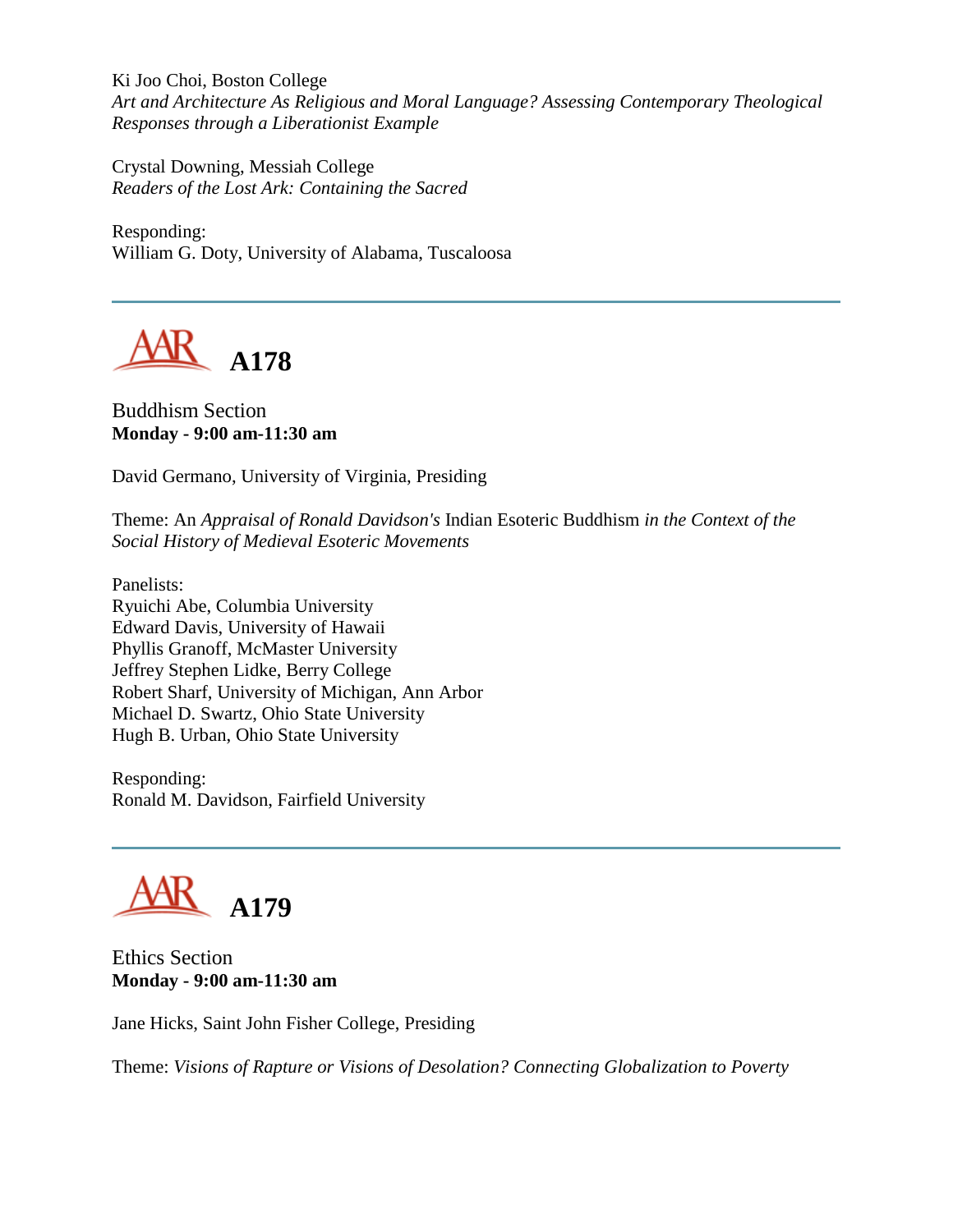Ki Joo Choi, Boston College
*Art and Architecture As Religious and Moral Language? Assessing Contemporary Theological Responses through a Liberationist Example*

Crystal Downing, Messiah College
*Readers of the Lost Ark: Containing the Sacred*

Responding:
William G. Doty, University of Alabama, Tuscaloosa

---

## A178

Buddhism Section
**Monday - 9:00 am-11:30 am**

David Germano, University of Virginia, Presiding

Theme: An *Appraisal of Ronald Davidson's* Indian Esoteric Buddhism *in the Context of the Social History of Medieval Esoteric Movements*

Panelists:
Ryuichi Abe, Columbia University
Edward Davis, University of Hawaii
Phyllis Granoff, McMaster University
Jeffrey Stephen Lidke, Berry College
Robert Sharf, University of Michigan, Ann Arbor
Michael D. Swartz, Ohio State University
Hugh B. Urban, Ohio State University

Responding:
Ronald M. Davidson, Fairfield University

---

## A179

Ethics Section
**Monday - 9:00 am-11:30 am**

Jane Hicks, Saint John Fisher College, Presiding

Theme: *Visions of Rapture or Visions of Desolation? Connecting Globalization to Poverty*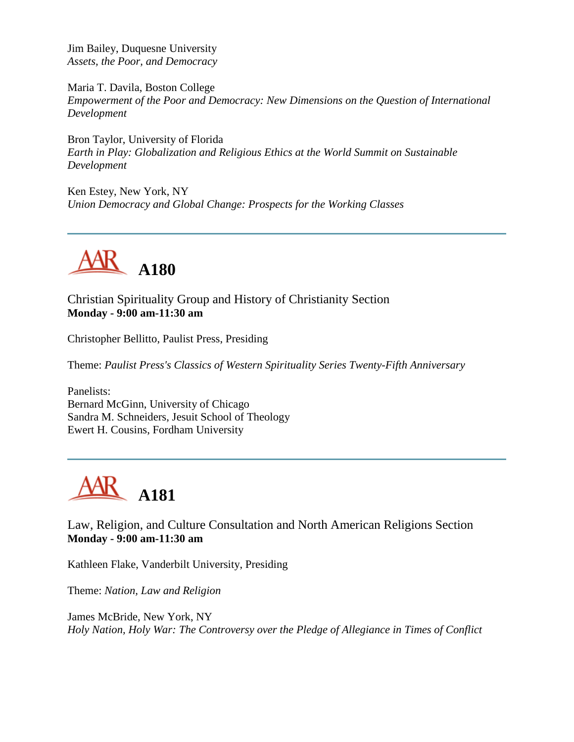Jim Bailey, Duquesne University
*Assets, the Poor, and Democracy*

Maria T. Davila, Boston College
*Empowerment of the Poor and Democracy: New Dimensions on the Question of International Development*

Bron Taylor, University of Florida
*Earth in Play: Globalization and Religious Ethics at the World Summit on Sustainable Development*

Ken Estey, New York, NY
*Union Democracy and Global Change: Prospects for the Working Classes*

---

## A180

Christian Spirituality Group and History of Christianity Section
**Monday - 9:00 am-11:30 am**

Christopher Bellitto, Paulist Press, Presiding

Theme: *Paulist Press's Classics of Western Spirituality Series Twenty-Fifth Anniversary*

Panelists:
Bernard McGinn, University of Chicago
Sandra M. Schneiders, Jesuit School of Theology
Ewert H. Cousins, Fordham University

---

## A181

Law, Religion, and Culture Consultation and North American Religions Section
**Monday - 9:00 am-11:30 am**

Kathleen Flake, Vanderbilt University, Presiding

Theme: *Nation, Law and Religion*

James McBride, New York, NY
*Holy Nation, Holy War: The Controversy over the Pledge of Allegiance in Times of Conflict*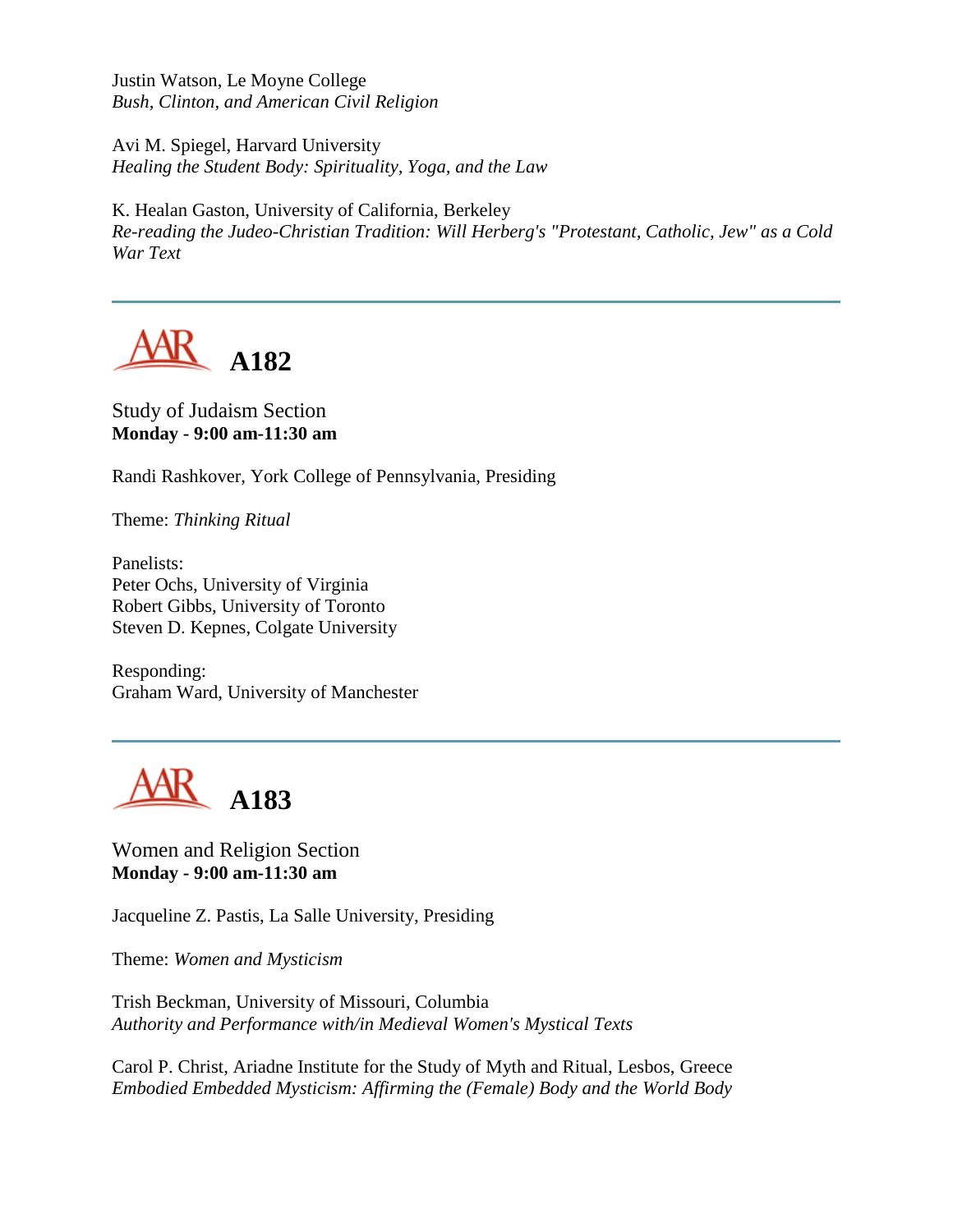Justin Watson, Le Moyne College
*Bush, Clinton, and American Civil Religion*

Avi M. Spiegel, Harvard University
*Healing the Student Body: Spirituality, Yoga, and the Law*

K. Healan Gaston, University of California, Berkeley
*Re-reading the Judeo-Christian Tradition: Will Herberg's "Protestant, Catholic, Jew" as a Cold War Text*

---

## A182

Study of Judaism Section
**Monday - 9:00 am-11:30 am**

Randi Rashkover, York College of Pennsylvania, Presiding

Theme: *Thinking Ritual*

Panelists:
Peter Ochs, University of Virginia
Robert Gibbs, University of Toronto
Steven D. Kepnes, Colgate University

Responding:
Graham Ward, University of Manchester

---

## A183

Women and Religion Section
**Monday - 9:00 am-11:30 am**

Jacqueline Z. Pastis, La Salle University, Presiding

Theme: *Women and Mysticism*

Trish Beckman, University of Missouri, Columbia
*Authority and Performance with/in Medieval Women's Mystical Texts*

Carol P. Christ, Ariadne Institute for the Study of Myth and Ritual, Lesbos, Greece
*Embodied Embedded Mysticism: Affirming the (Female) Body and the World Body*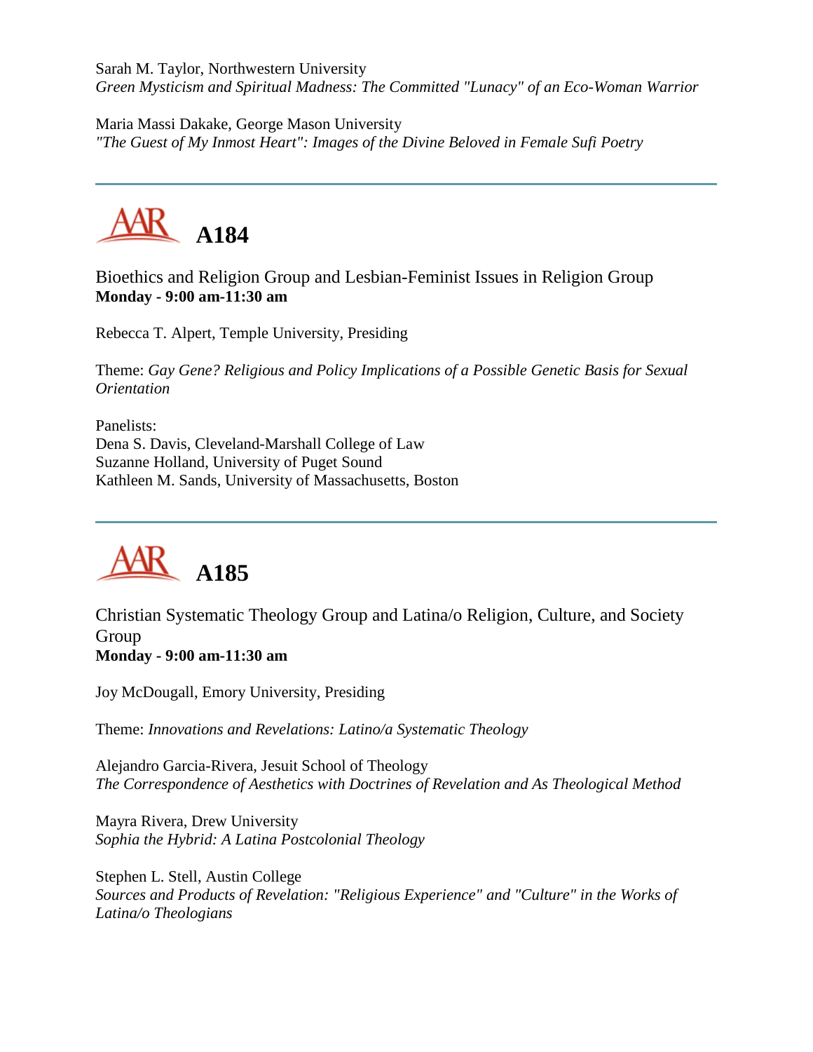Sarah M. Taylor, Northwestern University
*Green Mysticism and Spiritual Madness: The Committed "Lunacy" of an Eco-Woman Warrior*

Maria Massi Dakake, George Mason University
*"The Guest of My Inmost Heart": Images of the Divine Beloved in Female Sufi Poetry*

---

## A184

Bioethics and Religion Group and Lesbian-Feminist Issues in Religion Group
**Monday - 9:00 am-11:30 am**

Rebecca T. Alpert, Temple University, Presiding

Theme: *Gay Gene? Religious and Policy Implications of a Possible Genetic Basis for Sexual Orientation*

Panelists:
Dena S. Davis, Cleveland-Marshall College of Law
Suzanne Holland, University of Puget Sound
Kathleen M. Sands, University of Massachusetts, Boston

---

## A185

Christian Systematic Theology Group and Latina/o Religion, Culture, and Society Group
**Monday - 9:00 am-11:30 am**

Joy McDougall, Emory University, Presiding

Theme: *Innovations and Revelations: Latino/a Systematic Theology*

Alejandro Garcia-Rivera, Jesuit School of Theology
*The Correspondence of Aesthetics with Doctrines of Revelation and As Theological Method*

Mayra Rivera, Drew University
*Sophia the Hybrid: A Latina Postcolonial Theology*

Stephen L. Stell, Austin College
*Sources and Products of Revelation: "Religious Experience" and "Culture" in the Works of Latina/o Theologians*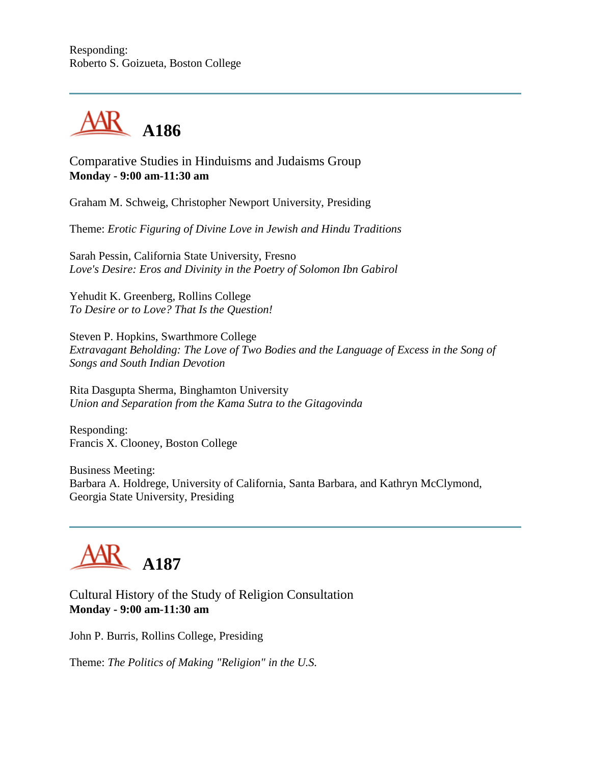Responding:
Roberto S. Goizueta, Boston College

---

## A186

Comparative Studies in Hinduisms and Judaisms Group
**Monday - 9:00 am-11:30 am**

Graham M. Schweig, Christopher Newport University, Presiding

Theme: *Erotic Figuring of Divine Love in Jewish and Hindu Traditions*

Sarah Pessin, California State University, Fresno
*Love's Desire: Eros and Divinity in the Poetry of Solomon Ibn Gabirol*

Yehudit K. Greenberg, Rollins College
*To Desire or to Love? That Is the Question!*

Steven P. Hopkins, Swarthmore College
*Extravagant Beholding: The Love of Two Bodies and the Language of Excess in the Song of Songs and South Indian Devotion*

Rita Dasgupta Sherma, Binghamton University
*Union and Separation from the Kama Sutra to the Gitagovinda*

Responding:
Francis X. Clooney, Boston College

Business Meeting:
Barbara A. Holdrege, University of California, Santa Barbara, and Kathryn McClymond, Georgia State University, Presiding

---

## A187

Cultural History of the Study of Religion Consultation
**Monday - 9:00 am-11:30 am**

John P. Burris, Rollins College, Presiding

Theme: *The Politics of Making "Religion" in the U.S.*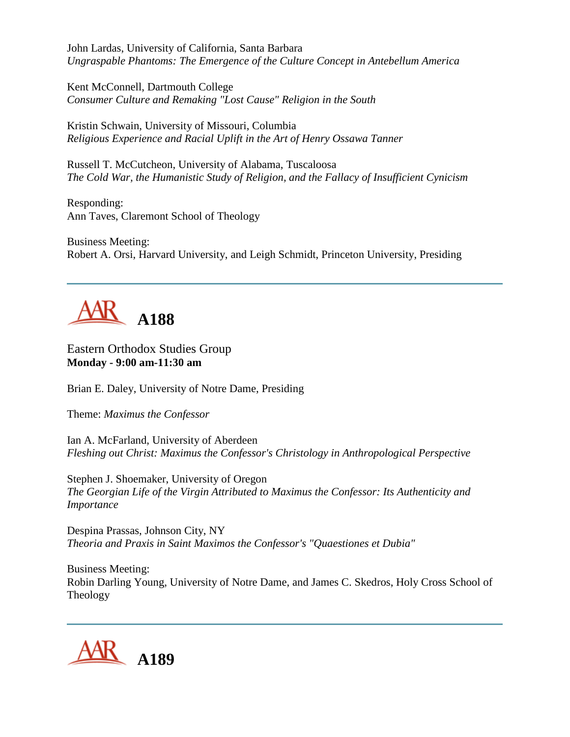John Lardas, University of California, Santa Barbara
*Ungraspable Phantoms: The Emergence of the Culture Concept in Antebellum America*

Kent McConnell, Dartmouth College
*Consumer Culture and Remaking "Lost Cause" Religion in the South*

Kristin Schwain, University of Missouri, Columbia
*Religious Experience and Racial Uplift in the Art of Henry Ossawa Tanner*

Russell T. McCutcheon, University of Alabama, Tuscaloosa
*The Cold War, the Humanistic Study of Religion, and the Fallacy of Insufficient Cynicism*

Responding:
Ann Taves, Claremont School of Theology

Business Meeting:
Robert A. Orsi, Harvard University, and Leigh Schmidt, Princeton University, Presiding

---

## A188

Eastern Orthodox Studies Group
**Monday - 9:00 am-11:30 am**

Brian E. Daley, University of Notre Dame, Presiding

Theme: *Maximus the Confessor*

Ian A. McFarland, University of Aberdeen
*Fleshing out Christ: Maximus the Confessor's Christology in Anthropological Perspective*

Stephen J. Shoemaker, University of Oregon
*The Georgian Life of the Virgin Attributed to Maximus the Confessor: Its Authenticity and Importance*

Despina Prassas, Johnson City, NY
*Theoria and Praxis in Saint Maximos the Confessor's "Quaestiones et Dubia"*

Business Meeting:
Robin Darling Young, University of Notre Dame, and James C. Skedros, Holy Cross School of Theology

---

## A189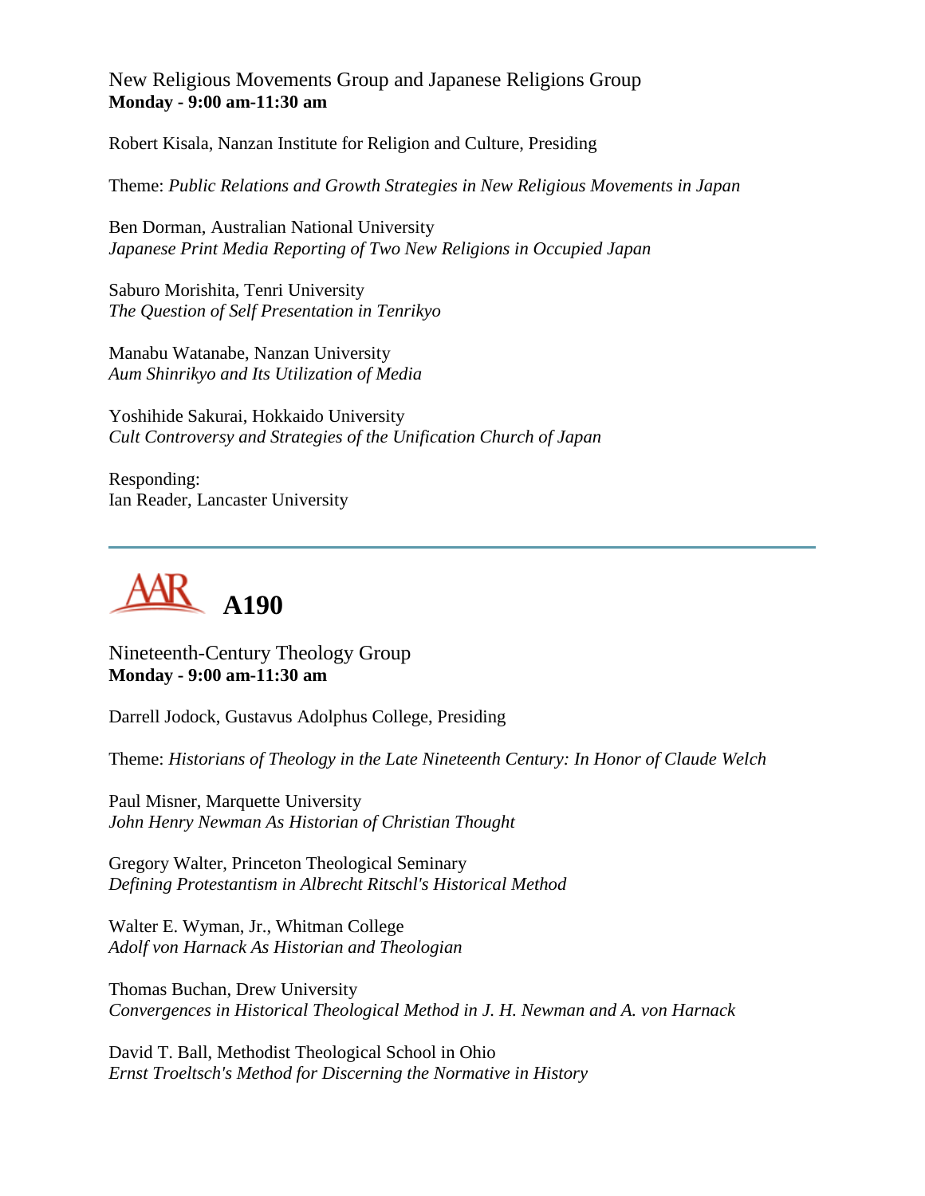New Religious Movements Group and Japanese Religions Group
**Monday - 9:00 am-11:30 am**

Robert Kisala, Nanzan Institute for Religion and Culture, Presiding

Theme: *Public Relations and Growth Strategies in New Religious Movements in Japan*

Ben Dorman, Australian National University
*Japanese Print Media Reporting of Two New Religions in Occupied Japan*

Saburo Morishita, Tenri University
*The Question of Self Presentation in Tenrikyo*

Manabu Watanabe, Nanzan University
*Aum Shinrikyo and Its Utilization of Media*

Yoshihide Sakurai, Hokkaido University
*Cult Controversy and Strategies of the Unification Church of Japan*

Responding:
Ian Reader, Lancaster University

---

# A190

Nineteenth-Century Theology Group
**Monday - 9:00 am-11:30 am**

Darrell Jodock, Gustavus Adolphus College, Presiding

Theme: *Historians of Theology in the Late Nineteenth Century: In Honor of Claude Welch*

Paul Misner, Marquette University
*John Henry Newman As Historian of Christian Thought*

Gregory Walter, Princeton Theological Seminary
*Defining Protestantism in Albrecht Ritschl's Historical Method*

Walter E. Wyman, Jr., Whitman College
*Adolf von Harnack As Historian and Theologian*

Thomas Buchan, Drew University
*Convergences in Historical Theological Method in J. H. Newman and A. von Harnack*

David T. Ball, Methodist Theological School in Ohio
*Ernst Troeltsch's Method for Discerning the Normative in History*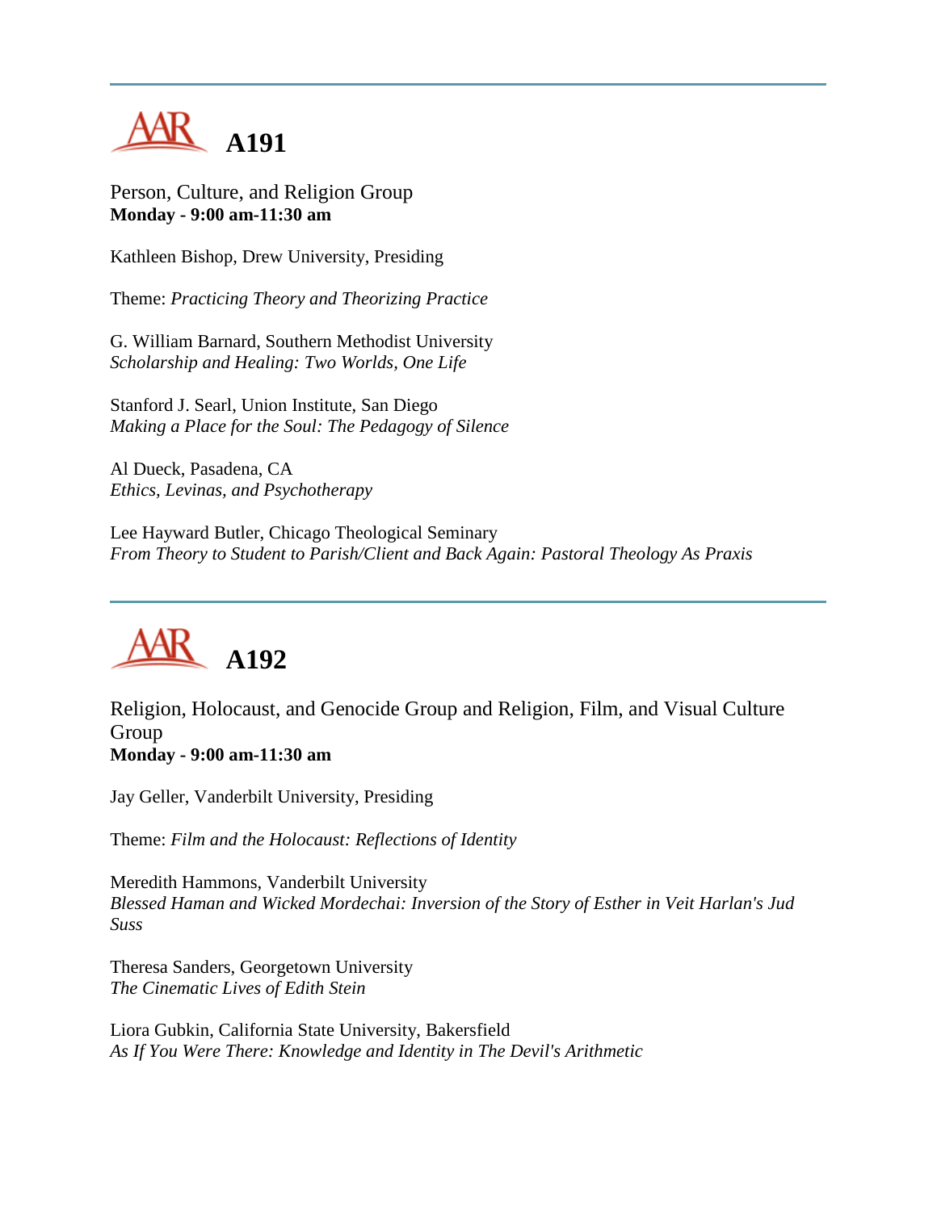---

# A191

Person, Culture, and Religion Group
**Monday - 9:00 am-11:30 am**

Kathleen Bishop, Drew University, Presiding

Theme: *Practicing Theory and Theorizing Practice*

G. William Barnard, Southern Methodist University
*Scholarship and Healing: Two Worlds, One Life*

Stanford J. Searl, Union Institute, San Diego
*Making a Place for the Soul: The Pedagogy of Silence*

Al Dueck, Pasadena, CA
*Ethics, Levinas, and Psychotherapy*

Lee Hayward Butler, Chicago Theological Seminary
*From Theory to Student to Parish/Client and Back Again: Pastoral Theology As Praxis*

---

# A192

Religion, Holocaust, and Genocide Group and Religion, Film, and Visual Culture Group
**Monday - 9:00 am-11:30 am**

Jay Geller, Vanderbilt University, Presiding

Theme: *Film and the Holocaust: Reflections of Identity*

Meredith Hammons, Vanderbilt University
*Blessed Haman and Wicked Mordechai: Inversion of the Story of Esther in Veit Harlan's Jud Suss*

Theresa Sanders, Georgetown University
*The Cinematic Lives of Edith Stein*

Liora Gubkin, California State University, Bakersfield
*As If You Were There: Knowledge and Identity in The Devil's Arithmetic*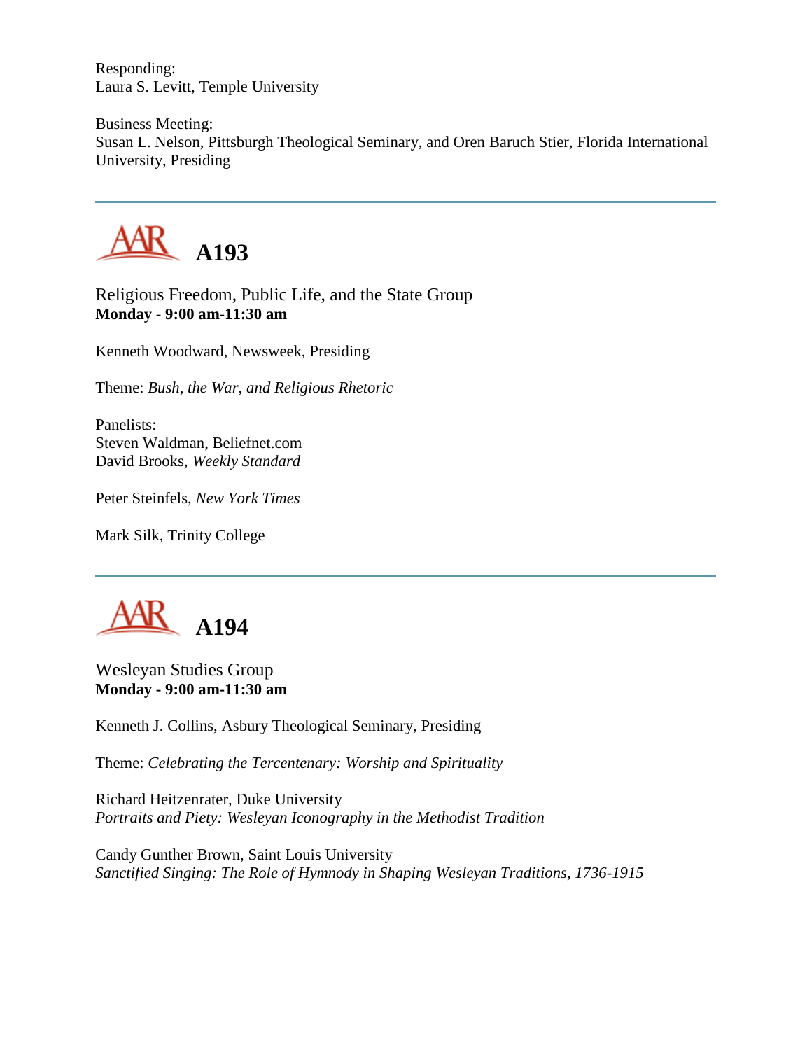Responding:
Laura S. Levitt, Temple University

Business Meeting:
Susan L. Nelson, Pittsburgh Theological Seminary, and Oren Baruch Stier, Florida International University, Presiding

---

## A193

Religious Freedom, Public Life, and the State Group
**Monday - 9:00 am-11:30 am**

Kenneth Woodward, Newsweek, Presiding

Theme: *Bush, the War, and Religious Rhetoric*

Panelists:
Steven Waldman, Beliefnet.com
David Brooks, *Weekly Standard*

Peter Steinfels, *New York Times*

Mark Silk, Trinity College

---

## A194

Wesleyan Studies Group
**Monday - 9:00 am-11:30 am**

Kenneth J. Collins, Asbury Theological Seminary, Presiding

Theme: *Celebrating the Tercentenary: Worship and Spirituality*

Richard Heitzenrater, Duke University
*Portraits and Piety: Wesleyan Iconography in the Methodist Tradition*

Candy Gunther Brown, Saint Louis University
*Sanctified Singing: The Role of Hymnody in Shaping Wesleyan Traditions, 1736-1915*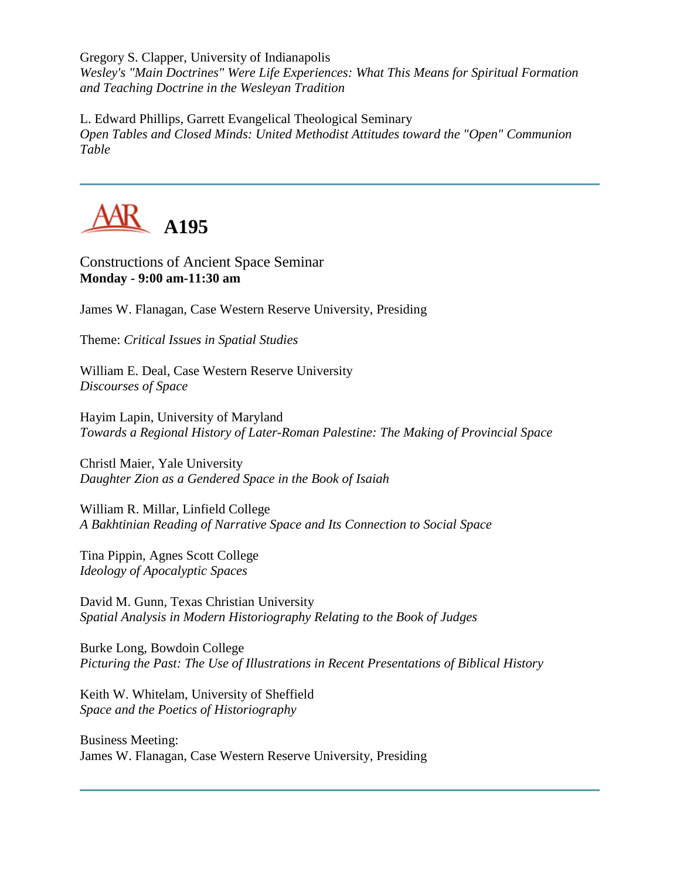Gregory S. Clapper, University of Indianapolis
*Wesley's "Main Doctrines" Were Life Experiences: What This Means for Spiritual Formation and Teaching Doctrine in the Wesleyan Tradition*

L. Edward Phillips, Garrett Evangelical Theological Seminary
*Open Tables and Closed Minds: United Methodist Attitudes toward the "Open" Communion Table*

---

## A195

Constructions of Ancient Space Seminar
**Monday - 9:00 am-11:30 am**

James W. Flanagan, Case Western Reserve University, Presiding

Theme: *Critical Issues in Spatial Studies*

William E. Deal, Case Western Reserve University
*Discourses of Space*

Hayim Lapin, University of Maryland
*Towards a Regional History of Later-Roman Palestine: The Making of Provincial Space*

Christl Maier, Yale University
*Daughter Zion as a Gendered Space in the Book of Isaiah*

William R. Millar, Linfield College
*A Bakhtinian Reading of Narrative Space and Its Connection to Social Space*

Tina Pippin, Agnes Scott College
*Ideology of Apocalyptic Spaces*

David M. Gunn, Texas Christian University
*Spatial Analysis in Modern Historiography Relating to the Book of Judges*

Burke Long, Bowdoin College
*Picturing the Past: The Use of Illustrations in Recent Presentations of Biblical History*

Keith W. Whitelam, University of Sheffield
*Space and the Poetics of Historiography*

Business Meeting:
James W. Flanagan, Case Western Reserve University, Presiding

---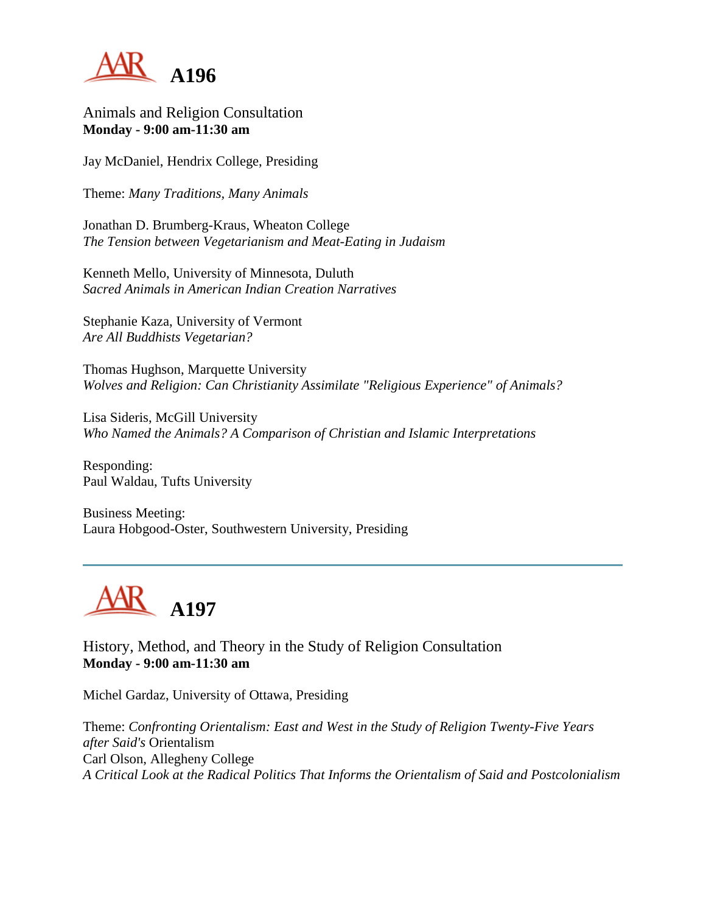# A196

Animals and Religion Consultation
**Monday - 9:00 am-11:30 am**

Jay McDaniel, Hendrix College, Presiding

Theme: *Many Traditions, Many Animals*

Jonathan D. Brumberg-Kraus, Wheaton College
*The Tension between Vegetarianism and Meat-Eating in Judaism*

Kenneth Mello, University of Minnesota, Duluth
*Sacred Animals in American Indian Creation Narratives*

Stephanie Kaza, University of Vermont
*Are All Buddhists Vegetarian?*

Thomas Hughson, Marquette University
*Wolves and Religion: Can Christianity Assimilate "Religious Experience" of Animals?*

Lisa Sideris, McGill University
*Who Named the Animals? A Comparison of Christian and Islamic Interpretations*

Responding:
Paul Waldau, Tufts University

Business Meeting:
Laura Hobgood-Oster, Southwestern University, Presiding

---

# A197

History, Method, and Theory in the Study of Religion Consultation
**Monday - 9:00 am-11:30 am**

Michel Gardaz, University of Ottawa, Presiding

Theme: *Confronting Orientalism: East and West in the Study of Religion Twenty-Five Years after Said's* Orientalism
Carl Olson, Allegheny College
*A Critical Look at the Radical Politics That Informs the Orientalism of Said and Postcolonialism*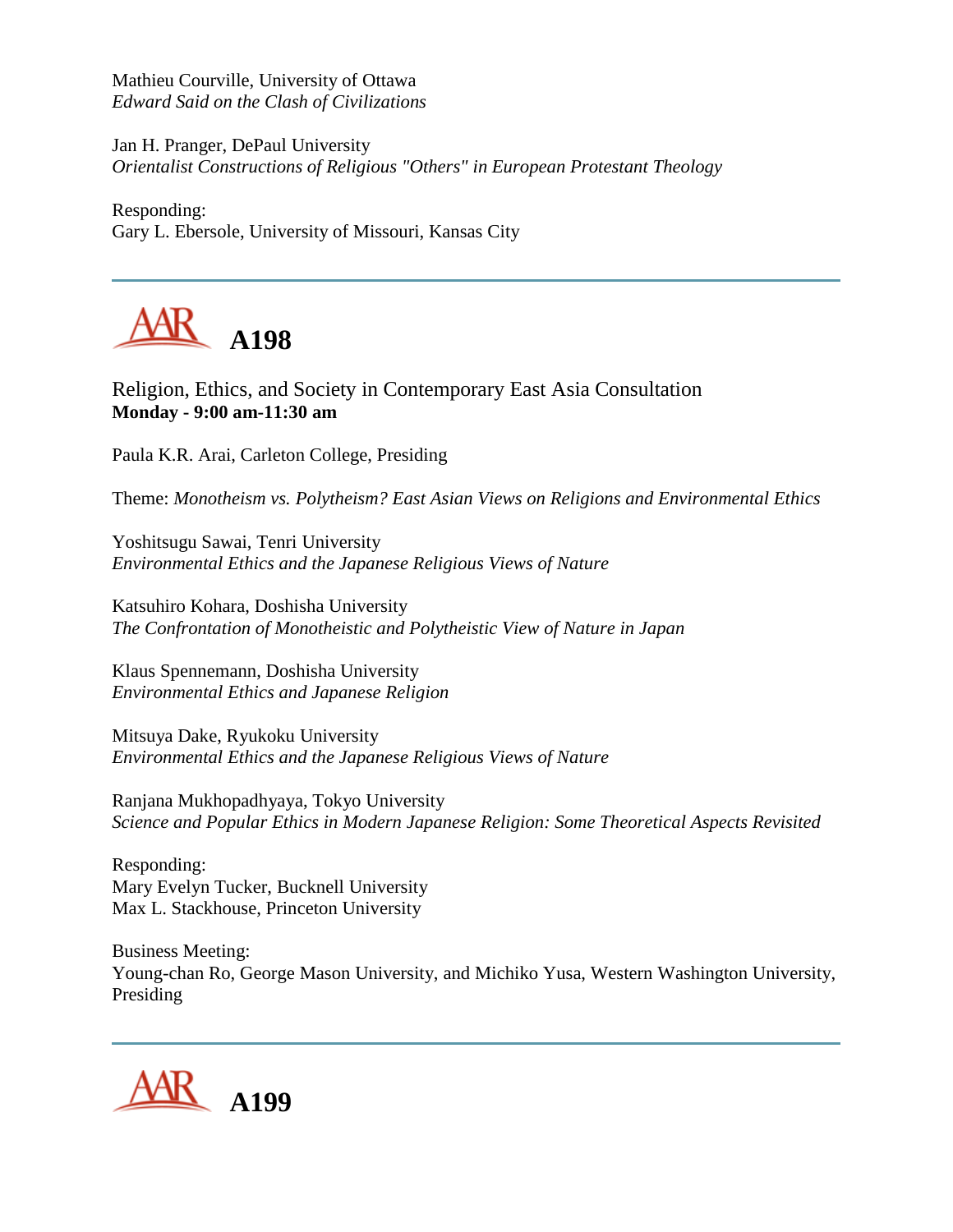Mathieu Courville, University of Ottawa
*Edward Said on the Clash of Civilizations*

Jan H. Pranger, DePaul University
*Orientalist Constructions of Religious "Others" in European Protestant Theology*

Responding:
Gary L. Ebersole, University of Missouri, Kansas City

---

## A198

Religion, Ethics, and Society in Contemporary East Asia Consultation
**Monday - 9:00 am-11:30 am**

Paula K.R. Arai, Carleton College, Presiding

Theme: *Monotheism vs. Polytheism? East Asian Views on Religions and Environmental Ethics*

Yoshitsugu Sawai, Tenri University
*Environmental Ethics and the Japanese Religious Views of Nature*

Katsuhiro Kohara, Doshisha University
*The Confrontation of Monotheistic and Polytheistic View of Nature in Japan*

Klaus Spennemann, Doshisha University
*Environmental Ethics and Japanese Religion*

Mitsuya Dake, Ryukoku University
*Environmental Ethics and the Japanese Religious Views of Nature*

Ranjana Mukhopadhyaya, Tokyo University
*Science and Popular Ethics in Modern Japanese Religion: Some Theoretical Aspects Revisited*

Responding:
Mary Evelyn Tucker, Bucknell University
Max L. Stackhouse, Princeton University

Business Meeting:
Young-chan Ro, George Mason University, and Michiko Yusa, Western Washington University, Presiding

---

## A199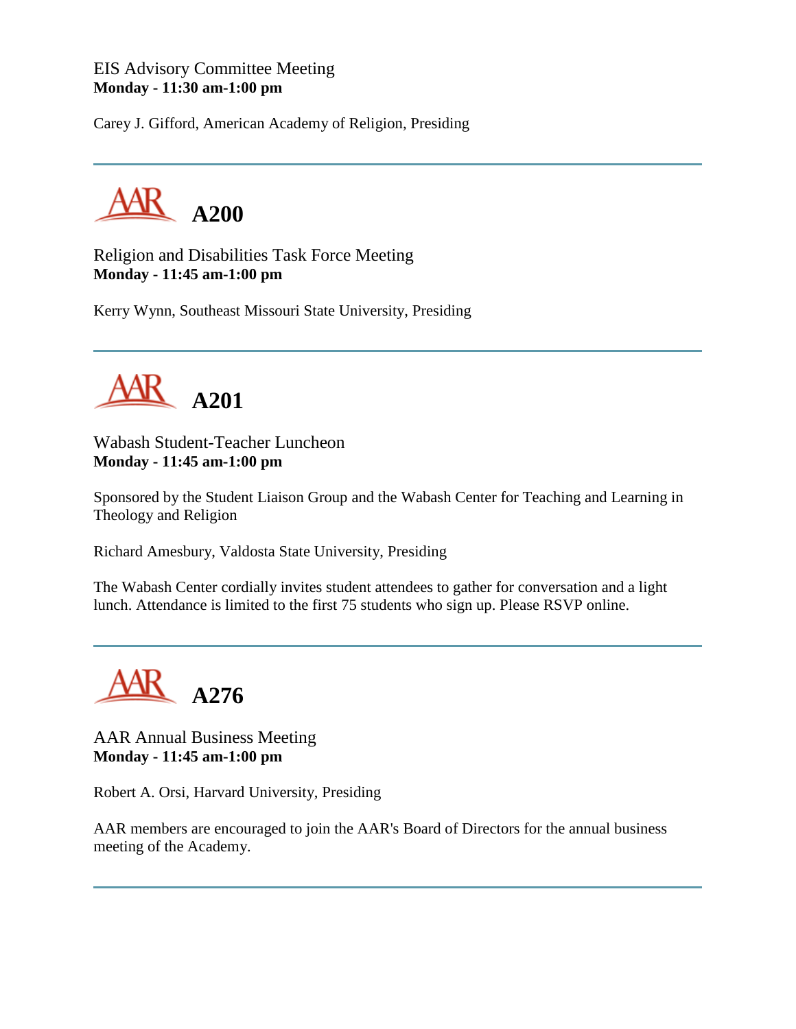EIS Advisory Committee Meeting
**Monday - 11:30 am-1:00 pm**

Carey J. Gifford, American Academy of Religion, Presiding

---

## AAR A200

Religion and Disabilities Task Force Meeting
**Monday - 11:45 am-1:00 pm**

Kerry Wynn, Southeast Missouri State University, Presiding

---

## AAR A201

Wabash Student-Teacher Luncheon
**Monday - 11:45 am-1:00 pm**

Sponsored by the Student Liaison Group and the Wabash Center for Teaching and Learning in Theology and Religion

Richard Amesbury, Valdosta State University, Presiding

The Wabash Center cordially invites student attendees to gather for conversation and a light lunch. Attendance is limited to the first 75 students who sign up. Please RSVP online.

---

## AAR A276

AAR Annual Business Meeting
**Monday - 11:45 am-1:00 pm**

Robert A. Orsi, Harvard University, Presiding

AAR members are encouraged to join the AAR's Board of Directors for the annual business meeting of the Academy.

---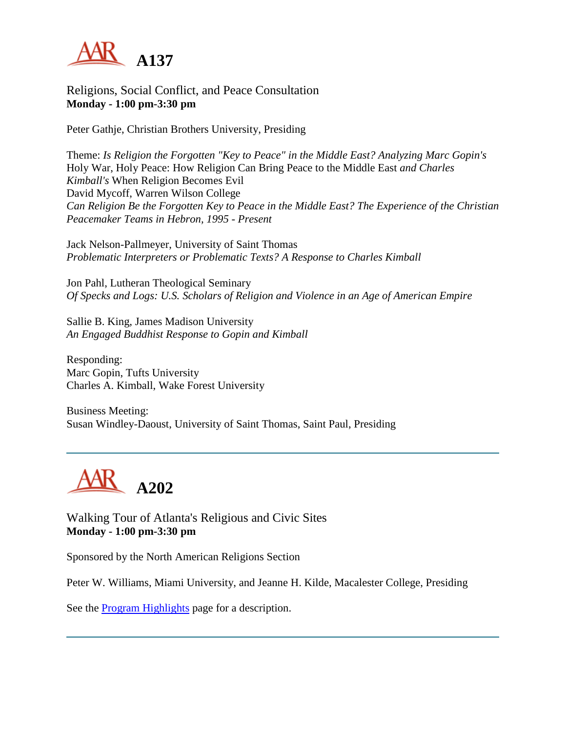# A137

Religions, Social Conflict, and Peace Consultation
**Monday - 1:00 pm-3:30 pm**

Peter Gathje, Christian Brothers University, Presiding

Theme: *Is Religion the Forgotten "Key to Peace" in the Middle East? Analyzing Marc Gopin's* Holy War, Holy Peace: How Religion Can Bring Peace to the Middle East *and Charles Kimball's* When Religion Becomes Evil
David Mycoff, Warren Wilson College
*Can Religion Be the Forgotten Key to Peace in the Middle East? The Experience of the Christian Peacemaker Teams in Hebron, 1995 - Present*

Jack Nelson-Pallmeyer, University of Saint Thomas
*Problematic Interpreters or Problematic Texts? A Response to Charles Kimball*

Jon Pahl, Lutheran Theological Seminary
*Of Specks and Logs: U.S. Scholars of Religion and Violence in an Age of American Empire*

Sallie B. King, James Madison University
*An Engaged Buddhist Response to Gopin and Kimball*

Responding:
Marc Gopin, Tufts University
Charles A. Kimball, Wake Forest University

Business Meeting:
Susan Windley-Daoust, University of Saint Thomas, Saint Paul, Presiding

---

# A202

Walking Tour of Atlanta's Religious and Civic Sites
**Monday - 1:00 pm-3:30 pm**

Sponsored by the North American Religions Section

Peter W. Williams, Miami University, and Jeanne H. Kilde, Macalester College, Presiding

See the Program Highlights page for a description.

---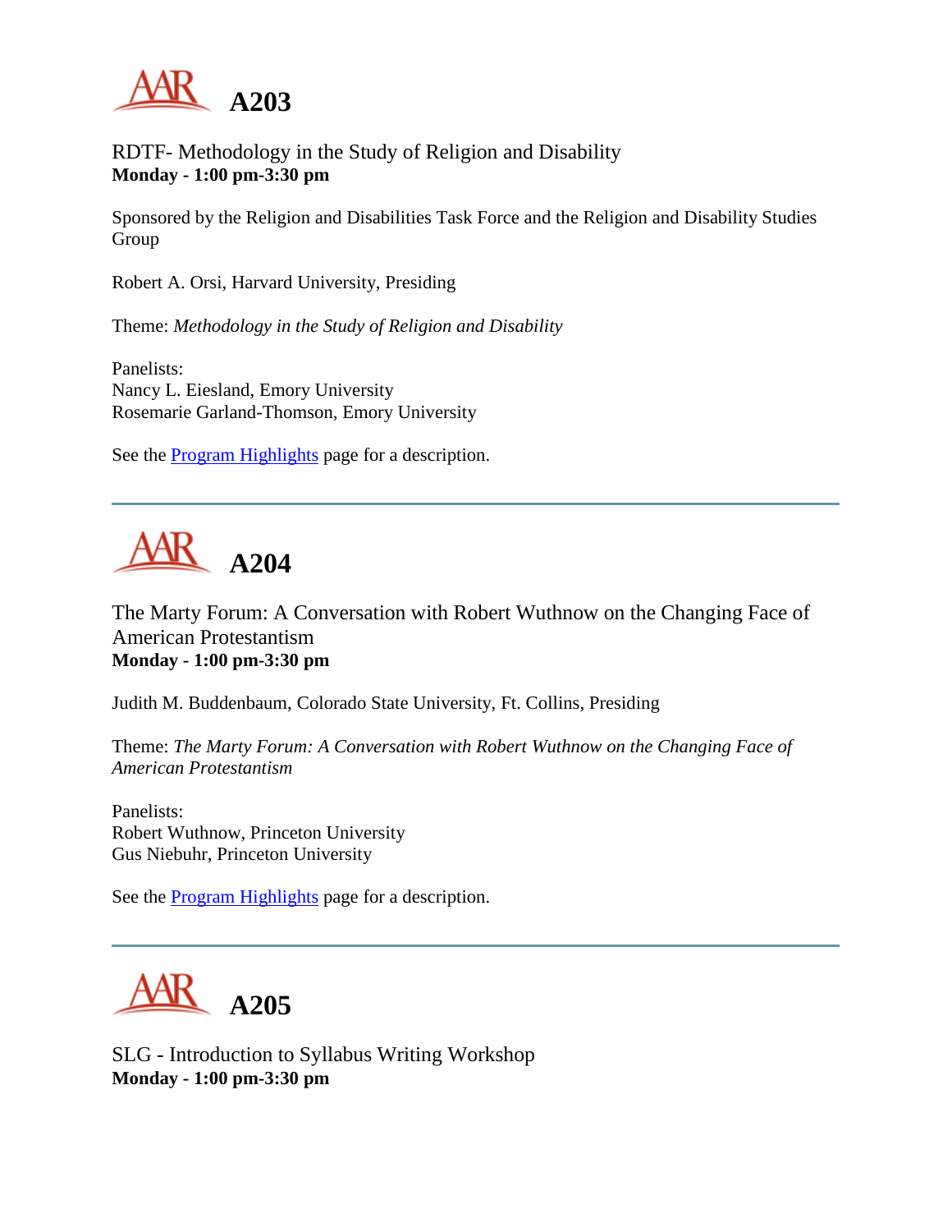# A203

RDTF- Methodology in the Study of Religion and Disability
**Monday - 1:00 pm-3:30 pm**

Sponsored by the Religion and Disabilities Task Force and the Religion and Disability Studies Group

Robert A. Orsi, Harvard University, Presiding

Theme: *Methodology in the Study of Religion and Disability*

Panelists:
Nancy L. Eiesland, Emory University
Rosemarie Garland-Thomson, Emory University

See the Program Highlights page for a description.

---

# A204

The Marty Forum: A Conversation with Robert Wuthnow on the Changing Face of American Protestantism
**Monday - 1:00 pm-3:30 pm**

Judith M. Buddenbaum, Colorado State University, Ft. Collins, Presiding

Theme: *The Marty Forum: A Conversation with Robert Wuthnow on the Changing Face of American Protestantism*

Panelists:
Robert Wuthnow, Princeton University
Gus Niebuhr, Princeton University

See the Program Highlights page for a description.

---

# A205

SLG - Introduction to Syllabus Writing Workshop
**Monday - 1:00 pm-3:30 pm**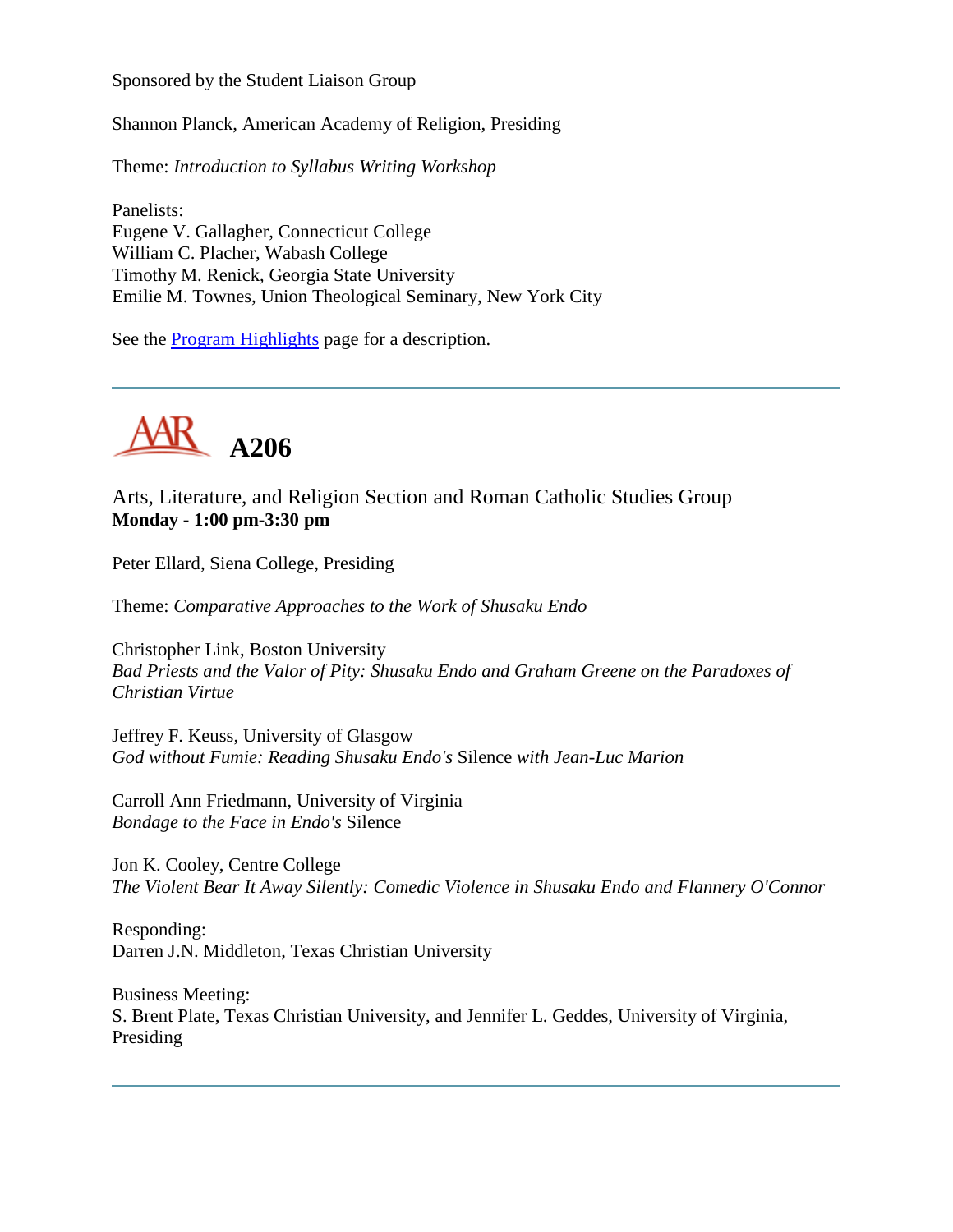Sponsored by the Student Liaison Group

Shannon Planck, American Academy of Religion, Presiding

Theme: *Introduction to Syllabus Writing Workshop*

Panelists:
Eugene V. Gallagher, Connecticut College
William C. Placher, Wabash College
Timothy M. Renick, Georgia State University
Emilie M. Townes, Union Theological Seminary, New York City

See the Program Highlights page for a description.

---

# AAR A206

Arts, Literature, and Religion Section and Roman Catholic Studies Group
**Monday - 1:00 pm-3:30 pm**

Peter Ellard, Siena College, Presiding

Theme: *Comparative Approaches to the Work of Shusaku Endo*

Christopher Link, Boston University
*Bad Priests and the Valor of Pity: Shusaku Endo and Graham Greene on the Paradoxes of Christian Virtue*

Jeffrey F. Keuss, University of Glasgow
*God without Fumie: Reading Shusaku Endo's* Silence *with Jean-Luc Marion*

Carroll Ann Friedmann, University of Virginia
*Bondage to the Face in Endo's* Silence

Jon K. Cooley, Centre College
*The Violent Bear It Away Silently: Comedic Violence in Shusaku Endo and Flannery O'Connor*

Responding:
Darren J.N. Middleton, Texas Christian University

Business Meeting:
S. Brent Plate, Texas Christian University, and Jennifer L. Geddes, University of Virginia, Presiding

---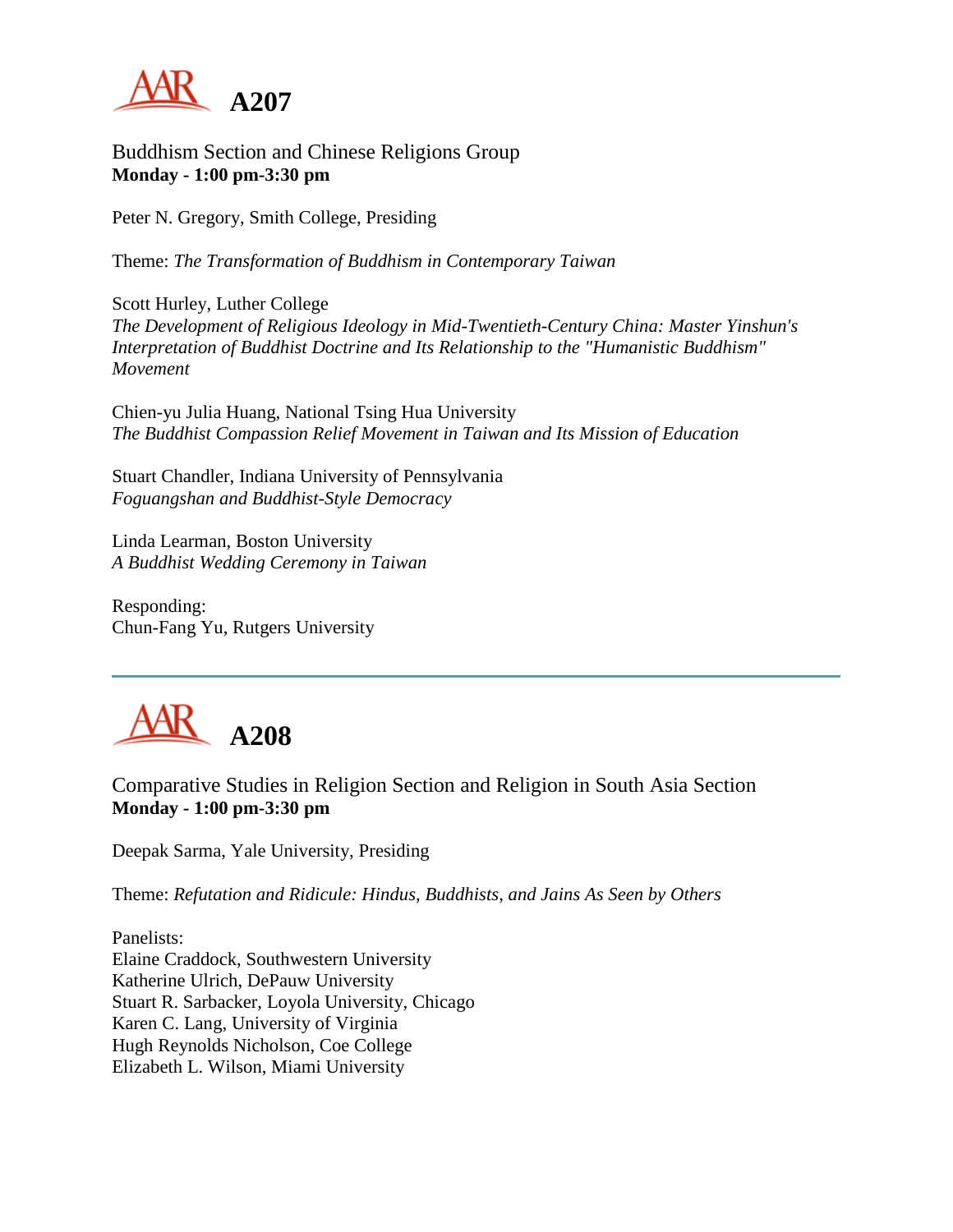# A207

Buddhism Section and Chinese Religions Group
**Monday - 1:00 pm-3:30 pm**

Peter N. Gregory, Smith College, Presiding

Theme: *The Transformation of Buddhism in Contemporary Taiwan*

Scott Hurley, Luther College
*The Development of Religious Ideology in Mid-Twentieth-Century China: Master Yinshun's Interpretation of Buddhist Doctrine and Its Relationship to the "Humanistic Buddhism" Movement*

Chien-yu Julia Huang, National Tsing Hua University
*The Buddhist Compassion Relief Movement in Taiwan and Its Mission of Education*

Stuart Chandler, Indiana University of Pennsylvania
*Foguangshan and Buddhist-Style Democracy*

Linda Learman, Boston University
*A Buddhist Wedding Ceremony in Taiwan*

Responding:
Chun-Fang Yu, Rutgers University

---

# A208

Comparative Studies in Religion Section and Religion in South Asia Section
**Monday - 1:00 pm-3:30 pm**

Deepak Sarma, Yale University, Presiding

Theme: *Refutation and Ridicule: Hindus, Buddhists, and Jains As Seen by Others*

Panelists:
Elaine Craddock, Southwestern University
Katherine Ulrich, DePauw University
Stuart R. Sarbacker, Loyola University, Chicago
Karen C. Lang, University of Virginia
Hugh Reynolds Nicholson, Coe College
Elizabeth L. Wilson, Miami University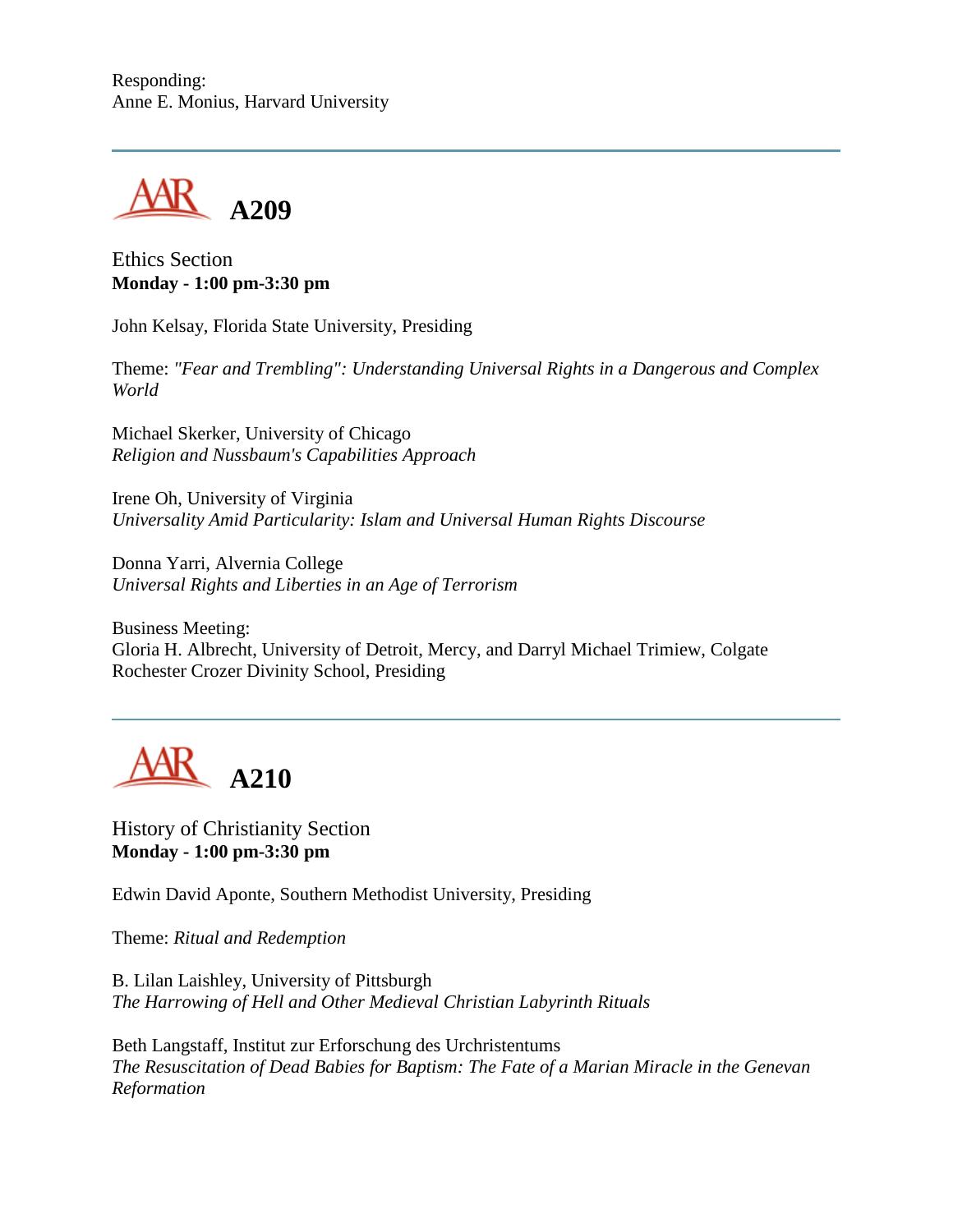Responding:
Anne E. Monius, Harvard University

---

## A209

Ethics Section
**Monday - 1:00 pm-3:30 pm**

John Kelsay, Florida State University, Presiding

Theme: *"Fear and Trembling": Understanding Universal Rights in a Dangerous and Complex World*

Michael Skerker, University of Chicago
*Religion and Nussbaum's Capabilities Approach*

Irene Oh, University of Virginia
*Universality Amid Particularity: Islam and Universal Human Rights Discourse*

Donna Yarri, Alvernia College
*Universal Rights and Liberties in an Age of Terrorism*

Business Meeting:
Gloria H. Albrecht, University of Detroit, Mercy, and Darryl Michael Trimiew, Colgate Rochester Crozer Divinity School, Presiding

---

## A210

History of Christianity Section
**Monday - 1:00 pm-3:30 pm**

Edwin David Aponte, Southern Methodist University, Presiding

Theme: *Ritual and Redemption*

B. Lilan Laishley, University of Pittsburgh
*The Harrowing of Hell and Other Medieval Christian Labyrinth Rituals*

Beth Langstaff, Institut zur Erforschung des Urchristentums
*The Resuscitation of Dead Babies for Baptism: The Fate of a Marian Miracle in the Genevan Reformation*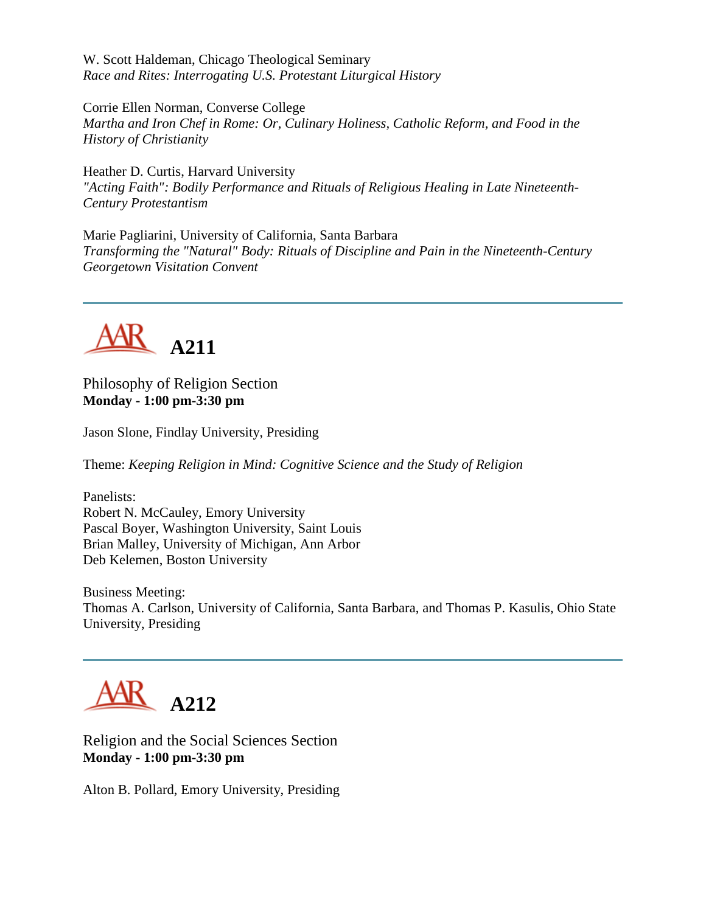W. Scott Haldeman, Chicago Theological Seminary
*Race and Rites: Interrogating U.S. Protestant Liturgical History*

Corrie Ellen Norman, Converse College
*Martha and Iron Chef in Rome: Or, Culinary Holiness, Catholic Reform, and Food in the History of Christianity*

Heather D. Curtis, Harvard University
*"Acting Faith": Bodily Performance and Rituals of Religious Healing in Late Nineteenth-Century Protestantism*

Marie Pagliarini, University of California, Santa Barbara
*Transforming the "Natural" Body: Rituals of Discipline and Pain in the Nineteenth-Century Georgetown Visitation Convent*

---

# A211

Philosophy of Religion Section
**Monday - 1:00 pm-3:30 pm**

Jason Slone, Findlay University, Presiding

Theme: *Keeping Religion in Mind: Cognitive Science and the Study of Religion*

Panelists:
Robert N. McCauley, Emory University
Pascal Boyer, Washington University, Saint Louis
Brian Malley, University of Michigan, Ann Arbor
Deb Kelemen, Boston University

Business Meeting:
Thomas A. Carlson, University of California, Santa Barbara, and Thomas P. Kasulis, Ohio State University, Presiding

---

# A212

Religion and the Social Sciences Section
**Monday - 1:00 pm-3:30 pm**

Alton B. Pollard, Emory University, Presiding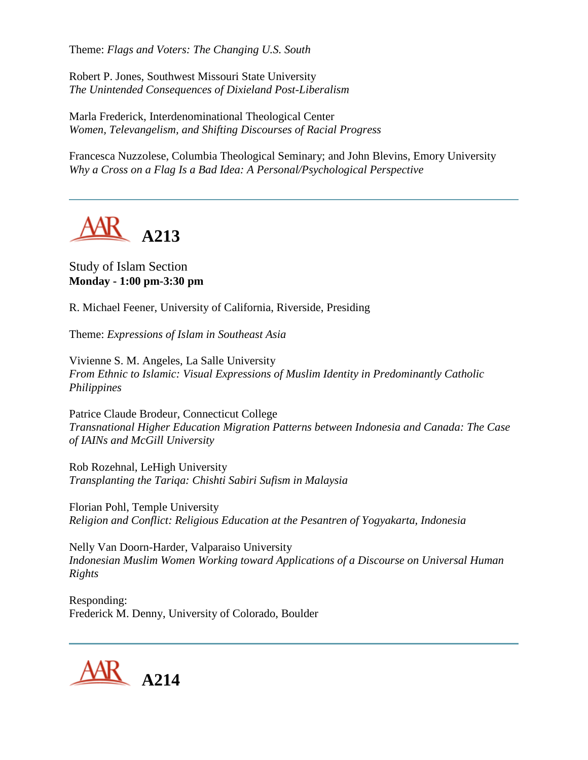Theme: *Flags and Voters: The Changing U.S. South*

Robert P. Jones, Southwest Missouri State University
*The Unintended Consequences of Dixieland Post-Liberalism*

Marla Frederick, Interdenominational Theological Center
*Women, Televangelism, and Shifting Discourses of Racial Progress*

Francesca Nuzzolese, Columbia Theological Seminary; and John Blevins, Emory University
*Why a Cross on a Flag Is a Bad Idea: A Personal/Psychological Perspective*

---

## AAR A213

Study of Islam Section
**Monday - 1:00 pm-3:30 pm**

R. Michael Feener, University of California, Riverside, Presiding

Theme: *Expressions of Islam in Southeast Asia*

Vivienne S. M. Angeles, La Salle University
*From Ethnic to Islamic: Visual Expressions of Muslim Identity in Predominantly Catholic Philippines*

Patrice Claude Brodeur, Connecticut College
*Transnational Higher Education Migration Patterns between Indonesia and Canada: The Case of IAINs and McGill University*

Rob Rozehnal, LeHigh University
*Transplanting the Tariqa: Chishti Sabiri Sufism in Malaysia*

Florian Pohl, Temple University
*Religion and Conflict: Religious Education at the Pesantren of Yogyakarta, Indonesia*

Nelly Van Doorn-Harder, Valparaiso University
*Indonesian Muslim Women Working toward Applications of a Discourse on Universal Human Rights*

Responding:
Frederick M. Denny, University of Colorado, Boulder

---

## AAR A214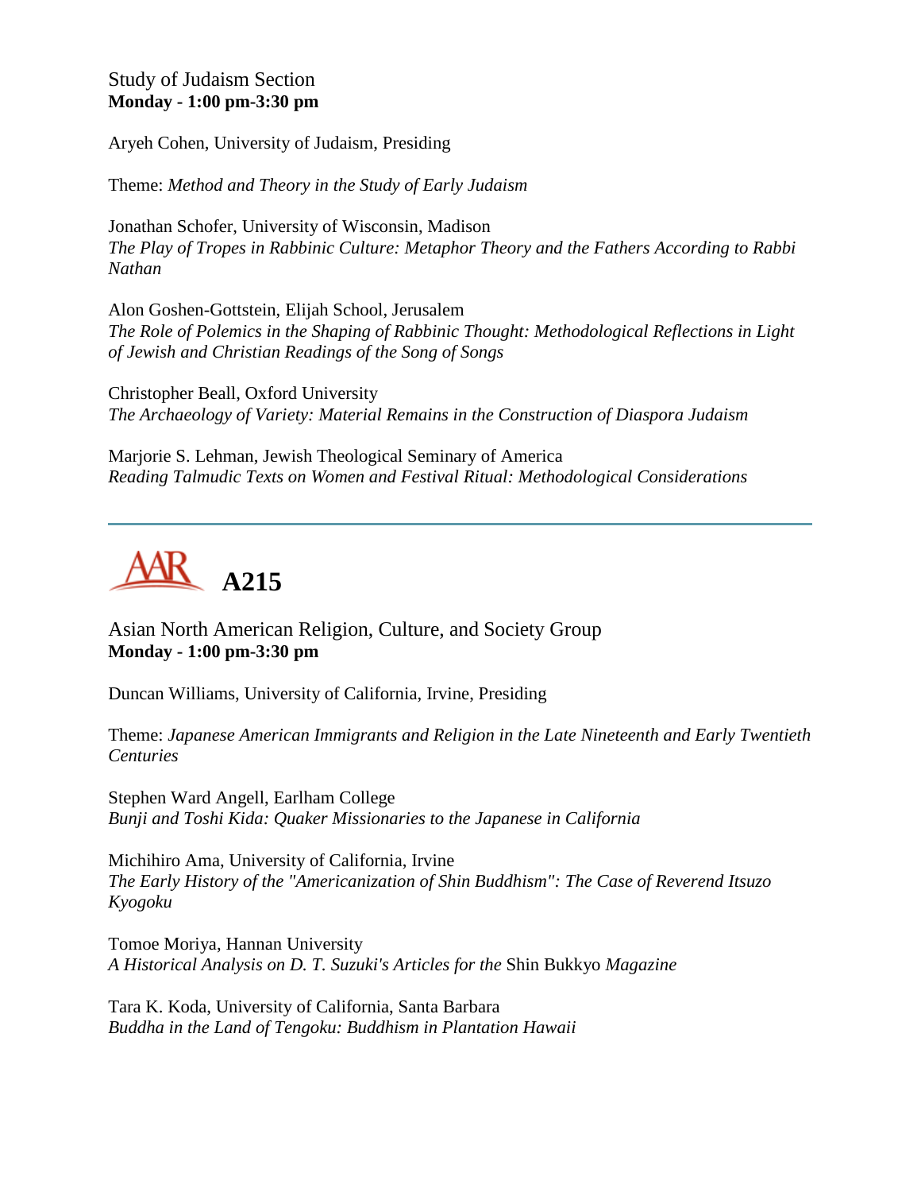Study of Judaism Section
**Monday - 1:00 pm-3:30 pm**

Aryeh Cohen, University of Judaism, Presiding

Theme: *Method and Theory in the Study of Early Judaism*

Jonathan Schofer, University of Wisconsin, Madison
*The Play of Tropes in Rabbinic Culture: Metaphor Theory and the Fathers According to Rabbi Nathan*

Alon Goshen-Gottstein, Elijah School, Jerusalem
*The Role of Polemics in the Shaping of Rabbinic Thought: Methodological Reflections in Light of Jewish and Christian Readings of the Song of Songs*

Christopher Beall, Oxford University
*The Archaeology of Variety: Material Remains in the Construction of Diaspora Judaism*

Marjorie S. Lehman, Jewish Theological Seminary of America
*Reading Talmudic Texts on Women and Festival Ritual: Methodological Considerations*

---

# A215

Asian North American Religion, Culture, and Society Group
**Monday - 1:00 pm-3:30 pm**

Duncan Williams, University of California, Irvine, Presiding

Theme: *Japanese American Immigrants and Religion in the Late Nineteenth and Early Twentieth Centuries*

Stephen Ward Angell, Earlham College
*Bunji and Toshi Kida: Quaker Missionaries to the Japanese in California*

Michihiro Ama, University of California, Irvine
*The Early History of the "Americanization of Shin Buddhism": The Case of Reverend Itsuzo Kyogoku*

Tomoe Moriya, Hannan University
*A Historical Analysis on D. T. Suzuki's Articles for the* Shin Bukkyo *Magazine*

Tara K. Koda, University of California, Santa Barbara
*Buddha in the Land of Tengoku: Buddhism in Plantation Hawaii*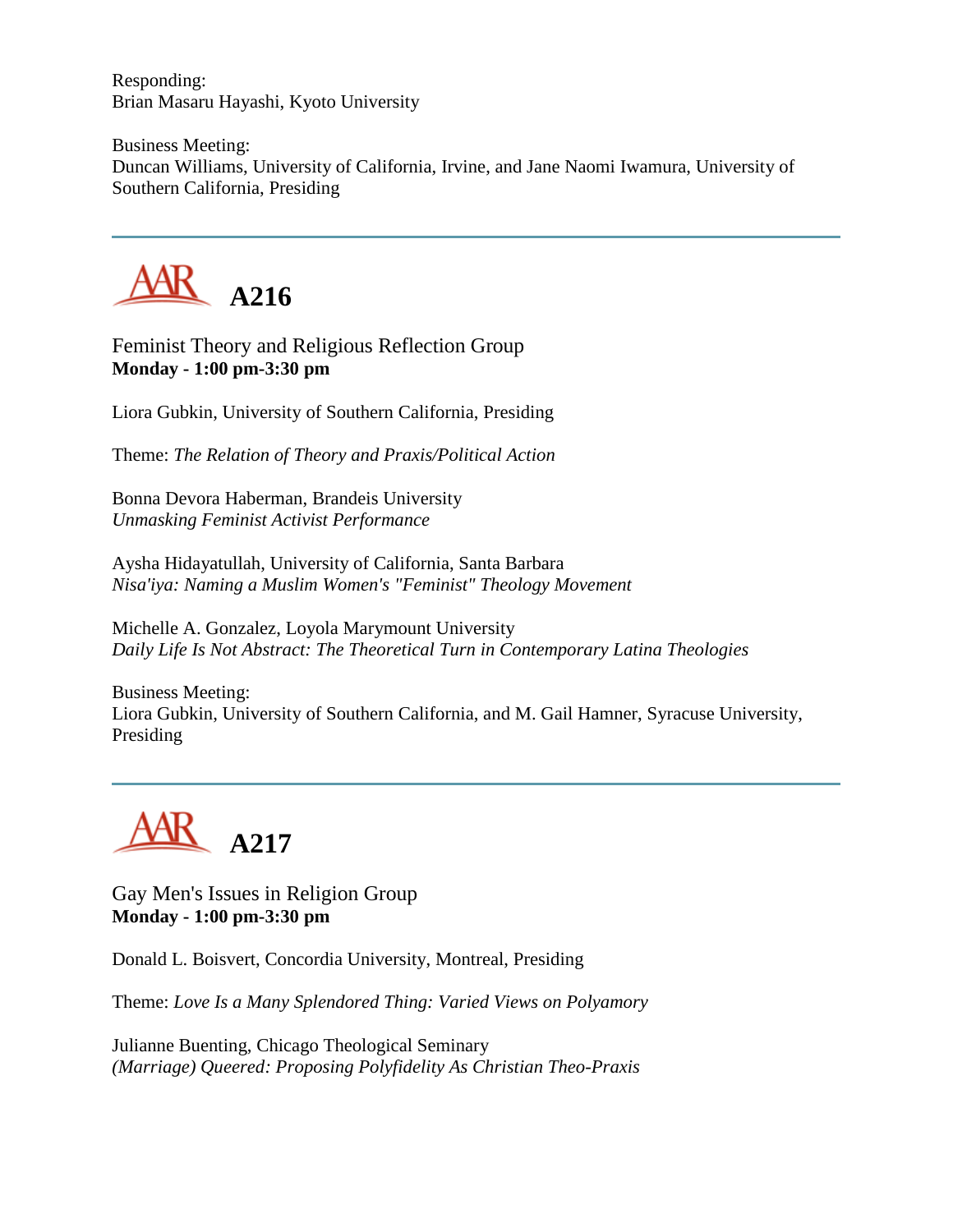Responding:
Brian Masaru Hayashi, Kyoto University

Business Meeting:
Duncan Williams, University of California, Irvine, and Jane Naomi Iwamura, University of Southern California, Presiding

---

## A216

Feminist Theory and Religious Reflection Group
**Monday - 1:00 pm-3:30 pm**

Liora Gubkin, University of Southern California, Presiding

Theme: *The Relation of Theory and Praxis/Political Action*

Bonna Devora Haberman, Brandeis University
*Unmasking Feminist Activist Performance*

Aysha Hidayatullah, University of California, Santa Barbara
*Nisa'iya: Naming a Muslim Women's "Feminist" Theology Movement*

Michelle A. Gonzalez, Loyola Marymount University
*Daily Life Is Not Abstract: The Theoretical Turn in Contemporary Latina Theologies*

Business Meeting:
Liora Gubkin, University of Southern California, and M. Gail Hamner, Syracuse University, Presiding

---

## A217

Gay Men's Issues in Religion Group
**Monday - 1:00 pm-3:30 pm**

Donald L. Boisvert, Concordia University, Montreal, Presiding

Theme: *Love Is a Many Splendored Thing: Varied Views on Polyamory*

Julianne Buenting, Chicago Theological Seminary
*(Marriage) Queered: Proposing Polyfidelity As Christian Theo-Praxis*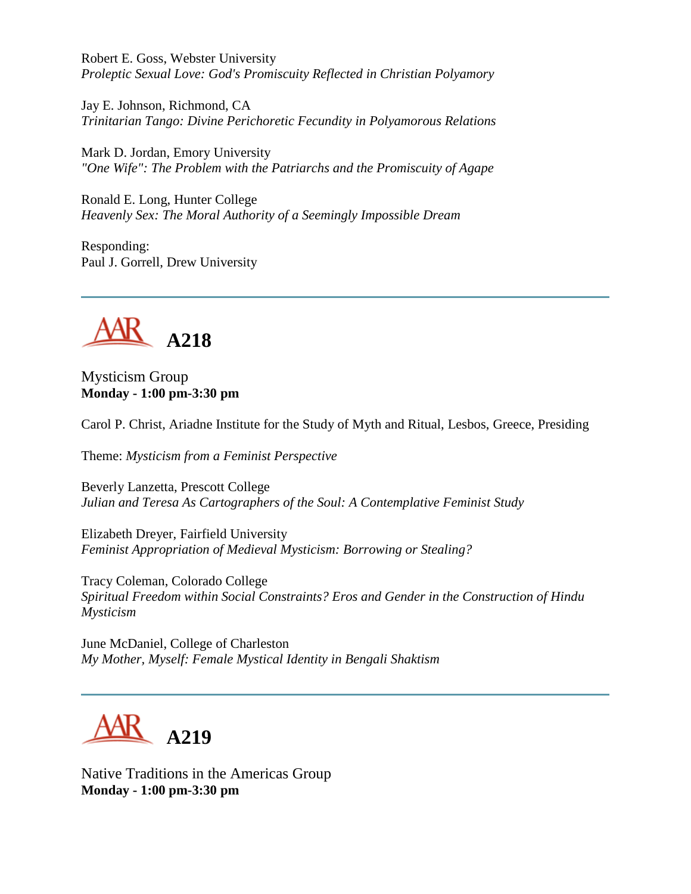Robert E. Goss, Webster University
*Proleptic Sexual Love: God's Promiscuity Reflected in Christian Polyamory*

Jay E. Johnson, Richmond, CA
*Trinitarian Tango: Divine Perichoretic Fecundity in Polyamorous Relations*

Mark D. Jordan, Emory University
*"One Wife": The Problem with the Patriarchs and the Promiscuity of Agape*

Ronald E. Long, Hunter College
*Heavenly Sex: The Moral Authority of a Seemingly Impossible Dream*

Responding:
Paul J. Gorrell, Drew University

---

## A218

Mysticism Group
**Monday - 1:00 pm-3:30 pm**

Carol P. Christ, Ariadne Institute for the Study of Myth and Ritual, Lesbos, Greece, Presiding

Theme: *Mysticism from a Feminist Perspective*

Beverly Lanzetta, Prescott College
*Julian and Teresa As Cartographers of the Soul: A Contemplative Feminist Study*

Elizabeth Dreyer, Fairfield University
*Feminist Appropriation of Medieval Mysticism: Borrowing or Stealing?*

Tracy Coleman, Colorado College
*Spiritual Freedom within Social Constraints? Eros and Gender in the Construction of Hindu Mysticism*

June McDaniel, College of Charleston
*My Mother, Myself: Female Mystical Identity in Bengali Shaktism*

---

## A219

Native Traditions in the Americas Group
**Monday - 1:00 pm-3:30 pm**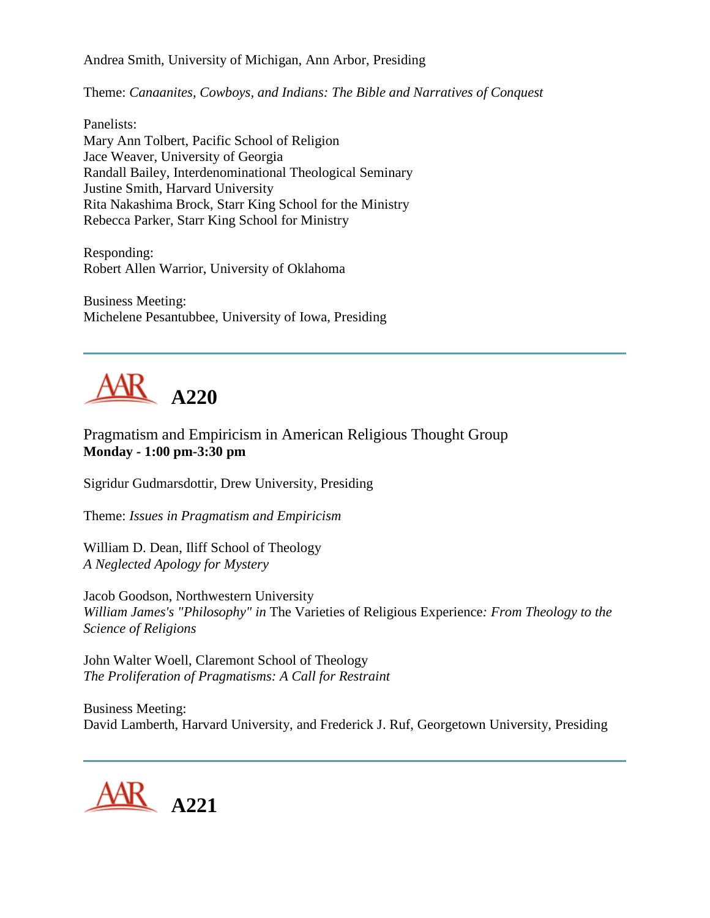Andrea Smith, University of Michigan, Ann Arbor, Presiding

Theme: *Canaanites, Cowboys, and Indians: The Bible and Narratives of Conquest*

Panelists:
Mary Ann Tolbert, Pacific School of Religion
Jace Weaver, University of Georgia
Randall Bailey, Interdenominational Theological Seminary
Justine Smith, Harvard University
Rita Nakashima Brock, Starr King School for the Ministry
Rebecca Parker, Starr King School for Ministry

Responding:
Robert Allen Warrior, University of Oklahoma

Business Meeting:
Michelene Pesantubbee, University of Iowa, Presiding

---

## A220

Pragmatism and Empiricism in American Religious Thought Group
**Monday - 1:00 pm-3:30 pm**

Sigridur Gudmarsdottir, Drew University, Presiding

Theme: *Issues in Pragmatism and Empiricism*

William D. Dean, Iliff School of Theology
*A Neglected Apology for Mystery*

Jacob Goodson, Northwestern University
*William James's "Philosophy" in* The Varieties of Religious Experience*: From Theology to the Science of Religions*

John Walter Woell, Claremont School of Theology
*The Proliferation of Pragmatisms: A Call for Restraint*

Business Meeting:
David Lamberth, Harvard University, and Frederick J. Ruf, Georgetown University, Presiding

---

## A221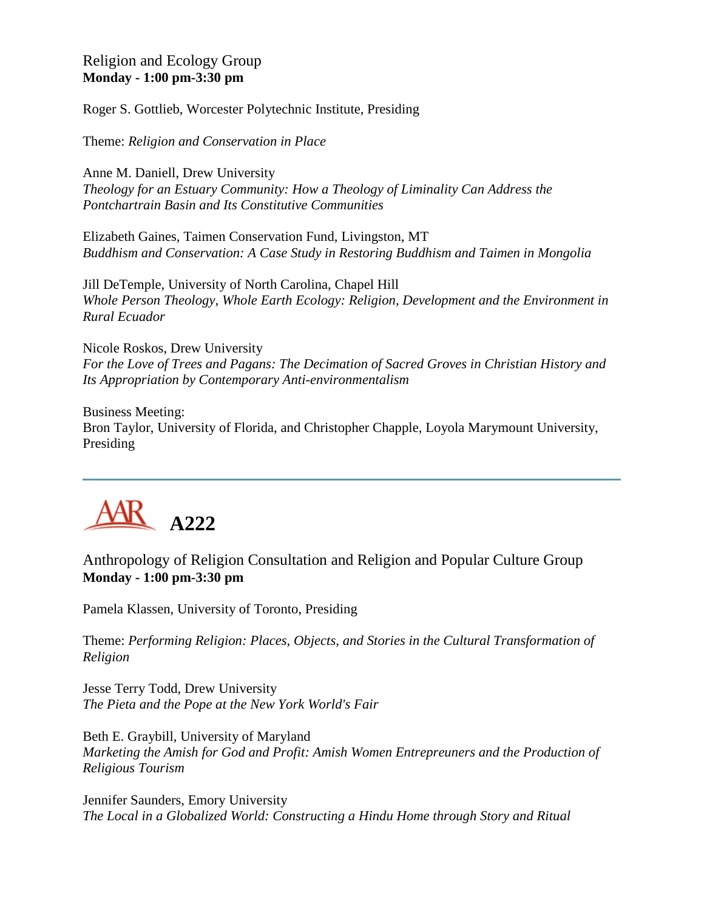Religion and Ecology Group
**Monday - 1:00 pm-3:30 pm**

Roger S. Gottlieb, Worcester Polytechnic Institute, Presiding

Theme: *Religion and Conservation in Place*

Anne M. Daniell, Drew University
*Theology for an Estuary Community: How a Theology of Liminality Can Address the Pontchartrain Basin and Its Constitutive Communities*

Elizabeth Gaines, Taimen Conservation Fund, Livingston, MT
*Buddhism and Conservation: A Case Study in Restoring Buddhism and Taimen in Mongolia*

Jill DeTemple, University of North Carolina, Chapel Hill
*Whole Person Theology, Whole Earth Ecology: Religion, Development and the Environment in Rural Ecuador*

Nicole Roskos, Drew University
*For the Love of Trees and Pagans: The Decimation of Sacred Groves in Christian History and Its Appropriation by Contemporary Anti-environmentalism*

Business Meeting:
Bron Taylor, University of Florida, and Christopher Chapple, Loyola Marymount University, Presiding

---

# A222

Anthropology of Religion Consultation and Religion and Popular Culture Group
**Monday - 1:00 pm-3:30 pm**

Pamela Klassen, University of Toronto, Presiding

Theme: *Performing Religion: Places, Objects, and Stories in the Cultural Transformation of Religion*

Jesse Terry Todd, Drew University
*The Pieta and the Pope at the New York World's Fair*

Beth E. Graybill, University of Maryland
*Marketing the Amish for God and Profit: Amish Women Entrepreneurs and the Production of Religious Tourism*

Jennifer Saunders, Emory University
*The Local in a Globalized World: Constructing a Hindu Home through Story and Ritual*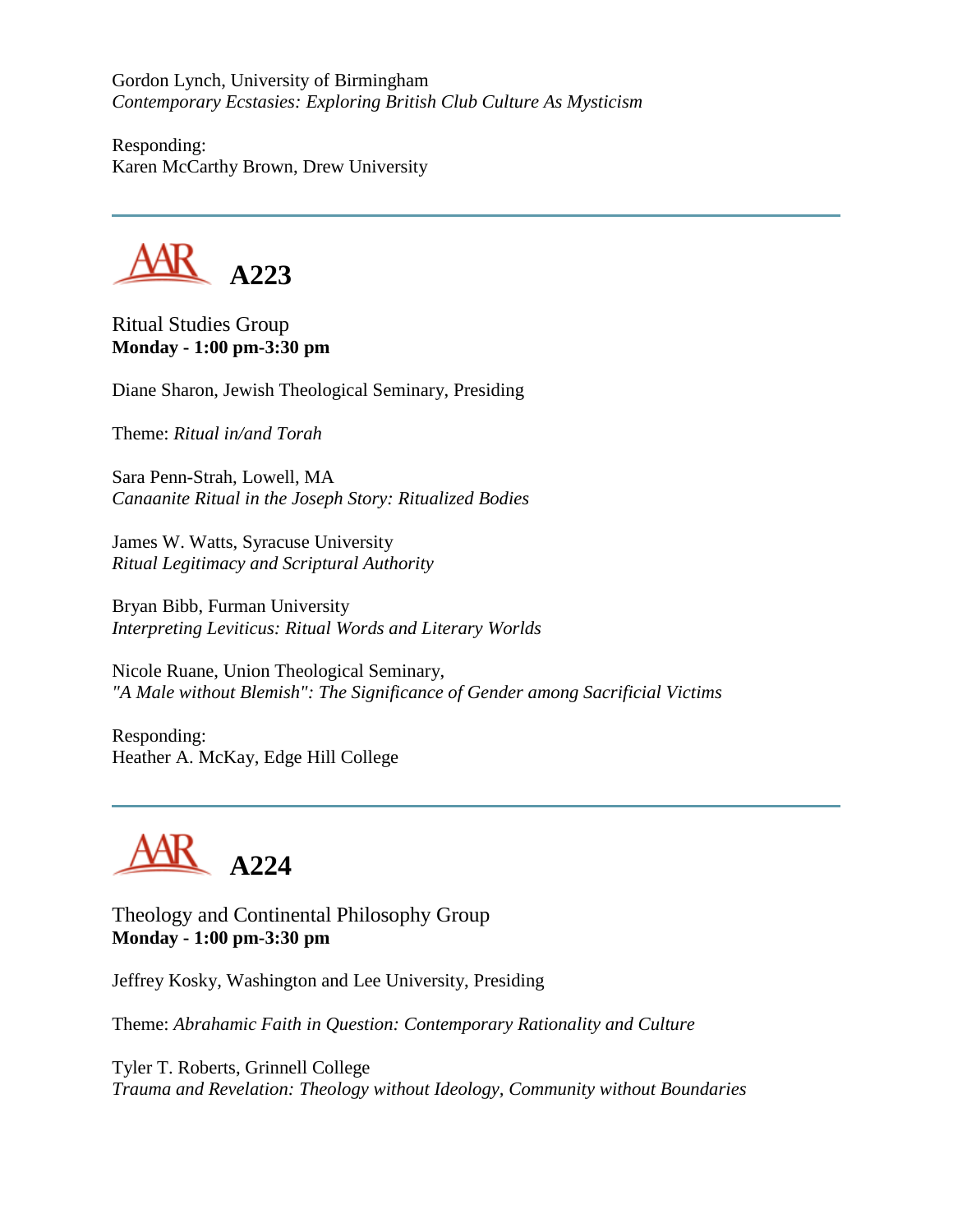Gordon Lynch, University of Birmingham
*Contemporary Ecstasies: Exploring British Club Culture As Mysticism*

Responding:
Karen McCarthy Brown, Drew University

---

## A223

Ritual Studies Group
**Monday - 1:00 pm-3:30 pm**

Diane Sharon, Jewish Theological Seminary, Presiding

Theme: *Ritual in/and Torah*

Sara Penn-Strah, Lowell, MA
*Canaanite Ritual in the Joseph Story: Ritualized Bodies*

James W. Watts, Syracuse University
*Ritual Legitimacy and Scriptural Authority*

Bryan Bibb, Furman University
*Interpreting Leviticus: Ritual Words and Literary Worlds*

Nicole Ruane, Union Theological Seminary,
*"A Male without Blemish": The Significance of Gender among Sacrificial Victims*

Responding:
Heather A. McKay, Edge Hill College

---

## A224

Theology and Continental Philosophy Group
**Monday - 1:00 pm-3:30 pm**

Jeffrey Kosky, Washington and Lee University, Presiding

Theme: *Abrahamic Faith in Question: Contemporary Rationality and Culture*

Tyler T. Roberts, Grinnell College
*Trauma and Revelation: Theology without Ideology, Community without Boundaries*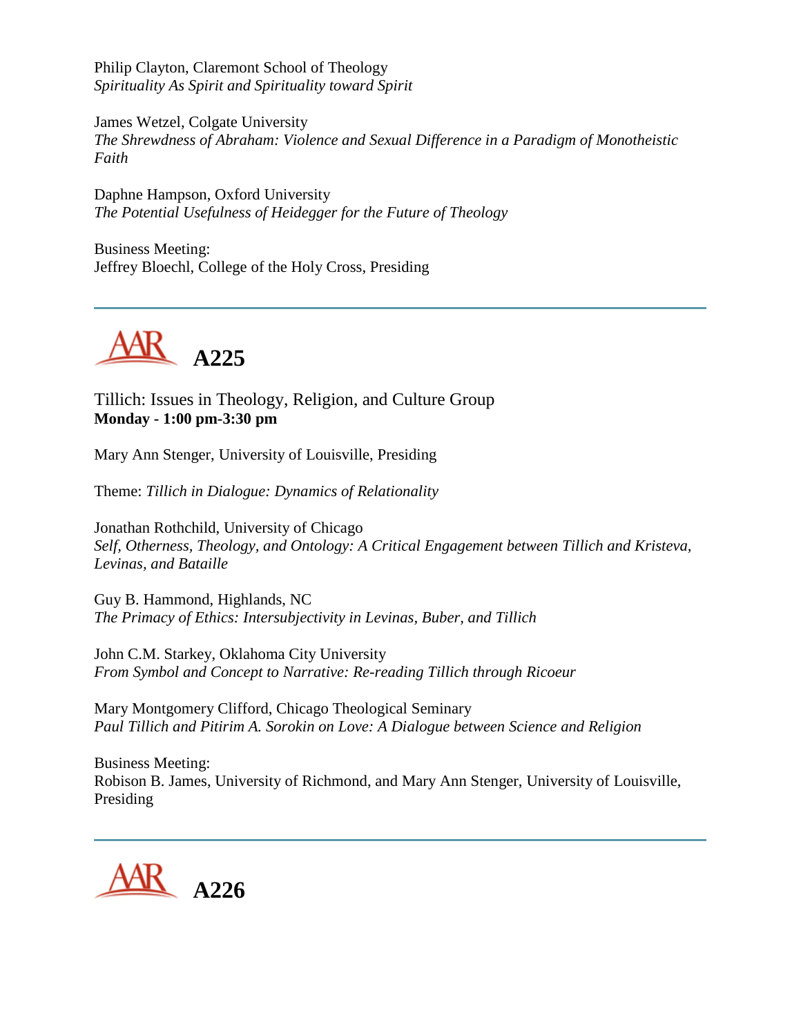Philip Clayton, Claremont School of Theology
*Spirituality As Spirit and Spirituality toward Spirit*

James Wetzel, Colgate University
*The Shrewdness of Abraham: Violence and Sexual Difference in a Paradigm of Monotheistic Faith*

Daphne Hampson, Oxford University
*The Potential Usefulness of Heidegger for the Future of Theology*

Business Meeting:
Jeffrey Bloechl, College of the Holy Cross, Presiding

---

## AAR A225

Tillich: Issues in Theology, Religion, and Culture Group
**Monday - 1:00 pm-3:30 pm**

Mary Ann Stenger, University of Louisville, Presiding

Theme: *Tillich in Dialogue: Dynamics of Relationality*

Jonathan Rothchild, University of Chicago
*Self, Otherness, Theology, and Ontology: A Critical Engagement between Tillich and Kristeva, Levinas, and Bataille*

Guy B. Hammond, Highlands, NC
*The Primacy of Ethics: Intersubjectivity in Levinas, Buber, and Tillich*

John C.M. Starkey, Oklahoma City University
*From Symbol and Concept to Narrative: Re-reading Tillich through Ricoeur*

Mary Montgomery Clifford, Chicago Theological Seminary
*Paul Tillich and Pitirim A. Sorokin on Love: A Dialogue between Science and Religion*

Business Meeting:
Robison B. James, University of Richmond, and Mary Ann Stenger, University of Louisville, Presiding

---

## AAR A226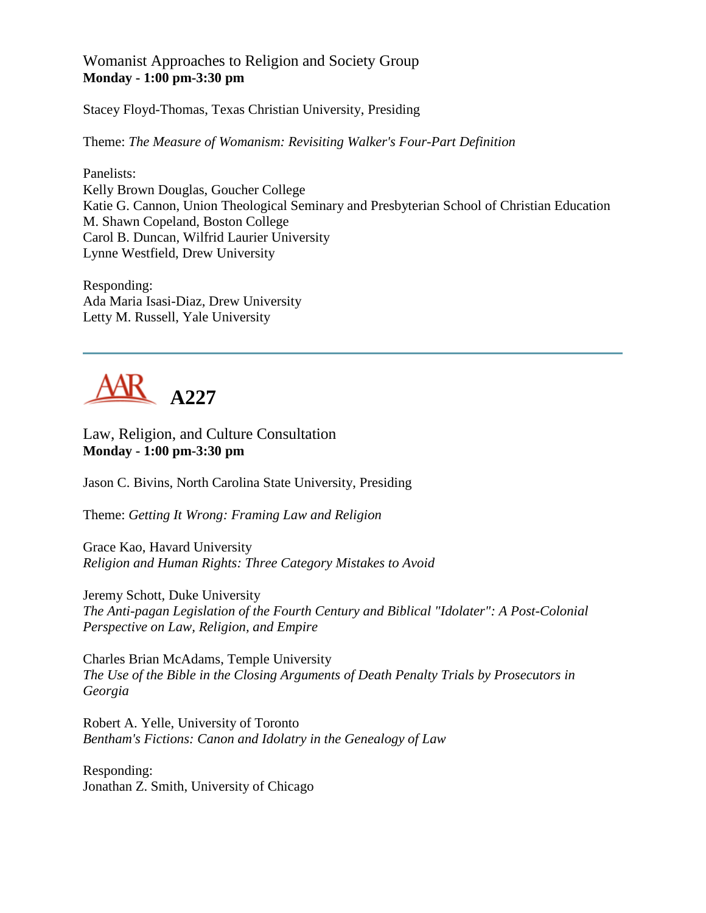Womanist Approaches to Religion and Society Group
**Monday - 1:00 pm-3:30 pm**

Stacey Floyd-Thomas, Texas Christian University, Presiding

Theme: *The Measure of Womanism: Revisiting Walker's Four-Part Definition*

Panelists:
Kelly Brown Douglas, Goucher College
Katie G. Cannon, Union Theological Seminary and Presbyterian School of Christian Education
M. Shawn Copeland, Boston College
Carol B. Duncan, Wilfrid Laurier University
Lynne Westfield, Drew University

Responding:
Ada Maria Isasi-Diaz, Drew University
Letty M. Russell, Yale University

---

## A227

Law, Religion, and Culture Consultation
**Monday - 1:00 pm-3:30 pm**

Jason C. Bivins, North Carolina State University, Presiding

Theme: *Getting It Wrong: Framing Law and Religion*

Grace Kao, Havard University
*Religion and Human Rights: Three Category Mistakes to Avoid*

Jeremy Schott, Duke University
*The Anti-pagan Legislation of the Fourth Century and Biblical "Idolater": A Post-Colonial Perspective on Law, Religion, and Empire*

Charles Brian McAdams, Temple University
*The Use of the Bible in the Closing Arguments of Death Penalty Trials by Prosecutors in Georgia*

Robert A. Yelle, University of Toronto
*Bentham's Fictions: Canon and Idolatry in the Genealogy of Law*

Responding:
Jonathan Z. Smith, University of Chicago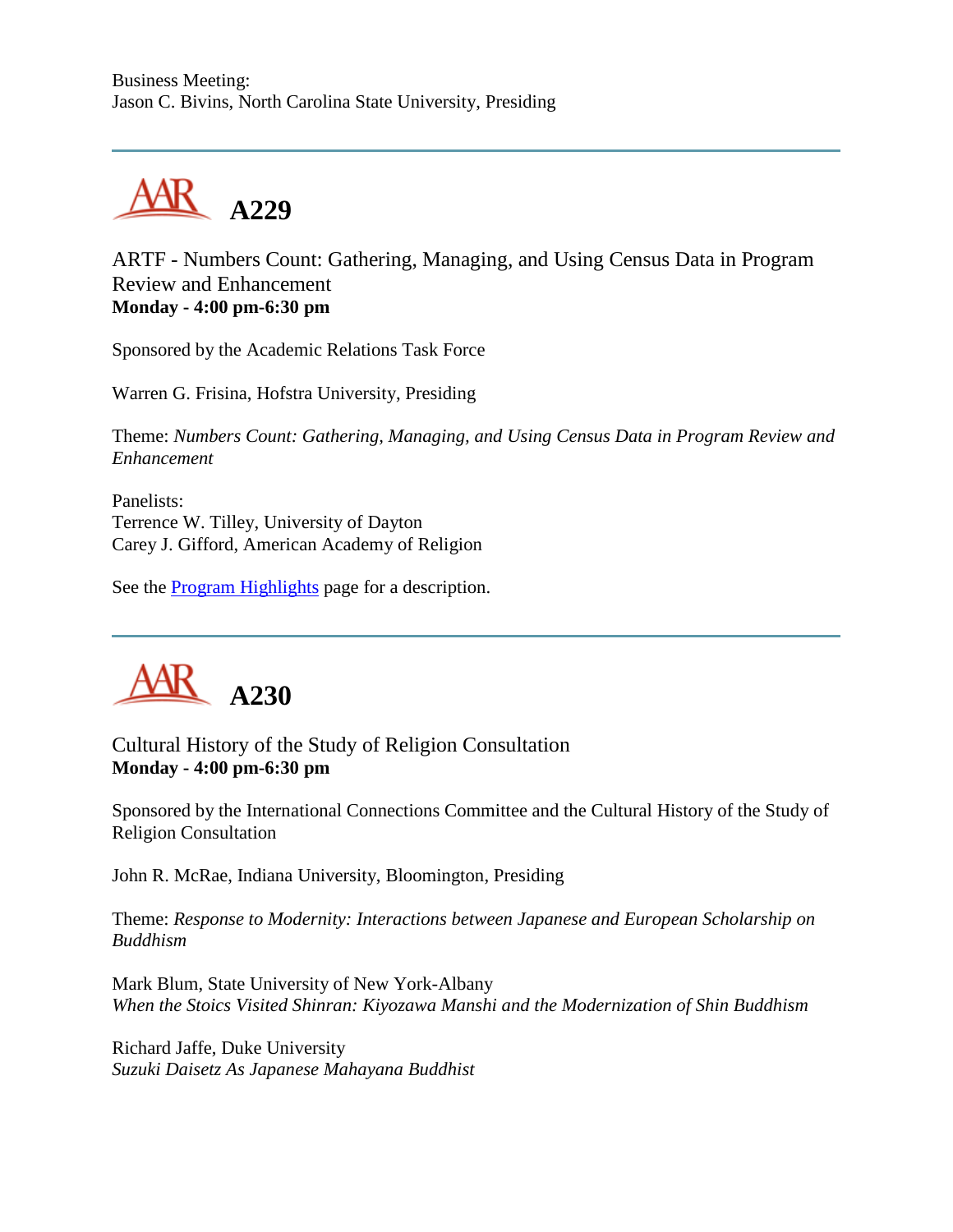Business Meeting:
Jason C. Bivins, North Carolina State University, Presiding

---

## A229

ARTF - Numbers Count: Gathering, Managing, and Using Census Data in Program Review and Enhancement
**Monday - 4:00 pm-6:30 pm**

Sponsored by the Academic Relations Task Force

Warren G. Frisina, Hofstra University, Presiding

Theme: *Numbers Count: Gathering, Managing, and Using Census Data in Program Review and Enhancement*

Panelists:
Terrence W. Tilley, University of Dayton
Carey J. Gifford, American Academy of Religion

See the Program Highlights page for a description.

---

## A230

Cultural History of the Study of Religion Consultation
**Monday - 4:00 pm-6:30 pm**

Sponsored by the International Connections Committee and the Cultural History of the Study of Religion Consultation

John R. McRae, Indiana University, Bloomington, Presiding

Theme: *Response to Modernity: Interactions between Japanese and European Scholarship on Buddhism*

Mark Blum, State University of New York-Albany
*When the Stoics Visited Shinran: Kiyozawa Manshi and the Modernization of Shin Buddhism*

Richard Jaffe, Duke University
*Suzuki Daisetz As Japanese Mahayana Buddhist*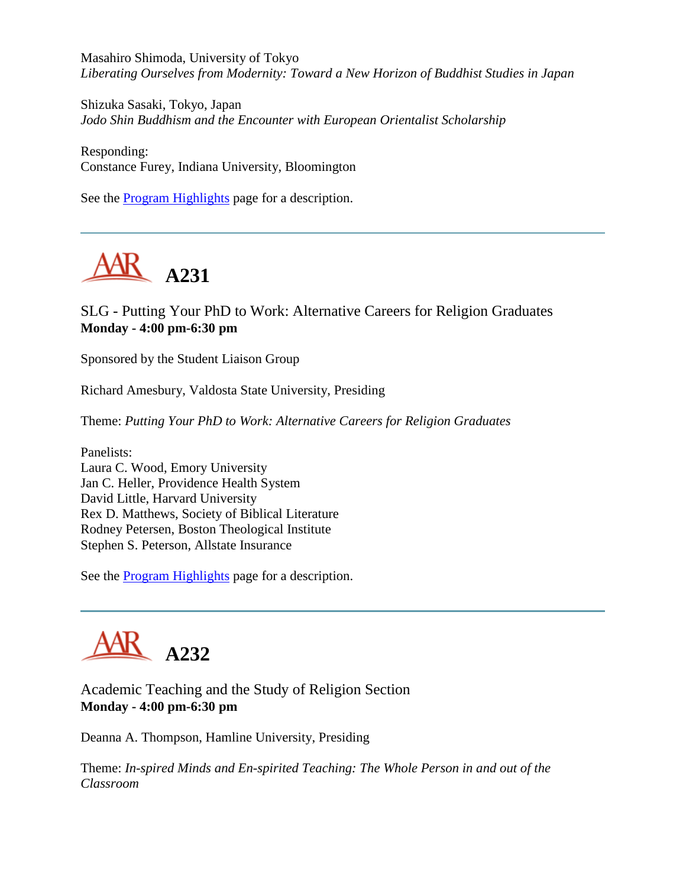Masahiro Shimoda, University of Tokyo
*Liberating Ourselves from Modernity: Toward a New Horizon of Buddhist Studies in Japan*

Shizuka Sasaki, Tokyo, Japan
*Jodo Shin Buddhism and the Encounter with European Orientalist Scholarship*

Responding:
Constance Furey, Indiana University, Bloomington

See the Program Highlights page for a description.

---

# A231

SLG - Putting Your PhD to Work: Alternative Careers for Religion Graduates
**Monday - 4:00 pm-6:30 pm**

Sponsored by the Student Liaison Group

Richard Amesbury, Valdosta State University, Presiding

Theme: *Putting Your PhD to Work: Alternative Careers for Religion Graduates*

Panelists:
Laura C. Wood, Emory University
Jan C. Heller, Providence Health System
David Little, Harvard University
Rex D. Matthews, Society of Biblical Literature
Rodney Petersen, Boston Theological Institute
Stephen S. Peterson, Allstate Insurance

See the Program Highlights page for a description.

---

# A232

Academic Teaching and the Study of Religion Section
**Monday - 4:00 pm-6:30 pm**

Deanna A. Thompson, Hamline University, Presiding

Theme: *In-spired Minds and En-spirited Teaching: The Whole Person in and out of the Classroom*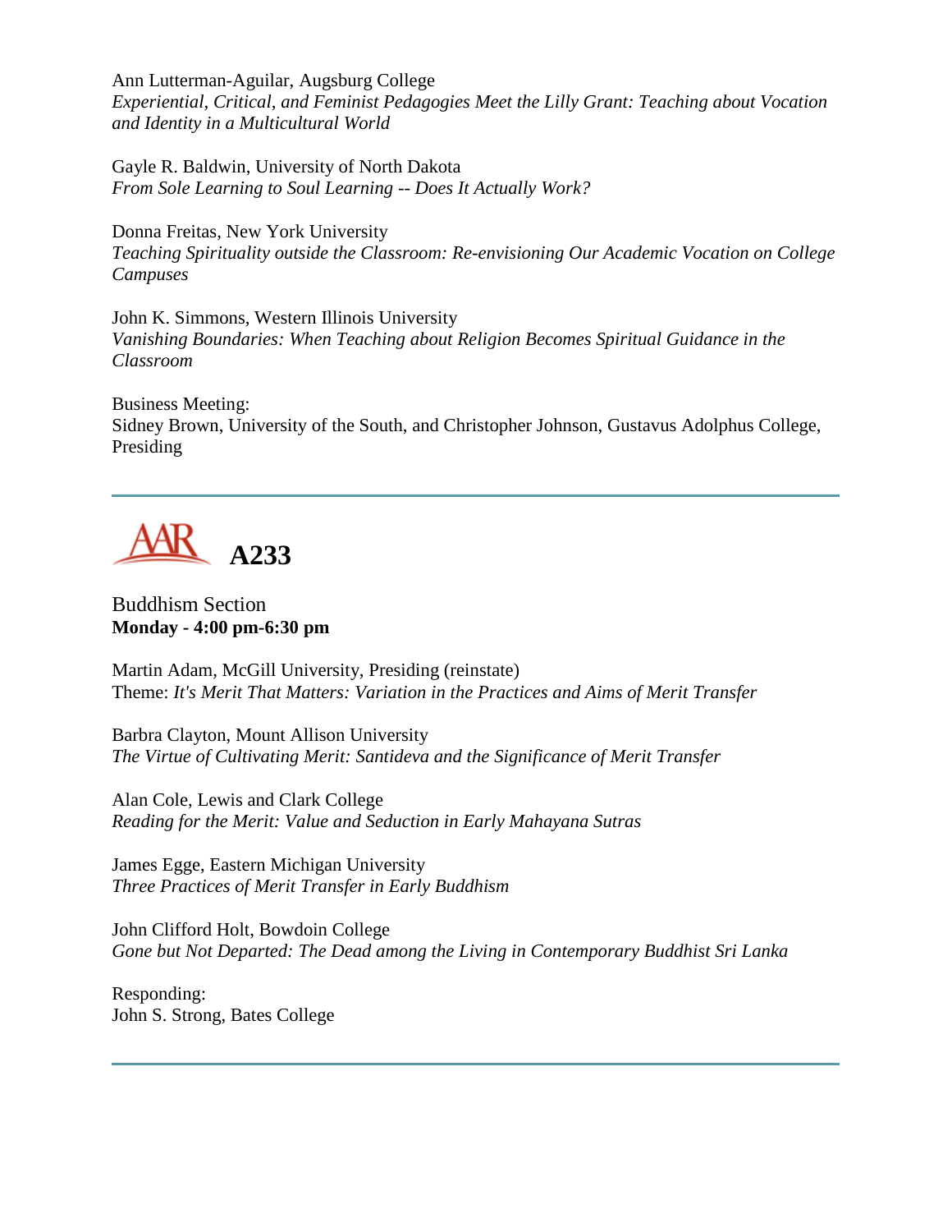Ann Lutterman-Aguilar, Augsburg College
*Experiential, Critical, and Feminist Pedagogies Meet the Lilly Grant: Teaching about Vocation and Identity in a Multicultural World*

Gayle R. Baldwin, University of North Dakota
*From Sole Learning to Soul Learning -- Does It Actually Work?*

Donna Freitas, New York University
*Teaching Spirituality outside the Classroom: Re-envisioning Our Academic Vocation on College Campuses*

John K. Simmons, Western Illinois University
*Vanishing Boundaries: When Teaching about Religion Becomes Spiritual Guidance in the Classroom*

Business Meeting:
Sidney Brown, University of the South, and Christopher Johnson, Gustavus Adolphus College, Presiding

---

## AAR A233

Buddhism Section
**Monday - 4:00 pm-6:30 pm**

Martin Adam, McGill University, Presiding (reinstate)
Theme: *It's Merit That Matters: Variation in the Practices and Aims of Merit Transfer*

Barbra Clayton, Mount Allison University
*The Virtue of Cultivating Merit: Santideva and the Significance of Merit Transfer*

Alan Cole, Lewis and Clark College
*Reading for the Merit: Value and Seduction in Early Mahayana Sutras*

James Egge, Eastern Michigan University
*Three Practices of Merit Transfer in Early Buddhism*

John Clifford Holt, Bowdoin College
*Gone but Not Departed: The Dead among the Living in Contemporary Buddhist Sri Lanka*

Responding:
John S. Strong, Bates College

---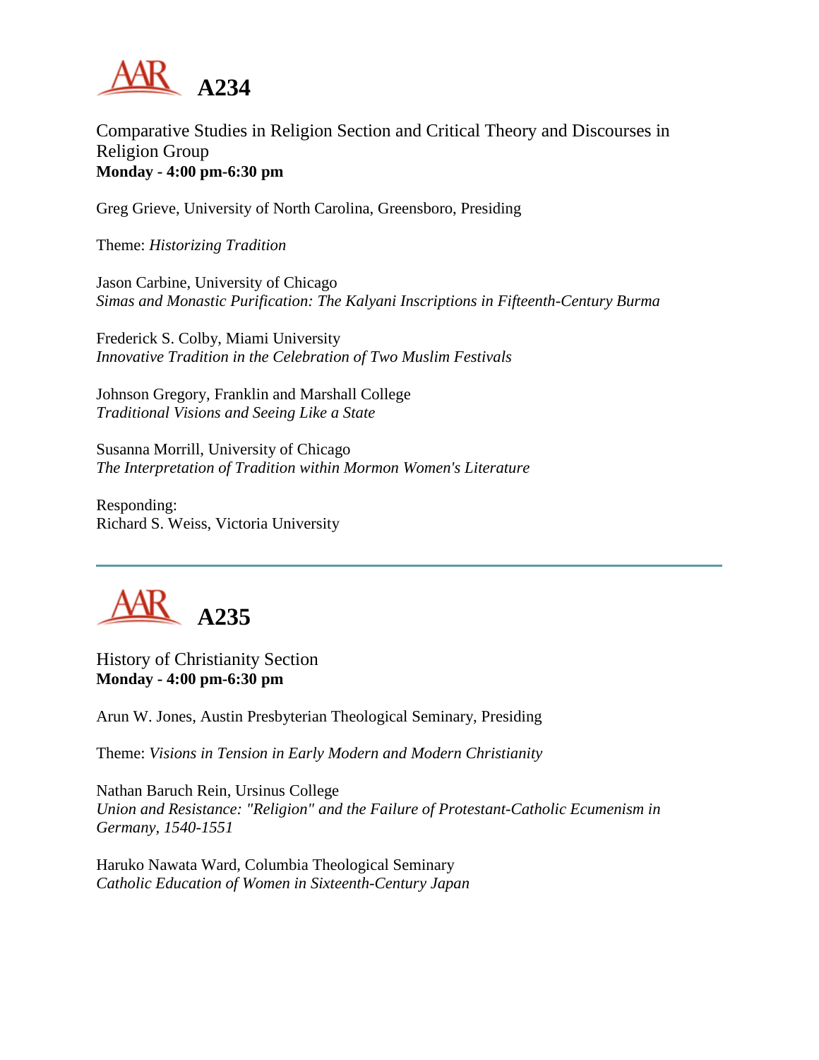# A234

Comparative Studies in Religion Section and Critical Theory and Discourses in Religion Group
**Monday - 4:00 pm-6:30 pm**

Greg Grieve, University of North Carolina, Greensboro, Presiding

Theme: *Historizing Tradition*

Jason Carbine, University of Chicago
*Simas and Monastic Purification: The Kalyani Inscriptions in Fifteenth-Century Burma*

Frederick S. Colby, Miami University
*Innovative Tradition in the Celebration of Two Muslim Festivals*

Johnson Gregory, Franklin and Marshall College
*Traditional Visions and Seeing Like a State*

Susanna Morrill, University of Chicago
*The Interpretation of Tradition within Mormon Women's Literature*

Responding:
Richard S. Weiss, Victoria University

---

# A235

History of Christianity Section
**Monday - 4:00 pm-6:30 pm**

Arun W. Jones, Austin Presbyterian Theological Seminary, Presiding

Theme: *Visions in Tension in Early Modern and Modern Christianity*

Nathan Baruch Rein, Ursinus College
*Union and Resistance: "Religion" and the Failure of Protestant-Catholic Ecumenism in Germany, 1540-1551*

Haruko Nawata Ward, Columbia Theological Seminary
*Catholic Education of Women in Sixteenth-Century Japan*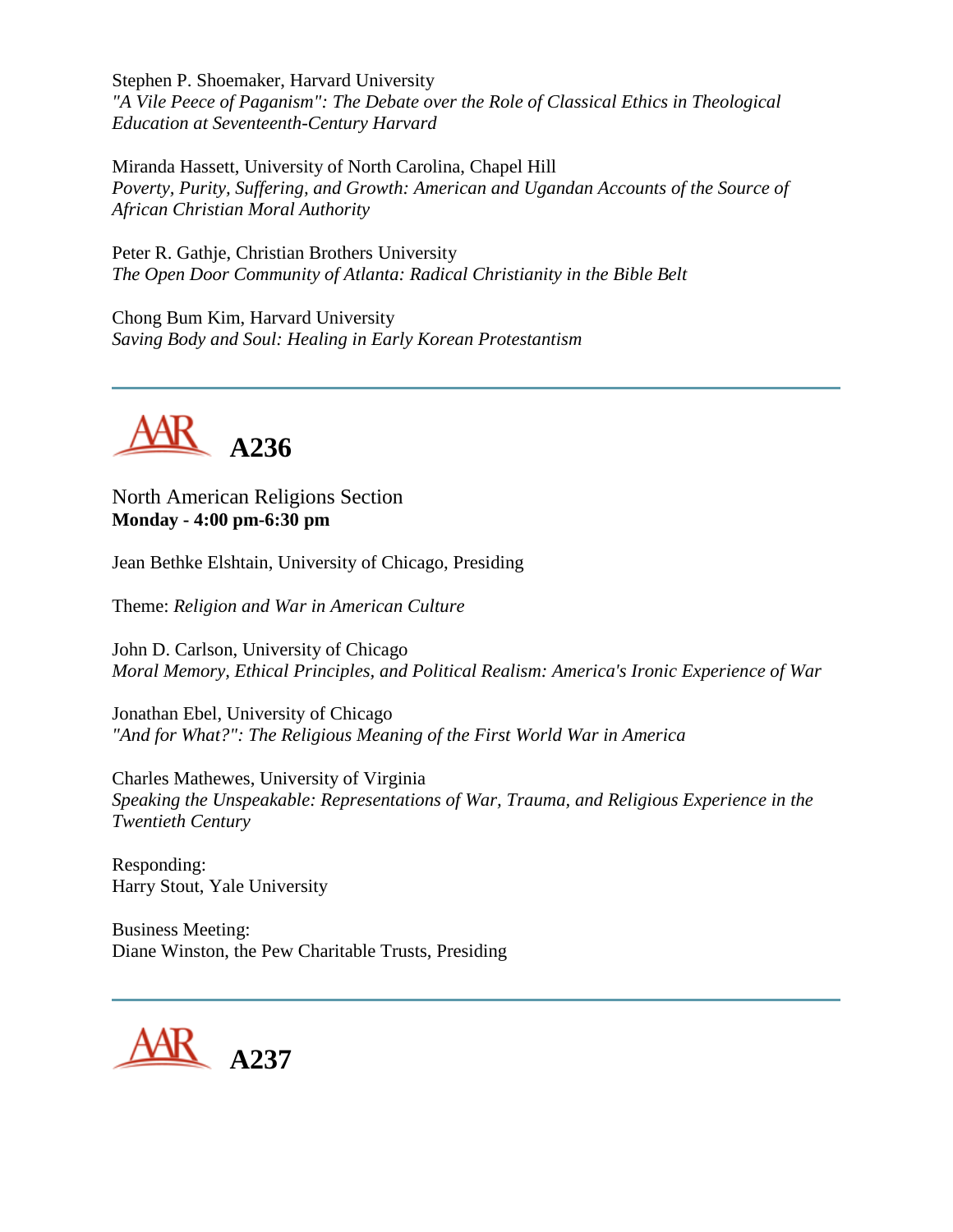Stephen P. Shoemaker, Harvard University
*"A Vile Peece of Paganism": The Debate over the Role of Classical Ethics in Theological Education at Seventeenth-Century Harvard*

Miranda Hassett, University of North Carolina, Chapel Hill
*Poverty, Purity, Suffering, and Growth: American and Ugandan Accounts of the Source of African Christian Moral Authority*

Peter R. Gathje, Christian Brothers University
*The Open Door Community of Atlanta: Radical Christianity in the Bible Belt*

Chong Bum Kim, Harvard University
*Saving Body and Soul: Healing in Early Korean Protestantism*

---

## AAR A236

North American Religions Section
**Monday - 4:00 pm-6:30 pm**

Jean Bethke Elshtain, University of Chicago, Presiding

Theme: *Religion and War in American Culture*

John D. Carlson, University of Chicago
*Moral Memory, Ethical Principles, and Political Realism: America's Ironic Experience of War*

Jonathan Ebel, University of Chicago
*"And for What?": The Religious Meaning of the First World War in America*

Charles Mathewes, University of Virginia
*Speaking the Unspeakable: Representations of War, Trauma, and Religious Experience in the Twentieth Century*

Responding:
Harry Stout, Yale University

Business Meeting:
Diane Winston, the Pew Charitable Trusts, Presiding

---

## AAR A237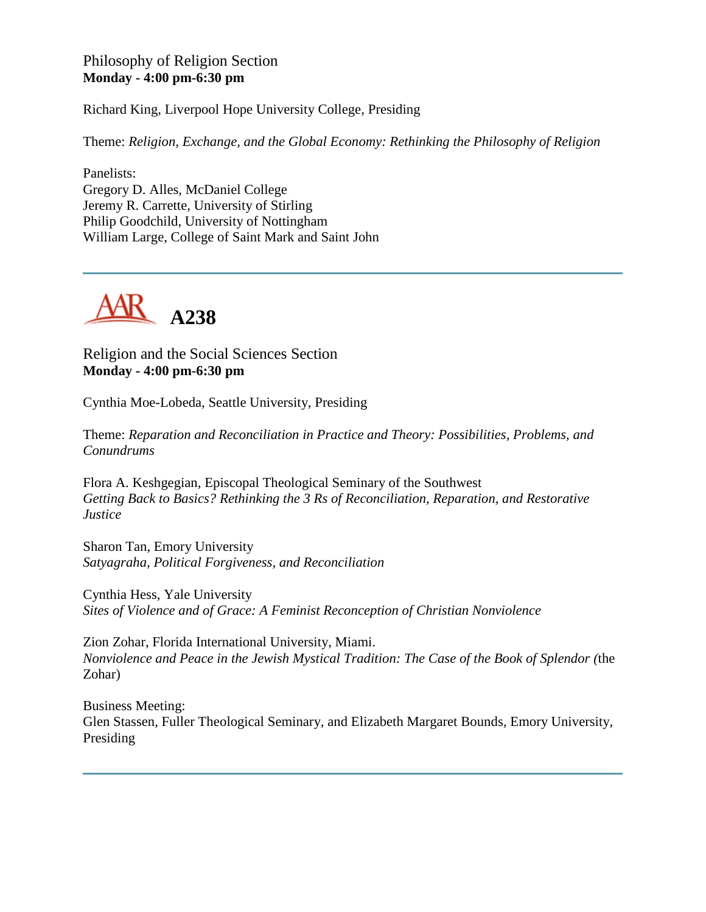Philosophy of Religion Section
**Monday - 4:00 pm-6:30 pm**

Richard King, Liverpool Hope University College, Presiding

Theme: *Religion, Exchange, and the Global Economy: Rethinking the Philosophy of Religion*

Panelists:
Gregory D. Alles, McDaniel College
Jeremy R. Carrette, University of Stirling
Philip Goodchild, University of Nottingham
William Large, College of Saint Mark and Saint John

---

# A238

Religion and the Social Sciences Section
**Monday - 4:00 pm-6:30 pm**

Cynthia Moe-Lobeda, Seattle University, Presiding

Theme: *Reparation and Reconciliation in Practice and Theory: Possibilities, Problems, and Conundrums*

Flora A. Keshgegian, Episcopal Theological Seminary of the Southwest
*Getting Back to Basics? Rethinking the 3 Rs of Reconciliation, Reparation, and Restorative Justice*

Sharon Tan, Emory University
*Satyagraha, Political Forgiveness, and Reconciliation*

Cynthia Hess, Yale University
*Sites of Violence and of Grace: A Feminist Reconception of Christian Nonviolence*

Zion Zohar, Florida International University, Miami.
*Nonviolence and Peace in the Jewish Mystical Tradition: The Case of the Book of Splendor (*the Zohar)

Business Meeting:
Glen Stassen, Fuller Theological Seminary, and Elizabeth Margaret Bounds, Emory University, Presiding

---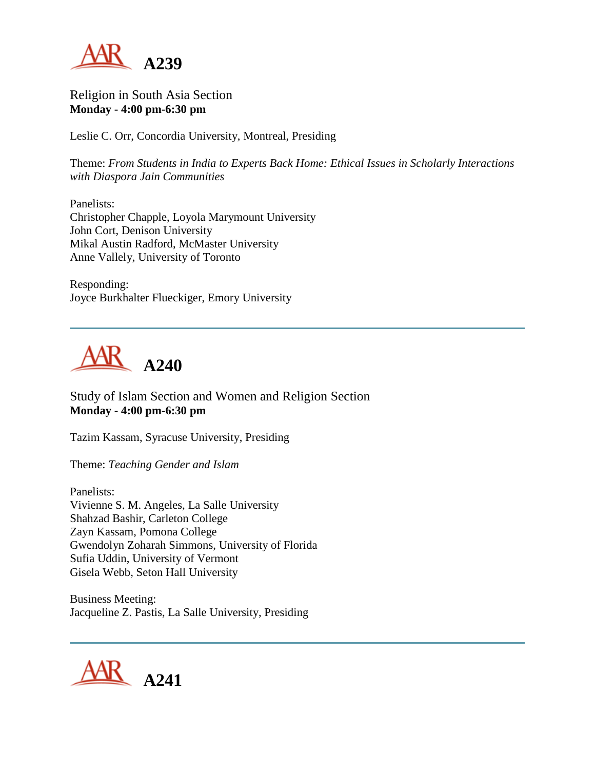# A239

Religion in South Asia Section
**Monday - 4:00 pm-6:30 pm**

Leslie C. Orr, Concordia University, Montreal, Presiding

Theme: *From Students in India to Experts Back Home: Ethical Issues in Scholarly Interactions with Diaspora Jain Communities*

Panelists:
Christopher Chapple, Loyola Marymount University
John Cort, Denison University
Mikal Austin Radford, McMaster University
Anne Vallely, University of Toronto

Responding:
Joyce Burkhalter Flueckiger, Emory University

---

# A240

Study of Islam Section and Women and Religion Section
**Monday - 4:00 pm-6:30 pm**

Tazim Kassam, Syracuse University, Presiding

Theme: *Teaching Gender and Islam*

Panelists:
Vivienne S. M. Angeles, La Salle University
Shahzad Bashir, Carleton College
Zayn Kassam, Pomona College
Gwendolyn Zoharah Simmons, University of Florida
Sufia Uddin, University of Vermont
Gisela Webb, Seton Hall University

Business Meeting:
Jacqueline Z. Pastis, La Salle University, Presiding

---

# A241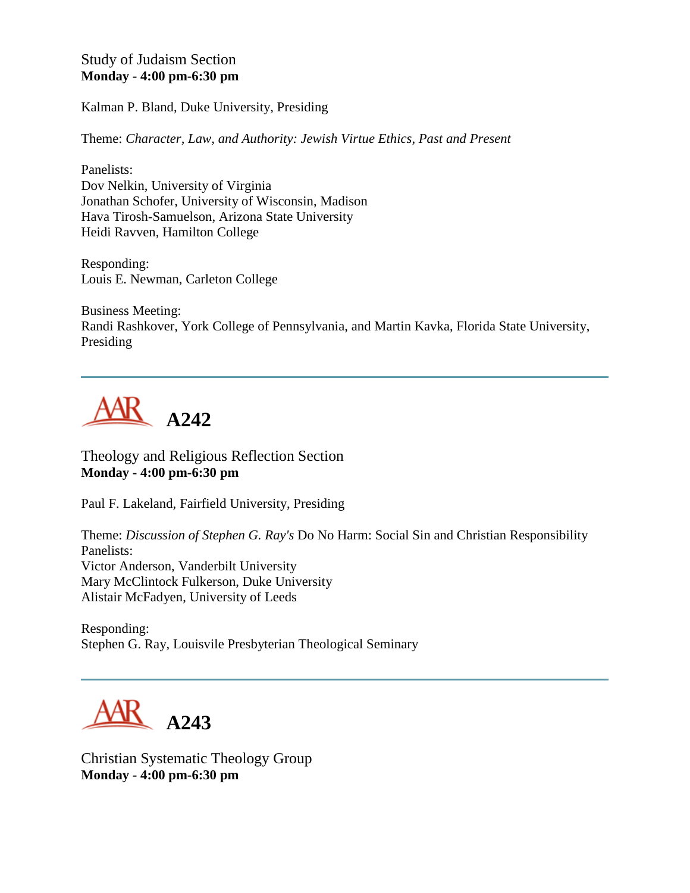Study of Judaism Section
**Monday - 4:00 pm-6:30 pm**

Kalman P. Bland, Duke University, Presiding

Theme: *Character, Law, and Authority: Jewish Virtue Ethics, Past and Present*

Panelists:
Dov Nelkin, University of Virginia
Jonathan Schofer, University of Wisconsin, Madison
Hava Tirosh-Samuelson, Arizona State University
Heidi Ravven, Hamilton College

Responding:
Louis E. Newman, Carleton College

Business Meeting:
Randi Rashkover, York College of Pennsylvania, and Martin Kavka, Florida State University, Presiding

---

## AAR A242

Theology and Religious Reflection Section
**Monday - 4:00 pm-6:30 pm**

Paul F. Lakeland, Fairfield University, Presiding

Theme: *Discussion of Stephen G. Ray's* Do No Harm: Social Sin and Christian Responsibility
Panelists:
Victor Anderson, Vanderbilt University
Mary McClintock Fulkerson, Duke University
Alistair McFadyen, University of Leeds

Responding:
Stephen G. Ray, Louisvile Presbyterian Theological Seminary

---

## AAR A243

Christian Systematic Theology Group
**Monday - 4:00 pm-6:30 pm**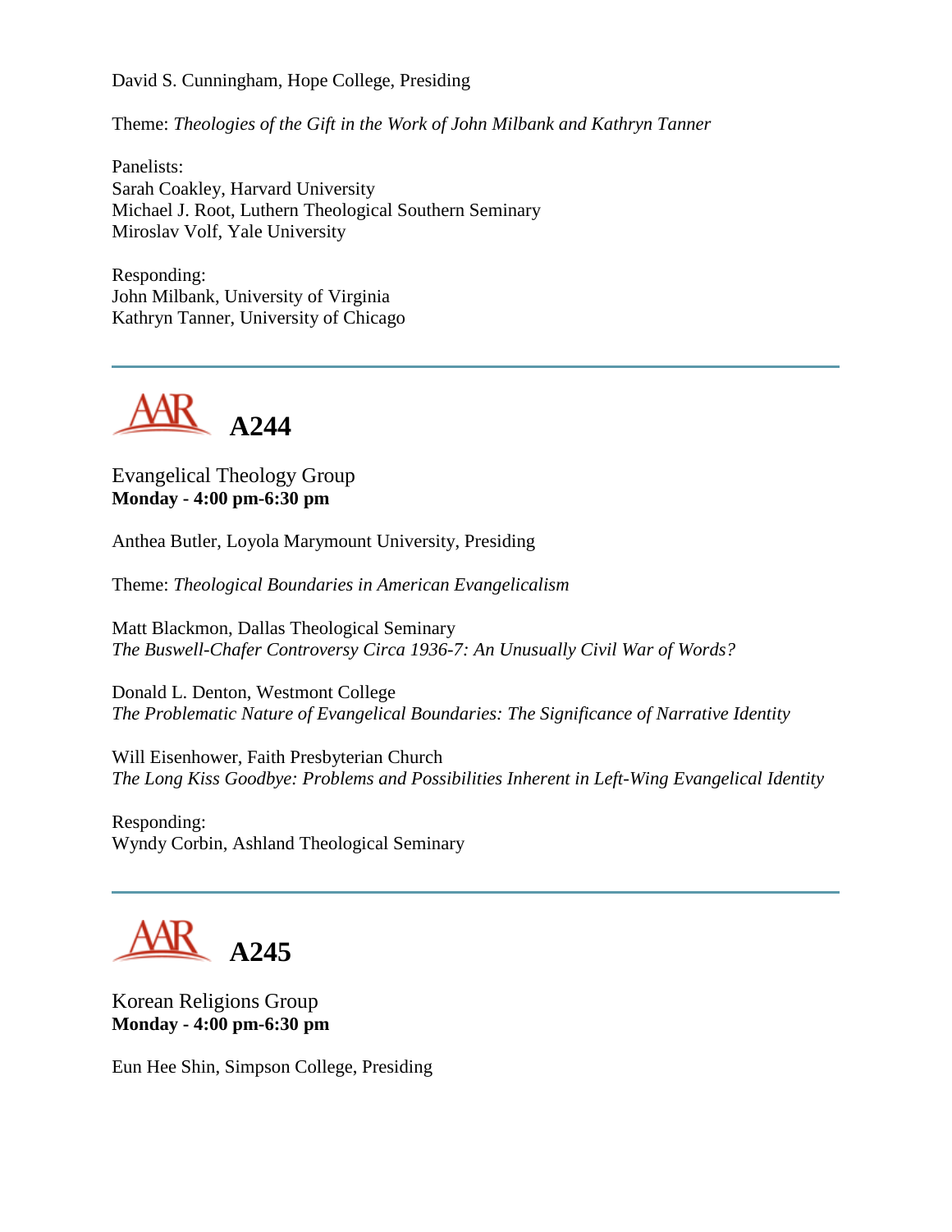David S. Cunningham, Hope College, Presiding

Theme: *Theologies of the Gift in the Work of John Milbank and Kathryn Tanner*

Panelists:
Sarah Coakley, Harvard University
Michael J. Root, Luthern Theological Southern Seminary
Miroslav Volf, Yale University

Responding:
John Milbank, University of Virginia
Kathryn Tanner, University of Chicago

---

## AAR A244

Evangelical Theology Group
**Monday - 4:00 pm-6:30 pm**

Anthea Butler, Loyola Marymount University, Presiding

Theme: *Theological Boundaries in American Evangelicalism*

Matt Blackmon, Dallas Theological Seminary
*The Buswell-Chafer Controversy Circa 1936-7: An Unusually Civil War of Words?*

Donald L. Denton, Westmont College
*The Problematic Nature of Evangelical Boundaries: The Significance of Narrative Identity*

Will Eisenhower, Faith Presbyterian Church
*The Long Kiss Goodbye: Problems and Possibilities Inherent in Left-Wing Evangelical Identity*

Responding:
Wyndy Corbin, Ashland Theological Seminary

---

## AAR A245

Korean Religions Group
**Monday - 4:00 pm-6:30 pm**

Eun Hee Shin, Simpson College, Presiding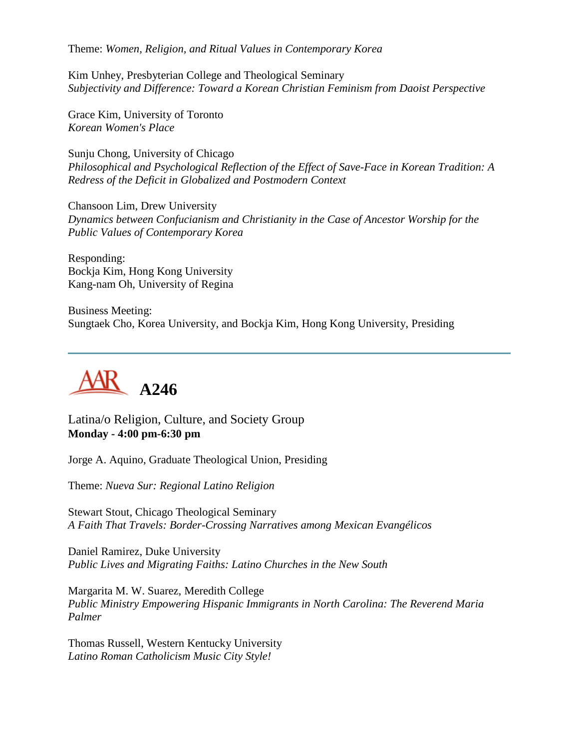Theme: *Women, Religion, and Ritual Values in Contemporary Korea*

Kim Unhey, Presbyterian College and Theological Seminary
*Subjectivity and Difference: Toward a Korean Christian Feminism from Daoist Perspective*

Grace Kim, University of Toronto
*Korean Women's Place*

Sunju Chong, University of Chicago
*Philosophical and Psychological Reflection of the Effect of Save-Face in Korean Tradition: A Redress of the Deficit in Globalized and Postmodern Context*

Chansoon Lim, Drew University
*Dynamics between Confucianism and Christianity in the Case of Ancestor Worship for the Public Values of Contemporary Korea*

Responding:
Bockja Kim, Hong Kong University
Kang-nam Oh, University of Regina

Business Meeting:
Sungtaek Cho, Korea University, and Bockja Kim, Hong Kong University, Presiding

---

# A246

Latina/o Religion, Culture, and Society Group
**Monday - 4:00 pm-6:30 pm**

Jorge A. Aquino, Graduate Theological Union, Presiding

Theme: *Nueva Sur: Regional Latino Religion*

Stewart Stout, Chicago Theological Seminary
*A Faith That Travels: Border-Crossing Narratives among Mexican Evangélicos*

Daniel Ramirez, Duke University
*Public Lives and Migrating Faiths: Latino Churches in the New South*

Margarita M. W. Suarez, Meredith College
*Public Ministry Empowering Hispanic Immigrants in North Carolina: The Reverend Maria Palmer*

Thomas Russell, Western Kentucky University
*Latino Roman Catholicism Music City Style!*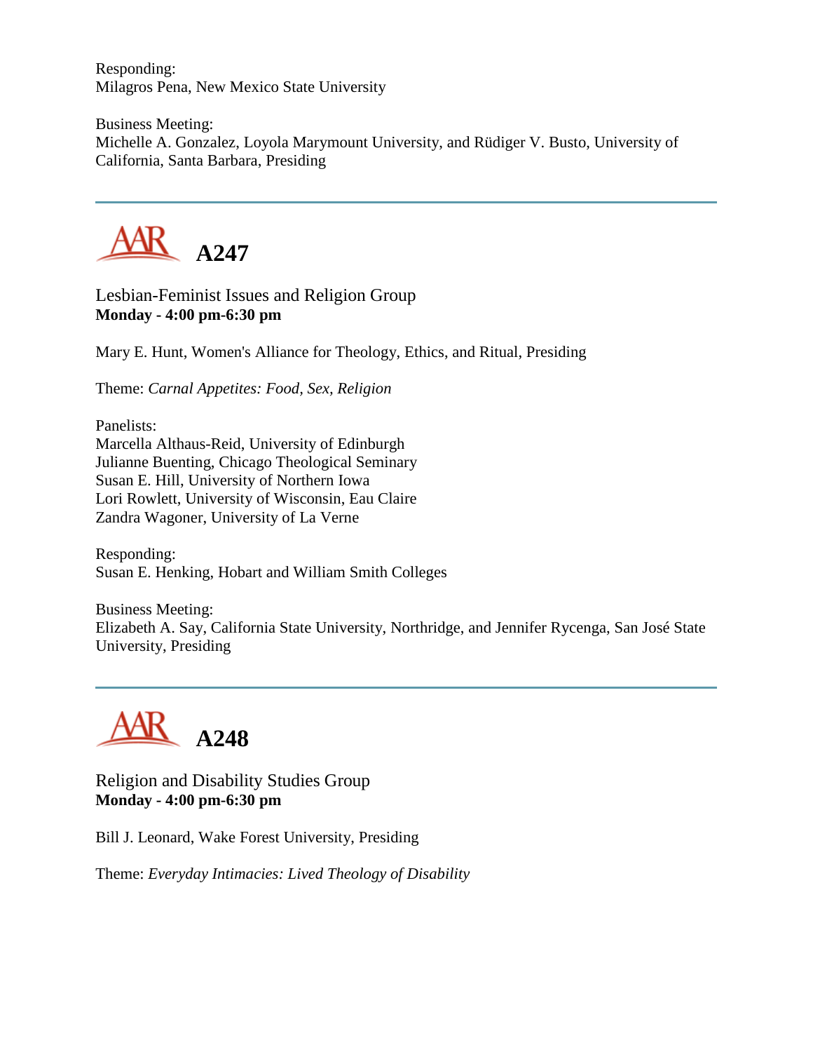Responding:
Milagros Pena, New Mexico State University

Business Meeting:
Michelle A. Gonzalez, Loyola Marymount University, and Rüdiger V. Busto, University of California, Santa Barbara, Presiding

---

## A247

Lesbian-Feminist Issues and Religion Group
**Monday - 4:00 pm-6:30 pm**

Mary E. Hunt, Women's Alliance for Theology, Ethics, and Ritual, Presiding

Theme: *Carnal Appetites: Food, Sex, Religion*

Panelists:
Marcella Althaus-Reid, University of Edinburgh
Julianne Buenting, Chicago Theological Seminary
Susan E. Hill, University of Northern Iowa
Lori Rowlett, University of Wisconsin, Eau Claire
Zandra Wagoner, University of La Verne

Responding:
Susan E. Henking, Hobart and William Smith Colleges

Business Meeting:
Elizabeth A. Say, California State University, Northridge, and Jennifer Rycenga, San José State University, Presiding

---

## A248

Religion and Disability Studies Group
**Monday - 4:00 pm-6:30 pm**

Bill J. Leonard, Wake Forest University, Presiding

Theme: *Everyday Intimacies: Lived Theology of Disability*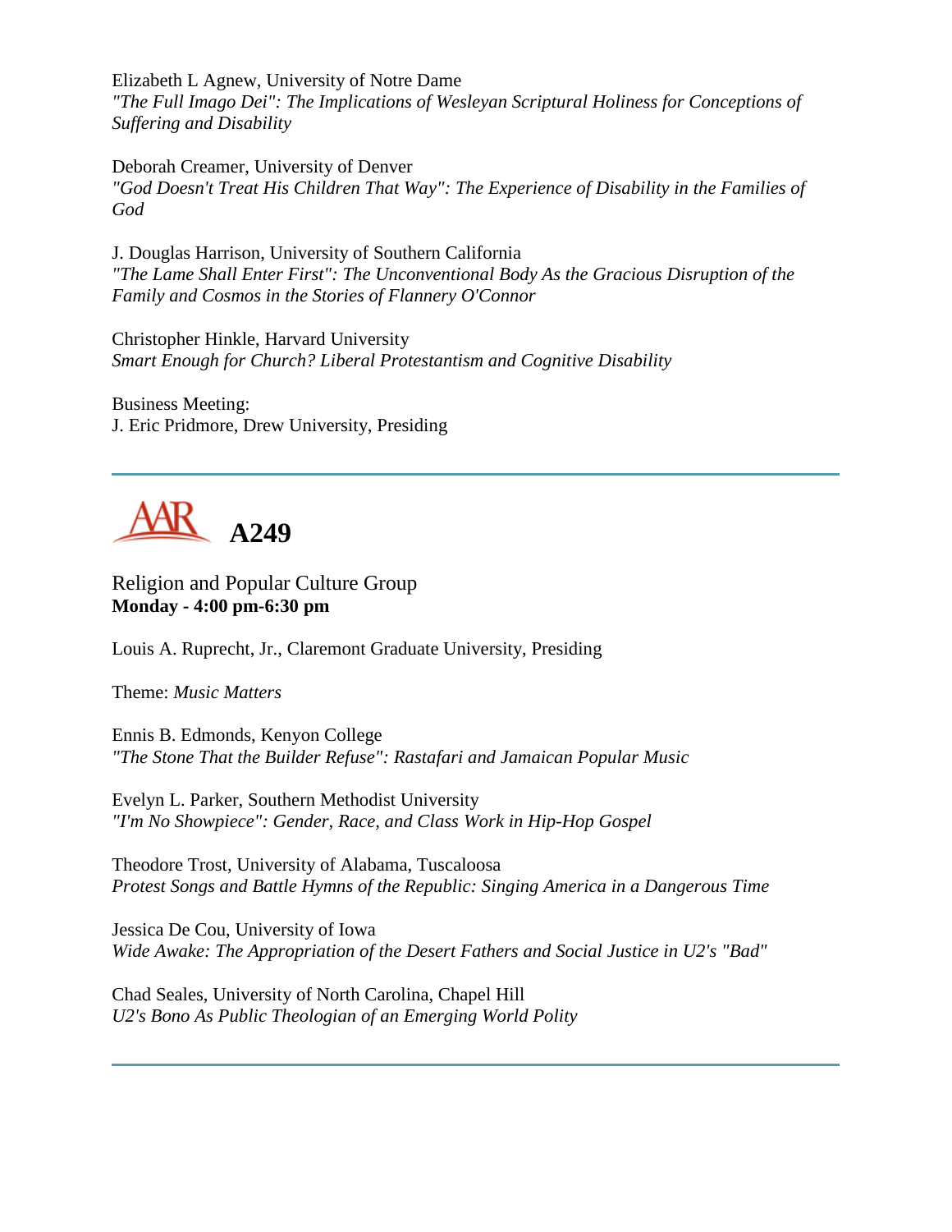Elizabeth L Agnew, University of Notre Dame
*"The Full Imago Dei": The Implications of Wesleyan Scriptural Holiness for Conceptions of Suffering and Disability*

Deborah Creamer, University of Denver
*"God Doesn't Treat His Children That Way": The Experience of Disability in the Families of God*

J. Douglas Harrison, University of Southern California
*"The Lame Shall Enter First": The Unconventional Body As the Gracious Disruption of the Family and Cosmos in the Stories of Flannery O'Connor*

Christopher Hinkle, Harvard University
*Smart Enough for Church? Liberal Protestantism and Cognitive Disability*

Business Meeting:
J. Eric Pridmore, Drew University, Presiding

---

## A249

Religion and Popular Culture Group
**Monday - 4:00 pm-6:30 pm**

Louis A. Ruprecht, Jr., Claremont Graduate University, Presiding

Theme: *Music Matters*

Ennis B. Edmonds, Kenyon College
*"The Stone That the Builder Refuse": Rastafari and Jamaican Popular Music*

Evelyn L. Parker, Southern Methodist University
*"I'm No Showpiece": Gender, Race, and Class Work in Hip-Hop Gospel*

Theodore Trost, University of Alabama, Tuscaloosa
*Protest Songs and Battle Hymns of the Republic: Singing America in a Dangerous Time*

Jessica De Cou, University of Iowa
*Wide Awake: The Appropriation of the Desert Fathers and Social Justice in U2's "Bad"*

Chad Seales, University of North Carolina, Chapel Hill
*U2's Bono As Public Theologian of an Emerging World Polity*

---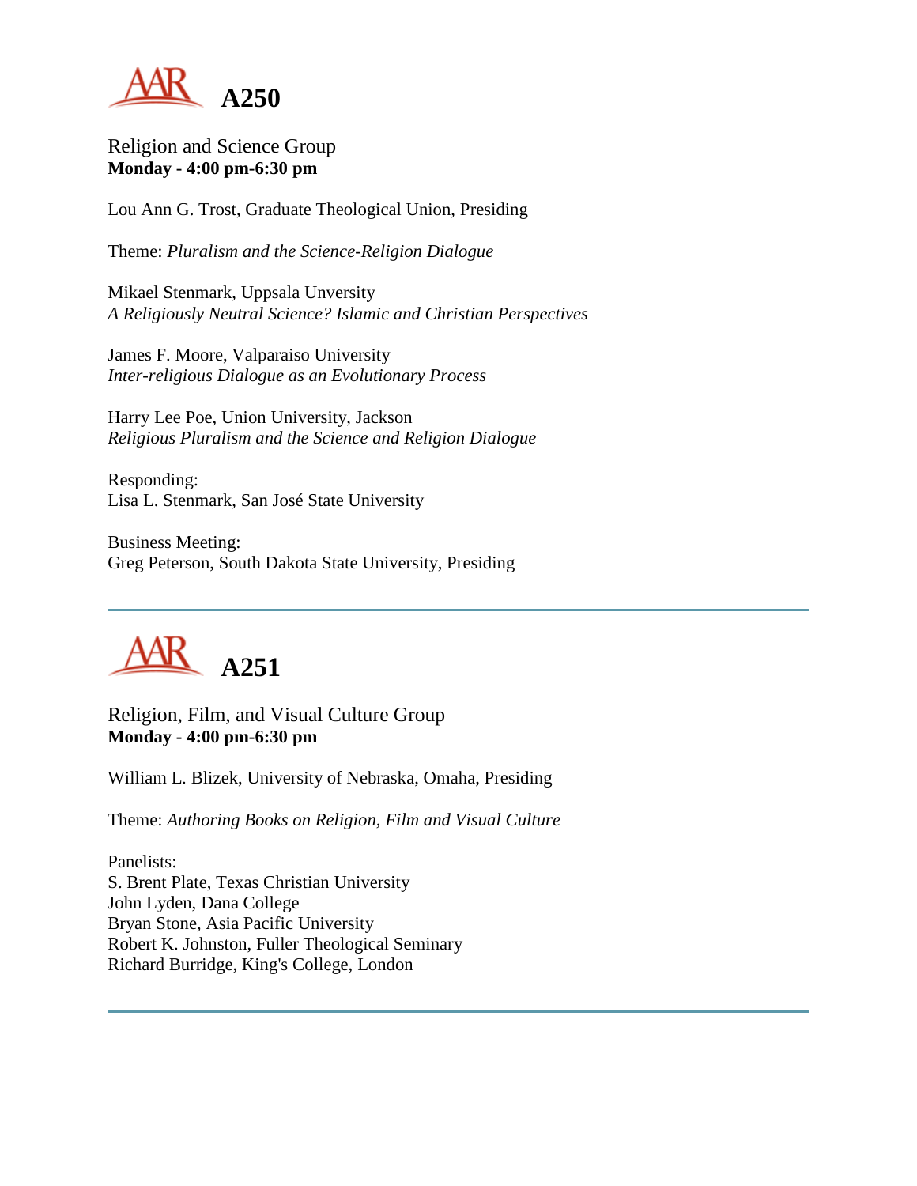# A250

Religion and Science Group
**Monday - 4:00 pm-6:30 pm**

Lou Ann G. Trost, Graduate Theological Union, Presiding

Theme: *Pluralism and the Science-Religion Dialogue*

Mikael Stenmark, Uppsala Unversity
*A Religiously Neutral Science? Islamic and Christian Perspectives*

James F. Moore, Valparaiso University
*Inter-religious Dialogue as an Evolutionary Process*

Harry Lee Poe, Union University, Jackson
*Religious Pluralism and the Science and Religion Dialogue*

Responding:
Lisa L. Stenmark, San José State University

Business Meeting:
Greg Peterson, South Dakota State University, Presiding

---

# A251

Religion, Film, and Visual Culture Group
**Monday - 4:00 pm-6:30 pm**

William L. Blizek, University of Nebraska, Omaha, Presiding

Theme: *Authoring Books on Religion, Film and Visual Culture*

Panelists:
S. Brent Plate, Texas Christian University
John Lyden, Dana College
Bryan Stone, Asia Pacific University
Robert K. Johnston, Fuller Theological Seminary
Richard Burridge, King's College, London

---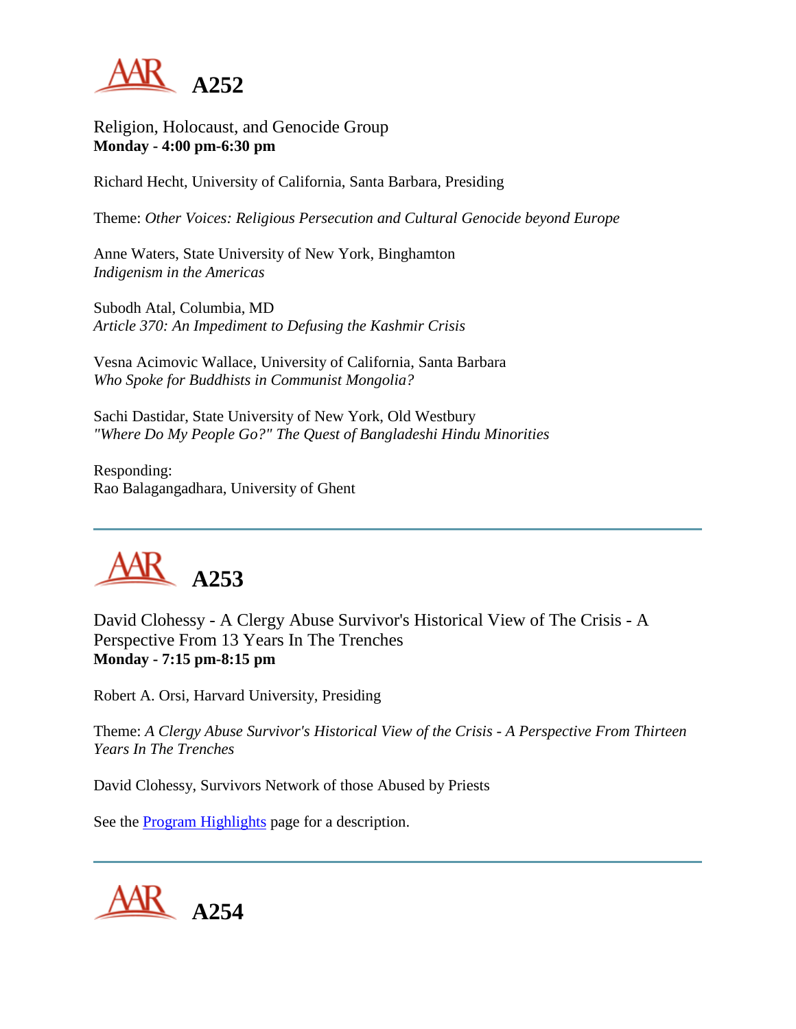# A252

Religion, Holocaust, and Genocide Group
**Monday - 4:00 pm-6:30 pm**

Richard Hecht, University of California, Santa Barbara, Presiding

Theme: *Other Voices: Religious Persecution and Cultural Genocide beyond Europe*

Anne Waters, State University of New York, Binghamton
*Indigenism in the Americas*

Subodh Atal, Columbia, MD
*Article 370: An Impediment to Defusing the Kashmir Crisis*

Vesna Acimovic Wallace, University of California, Santa Barbara
*Who Spoke for Buddhists in Communist Mongolia?*

Sachi Dastidar, State University of New York, Old Westbury
*"Where Do My People Go?" The Quest of Bangladeshi Hindu Minorities*

Responding:
Rao Balagangadhara, University of Ghent

---

# A253

David Clohessy - A Clergy Abuse Survivor's Historical View of The Crisis - A Perspective From 13 Years In The Trenches
**Monday - 7:15 pm-8:15 pm**

Robert A. Orsi, Harvard University, Presiding

Theme: *A Clergy Abuse Survivor's Historical View of the Crisis - A Perspective From Thirteen Years In The Trenches*

David Clohessy, Survivors Network of those Abused by Priests

See the Program Highlights page for a description.

---

# A254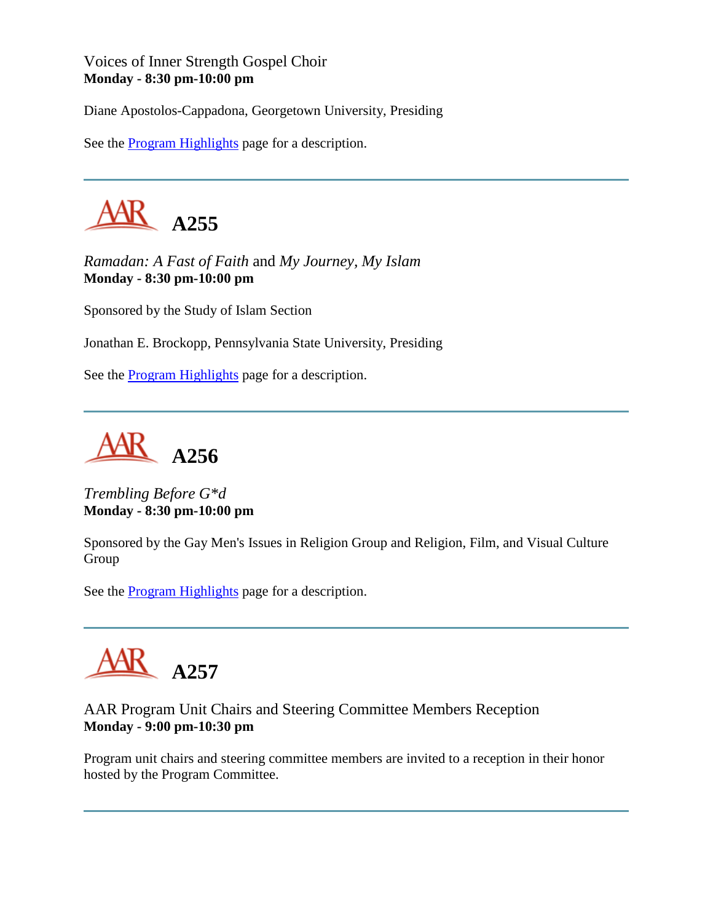Voices of Inner Strength Gospel Choir
**Monday - 8:30 pm-10:00 pm**

Diane Apostolos-Cappadona, Georgetown University, Presiding

See the Program Highlights page for a description.

---

## AAR A255

*Ramadan: A Fast of Faith* and *My Journey, My Islam*
**Monday - 8:30 pm-10:00 pm**

Sponsored by the Study of Islam Section

Jonathan E. Brockopp, Pennsylvania State University, Presiding

See the Program Highlights page for a description.

---

## AAR A256

*Trembling Before G*d*
**Monday - 8:30 pm-10:00 pm**

Sponsored by the Gay Men's Issues in Religion Group and Religion, Film, and Visual Culture Group

See the Program Highlights page for a description.

---

## AAR A257

AAR Program Unit Chairs and Steering Committee Members Reception
**Monday - 9:00 pm-10:30 pm**

Program unit chairs and steering committee members are invited to a reception in their honor hosted by the Program Committee.

---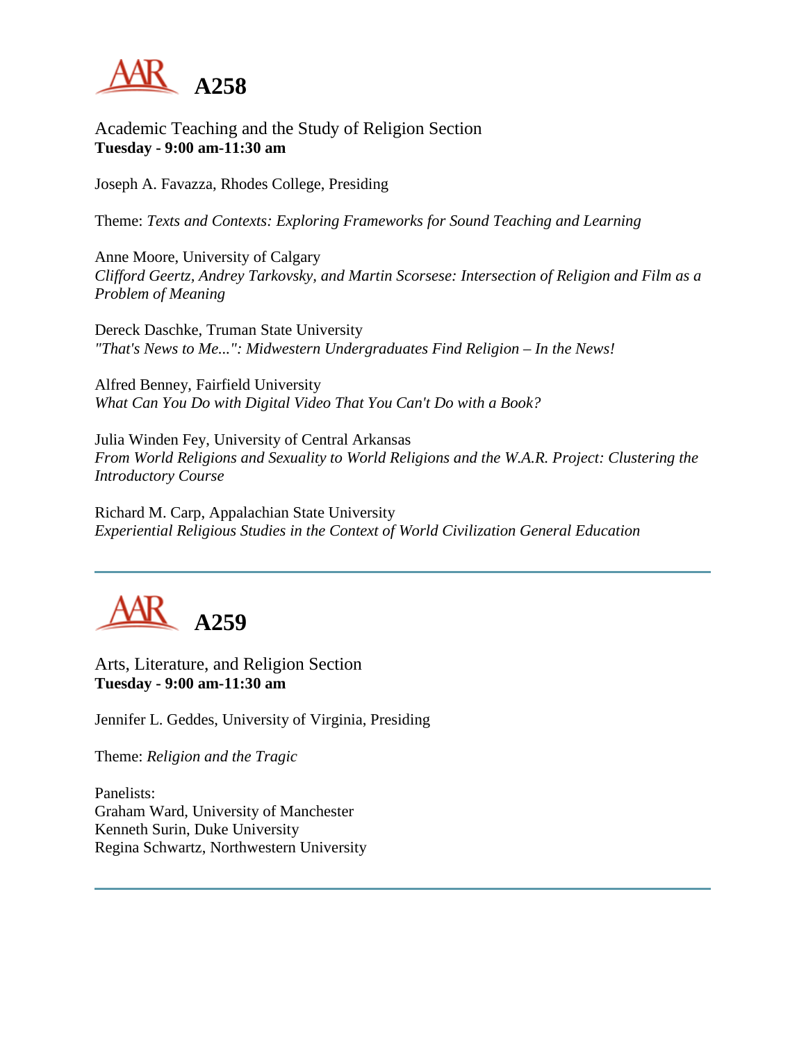## A258

Academic Teaching and the Study of Religion Section
**Tuesday - 9:00 am-11:30 am**

Joseph A. Favazza, Rhodes College, Presiding

Theme: *Texts and Contexts: Exploring Frameworks for Sound Teaching and Learning*

Anne Moore, University of Calgary
*Clifford Geertz, Andrey Tarkovsky, and Martin Scorsese: Intersection of Religion and Film as a Problem of Meaning*

Dereck Daschke, Truman State University
*"That's News to Me...": Midwestern Undergraduates Find Religion – In the News!*

Alfred Benney, Fairfield University
*What Can You Do with Digital Video That You Can't Do with a Book?*

Julia Winden Fey, University of Central Arkansas
*From World Religions and Sexuality to World Religions and the W.A.R. Project: Clustering the Introductory Course*

Richard M. Carp, Appalachian State University
*Experiential Religious Studies in the Context of World Civilization General Education*

---

## A259

Arts, Literature, and Religion Section
**Tuesday - 9:00 am-11:30 am**

Jennifer L. Geddes, University of Virginia, Presiding

Theme: *Religion and the Tragic*

Panelists:
Graham Ward, University of Manchester
Kenneth Surin, Duke University
Regina Schwartz, Northwestern University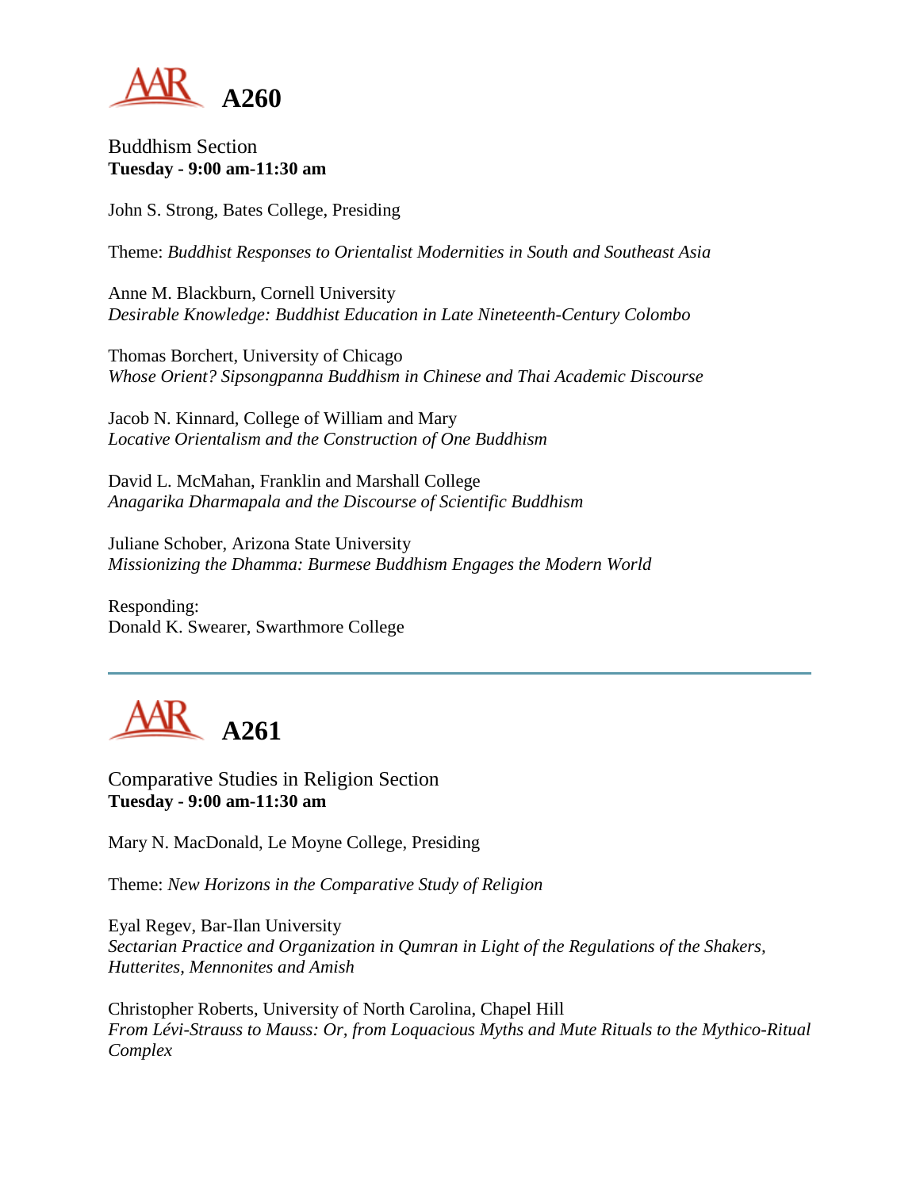# A260

Buddhism Section
**Tuesday - 9:00 am-11:30 am**

John S. Strong, Bates College, Presiding

Theme: *Buddhist Responses to Orientalist Modernities in South and Southeast Asia*

Anne M. Blackburn, Cornell University
*Desirable Knowledge: Buddhist Education in Late Nineteenth-Century Colombo*

Thomas Borchert, University of Chicago
*Whose Orient? Sipsongpanna Buddhism in Chinese and Thai Academic Discourse*

Jacob N. Kinnard, College of William and Mary
*Locative Orientalism and the Construction of One Buddhism*

David L. McMahan, Franklin and Marshall College
*Anagarika Dharmapala and the Discourse of Scientific Buddhism*

Juliane Schober, Arizona State University
*Missionizing the Dhamma: Burmese Buddhism Engages the Modern World*

Responding:
Donald K. Swearer, Swarthmore College

---

# A261

Comparative Studies in Religion Section
**Tuesday - 9:00 am-11:30 am**

Mary N. MacDonald, Le Moyne College, Presiding

Theme: *New Horizons in the Comparative Study of Religion*

Eyal Regev, Bar-Ilan University
*Sectarian Practice and Organization in Qumran in Light of the Regulations of the Shakers, Hutterites, Mennonites and Amish*

Christopher Roberts, University of North Carolina, Chapel Hill
*From Lévi-Strauss to Mauss: Or, from Loquacious Myths and Mute Rituals to the Mythico-Ritual Complex*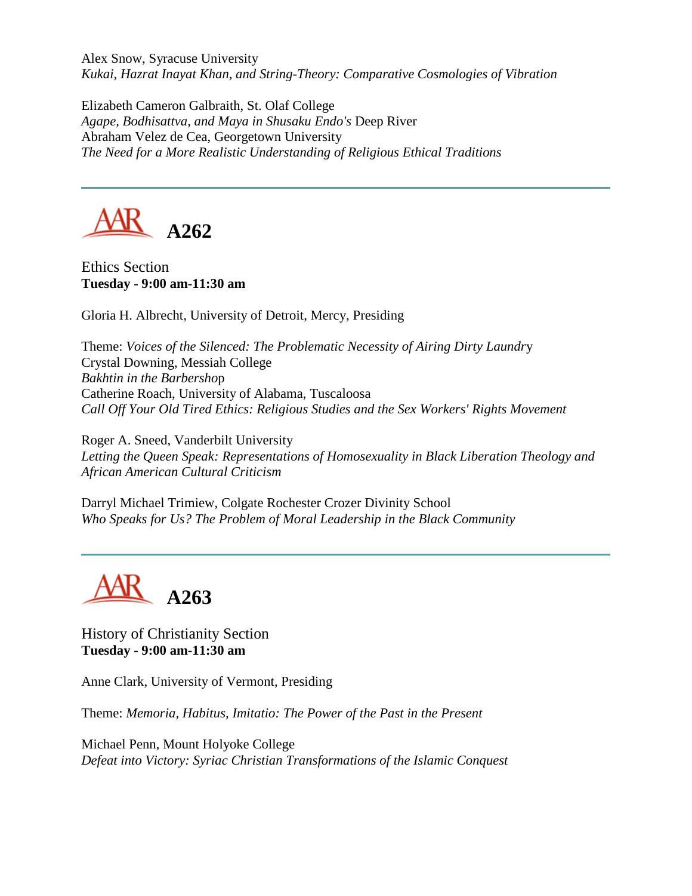Alex Snow, Syracuse University
*Kukai, Hazrat Inayat Khan, and String-Theory: Comparative Cosmologies of Vibration*

Elizabeth Cameron Galbraith, St. Olaf College
*Agape, Bodhisattva, and Maya in Shusaku Endo's* Deep River
Abraham Velez de Cea, Georgetown University
*The Need for a More Realistic Understanding of Religious Ethical Traditions*

---

## A262

Ethics Section
**Tuesday - 9:00 am-11:30 am**

Gloria H. Albrecht, University of Detroit, Mercy, Presiding

Theme: *Voices of the Silenced: The Problematic Necessity of Airing Dirty Laundr*y
Crystal Downing, Messiah College
*Bakhtin in the Barbersho*p
Catherine Roach, University of Alabama, Tuscaloosa
*Call Off Your Old Tired Ethics: Religious Studies and the Sex Workers' Rights Movement*

Roger A. Sneed, Vanderbilt University
*Letting the Queen Speak: Representations of Homosexuality in Black Liberation Theology and African American Cultural Criticism*

Darryl Michael Trimiew, Colgate Rochester Crozer Divinity School
*Who Speaks for Us? The Problem of Moral Leadership in the Black Community*

---

## A263

History of Christianity Section
**Tuesday - 9:00 am-11:30 am**

Anne Clark, University of Vermont, Presiding

Theme: *Memoria, Habitus, Imitatio: The Power of the Past in the Present*

Michael Penn, Mount Holyoke College
*Defeat into Victory: Syriac Christian Transformations of the Islamic Conquest*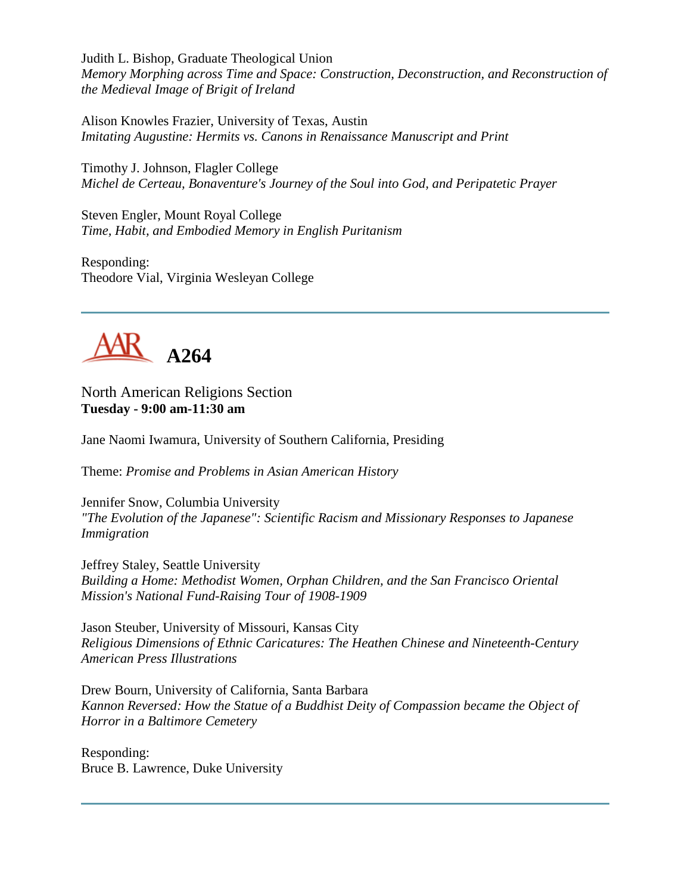Judith L. Bishop, Graduate Theological Union
*Memory Morphing across Time and Space: Construction, Deconstruction, and Reconstruction of the Medieval Image of Brigit of Ireland*

Alison Knowles Frazier, University of Texas, Austin
*Imitating Augustine: Hermits vs. Canons in Renaissance Manuscript and Print*

Timothy J. Johnson, Flagler College
*Michel de Certeau, Bonaventure's Journey of the Soul into God, and Peripatetic Prayer*

Steven Engler, Mount Royal College
*Time, Habit, and Embodied Memory in English Puritanism*

Responding:
Theodore Vial, Virginia Wesleyan College

---

# A264

North American Religions Section
**Tuesday - 9:00 am-11:30 am**

Jane Naomi Iwamura, University of Southern California, Presiding

Theme: *Promise and Problems in Asian American History*

Jennifer Snow, Columbia University
*"The Evolution of the Japanese": Scientific Racism and Missionary Responses to Japanese Immigration*

Jeffrey Staley, Seattle University
*Building a Home: Methodist Women, Orphan Children, and the San Francisco Oriental Mission's National Fund-Raising Tour of 1908-1909*

Jason Steuber, University of Missouri, Kansas City
*Religious Dimensions of Ethnic Caricatures: The Heathen Chinese and Nineteenth-Century American Press Illustrations*

Drew Bourn, University of California, Santa Barbara
*Kannon Reversed: How the Statue of a Buddhist Deity of Compassion became the Object of Horror in a Baltimore Cemetery*

Responding:
Bruce B. Lawrence, Duke University

---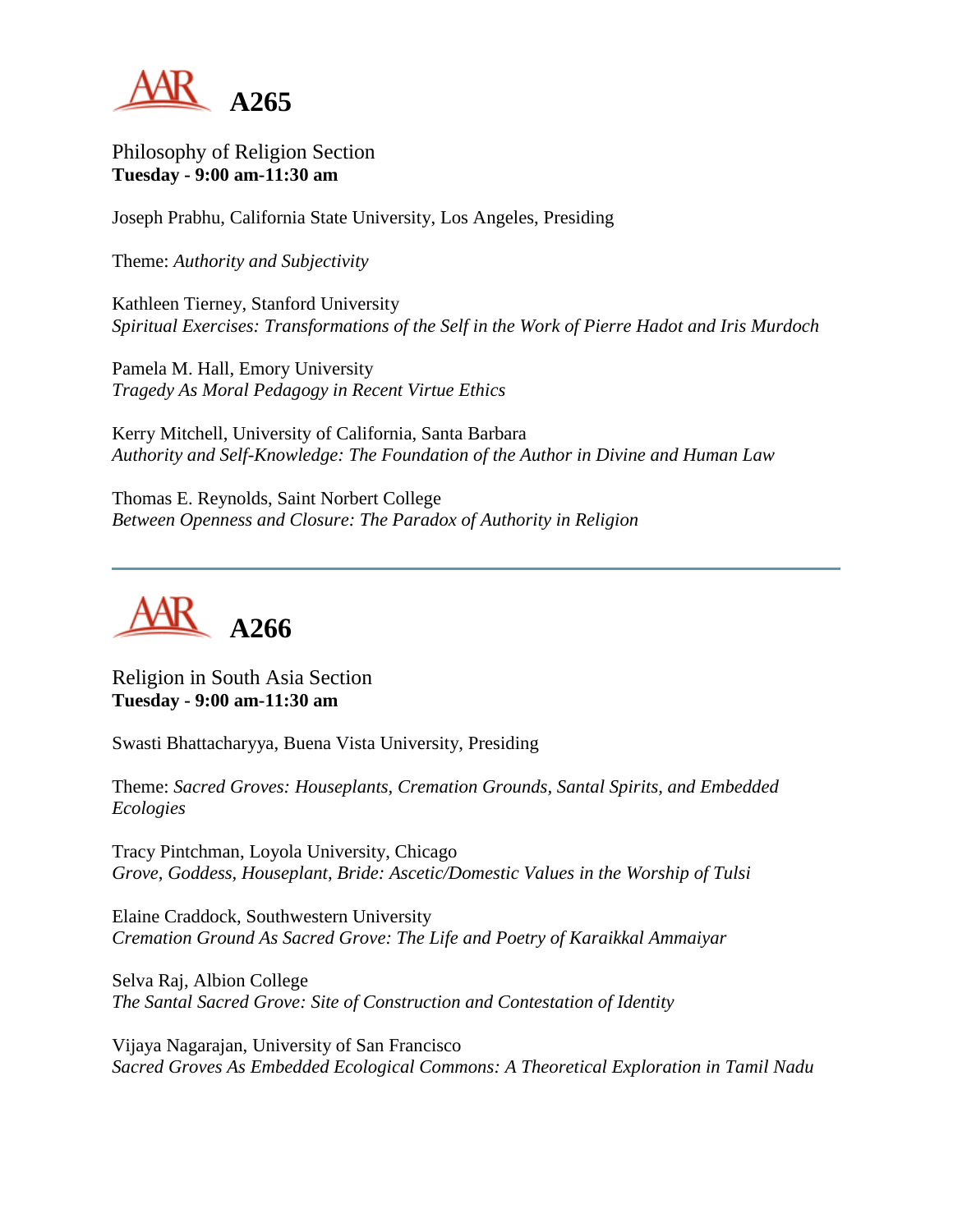# A265

Philosophy of Religion Section
**Tuesday - 9:00 am-11:30 am**

Joseph Prabhu, California State University, Los Angeles, Presiding

Theme: *Authority and Subjectivity*

Kathleen Tierney, Stanford University
*Spiritual Exercises: Transformations of the Self in the Work of Pierre Hadot and Iris Murdoch*

Pamela M. Hall, Emory University
*Tragedy As Moral Pedagogy in Recent Virtue Ethics*

Kerry Mitchell, University of California, Santa Barbara
*Authority and Self-Knowledge: The Foundation of the Author in Divine and Human Law*

Thomas E. Reynolds, Saint Norbert College
*Between Openness and Closure: The Paradox of Authority in Religion*

---

# A266

Religion in South Asia Section
**Tuesday - 9:00 am-11:30 am**

Swasti Bhattacharyya, Buena Vista University, Presiding

Theme: *Sacred Groves: Houseplants, Cremation Grounds, Santal Spirits, and Embedded Ecologies*

Tracy Pintchman, Loyola University, Chicago
*Grove, Goddess, Houseplant, Bride: Ascetic/Domestic Values in the Worship of Tulsi*

Elaine Craddock, Southwestern University
*Cremation Ground As Sacred Grove: The Life and Poetry of Karaikkal Ammaiyar*

Selva Raj, Albion College
*The Santal Sacred Grove: Site of Construction and Contestation of Identity*

Vijaya Nagarajan, University of San Francisco
*Sacred Groves As Embedded Ecological Commons: A Theoretical Exploration in Tamil Nadu*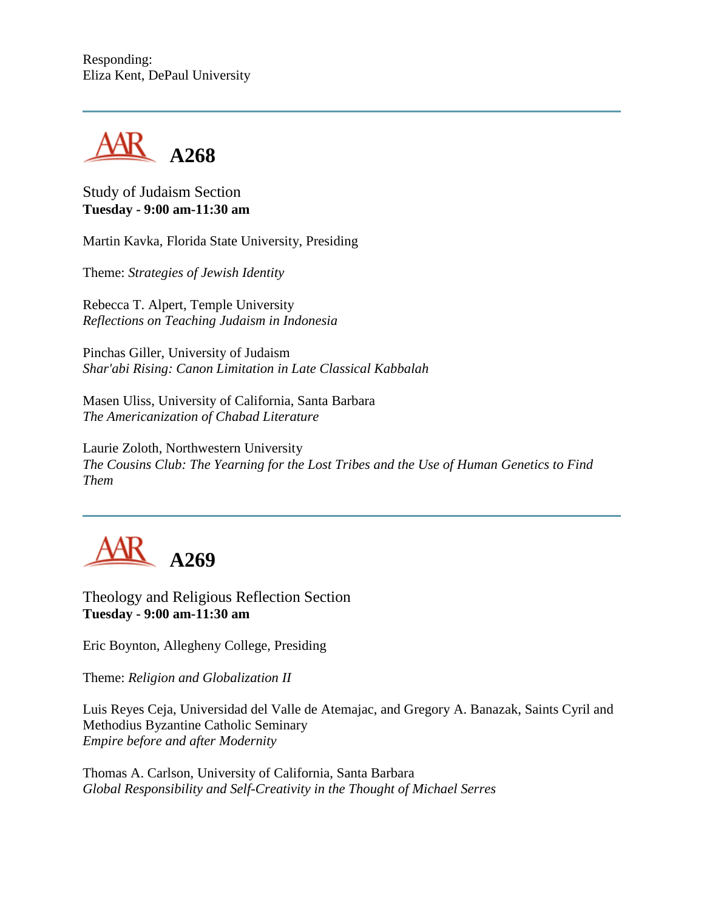Responding:
Eliza Kent, DePaul University

---

## A268

Study of Judaism Section
**Tuesday - 9:00 am-11:30 am**

Martin Kavka, Florida State University, Presiding

Theme: *Strategies of Jewish Identity*

Rebecca T. Alpert, Temple University
*Reflections on Teaching Judaism in Indonesia*

Pinchas Giller, University of Judaism
*Shar'abi Rising: Canon Limitation in Late Classical Kabbalah*

Masen Uliss, University of California, Santa Barbara
*The Americanization of Chabad Literature*

Laurie Zoloth, Northwestern University
*The Cousins Club: The Yearning for the Lost Tribes and the Use of Human Genetics to Find Them*

---

## A269

Theology and Religious Reflection Section
**Tuesday - 9:00 am-11:30 am**

Eric Boynton, Allegheny College, Presiding

Theme: *Religion and Globalization II*

Luis Reyes Ceja, Universidad del Valle de Atemajac, and Gregory A. Banazak, Saints Cyril and Methodius Byzantine Catholic Seminary
*Empire before and after Modernity*

Thomas A. Carlson, University of California, Santa Barbara
*Global Responsibility and Self-Creativity in the Thought of Michael Serres*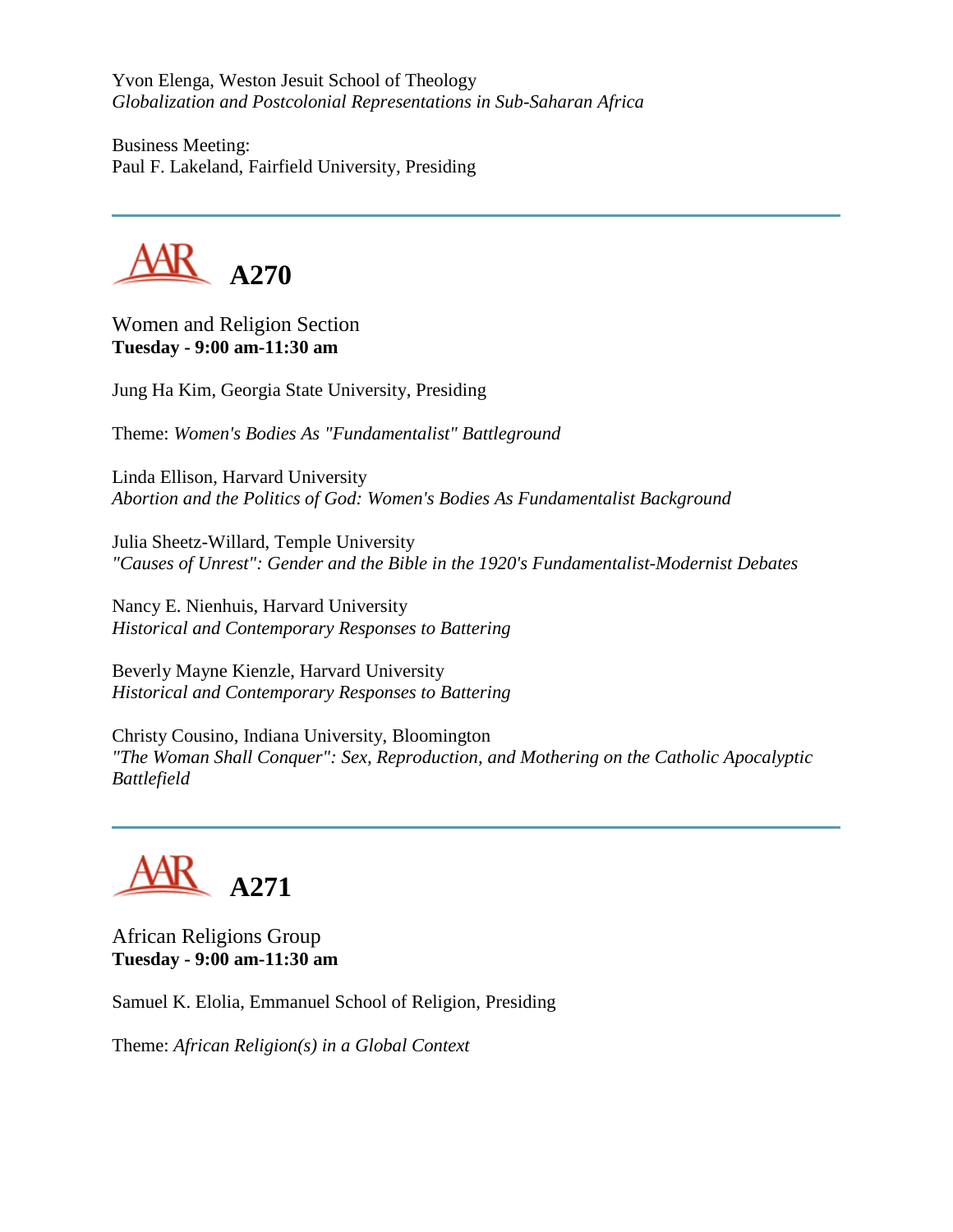Yvon Elenga, Weston Jesuit School of Theology
*Globalization and Postcolonial Representations in Sub-Saharan Africa*

Business Meeting:
Paul F. Lakeland, Fairfield University, Presiding

---

## AAR A270

Women and Religion Section
**Tuesday - 9:00 am-11:30 am**

Jung Ha Kim, Georgia State University, Presiding

Theme: *Women's Bodies As "Fundamentalist" Battleground*

Linda Ellison, Harvard University
*Abortion and the Politics of God: Women's Bodies As Fundamentalist Background*

Julia Sheetz-Willard, Temple University
*"Causes of Unrest": Gender and the Bible in the 1920's Fundamentalist-Modernist Debates*

Nancy E. Nienhuis, Harvard University
*Historical and Contemporary Responses to Battering*

Beverly Mayne Kienzle, Harvard University
*Historical and Contemporary Responses to Battering*

Christy Cousino, Indiana University, Bloomington
*"The Woman Shall Conquer": Sex, Reproduction, and Mothering on the Catholic Apocalyptic Battlefield*

---

## AAR A271

African Religions Group
**Tuesday - 9:00 am-11:30 am**

Samuel K. Elolia, Emmanuel School of Religion, Presiding

Theme: *African Religion(s) in a Global Context*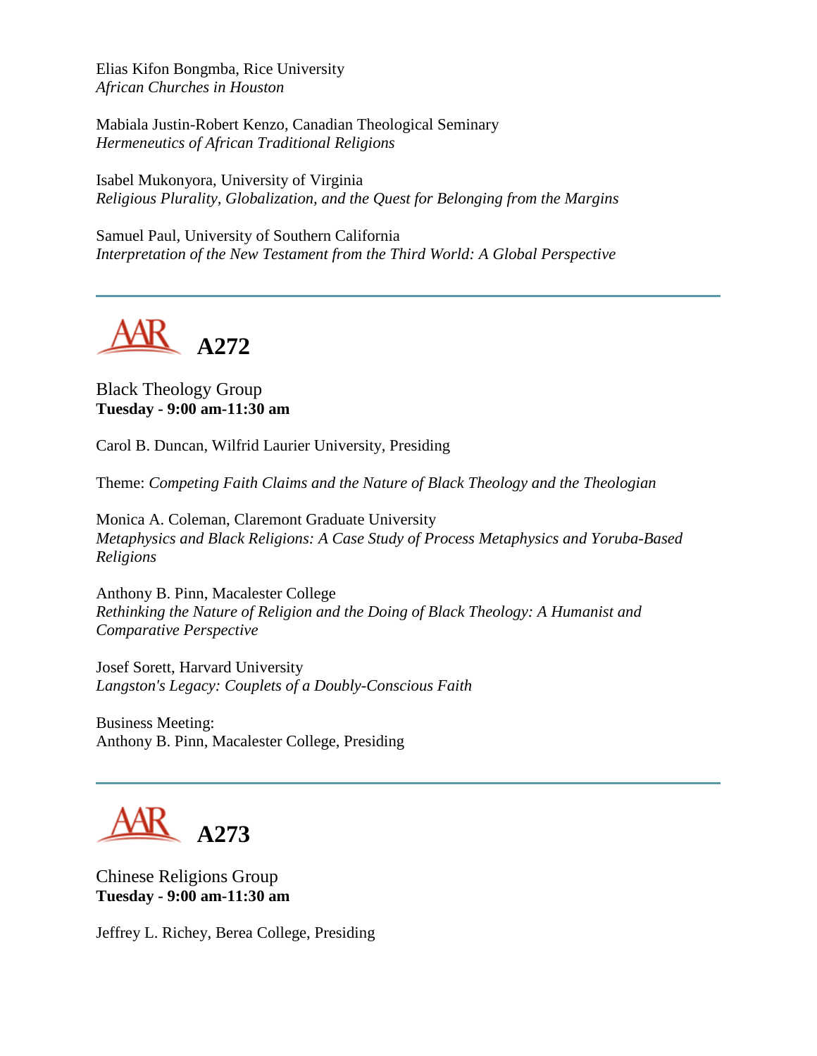Elias Kifon Bongmba, Rice University
*African Churches in Houston*

Mabiala Justin-Robert Kenzo, Canadian Theological Seminary
*Hermeneutics of African Traditional Religions*

Isabel Mukonyora, University of Virginia
*Religious Plurality, Globalization, and the Quest for Belonging from the Margins*

Samuel Paul, University of Southern California
*Interpretation of the New Testament from the Third World: A Global Perspective*

---

## A272

Black Theology Group
**Tuesday - 9:00 am-11:30 am**

Carol B. Duncan, Wilfrid Laurier University, Presiding

Theme: *Competing Faith Claims and the Nature of Black Theology and the Theologian*

Monica A. Coleman, Claremont Graduate University
*Metaphysics and Black Religions: A Case Study of Process Metaphysics and Yoruba-Based Religions*

Anthony B. Pinn, Macalester College
*Rethinking the Nature of Religion and the Doing of Black Theology: A Humanist and Comparative Perspective*

Josef Sorett, Harvard University
*Langston's Legacy: Couplets of a Doubly-Conscious Faith*

Business Meeting:
Anthony B. Pinn, Macalester College, Presiding

---

## A273

Chinese Religions Group
**Tuesday - 9:00 am-11:30 am**

Jeffrey L. Richey, Berea College, Presiding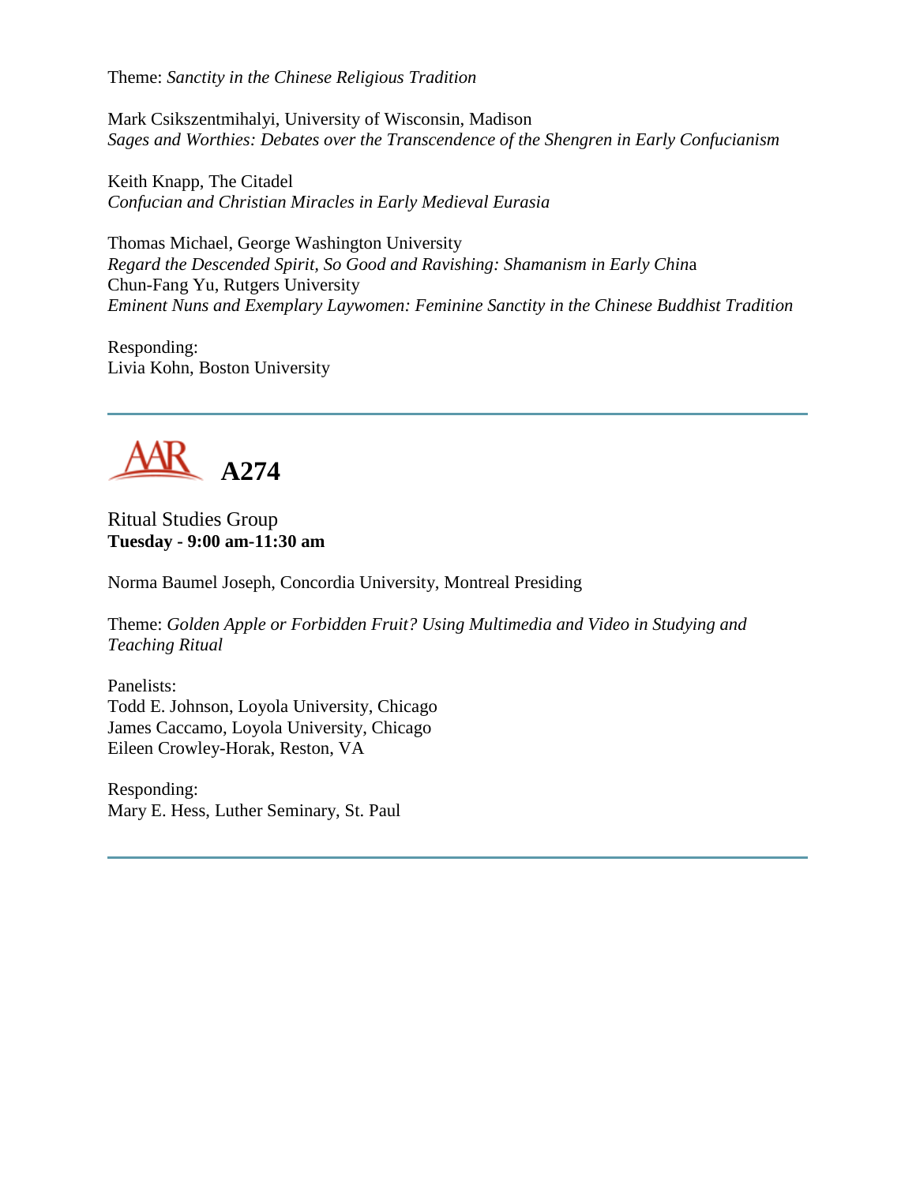Theme: *Sanctity in the Chinese Religious Tradition*

Mark Csikszentmihalyi, University of Wisconsin, Madison
*Sages and Worthies: Debates over the Transcendence of the Shengren in Early Confucianism*

Keith Knapp, The Citadel
*Confucian and Christian Miracles in Early Medieval Eurasia*

Thomas Michael, George Washington University
*Regard the Descended Spirit, So Good and Ravishing: Shamanism in Early China*
Chun-Fang Yu, Rutgers University
*Eminent Nuns and Exemplary Laywomen: Feminine Sanctity in the Chinese Buddhist Tradition*

Responding:
Livia Kohn, Boston University

---

## AAR A274

Ritual Studies Group
**Tuesday - 9:00 am-11:30 am**

Norma Baumel Joseph, Concordia University, Montreal Presiding

Theme: *Golden Apple or Forbidden Fruit? Using Multimedia and Video in Studying and Teaching Ritual*

Panelists:
Todd E. Johnson, Loyola University, Chicago
James Caccamo, Loyola University, Chicago
Eileen Crowley-Horak, Reston, VA

Responding:
Mary E. Hess, Luther Seminary, St. Paul

---